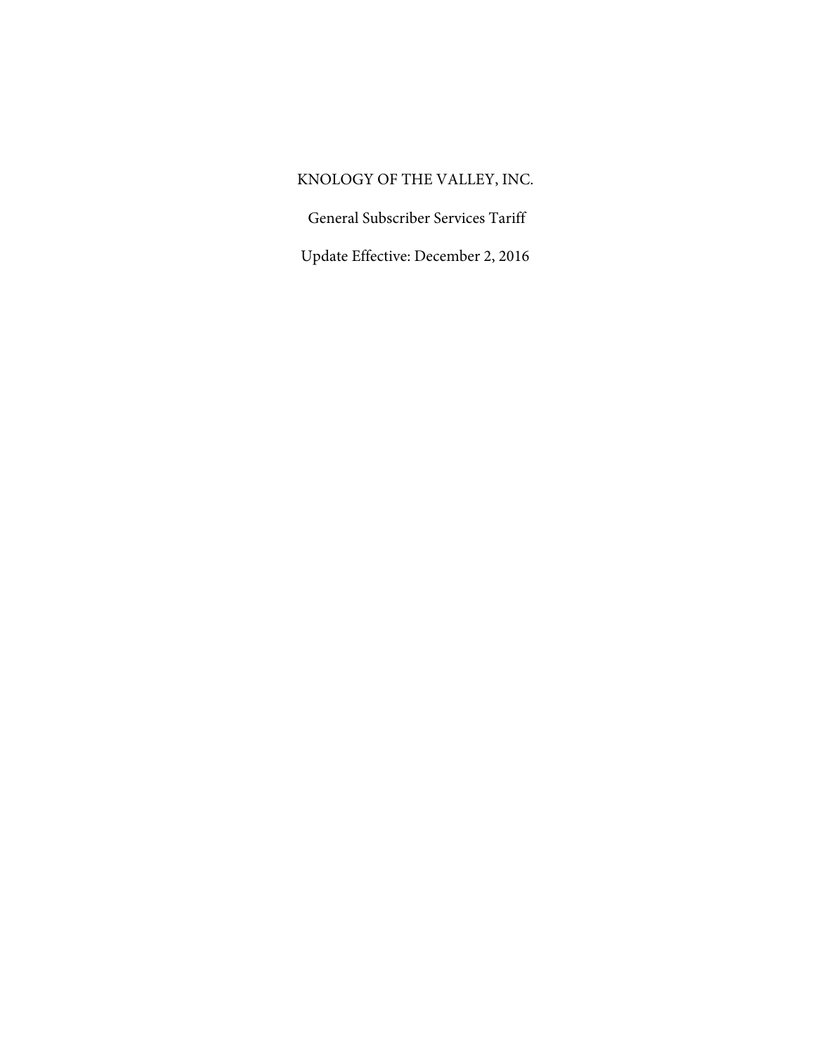# KNOLOGY OF THE VALLEY, INC.

General Subscriber Services Tariff

Update Effective: December 2, 2016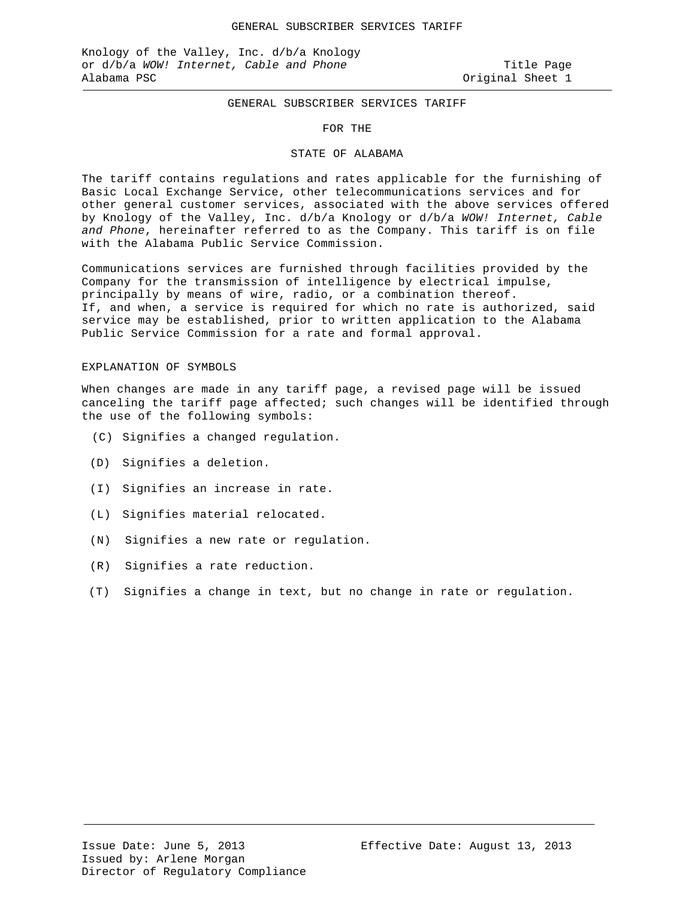Knology of the Valley, Inc. d/b/a Knology
or d/b/a *WOW! Internet, Cable and Phone* — Title Page
Alabama PSC — Original Sheet 1

# GENERAL SUBSCRIBER SERVICES TARIFF

## FOR THE

## STATE OF ALABAMA

The tariff contains regulations and rates applicable for the furnishing of Basic Local Exchange Service, other telecommunications services and for other general customer services, associated with the above services offered by Knology of the Valley, Inc. d/b/a Knology or d/b/a *WOW! Internet, Cable and Phone*, hereinafter referred to as the Company. This tariff is on file with the Alabama Public Service Commission.

Communications services are furnished through facilities provided by the Company for the transmission of intelligence by electrical impulse, principally by means of wire, radio, or a combination thereof.
If, and when, a service is required for which no rate is authorized, said service may be established, prior to written application to the Alabama Public Service Commission for a rate and formal approval.

## EXPLANATION OF SYMBOLS

When changes are made in any tariff page, a revised page will be issued canceling the tariff page affected; such changes will be identified through the use of the following symbols:

- (C) Signifies a changed regulation.
- (D) Signifies a deletion.
- (I) Signifies an increase in rate.
- (L) Signifies material relocated.
- (N) Signifies a new rate or regulation.
- (R) Signifies a rate reduction.
- (T) Signifies a change in text, but no change in rate or regulation.

Issue Date: June 5, 2013 — Effective Date: August 13, 2013
Issued by: Arlene Morgan
Director of Regulatory Compliance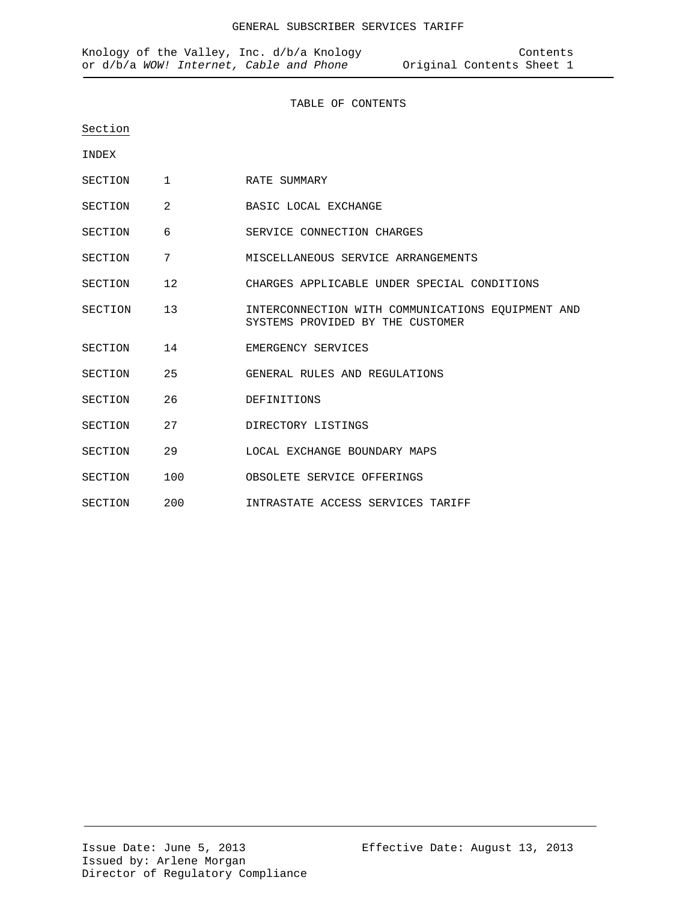# TABLE OF CONTENTS

Section

INDEX

| | | |
|---|---|---|
| SECTION | 1 | RATE SUMMARY |
| SECTION | 2 | BASIC LOCAL EXCHANGE |
| SECTION | 6 | SERVICE CONNECTION CHARGES |
| SECTION | 7 | MISCELLANEOUS SERVICE ARRANGEMENTS |
| SECTION | 12 | CHARGES APPLICABLE UNDER SPECIAL CONDITIONS |
| SECTION | 13 | INTERCONNECTION WITH COMMUNICATIONS EQUIPMENT AND SYSTEMS PROVIDED BY THE CUSTOMER |
| SECTION | 14 | EMERGENCY SERVICES |
| SECTION | 25 | GENERAL RULES AND REGULATIONS |
| SECTION | 26 | DEFINITIONS |
| SECTION | 27 | DIRECTORY LISTINGS |
| SECTION | 29 | LOCAL EXCHANGE BOUNDARY MAPS |
| SECTION | 100 | OBSOLETE SERVICE OFFERINGS |
| SECTION | 200 | INTRASTATE ACCESS SERVICES TARIFF |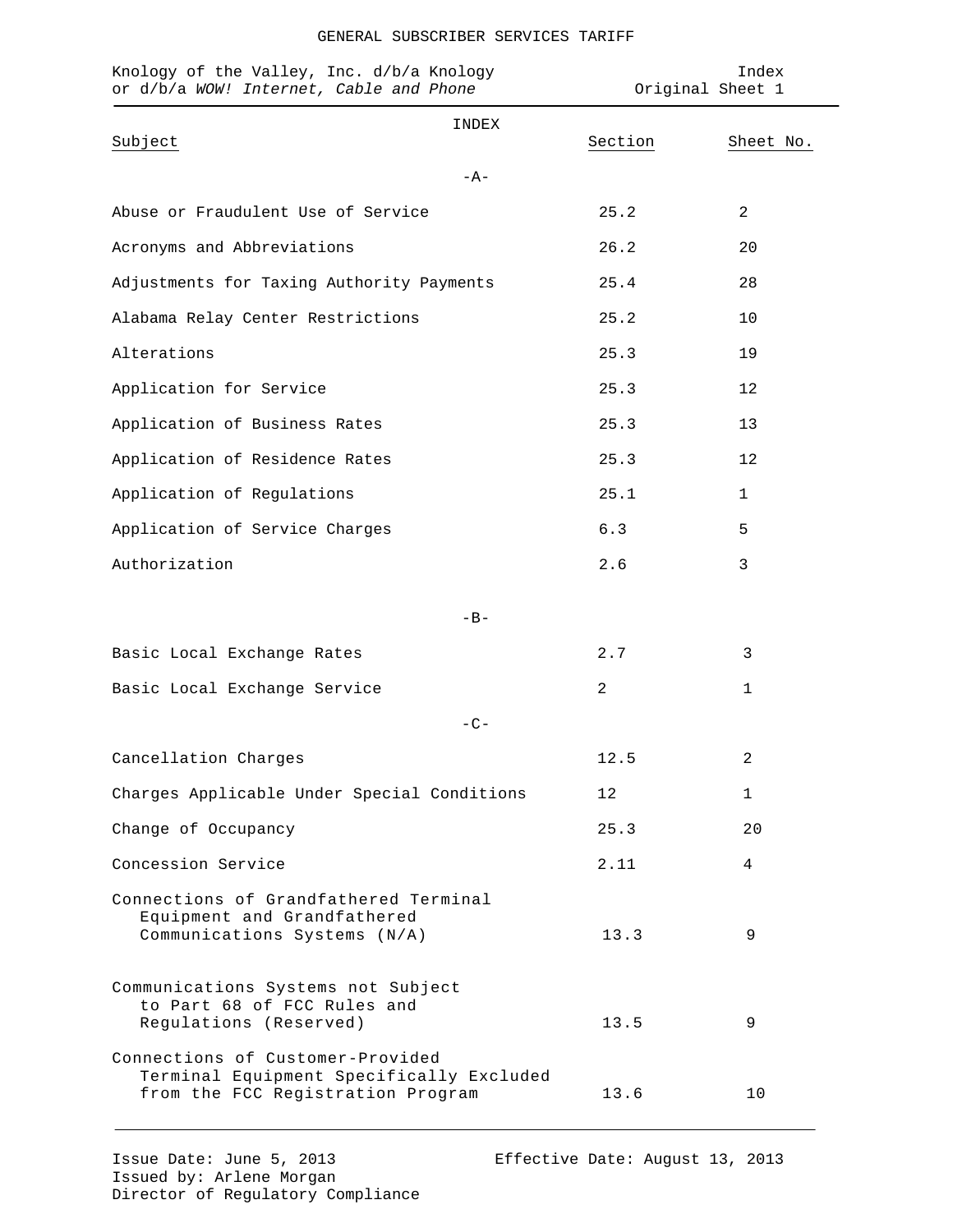# INDEX

| Subject | Section | Sheet No. |
|---|---|---|
| **-A-** | | |
| Abuse or Fraudulent Use of Service | 25.2 | 2 |
| Acronyms and Abbreviations | 26.2 | 20 |
| Adjustments for Taxing Authority Payments | 25.4 | 28 |
| Alabama Relay Center Restrictions | 25.2 | 10 |
| Alterations | 25.3 | 19 |
| Application for Service | 25.3 | 12 |
| Application of Business Rates | 25.3 | 13 |
| Application of Residence Rates | 25.3 | 12 |
| Application of Regulations | 25.1 | 1 |
| Application of Service Charges | 6.3 | 5 |
| Authorization | 2.6 | 3 |
| **-B-** | | |
| Basic Local Exchange Rates | 2.7 | 3 |
| Basic Local Exchange Service | 2 | 1 |
| **-C-** | | |
| Cancellation Charges | 12.5 | 2 |
| Charges Applicable Under Special Conditions | 12 | 1 |
| Change of Occupancy | 25.3 | 20 |
| Concession Service | 2.11 | 4 |
| Connections of Grandfathered Terminal Equipment and Grandfathered Communications Systems (N/A) | 13.3 | 9 |
| Communications Systems not Subject to Part 68 of FCC Rules and Regulations (Reserved) | 13.5 | 9 |
| Connections of Customer-Provided Terminal Equipment Specifically Excluded from the FCC Registration Program | 13.6 | 10 |

Issue Date: June 5, 2013
Effective Date: August 13, 2013
Issued by: Arlene Morgan
Director of Regulatory Compliance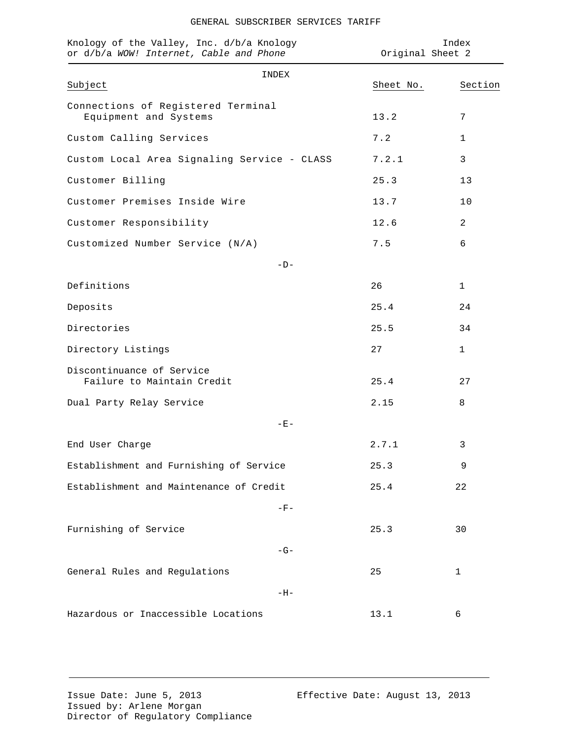GENERAL SUBSCRIBER SERVICES TARIFF

Knology of the Valley, Inc. d/b/a Knology or d/b/a *WOW! Internet, Cable and Phone*

Index
Original Sheet 2

## INDEX

| Subject | Sheet No. | Section |
|---|---|---|
| Connections of Registered Terminal Equipment and Systems | 13.2 | 7 |
| Custom Calling Services | 7.2 | 1 |
| Custom Local Area Signaling Service - CLASS | 7.2.1 | 3 |
| Customer Billing | 25.3 | 13 |
| Customer Premises Inside Wire | 13.7 | 10 |
| Customer Responsibility | 12.6 | 2 |
| Customized Number Service (N/A) | 7.5 | 6 |
| **-D-** | | |
| Definitions | 26 | 1 |
| Deposits | 25.4 | 24 |
| Directories | 25.5 | 34 |
| Directory Listings | 27 | 1 |
| Discontinuance of Service Failure to Maintain Credit | 25.4 | 27 |
| Dual Party Relay Service | 2.15 | 8 |
| **-E-** | | |
| End User Charge | 2.7.1 | 3 |
| Establishment and Furnishing of Service | 25.3 | 9 |
| Establishment and Maintenance of Credit | 25.4 | 22 |
| **-F-** | | |
| Furnishing of Service | 25.3 | 30 |
| **-G-** | | |
| General Rules and Regulations | 25 | 1 |
| **-H-** | | |
| Hazardous or Inaccessible Locations | 13.1 | 6 |

Issue Date: June 5, 2013
Issued by: Arlene Morgan
Director of Regulatory Compliance

Effective Date: August 13, 2013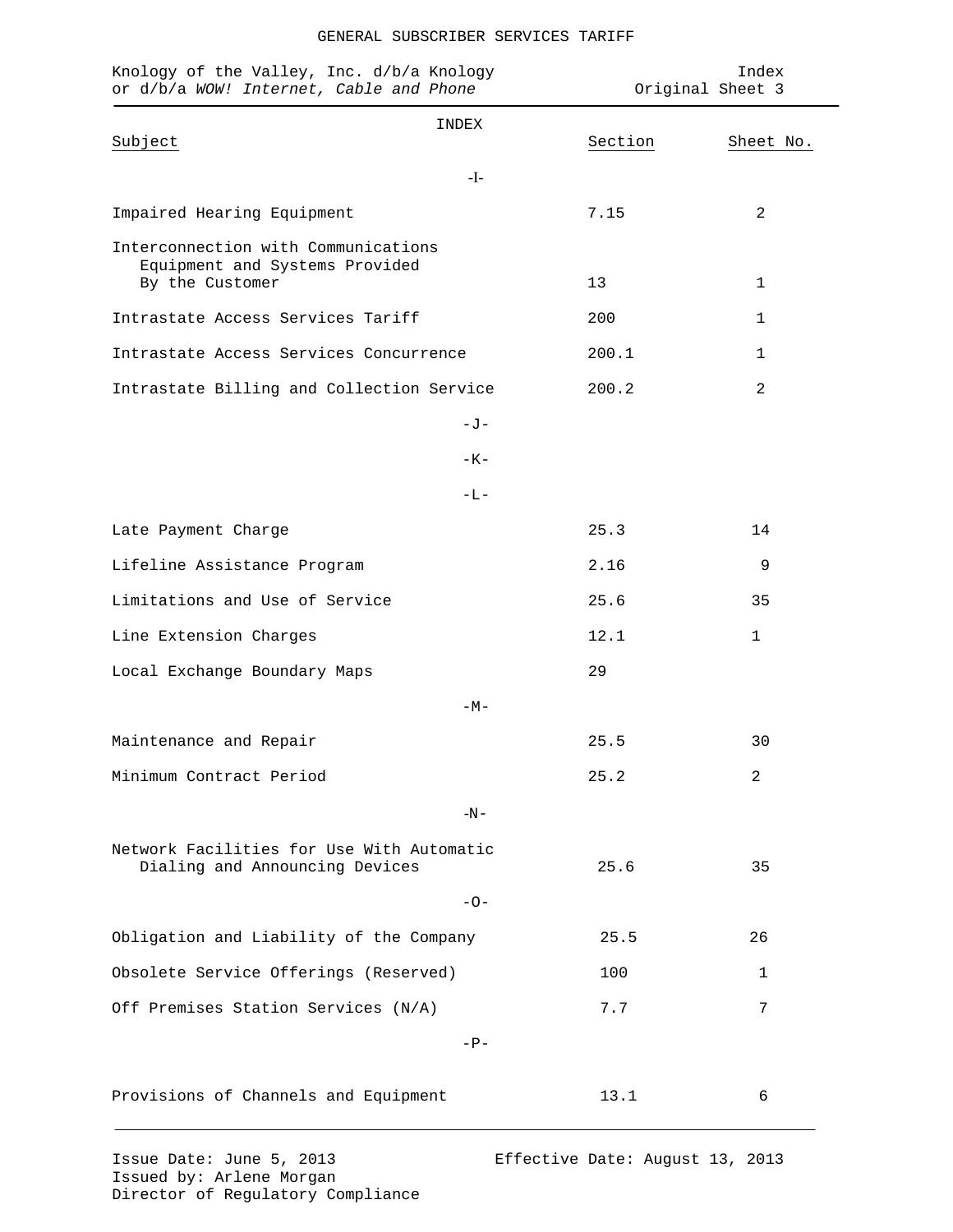GENERAL SUBSCRIBER SERVICES TARIFF

Knology of the Valley, Inc. d/b/a Knology or d/b/a *WOW! Internet, Cable and Phone*

Index
Original Sheet 3

# INDEX

| Subject | Section | Sheet No. |
|---|---|---|
| **-I-** | | |
| Impaired Hearing Equipment | 7.15 | 2 |
| Interconnection with Communications Equipment and Systems Provided By the Customer | 13 | 1 |
| Intrastate Access Services Tariff | 200 | 1 |
| Intrastate Access Services Concurrence | 200.1 | 1 |
| Intrastate Billing and Collection Service | 200.2 | 2 |
| **-J-** | | |
| **-K-** | | |
| **-L-** | | |
| Late Payment Charge | 25.3 | 14 |
| Lifeline Assistance Program | 2.16 | 9 |
| Limitations and Use of Service | 25.6 | 35 |
| Line Extension Charges | 12.1 | 1 |
| Local Exchange Boundary Maps | 29 | |
| **-M-** | | |
| Maintenance and Repair | 25.5 | 30 |
| Minimum Contract Period | 25.2 | 2 |
| **-N-** | | |
| Network Facilities for Use With Automatic Dialing and Announcing Devices | 25.6 | 35 |
| **-O-** | | |
| Obligation and Liability of the Company | 25.5 | 26 |
| Obsolete Service Offerings (Reserved) | 100 | 1 |
| Off Premises Station Services (N/A) | 7.7 | 7 |
| **-P-** | | |
| Provisions of Channels and Equipment | 13.1 | 6 |

Issue Date: June 5, 2013
Issued by: Arlene Morgan
Director of Regulatory Compliance

Effective Date: August 13, 2013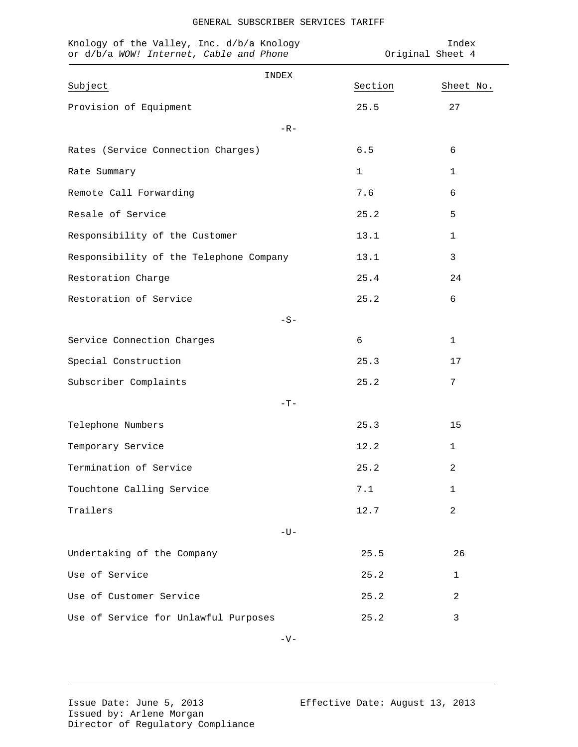GENERAL SUBSCRIBER SERVICES TARIFF

Knology of the Valley, Inc. d/b/a Knology
or d/b/a *WOW! Internet, Cable and Phone*

Index
Original Sheet 4

## INDEX

| Subject | Section | Sheet No. |
|---|---|---|
| Provision of Equipment | 25.5 | 27 |
| **-R-** | | |
| Rates (Service Connection Charges) | 6.5 | 6 |
| Rate Summary | 1 | 1 |
| Remote Call Forwarding | 7.6 | 6 |
| Resale of Service | 25.2 | 5 |
| Responsibility of the Customer | 13.1 | 1 |
| Responsibility of the Telephone Company | 13.1 | 3 |
| Restoration Charge | 25.4 | 24 |
| Restoration of Service | 25.2 | 6 |
| **-S-** | | |
| Service Connection Charges | 6 | 1 |
| Special Construction | 25.3 | 17 |
| Subscriber Complaints | 25.2 | 7 |
| **-T-** | | |
| Telephone Numbers | 25.3 | 15 |
| Temporary Service | 12.2 | 1 |
| Termination of Service | 25.2 | 2 |
| Touchtone Calling Service | 7.1 | 1 |
| Trailers | 12.7 | 2 |
| **-U-** | | |
| Undertaking of the Company | 25.5 | 26 |
| Use of Service | 25.2 | 1 |
| Use of Customer Service | 25.2 | 2 |
| Use of Service for Unlawful Purposes | 25.2 | 3 |
| **-V-** | | |

Issue Date: June 5, 2013
Issued by: Arlene Morgan
Director of Regulatory Compliance

Effective Date: August 13, 2013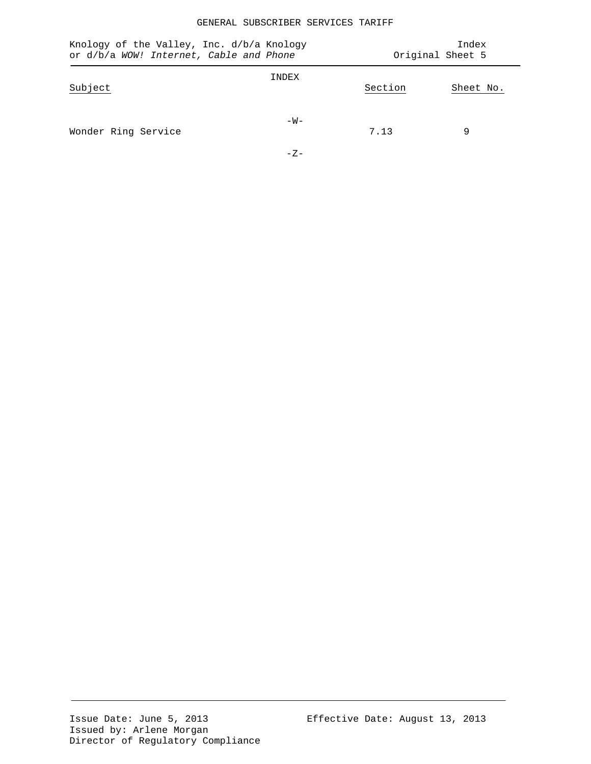GENERAL SUBSCRIBER SERVICES TARIFF

Knology of the Valley, Inc. d/b/a Knology
or d/b/a *WOW! Internet, Cable and Phone*

Index
Original Sheet 5

INDEX

| Subject | Section | Sheet No. |
|---|---|---|
| -W- | | |
| Wonder Ring Service | 7.13 | 9 |
| -Z- | | |

Issue Date: June 5, 2013
Issued by: Arlene Morgan
Director of Regulatory Compliance

Effective Date: August 13, 2013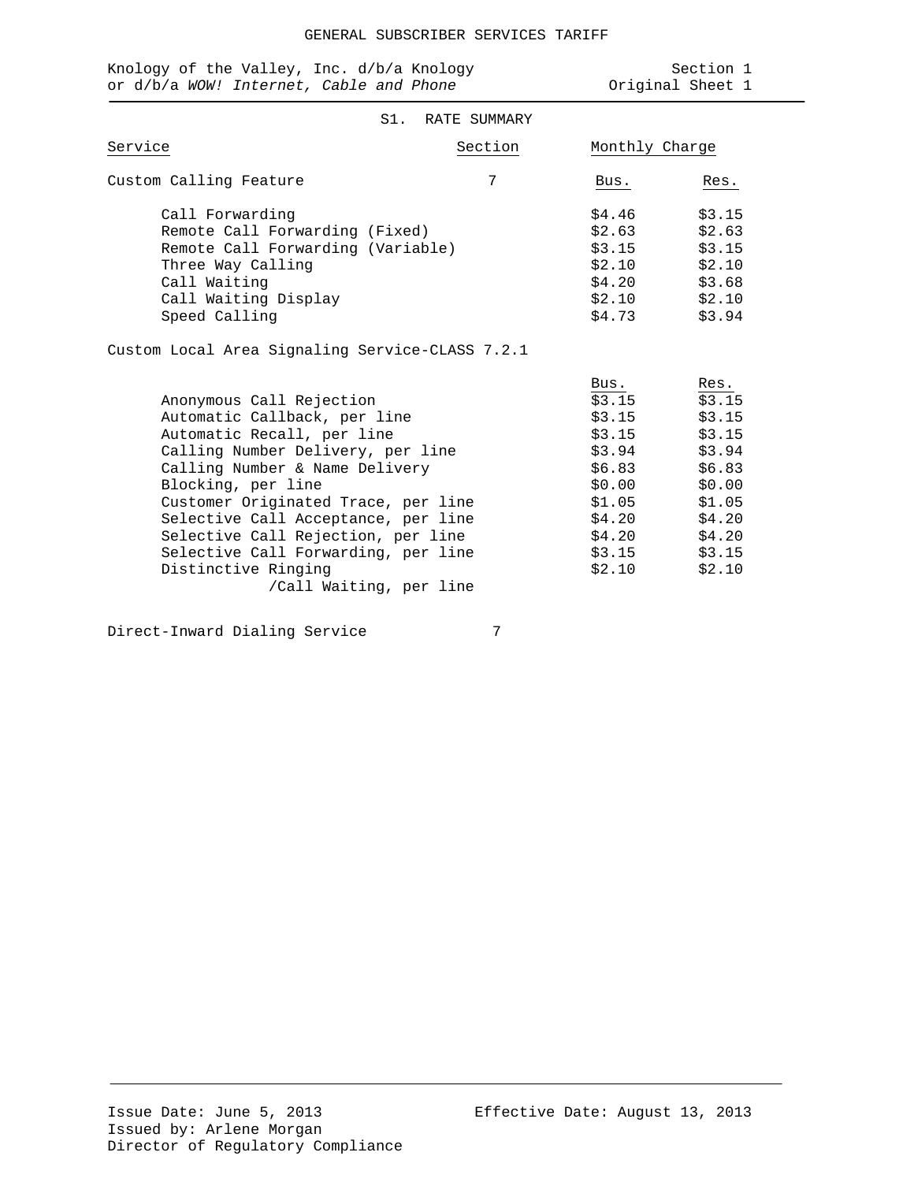GENERAL SUBSCRIBER SERVICES TARIFF

Knology of the Valley, Inc. d/b/a Knology
or d/b/a *WOW! Internet, Cable and Phone*

Section 1
Original Sheet 1

## S1. RATE SUMMARY

| Service | Section | Monthly Charge | |
|---|---|---|---|
| Custom Calling Feature | 7 | Bus. | Res. |
| Call Forwarding | | $4.46 | $3.15 |
| Remote Call Forwarding (Fixed) | | $2.63 | $2.63 |
| Remote Call Forwarding (Variable) | | $3.15 | $3.15 |
| Three Way Calling | | $2.10 | $2.10 |
| Call Waiting | | $4.20 | $3.68 |
| Call Waiting Display | | $2.10 | $2.10 |
| Speed Calling | | $4.73 | $3.94 |
| Custom Local Area Signaling Service-CLASS | 7.2.1 | | |
| | | Bus. | Res. |
| Anonymous Call Rejection | | $3.15 | $3.15 |
| Automatic Callback, per line | | $3.15 | $3.15 |
| Automatic Recall, per line | | $3.15 | $3.15 |
| Calling Number Delivery, per line | | $3.94 | $3.94 |
| Calling Number & Name Delivery | | $6.83 | $6.83 |
| Blocking, per line | | $0.00 | $0.00 |
| Customer Originated Trace, per line | | $1.05 | $1.05 |
| Selective Call Acceptance, per line | | $4.20 | $4.20 |
| Selective Call Rejection, per line | | $4.20 | $4.20 |
| Selective Call Forwarding, per line | | $3.15 | $3.15 |
| Distinctive Ringing /Call Waiting, per line | | $2.10 | $2.10 |
| Direct-Inward Dialing Service | 7 | | |

Issue Date: June 5, 2013
Issued by: Arlene Morgan
Director of Regulatory Compliance

Effective Date: August 13, 2013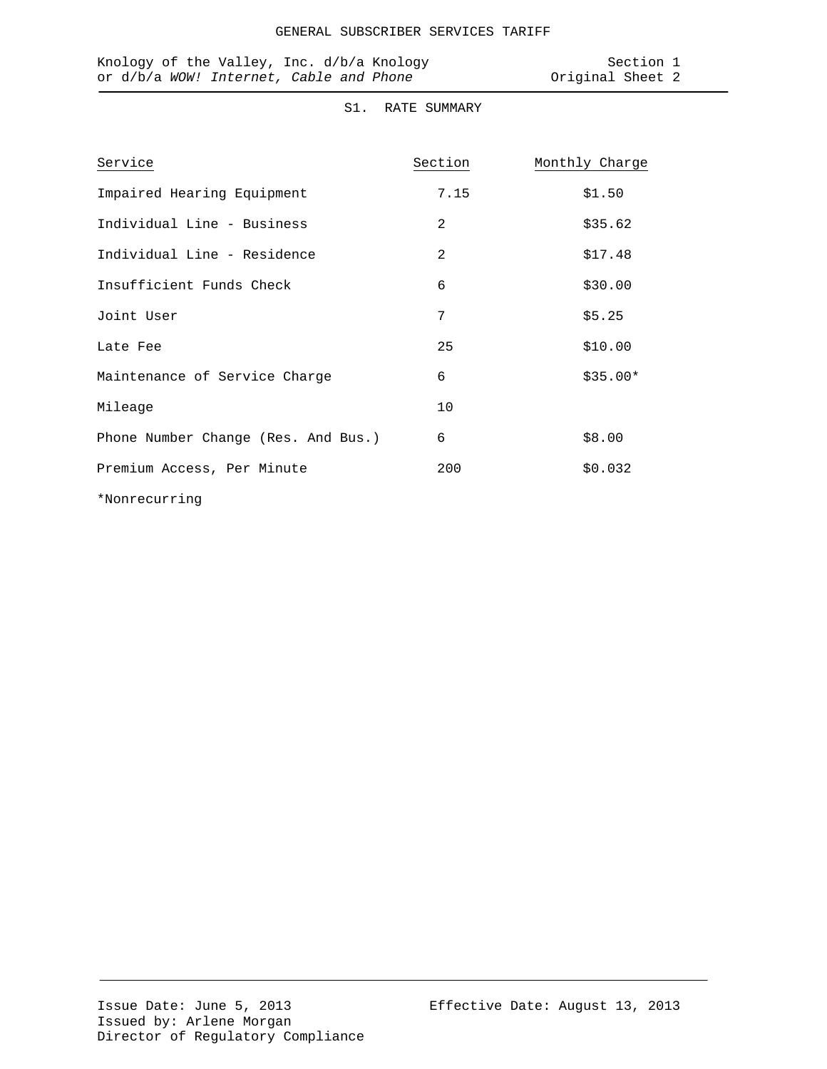## S1. RATE SUMMARY

| Service | Section | Monthly Charge |
|---|---|---|
| Impaired Hearing Equipment | 7.15 | $1.50 |
| Individual Line - Business | 2 | $35.62 |
| Individual Line - Residence | 2 | $17.48 |
| Insufficient Funds Check | 6 | $30.00 |
| Joint User | 7 | $5.25 |
| Late Fee | 25 | $10.00 |
| Maintenance of Service Charge | 6 | $35.00* |
| Mileage | 10 | |
| Phone Number Change (Res. And Bus.) | 6 | $8.00 |
| Premium Access, Per Minute | 200 | $0.032 |

*Nonrecurring

Issue Date: June 5, 2013
Issued by: Arlene Morgan
Director of Regulatory Compliance

Effective Date: August 13, 2013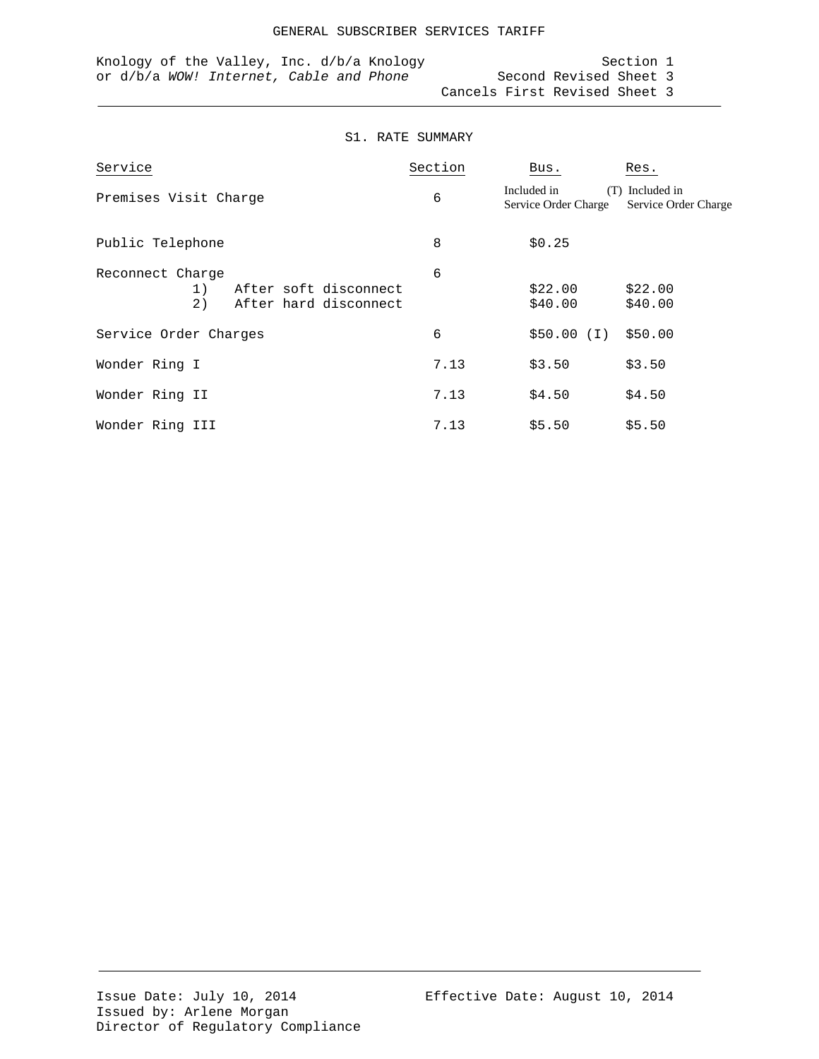GENERAL SUBSCRIBER SERVICES TARIFF

Knology of the Valley, Inc. d/b/a Knology
or d/b/a *WOW! Internet, Cable and Phone*

Section 1
Second Revised Sheet 3
Cancels First Revised Sheet 3

S1. RATE SUMMARY

| Service | Section | Bus. | Res. |
|---|---|---|---|
| Premises Visit Charge | 6 | Included in Service Order Charge (T) | Included in Service Order Charge |
| Public Telephone | 8 | $0.25 | |
| Reconnect Charge | 6 | | |
| 1) After soft disconnect | | $22.00 | $22.00 |
| 2) After hard disconnect | | $40.00 | $40.00 |
| Service Order Charges | 6 | $50.00 (I) | $50.00 |
| Wonder Ring I | 7.13 | $3.50 | $3.50 |
| Wonder Ring II | 7.13 | $4.50 | $4.50 |
| Wonder Ring III | 7.13 | $5.50 | $5.50 |

Issue Date: July 10, 2014
Issued by: Arlene Morgan
Director of Regulatory Compliance

Effective Date: August 10, 2014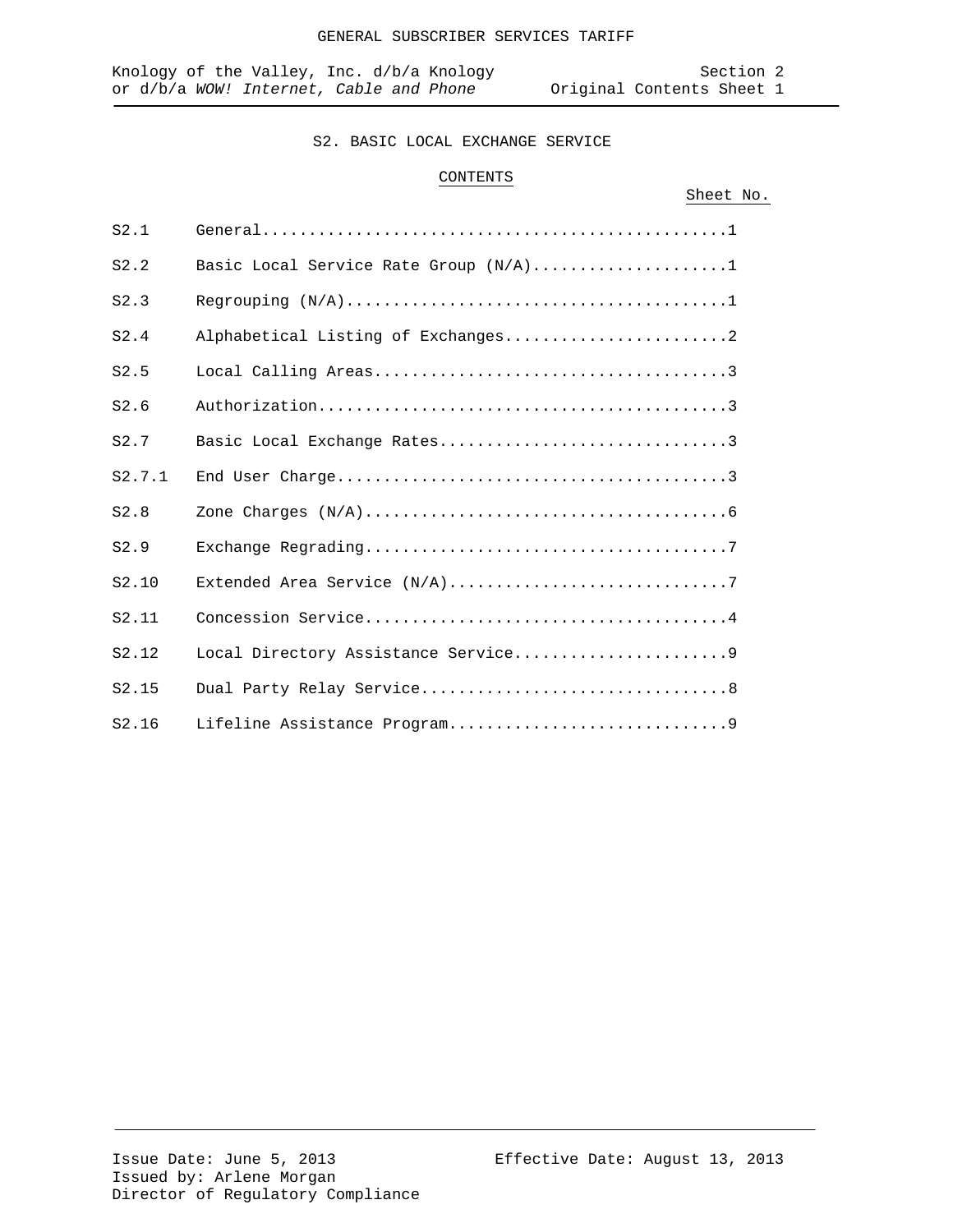GENERAL SUBSCRIBER SERVICES TARIFF

Knology of the Valley, Inc. d/b/a Knology or d/b/a *WOW! Internet, Cable and Phone*

Section 2
Original Contents Sheet 1

# S2. BASIC LOCAL EXCHANGE SERVICE

## CONTENTS

| | | Sheet No. |
|---|---|---|
| S2.1 | General | 1 |
| S2.2 | Basic Local Service Rate Group (N/A) | 1 |
| S2.3 | Regrouping (N/A) | 1 |
| S2.4 | Alphabetical Listing of Exchanges | 2 |
| S2.5 | Local Calling Areas | 3 |
| S2.6 | Authorization | 3 |
| S2.7 | Basic Local Exchange Rates | 3 |
| S2.7.1 | End User Charge | 3 |
| S2.8 | Zone Charges (N/A) | 6 |
| S2.9 | Exchange Regrading | 7 |
| S2.10 | Extended Area Service (N/A) | 7 |
| S2.11 | Concession Service | 4 |
| S2.12 | Local Directory Assistance Service | 9 |
| S2.15 | Dual Party Relay Service | 8 |
| S2.16 | Lifeline Assistance Program | 9 |

Issue Date: June 5, 2013
Issued by: Arlene Morgan
Director of Regulatory Compliance

Effective Date: August 13, 2013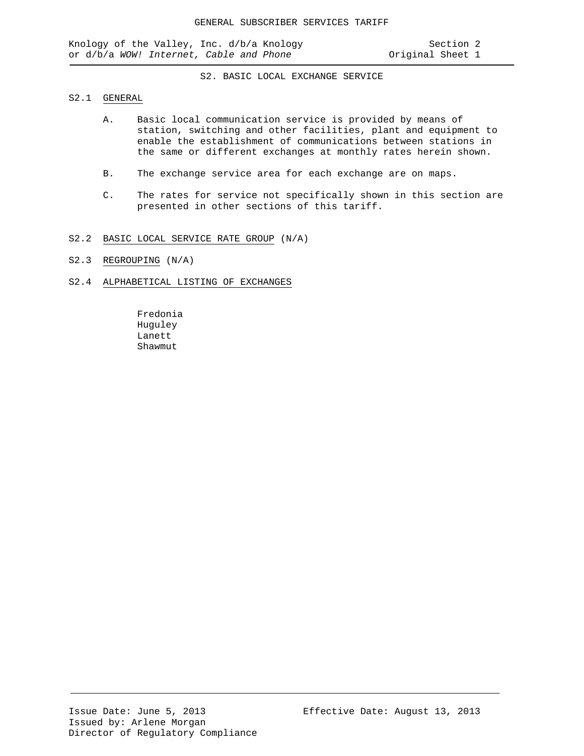# S2. BASIC LOCAL EXCHANGE SERVICE

## S2.1 GENERAL

A. Basic local communication service is provided by means of station, switching and other facilities, plant and equipment to enable the establishment of communications between stations in the same or different exchanges at monthly rates herein shown.

B. The exchange service area for each exchange are on maps.

C. The rates for service not specifically shown in this section are presented in other sections of this tariff.

## S2.2 BASIC LOCAL SERVICE RATE GROUP (N/A)

## S2.3 REGROUPING (N/A)

## S2.4 ALPHABETICAL LISTING OF EXCHANGES

Fredonia
Huguley
Lanett
Shawmut

Issue Date: June 5, 2013
Effective Date: August 13, 2013
Issued by: Arlene Morgan
Director of Regulatory Compliance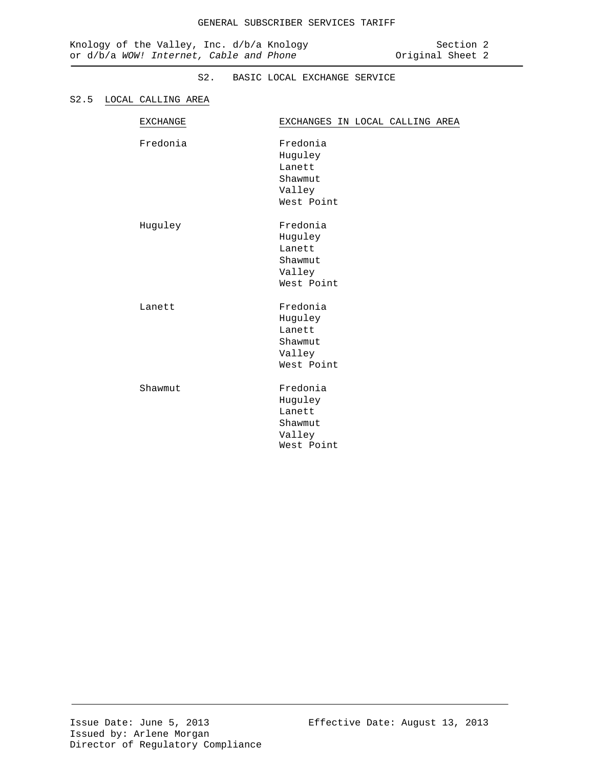## S2. BASIC LOCAL EXCHANGE SERVICE

### S2.5 LOCAL CALLING AREA

| EXCHANGE | EXCHANGES IN LOCAL CALLING AREA |
|---|---|
| Fredonia | Fredonia<br>Huguley<br>Lanett<br>Shawmut<br>Valley<br>West Point |
| Huguley | Fredonia<br>Huguley<br>Lanett<br>Shawmut<br>Valley<br>West Point |
| Lanett | Fredonia<br>Huguley<br>Lanett<br>Shawmut<br>Valley<br>West Point |
| Shawmut | Fredonia<br>Huguley<br>Lanett<br>Shawmut<br>Valley<br>West Point |

Issue Date: June 5, 2013
Issued by: Arlene Morgan
Director of Regulatory Compliance

Effective Date: August 13, 2013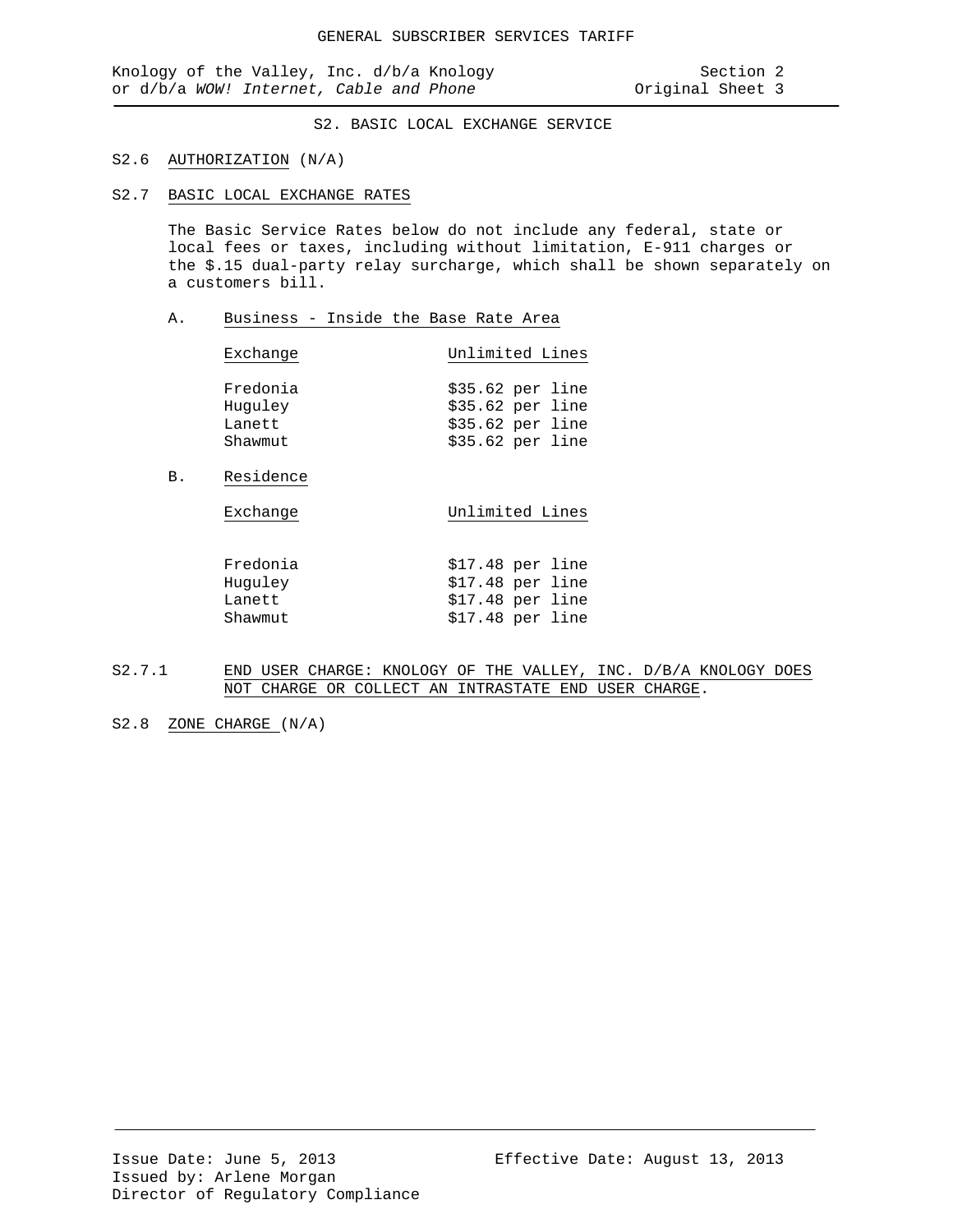S2. BASIC LOCAL EXCHANGE SERVICE

S2.6 AUTHORIZATION (N/A)

S2.7 BASIC LOCAL EXCHANGE RATES

The Basic Service Rates below do not include any federal, state or local fees or taxes, including without limitation, E-911 charges or the $.15 dual-party relay surcharge, which shall be shown separately on a customers bill.

A. Business - Inside the Base Rate Area

| Exchange | Unlimited Lines |
|---|---|
| Fredonia | $35.62 per line |
| Huguley | $35.62 per line |
| Lanett | $35.62 per line |
| Shawmut | $35.62 per line |

B. Residence

| Exchange | Unlimited Lines |
|---|---|
| Fredonia | $17.48 per line |
| Huguley | $17.48 per line |
| Lanett | $17.48 per line |
| Shawmut | $17.48 per line |

S2.7.1 END USER CHARGE: KNOLOGY OF THE VALLEY, INC. D/B/A KNOLOGY DOES NOT CHARGE OR COLLECT AN INTRASTATE END USER CHARGE.

S2.8 ZONE CHARGE (N/A)

Issue Date: June 5, 2013
Effective Date: August 13, 2013
Issued by: Arlene Morgan
Director of Regulatory Compliance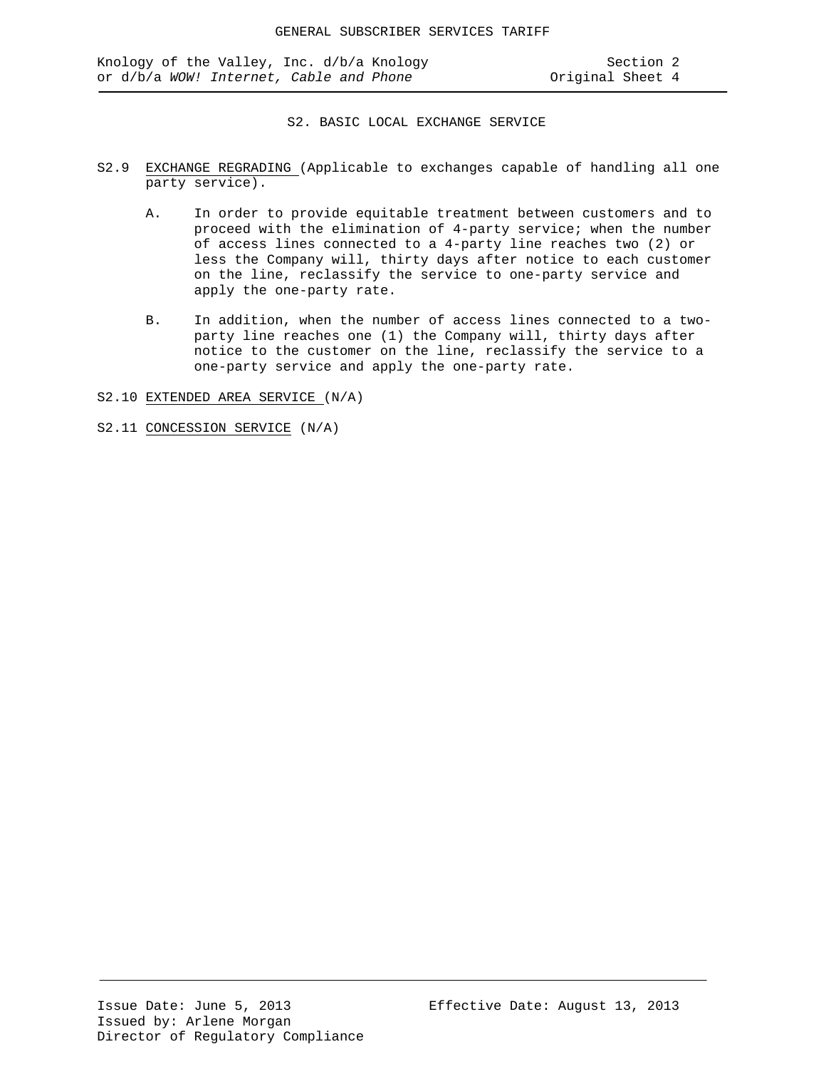## S2. BASIC LOCAL EXCHANGE SERVICE

S2.9 EXCHANGE REGRADING (Applicable to exchanges capable of handling all one party service).

A. In order to provide equitable treatment between customers and to proceed with the elimination of 4-party service; when the number of access lines connected to a 4-party line reaches two (2) or less the Company will, thirty days after notice to each customer on the line, reclassify the service to one-party service and apply the one-party rate.

B. In addition, when the number of access lines connected to a two-party line reaches one (1) the Company will, thirty days after notice to the customer on the line, reclassify the service to a one-party service and apply the one-party rate.

S2.10 EXTENDED AREA SERVICE (N/A)

S2.11 CONCESSION SERVICE (N/A)

Issue Date: June 5, 2013 Effective Date: August 13, 2013
Issued by: Arlene Morgan
Director of Regulatory Compliance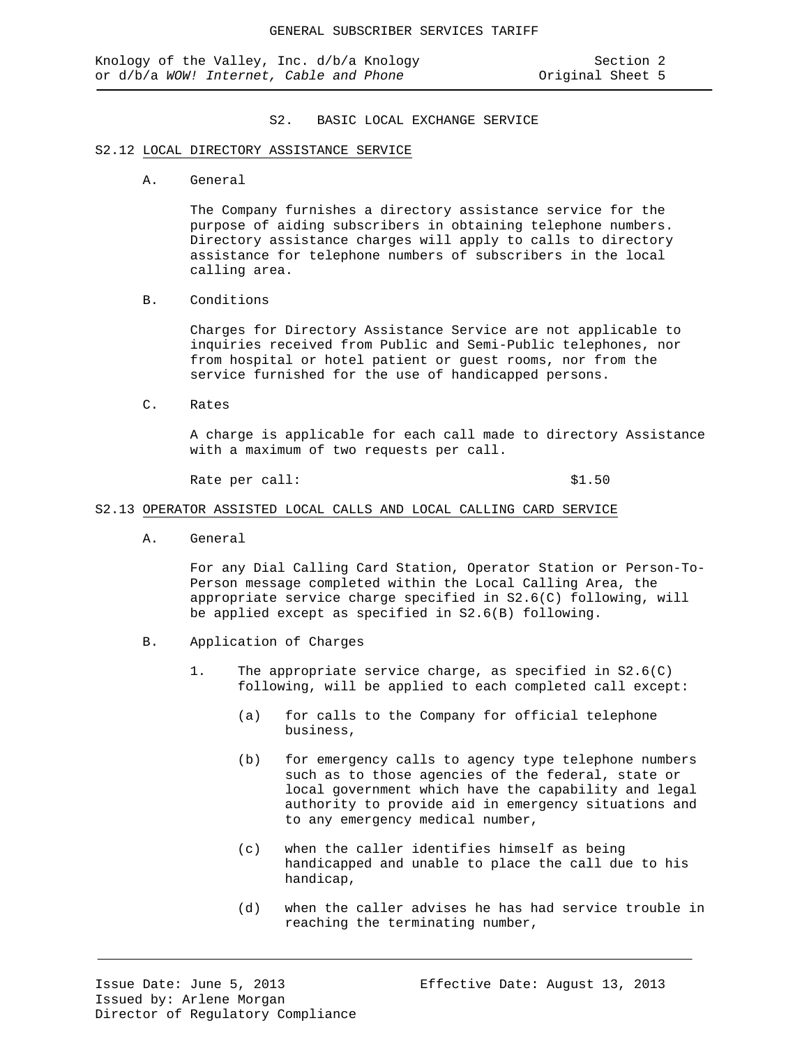## S2. BASIC LOCAL EXCHANGE SERVICE

### S2.12 LOCAL DIRECTORY ASSISTANCE SERVICE

A. General

The Company furnishes a directory assistance service for the purpose of aiding subscribers in obtaining telephone numbers. Directory assistance charges will apply to calls to directory assistance for telephone numbers of subscribers in the local calling area.

B. Conditions

Charges for Directory Assistance Service are not applicable to inquiries received from Public and Semi-Public telephones, nor from hospital or hotel patient or guest rooms, nor from the service furnished for the use of handicapped persons.

C. Rates

A charge is applicable for each call made to directory Assistance with a maximum of two requests per call.

Rate per call: $1.50

### S2.13 OPERATOR ASSISTED LOCAL CALLS AND LOCAL CALLING CARD SERVICE

A. General

For any Dial Calling Card Station, Operator Station or Person-To-Person message completed within the Local Calling Area, the appropriate service charge specified in S2.6(C) following, will be applied except as specified in S2.6(B) following.

B. Application of Charges

1. The appropriate service charge, as specified in S2.6(C) following, will be applied to each completed call except:

   (a) for calls to the Company for official telephone business,

   (b) for emergency calls to agency type telephone numbers such as to those agencies of the federal, state or local government which have the capability and legal authority to provide aid in emergency situations and to any emergency medical number,

   (c) when the caller identifies himself as being handicapped and unable to place the call due to his handicap,

   (d) when the caller advises he has had service trouble in reaching the terminating number,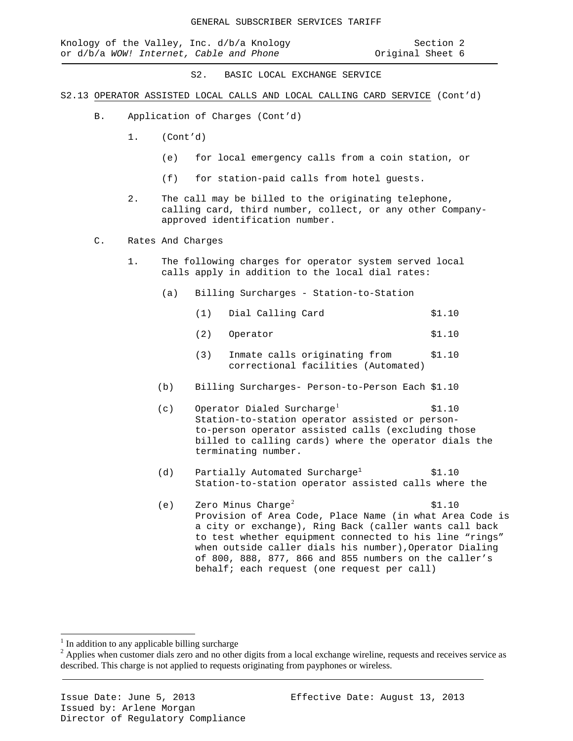GENERAL SUBSCRIBER SERVICES TARIFF

Knology of the Valley, Inc. d/b/a Knology or d/b/a *WOW! Internet, Cable and Phone*

Section 2
Original Sheet 6

## S2. BASIC LOCAL EXCHANGE SERVICE

### S2.13 OPERATOR ASSISTED LOCAL CALLS AND LOCAL CALLING CARD SERVICE (Cont'd)

B. Application of Charges (Cont'd)

1. (Cont'd)

   (e) for local emergency calls from a coin station, or

   (f) for station-paid calls from hotel guests.

2. The call may be billed to the originating telephone, calling card, third number, collect, or any other Company-approved identification number.

C. Rates And Charges

1. The following charges for operator system served local calls apply in addition to the local dial rates:

   (a) Billing Surcharges - Station-to-Station

   | | | |
   |---|---|---|
   | (1) | Dial Calling Card | $1.10 |
   | (2) | Operator | $1.10 |
   | (3) | Inmate calls originating from correctional facilities (Automated) | $1.10 |

   (b) Billing Surcharges- Person-to-Person Each $1.10

   (c) Operator Dialed Surcharge[1] $1.10
   Station-to-station operator assisted or person-to-person operator assisted calls (excluding those billed to calling cards) where the operator dials the terminating number.

   (d) Partially Automated Surcharge[1] $1.10
   Station-to-station operator assisted calls where the

   (e) Zero Minus Charge[2] $1.10
   Provision of Area Code, Place Name (in what Area Code is a city or exchange), Ring Back (caller wants call back to test whether equipment connected to his line "rings" when outside caller dials his number),Operator Dialing of 800, 888, 877, 866 and 855 numbers on the caller's behalf; each request (one request per call)

---

[1] In addition to any applicable billing surcharge

[2] Applies when customer dials zero and no other digits from a local exchange wireline, requests and receives service as described. This charge is not applied to requests originating from payphones or wireless.

Issue Date: June 5, 2013
Effective Date: August 13, 2013
Issued by: Arlene Morgan
Director of Regulatory Compliance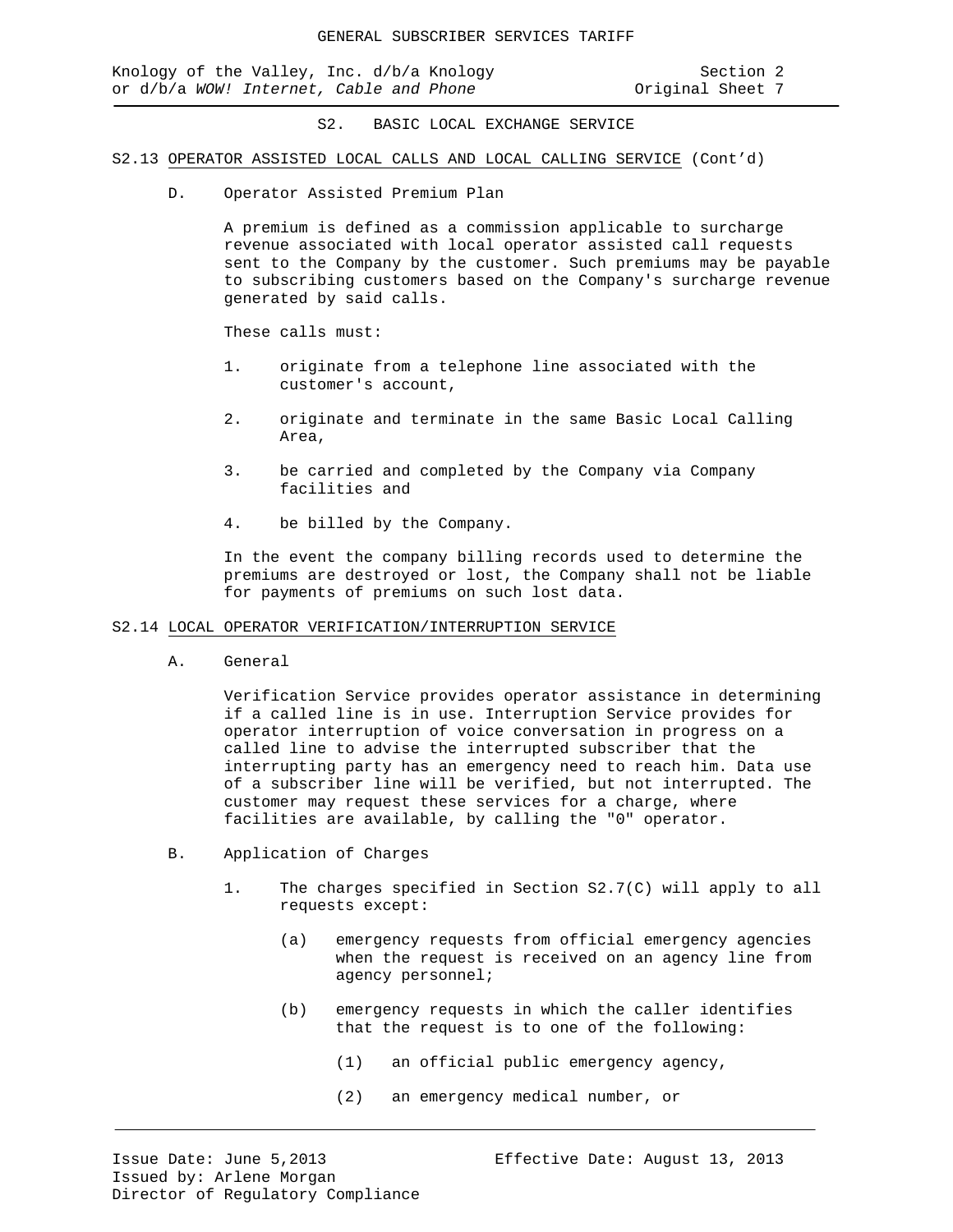## S2. BASIC LOCAL EXCHANGE SERVICE

S2.13 OPERATOR ASSISTED LOCAL CALLS AND LOCAL CALLING SERVICE (Cont'd)

D. Operator Assisted Premium Plan

A premium is defined as a commission applicable to surcharge revenue associated with local operator assisted call requests sent to the Company by the customer. Such premiums may be payable to subscribing customers based on the Company's surcharge revenue generated by said calls.

These calls must:

1. originate from a telephone line associated with the customer's account,

2. originate and terminate in the same Basic Local Calling Area,

3. be carried and completed by the Company via Company facilities and

4. be billed by the Company.

In the event the company billing records used to determine the premiums are destroyed or lost, the Company shall not be liable for payments of premiums on such lost data.

S2.14 LOCAL OPERATOR VERIFICATION/INTERRUPTION SERVICE

A. General

Verification Service provides operator assistance in determining if a called line is in use. Interruption Service provides for operator interruption of voice conversation in progress on a called line to advise the interrupted subscriber that the interrupting party has an emergency need to reach him. Data use of a subscriber line will be verified, but not interrupted. The customer may request these services for a charge, where facilities are available, by calling the "0" operator.

B. Application of Charges

1. The charges specified in Section S2.7(C) will apply to all requests except:

   (a) emergency requests from official emergency agencies when the request is received on an agency line from agency personnel;

   (b) emergency requests in which the caller identifies that the request is to one of the following:

      (1) an official public emergency agency,

      (2) an emergency medical number, or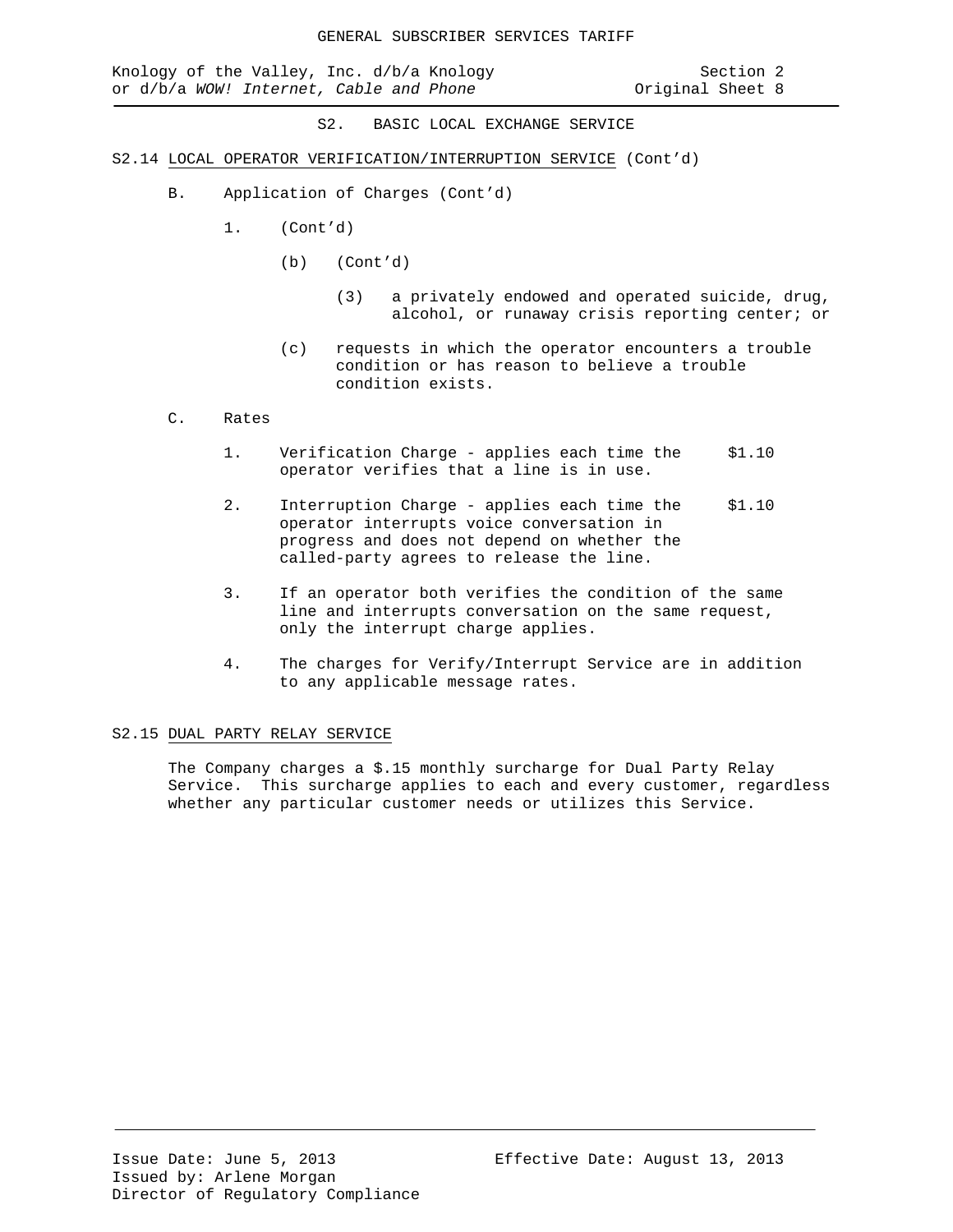## S2. BASIC LOCAL EXCHANGE SERVICE

### S2.14 LOCAL OPERATOR VERIFICATION/INTERRUPTION SERVICE (Cont'd)

B. Application of Charges (Cont'd)

1. (Cont'd)

   (b) (Cont'd)

   (3) a privately endowed and operated suicide, drug, alcohol, or runaway crisis reporting center; or

   (c) requests in which the operator encounters a trouble condition or has reason to believe a trouble condition exists.

C. Rates

| | | |
|---|---|---|
| 1. | Verification Charge - applies each time the operator verifies that a line is in use. | $1.10 |
| 2. | Interruption Charge - applies each time the operator interrupts voice conversation in progress and does not depend on whether the called-party agrees to release the line. | $1.10 |

3. If an operator both verifies the condition of the same line and interrupts conversation on the same request, only the interrupt charge applies.

4. The charges for Verify/Interrupt Service are in addition to any applicable message rates.

### S2.15 DUAL PARTY RELAY SERVICE

The Company charges a $.15 monthly surcharge for Dual Party Relay Service. This surcharge applies to each and every customer, regardless whether any particular customer needs or utilizes this Service.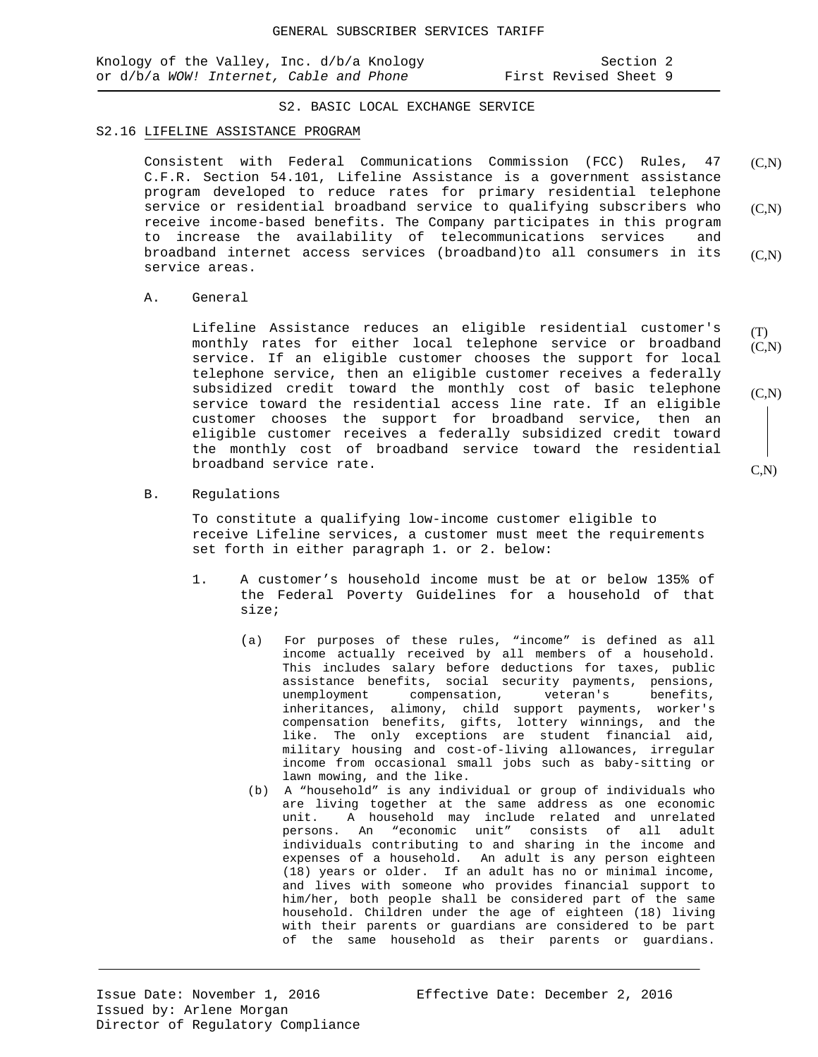GENERAL SUBSCRIBER SERVICES TARIFF

Knology of the Valley, Inc. d/b/a Knology or d/b/a *WOW! Internet, Cable and Phone*

Section 2
First Revised Sheet 9

## S2. BASIC LOCAL EXCHANGE SERVICE

### S2.16 LIFELINE ASSISTANCE PROGRAM

Consistent with Federal Communications Commission (FCC) Rules, 47 C.F.R. Section 54.101, Lifeline Assistance is a government assistance program developed to reduce rates for primary residential telephone service or residential broadband service to qualifying subscribers who receive income-based benefits. The Company participates in this program to increase the availability of telecommunications services and broadband internet access services (broadband)to all consumers in its service areas. (C,N)

A. General

Lifeline Assistance reduces an eligible residential customer's monthly rates for either local telephone service or broadband service. If an eligible customer chooses the support for local telephone service, then an eligible customer receives a federally subsidized credit toward the monthly cost of basic telephone service toward the residential access line rate. If an eligible customer chooses the support for broadband service, then an eligible customer receives a federally subsidized credit toward the monthly cost of broadband service toward the residential broadband service rate. (T) (C,N)

B. Regulations

To constitute a qualifying low-income customer eligible to receive Lifeline services, a customer must meet the requirements set forth in either paragraph 1. or 2. below:

1. A customer's household income must be at or below 135% of the Federal Poverty Guidelines for a household of that size;

   (a) For purposes of these rules, "income" is defined as all income actually received by all members of a household. This includes salary before deductions for taxes, public assistance benefits, social security payments, pensions, unemployment compensation, veteran's benefits, inheritances, alimony, child support payments, worker's compensation benefits, gifts, lottery winnings, and the like. The only exceptions are student financial aid, military housing and cost-of-living allowances, irregular income from occasional small jobs such as baby-sitting or lawn mowing, and the like.

   (b) A "household" is any individual or group of individuals who are living together at the same address as one economic unit. A household may include related and unrelated persons. An "economic unit" consists of all adult individuals contributing to and sharing in the income and expenses of a household. An adult is any person eighteen (18) years or older. If an adult has no or minimal income, and lives with someone who provides financial support to him/her, both people shall be considered part of the same household. Children under the age of eighteen (18) living with their parents or guardians are considered to be part of the same household as their parents or guardians.

Issue Date: November 1, 2016
Effective Date: December 2, 2016
Issued by: Arlene Morgan
Director of Regulatory Compliance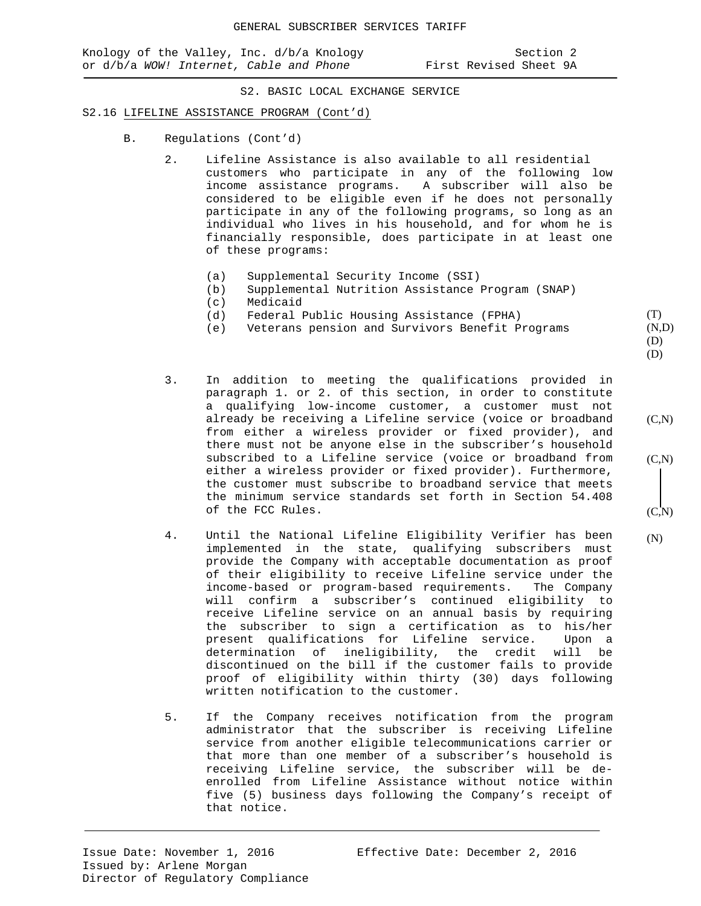GENERAL SUBSCRIBER SERVICES TARIFF

Knology of the Valley, Inc. d/b/a Knology or d/b/a *WOW! Internet, Cable and Phone*

Section 2
First Revised Sheet 9A

S2. BASIC LOCAL EXCHANGE SERVICE

S2.16 LIFELINE ASSISTANCE PROGRAM (Cont'd)

B. Regulations (Cont'd)

2. Lifeline Assistance is also available to all residential customers who participate in any of the following low income assistance programs. A subscriber will also be considered to be eligible even if he does not personally participate in any of the following programs, so long as an individual who lives in his household, and for whom he is financially responsible, does participate in at least one of these programs:

   (a) Supplemental Security Income (SSI)
   (b) Supplemental Nutrition Assistance Program (SNAP)
   (c) Medicaid
   (d) Federal Public Housing Assistance (FPHA) (T)
   (e) Veterans pension and Survivors Benefit Programs (N,D)
   (D)
   (D)

3. In addition to meeting the qualifications provided in paragraph 1. or 2. of this section, in order to constitute a qualifying low-income customer, a customer must not already be receiving a Lifeline service (voice or broadband from either a wireless provider or fixed provider), and there must not be anyone else in the subscriber's household subscribed to a Lifeline service (voice or broadband from either a wireless provider or fixed provider). Furthermore, the customer must subscribe to broadband service that meets the minimum service standards set forth in Section 54.408 of the FCC Rules. (C,N)

4. Until the National Lifeline Eligibility Verifier has been implemented in the state, qualifying subscribers must provide the Company with acceptable documentation as proof of their eligibility to receive Lifeline service under the income-based or program-based requirements. The Company will confirm a subscriber's continued eligibility to receive Lifeline service on an annual basis by requiring the subscriber to sign a certification as to his/her present qualifications for Lifeline service. Upon a determination of ineligibility, the credit will be discontinued on the bill if the customer fails to provide proof of eligibility within thirty (30) days following written notification to the customer. (N)

5. If the Company receives notification from the program administrator that the subscriber is receiving Lifeline service from another eligible telecommunications carrier or that more than one member of a subscriber's household is receiving Lifeline service, the subscriber will be de-enrolled from Lifeline Assistance without notice within five (5) business days following the Company's receipt of that notice.

Issue Date: November 1, 2016
Effective Date: December 2, 2016
Issued by: Arlene Morgan
Director of Regulatory Compliance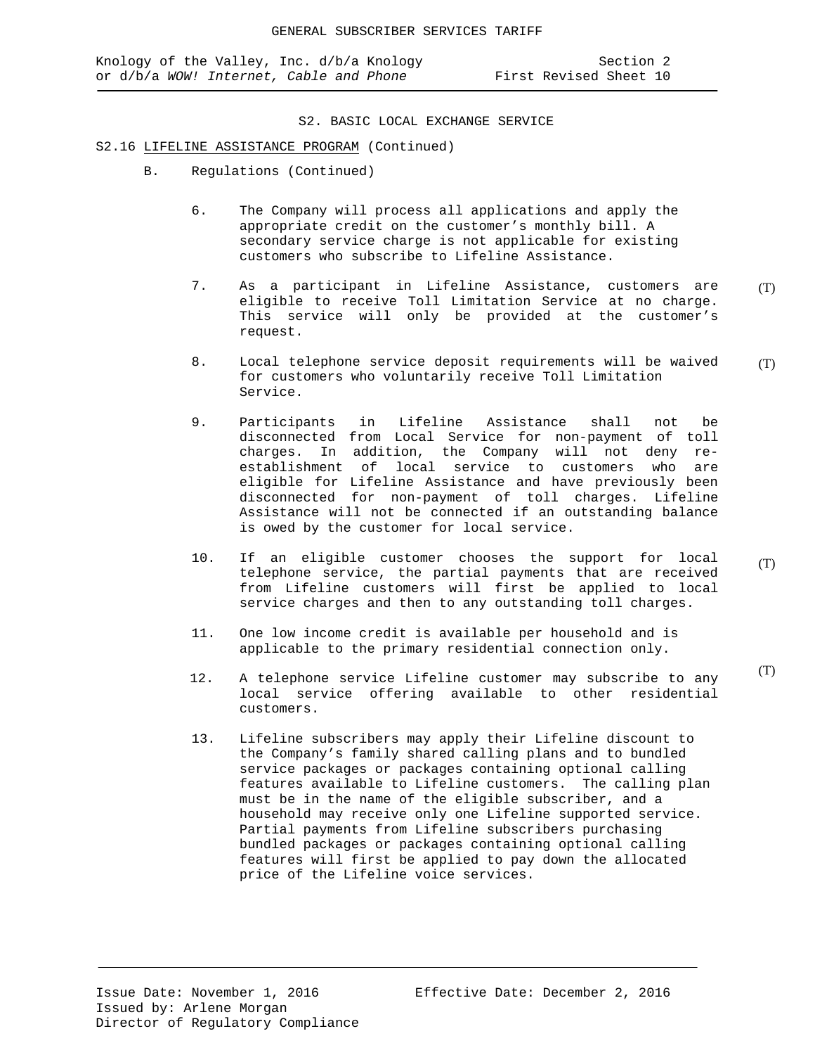## S2. BASIC LOCAL EXCHANGE SERVICE

### S2.16 LIFELINE ASSISTANCE PROGRAM (Continued)

B. Regulations (Continued)

6. The Company will process all applications and apply the appropriate credit on the customer's monthly bill. A secondary service charge is not applicable for existing customers who subscribe to Lifeline Assistance.

7. As a participant in Lifeline Assistance, customers are eligible to receive Toll Limitation Service at no charge. This service will only be provided at the customer's request. (T)

8. Local telephone service deposit requirements will be waived for customers who voluntarily receive Toll Limitation Service. (T)

9. Participants in Lifeline Assistance shall not be disconnected from Local Service for non-payment of toll charges. In addition, the Company will not deny re-establishment of local service to customers who are eligible for Lifeline Assistance and have previously been disconnected for non-payment of toll charges. Lifeline Assistance will not be connected if an outstanding balance is owed by the customer for local service.

10. If an eligible customer chooses the support for local telephone service, the partial payments that are received from Lifeline customers will first be applied to local service charges and then to any outstanding toll charges. (T)

11. One low income credit is available per household and is applicable to the primary residential connection only.

12. A telephone service Lifeline customer may subscribe to any local service offering available to other residential customers. (T)

13. Lifeline subscribers may apply their Lifeline discount to the Company's family shared calling plans and to bundled service packages or packages containing optional calling features available to Lifeline customers. The calling plan must be in the name of the eligible subscriber, and a household may receive only one Lifeline supported service. Partial payments from Lifeline subscribers purchasing bundled packages or packages containing optional calling features will first be applied to pay down the allocated price of the Lifeline voice services.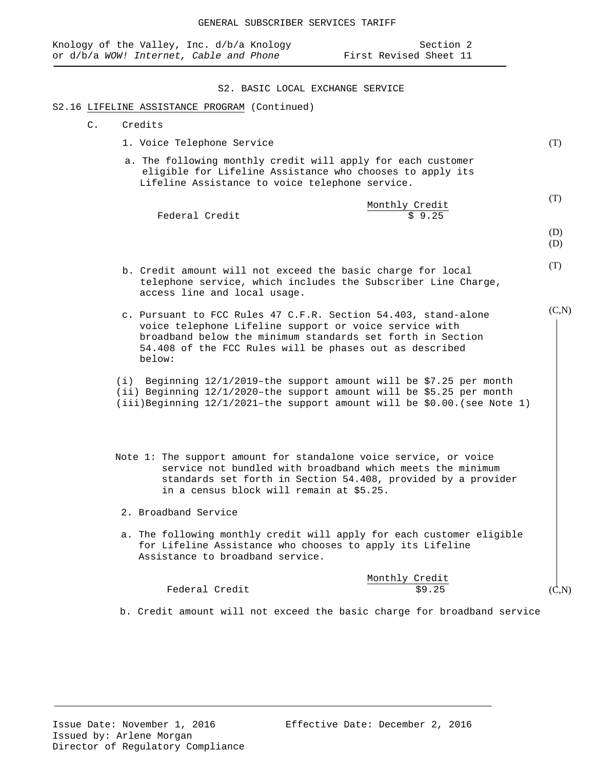GENERAL SUBSCRIBER SERVICES TARIFF

Knology of the Valley, Inc. d/b/a Knology or d/b/a *WOW! Internet, Cable and Phone*

Section 2
First Revised Sheet 11

## S2. BASIC LOCAL EXCHANGE SERVICE

S2.16 LIFELINE ASSISTANCE PROGRAM (Continued)

C. Credits

1. Voice Telephone Service (T)

a. The following monthly credit will apply for each customer eligible for Lifeline Assistance who chooses to apply its Lifeline Assistance to voice telephone service.

| | Monthly Credit |
|---|---|
| Federal Credit | $ 9.25 |

(T)

(D)
(D)

b. Credit amount will not exceed the basic charge for local telephone service, which includes the Subscriber Line Charge, access line and local usage. (T)

c. Pursuant to FCC Rules 47 C.F.R. Section 54.403, stand-alone voice telephone Lifeline support or voice service with broadband below the minimum standards set forth in Section 54.408 of the FCC Rules will be phases out as described below: (C,N)

(i) Beginning 12/1/2019–the support amount will be $7.25 per month
(ii) Beginning 12/1/2020–the support amount will be $5.25 per month
(iii)Beginning 12/1/2021–the support amount will be $0.00.(see Note 1)

Note 1: The support amount for standalone voice service, or voice service not bundled with broadband which meets the minimum standards set forth in Section 54.408, provided by a provider in a census block will remain at $5.25.

2. Broadband Service

a. The following monthly credit will apply for each customer eligible for Lifeline Assistance who chooses to apply its Lifeline Assistance to broadband service.

| | Monthly Credit |
|---|---|
| Federal Credit | $9.25 |

(C,N)

b. Credit amount will not exceed the basic charge for broadband service

Issue Date: November 1, 2016
Effective Date: December 2, 2016
Issued by: Arlene Morgan
Director of Regulatory Compliance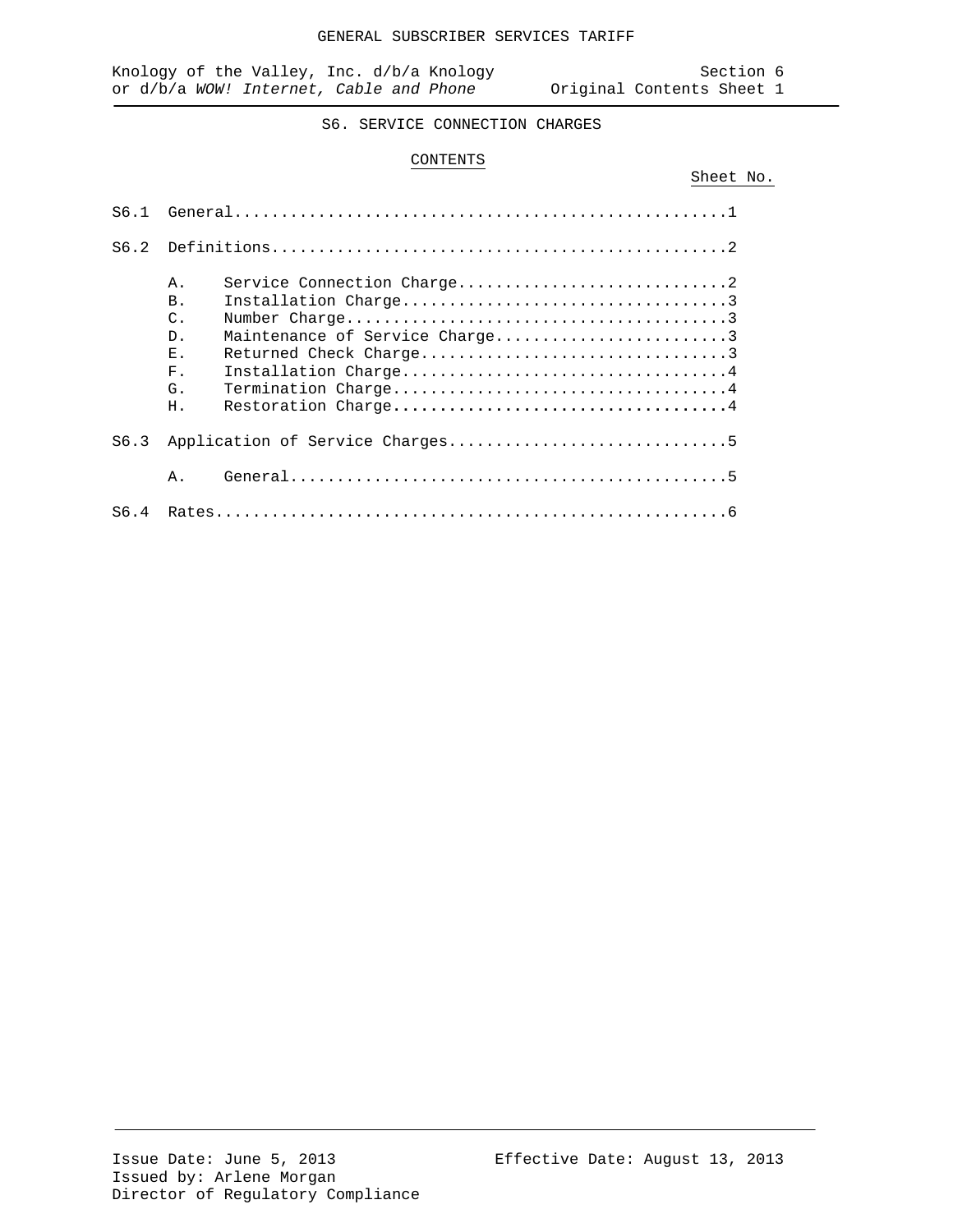GENERAL SUBSCRIBER SERVICES TARIFF

Knology of the Valley, Inc. d/b/a Knology or d/b/a *WOW! Internet, Cable and Phone*

Section 6
Original Contents Sheet 1

# S6. SERVICE CONNECTION CHARGES

## CONTENTS

| | | Sheet No. |
|---|---|---|
| S6.1 | General | 1 |
| S6.2 | Definitions | 2 |
| | A. Service Connection Charge | 2 |
| | B. Installation Charge | 3 |
| | C. Number Charge | 3 |
| | D. Maintenance of Service Charge | 3 |
| | E. Returned Check Charge | 3 |
| | F. Installation Charge | 4 |
| | G. Termination Charge | 4 |
| | H. Restoration Charge | 4 |
| S6.3 | Application of Service Charges | 5 |
| | A. General | 5 |
| S6.4 | Rates | 6 |

Issue Date: June 5, 2013
Effective Date: August 13, 2013
Issued by: Arlene Morgan
Director of Regulatory Compliance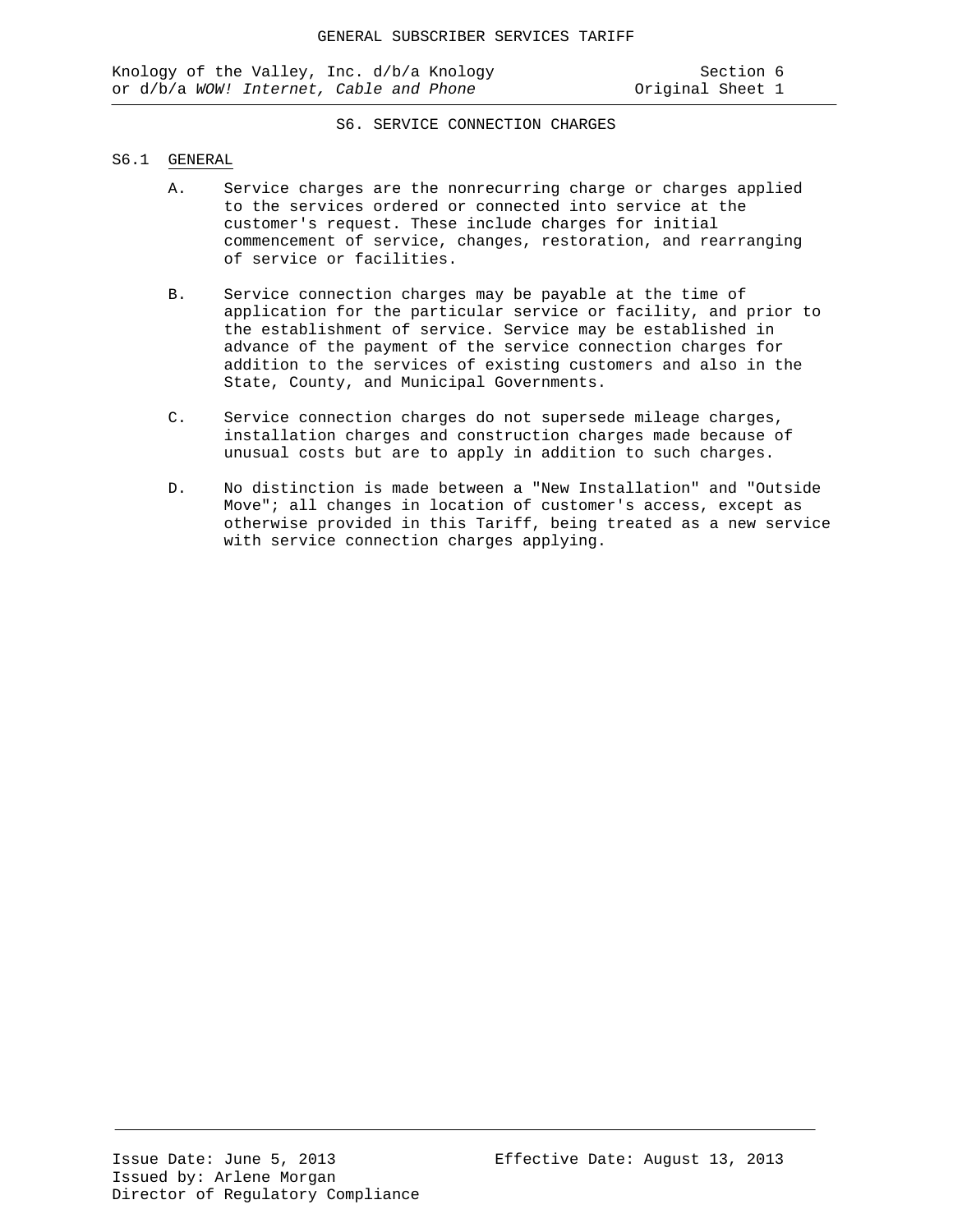# S6. SERVICE CONNECTION CHARGES

## S6.1 GENERAL

A. Service charges are the nonrecurring charge or charges applied to the services ordered or connected into service at the customer's request. These include charges for initial commencement of service, changes, restoration, and rearranging of service or facilities.

B. Service connection charges may be payable at the time of application for the particular service or facility, and prior to the establishment of service. Service may be established in advance of the payment of the service connection charges for addition to the services of existing customers and also in the State, County, and Municipal Governments.

C. Service connection charges do not supersede mileage charges, installation charges and construction charges made because of unusual costs but are to apply in addition to such charges.

D. No distinction is made between a "New Installation" and "Outside Move"; all changes in location of customer's access, except as otherwise provided in this Tariff, being treated as a new service with service connection charges applying.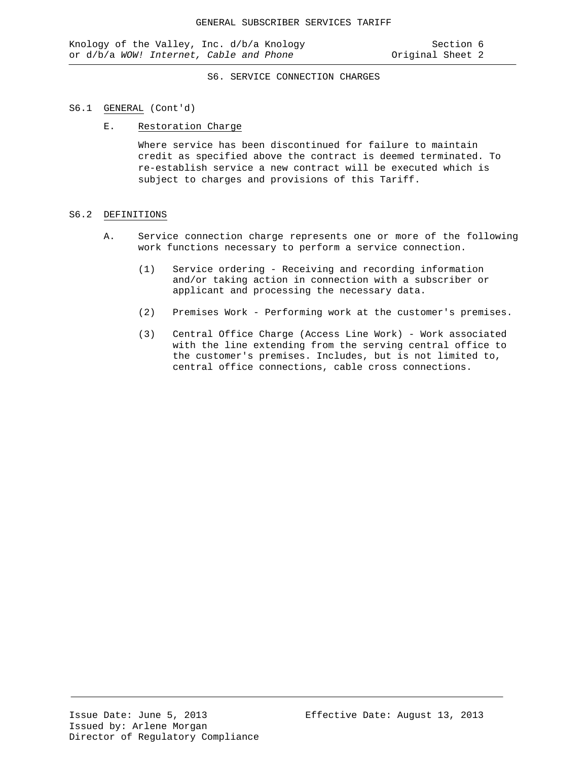## S6. SERVICE CONNECTION CHARGES

### S6.1 GENERAL (Cont'd)

E. Restoration Charge

Where service has been discontinued for failure to maintain credit as specified above the contract is deemed terminated. To re-establish service a new contract will be executed which is subject to charges and provisions of this Tariff.

### S6.2 DEFINITIONS

A. Service connection charge represents one or more of the following work functions necessary to perform a service connection.

(1) Service ordering - Receiving and recording information and/or taking action in connection with a subscriber or applicant and processing the necessary data.

(2) Premises Work - Performing work at the customer's premises.

(3) Central Office Charge (Access Line Work) - Work associated with the line extending from the serving central office to the customer's premises. Includes, but is not limited to, central office connections, cable cross connections.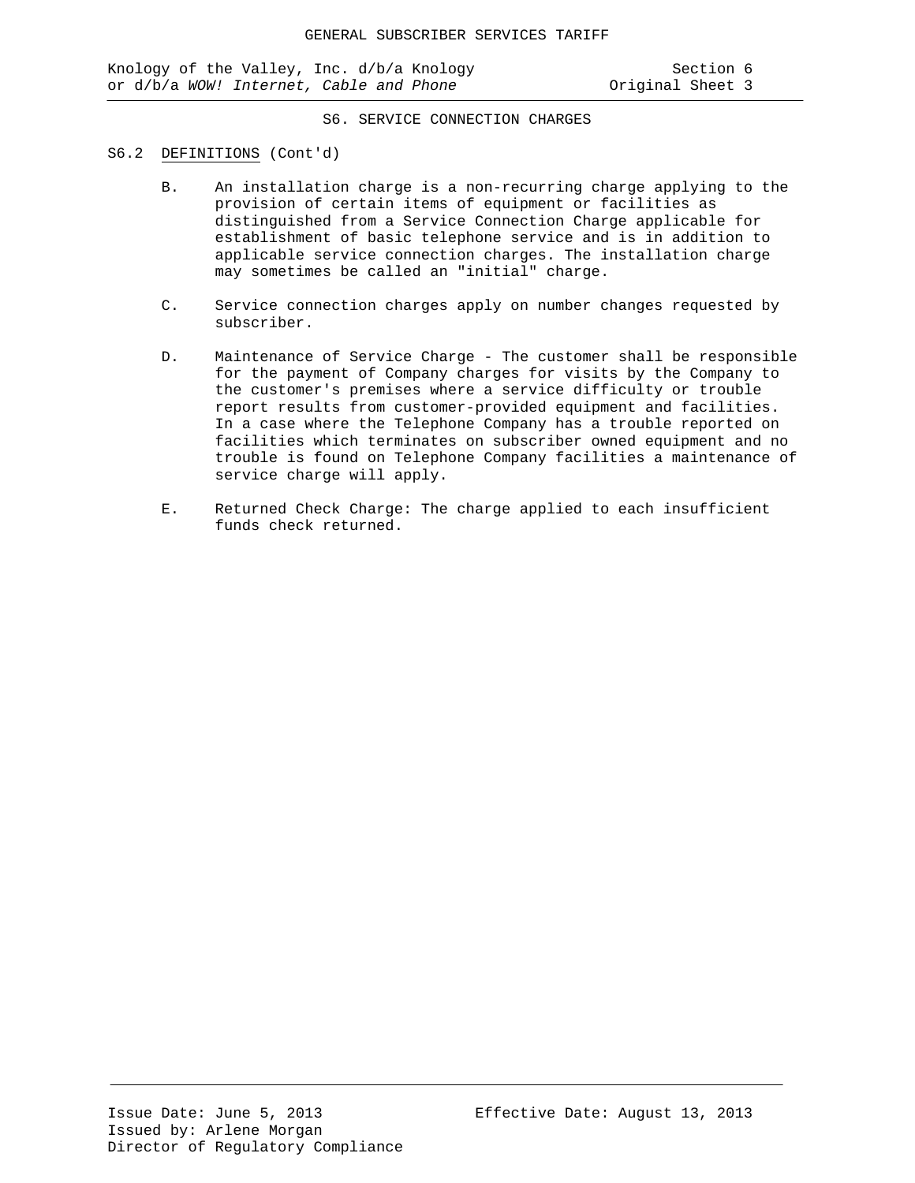## S6. SERVICE CONNECTION CHARGES

### S6.2 DEFINITIONS (Cont'd)

B. An installation charge is a non-recurring charge applying to the provision of certain items of equipment or facilities as distinguished from a Service Connection Charge applicable for establishment of basic telephone service and is in addition to applicable service connection charges. The installation charge may sometimes be called an "initial" charge.

C. Service connection charges apply on number changes requested by subscriber.

D. Maintenance of Service Charge - The customer shall be responsible for the payment of Company charges for visits by the Company to the customer's premises where a service difficulty or trouble report results from customer-provided equipment and facilities. In a case where the Telephone Company has a trouble reported on facilities which terminates on subscriber owned equipment and no trouble is found on Telephone Company facilities a maintenance of service charge will apply.

E. Returned Check Charge: The charge applied to each insufficient funds check returned.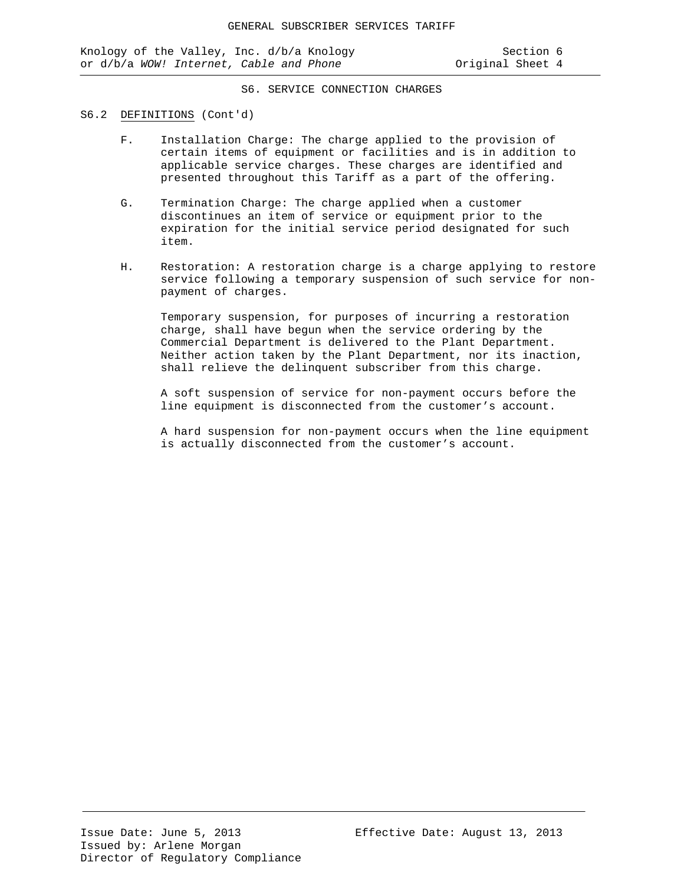## S6. SERVICE CONNECTION CHARGES

### S6.2 DEFINITIONS (Cont'd)

F. Installation Charge: The charge applied to the provision of certain items of equipment or facilities and is in addition to applicable service charges. These charges are identified and presented throughout this Tariff as a part of the offering.

G. Termination Charge: The charge applied when a customer discontinues an item of service or equipment prior to the expiration for the initial service period designated for such item.

H. Restoration: A restoration charge is a charge applying to restore service following a temporary suspension of such service for non-payment of charges.

Temporary suspension, for purposes of incurring a restoration charge, shall have begun when the service ordering by the Commercial Department is delivered to the Plant Department. Neither action taken by the Plant Department, nor its inaction, shall relieve the delinquent subscriber from this charge.

A soft suspension of service for non-payment occurs before the line equipment is disconnected from the customer's account.

A hard suspension for non-payment occurs when the line equipment is actually disconnected from the customer's account.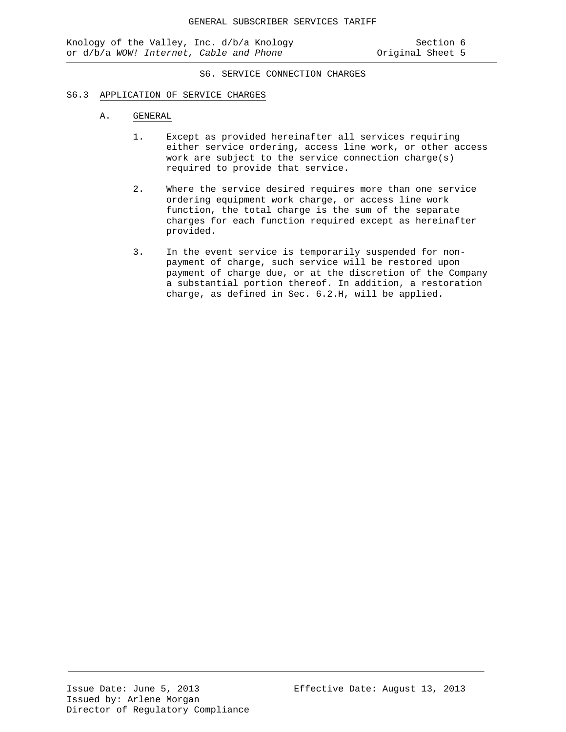## S6. SERVICE CONNECTION CHARGES

### S6.3 APPLICATION OF SERVICE CHARGES

#### A. GENERAL

1. Except as provided hereinafter all services requiring either service ordering, access line work, or other access work are subject to the service connection charge(s) required to provide that service.

2. Where the service desired requires more than one service ordering equipment work charge, or access line work function, the total charge is the sum of the separate charges for each function required except as hereinafter provided.

3. In the event service is temporarily suspended for non-payment of charge, such service will be restored upon payment of charge due, or at the discretion of the Company a substantial portion thereof. In addition, a restoration charge, as defined in Sec. 6.2.H, will be applied.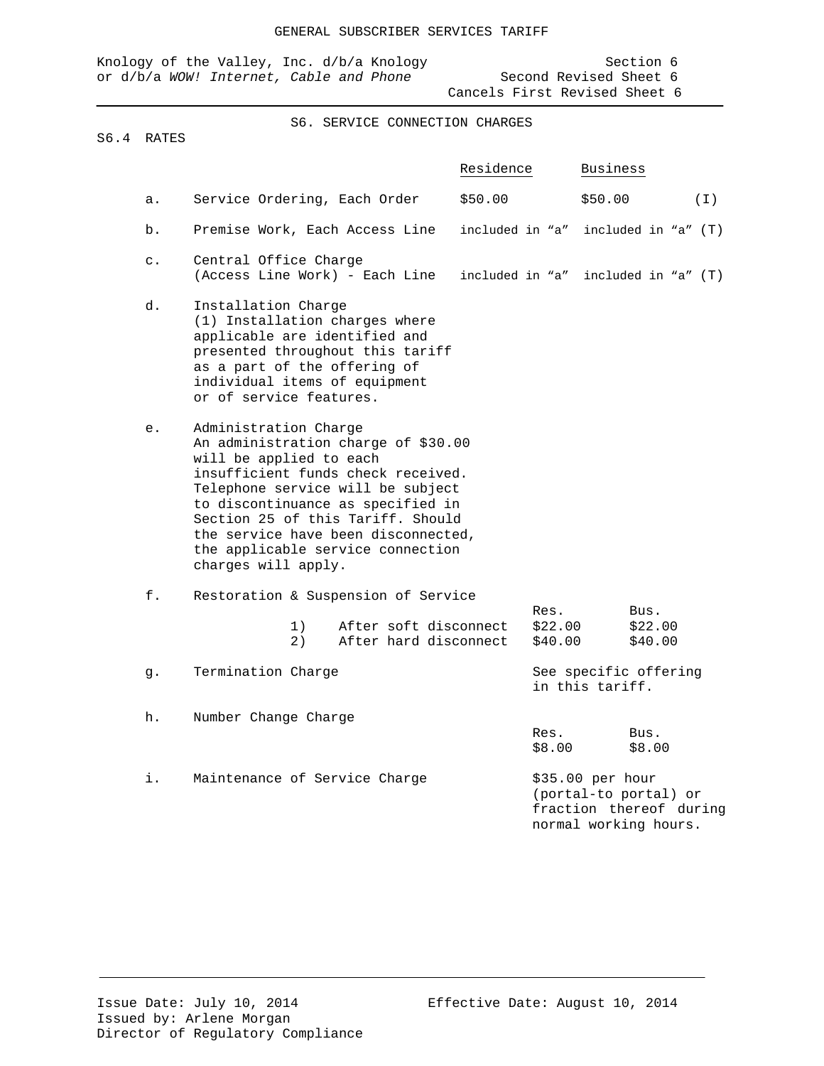GENERAL SUBSCRIBER SERVICES TARIFF

Knology of the Valley, Inc. d/b/a Knology or d/b/a *WOW! Internet, Cable and Phone*

Section 6
Second Revised Sheet 6
Cancels First Revised Sheet 6

## S6. SERVICE CONNECTION CHARGES

### S6.4 RATES

| | | Residence | Business | |
|---|---|---|---|---|
| a. | Service Ordering, Each Order | $50.00 | $50.00 | (I) |
| b. | Premise Work, Each Access Line | included in “a” | included in “a” | (T) |
| c. | Central Office Charge (Access Line Work) - Each Line | included in “a” | included in “a” | (T) |

d. Installation Charge
(1) Installation charges where applicable are identified and presented throughout this tariff as a part of the offering of individual items of equipment or of service features.

e. Administration Charge
An administration charge of $30.00 will be applied to each insufficient funds check received. Telephone service will be subject to discontinuance as specified in Section 25 of this Tariff. Should the service have been disconnected, the applicable service connection charges will apply.

f. Restoration & Suspension of Service

| | Res. | Bus. |
|---|---|---|
| 1) After soft disconnect | $22.00 | $22.00 |
| 2) After hard disconnect | $40.00 | $40.00 |

g. Termination Charge — See specific offering in this tariff.

h. Number Change Charge

| Res. | Bus. |
|---|---|
| $8.00 | $8.00 |

i. Maintenance of Service Charge — $35.00 per hour (portal-to portal) or fraction thereof during normal working hours.

Issue Date: July 10, 2014
Effective Date: August 10, 2014
Issued by: Arlene Morgan
Director of Regulatory Compliance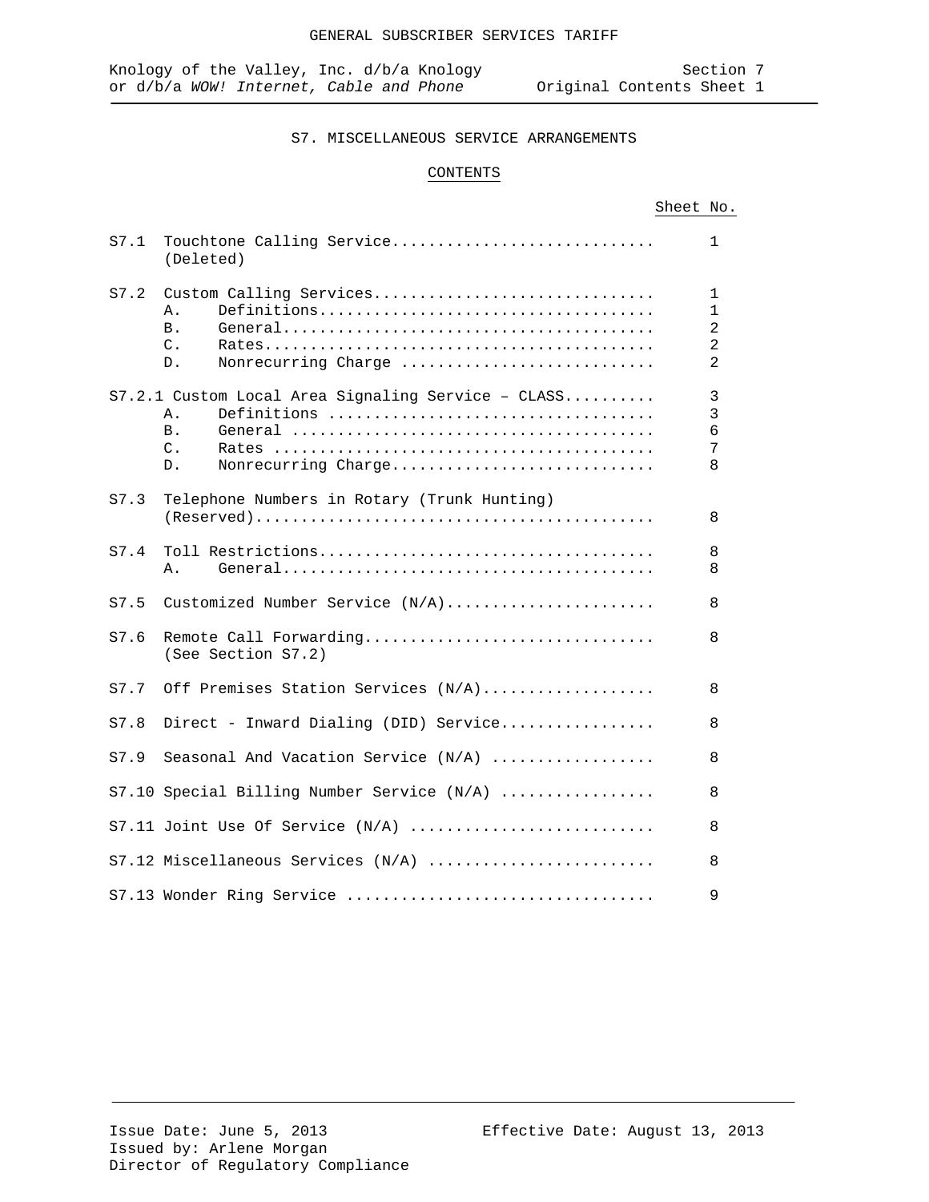# S7. MISCELLANEOUS SERVICE ARRANGEMENTS

## CONTENTS

| | | Sheet No. |
|---|---|---|
| S7.1 | Touchtone Calling Service (Deleted) | 1 |
| S7.2 | Custom Calling Services | 1 |
| | A. Definitions | 1 |
| | B. General | 2 |
| | C. Rates | 2 |
| | D. Nonrecurring Charge | 2 |
| S7.2.1 | Custom Local Area Signaling Service – CLASS | 3 |
| | A. Definitions | 3 |
| | B. General | 6 |
| | C. Rates | 7 |
| | D. Nonrecurring Charge | 8 |
| S7.3 | Telephone Numbers in Rotary (Trunk Hunting) (Reserved) | 8 |
| S7.4 | Toll Restrictions | 8 |
| | A. General | 8 |
| S7.5 | Customized Number Service (N/A) | 8 |
| S7.6 | Remote Call Forwarding (See Section S7.2) | 8 |
| S7.7 | Off Premises Station Services (N/A) | 8 |
| S7.8 | Direct - Inward Dialing (DID) Service | 8 |
| S7.9 | Seasonal And Vacation Service (N/A) | 8 |
| S7.10 | Special Billing Number Service (N/A) | 8 |
| S7.11 | Joint Use Of Service (N/A) | 8 |
| S7.12 | Miscellaneous Services (N/A) | 8 |
| S7.13 | Wonder Ring Service | 9 |

Issue Date: June 5, 2013
Issued by: Arlene Morgan
Director of Regulatory Compliance

Effective Date: August 13, 2013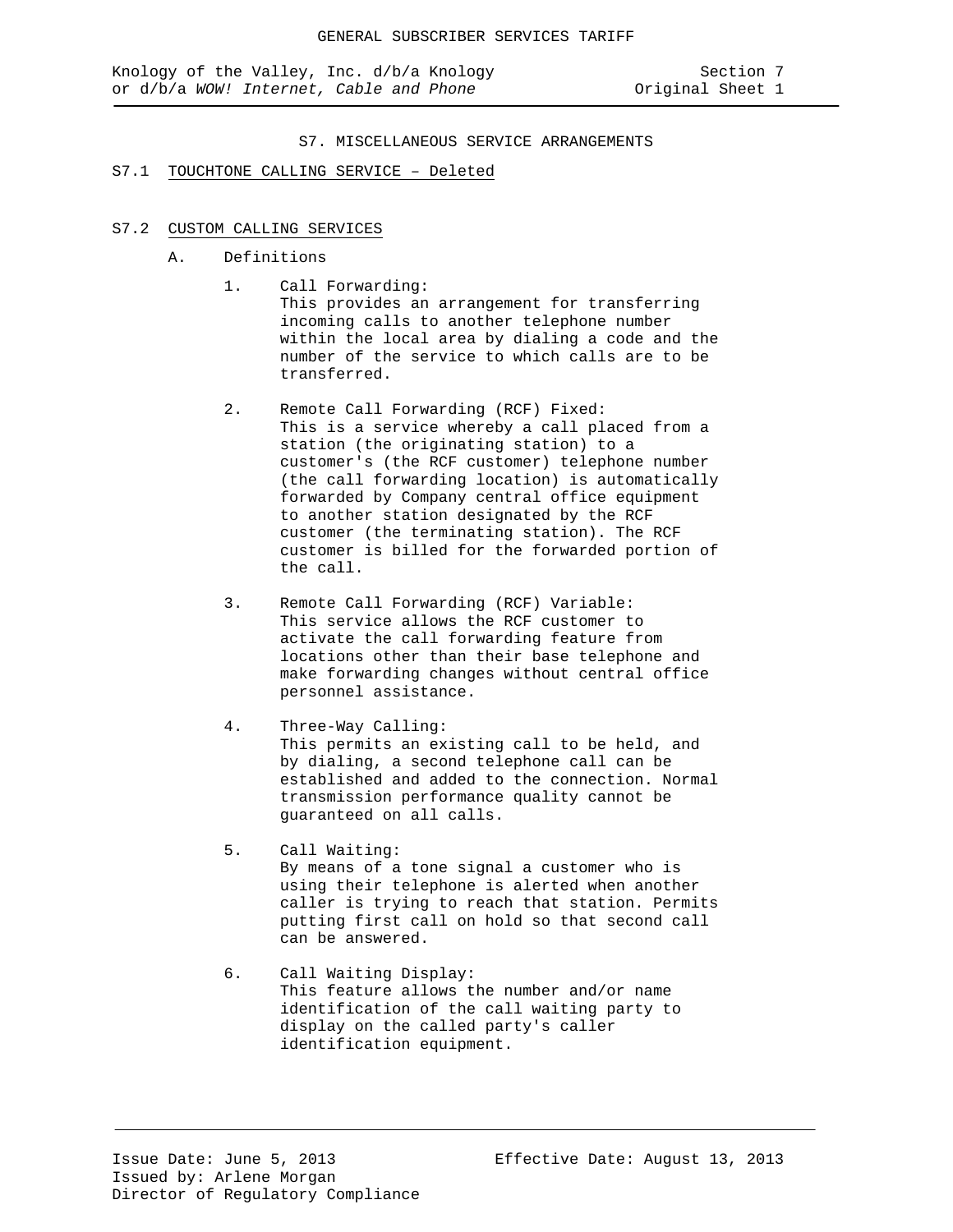# S7. MISCELLANEOUS SERVICE ARRANGEMENTS

## S7.1 TOUCHTONE CALLING SERVICE – Deleted

## S7.2 CUSTOM CALLING SERVICES

A. Definitions

1. Call Forwarding:
   This provides an arrangement for transferring incoming calls to another telephone number within the local area by dialing a code and the number of the service to which calls are to be transferred.

2. Remote Call Forwarding (RCF) Fixed:
   This is a service whereby a call placed from a station (the originating station) to a customer's (the RCF customer) telephone number (the call forwarding location) is automatically forwarded by Company central office equipment to another station designated by the RCF customer (the terminating station). The RCF customer is billed for the forwarded portion of the call.

3. Remote Call Forwarding (RCF) Variable:
   This service allows the RCF customer to activate the call forwarding feature from locations other than their base telephone and make forwarding changes without central office personnel assistance.

4. Three-Way Calling:
   This permits an existing call to be held, and by dialing, a second telephone call can be established and added to the connection. Normal transmission performance quality cannot be guaranteed on all calls.

5. Call Waiting:
   By means of a tone signal a customer who is using their telephone is alerted when another caller is trying to reach that station. Permits putting first call on hold so that second call can be answered.

6. Call Waiting Display:
   This feature allows the number and/or name identification of the call waiting party to display on the called party's caller identification equipment.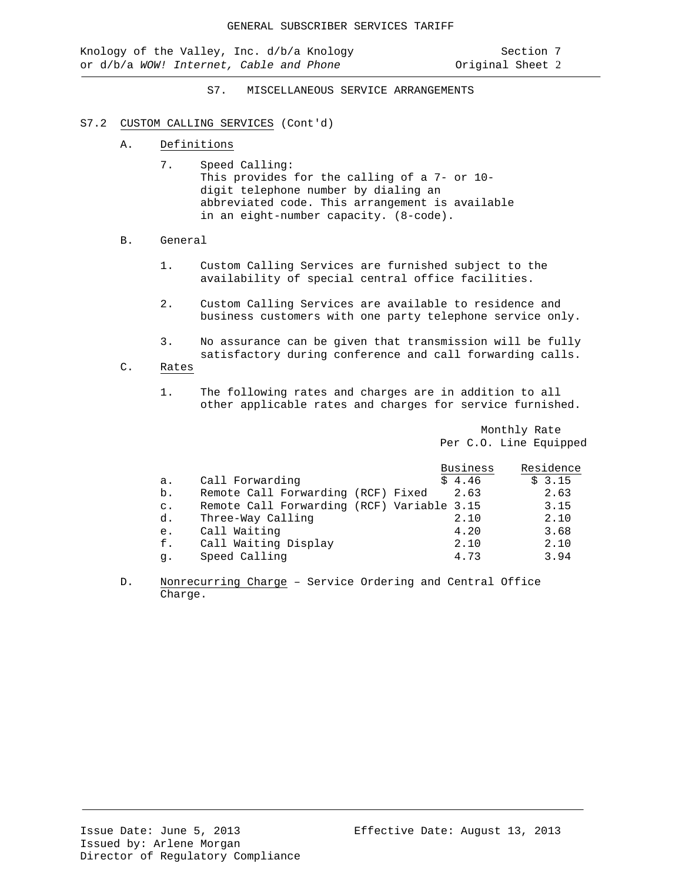GENERAL SUBSCRIBER SERVICES TARIFF

Knology of the Valley, Inc. d/b/a Knology or d/b/a *WOW! Internet, Cable and Phone*

Section 7
Original Sheet 2

## S7. MISCELLANEOUS SERVICE ARRANGEMENTS

### S7.2 CUSTOM CALLING SERVICES (Cont'd)

A. Definitions

7. Speed Calling:
This provides for the calling of a 7- or 10-digit telephone number by dialing an abbreviated code. This arrangement is available in an eight-number capacity. (8-code).

B. General

1. Custom Calling Services are furnished subject to the availability of special central office facilities.

2. Custom Calling Services are available to residence and business customers with one party telephone service only.

3. No assurance can be given that transmission will be fully satisfactory during conference and call forwarding calls.

C. Rates

1. The following rates and charges are in addition to all other applicable rates and charges for service furnished.

| | | Monthly Rate Per C.O. Line Equipped | |
|---|---|---|---|
| | | Business | Residence |
| a. | Call Forwarding | $ 4.46 | $ 3.15 |
| b. | Remote Call Forwarding (RCF) Fixed | 2.63 | 2.63 |
| c. | Remote Call Forwarding (RCF) Variable | 3.15 | 3.15 |
| d. | Three-Way Calling | 2.10 | 2.10 |
| e. | Call Waiting | 4.20 | 3.68 |
| f. | Call Waiting Display | 2.10 | 2.10 |
| g. | Speed Calling | 4.73 | 3.94 |

D. Nonrecurring Charge – Service Ordering and Central Office Charge.

Issue Date: June 5, 2013
Issued by: Arlene Morgan
Director of Regulatory Compliance

Effective Date: August 13, 2013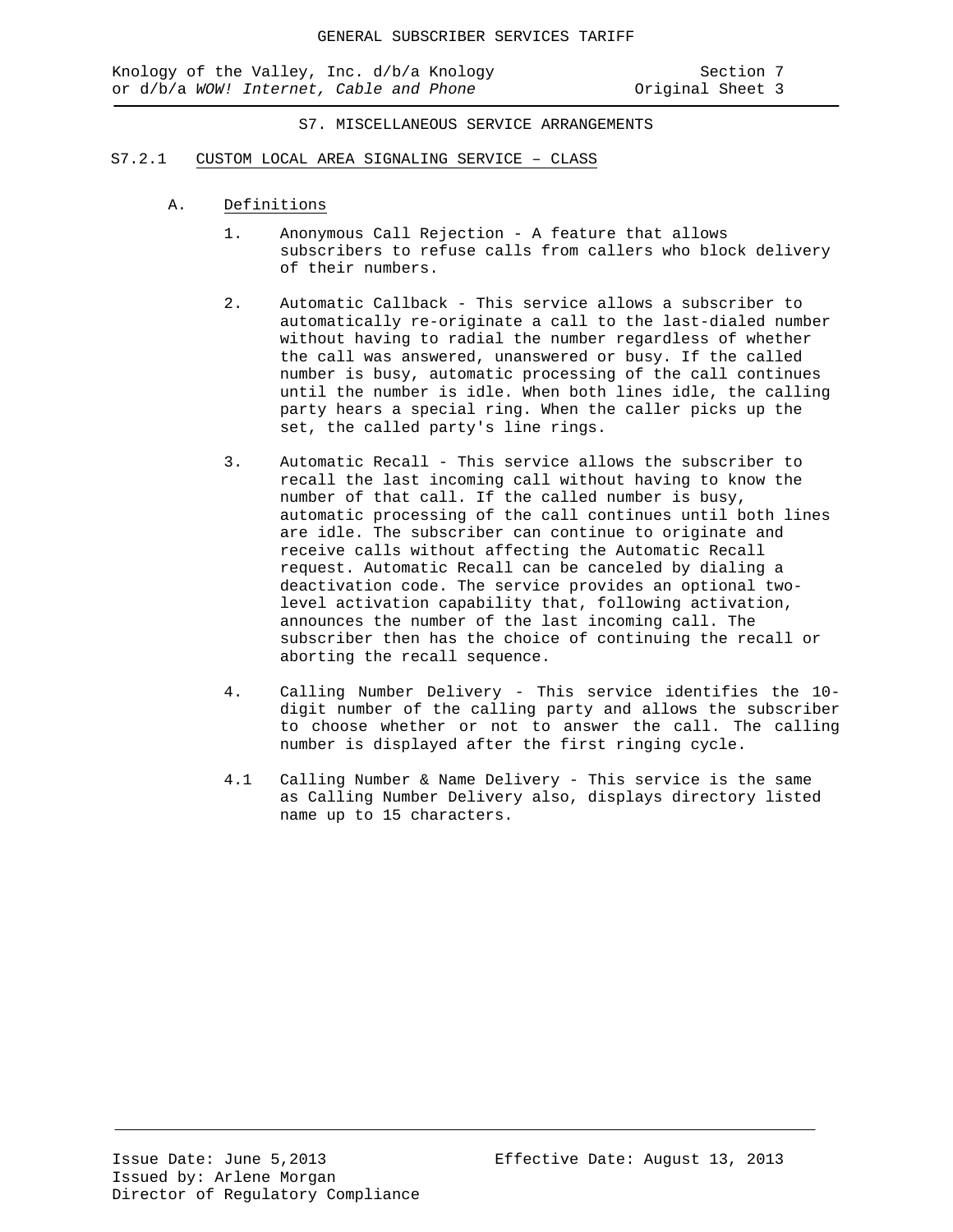## S7. MISCELLANEOUS SERVICE ARRANGEMENTS

### S7.2.1 CUSTOM LOCAL AREA SIGNALING SERVICE – CLASS

A. Definitions

1. Anonymous Call Rejection - A feature that allows subscribers to refuse calls from callers who block delivery of their numbers.

2. Automatic Callback - This service allows a subscriber to automatically re-originate a call to the last-dialed number without having to radial the number regardless of whether the call was answered, unanswered or busy. If the called number is busy, automatic processing of the call continues until the number is idle. When both lines idle, the calling party hears a special ring. When the caller picks up the set, the called party's line rings.

3. Automatic Recall - This service allows the subscriber to recall the last incoming call without having to know the number of that call. If the called number is busy, automatic processing of the call continues until both lines are idle. The subscriber can continue to originate and receive calls without affecting the Automatic Recall request. Automatic Recall can be canceled by dialing a deactivation code. The service provides an optional two-level activation capability that, following activation, announces the number of the last incoming call. The subscriber then has the choice of continuing the recall or aborting the recall sequence.

4. Calling Number Delivery - This service identifies the 10-digit number of the calling party and allows the subscriber to choose whether or not to answer the call. The calling number is displayed after the first ringing cycle.

4.1 Calling Number & Name Delivery - This service is the same as Calling Number Delivery also, displays directory listed name up to 15 characters.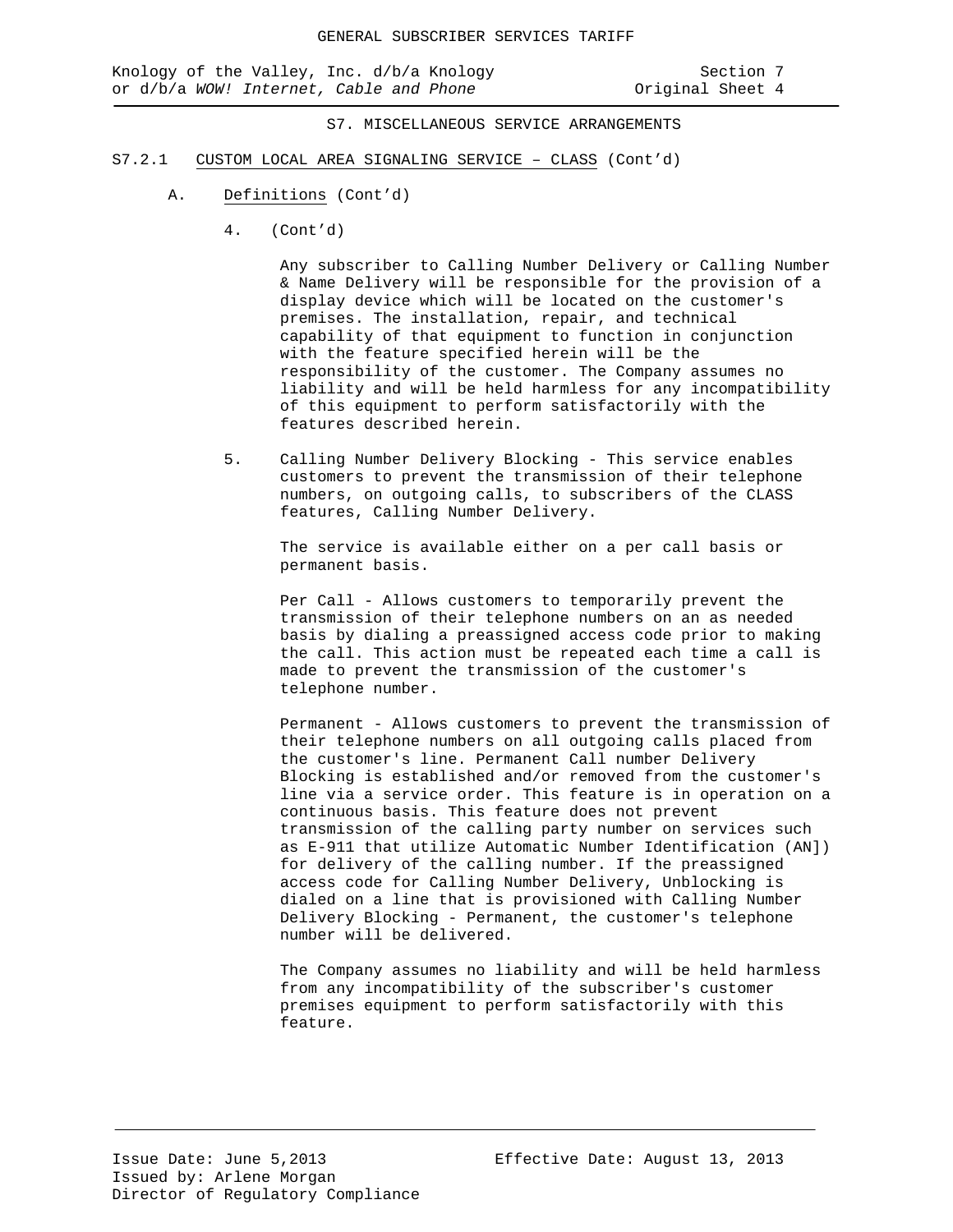S7. MISCELLANEOUS SERVICE ARRANGEMENTS

S7.2.1 CUSTOM LOCAL AREA SIGNALING SERVICE – CLASS (Cont'd)

A. Definitions (Cont'd)

4. (Cont'd)

Any subscriber to Calling Number Delivery or Calling Number & Name Delivery will be responsible for the provision of a display device which will be located on the customer's premises. The installation, repair, and technical capability of that equipment to function in conjunction with the feature specified herein will be the responsibility of the customer. The Company assumes no liability and will be held harmless for any incompatibility of this equipment to perform satisfactorily with the features described herein.

5. Calling Number Delivery Blocking - This service enables customers to prevent the transmission of their telephone numbers, on outgoing calls, to subscribers of the CLASS features, Calling Number Delivery.

The service is available either on a per call basis or permanent basis.

Per Call - Allows customers to temporarily prevent the transmission of their telephone numbers on an as needed basis by dialing a preassigned access code prior to making the call. This action must be repeated each time a call is made to prevent the transmission of the customer's telephone number.

Permanent - Allows customers to prevent the transmission of their telephone numbers on all outgoing calls placed from the customer's line. Permanent Call number Delivery Blocking is established and/or removed from the customer's line via a service order. This feature is in operation on a continuous basis. This feature does not prevent transmission of the calling party number on services such as E-911 that utilize Automatic Number Identification (AN]) for delivery of the calling number. If the preassigned access code for Calling Number Delivery, Unblocking is dialed on a line that is provisioned with Calling Number Delivery Blocking - Permanent, the customer's telephone number will be delivered.

The Company assumes no liability and will be held harmless from any incompatibility of the subscriber's customer premises equipment to perform satisfactorily with this feature.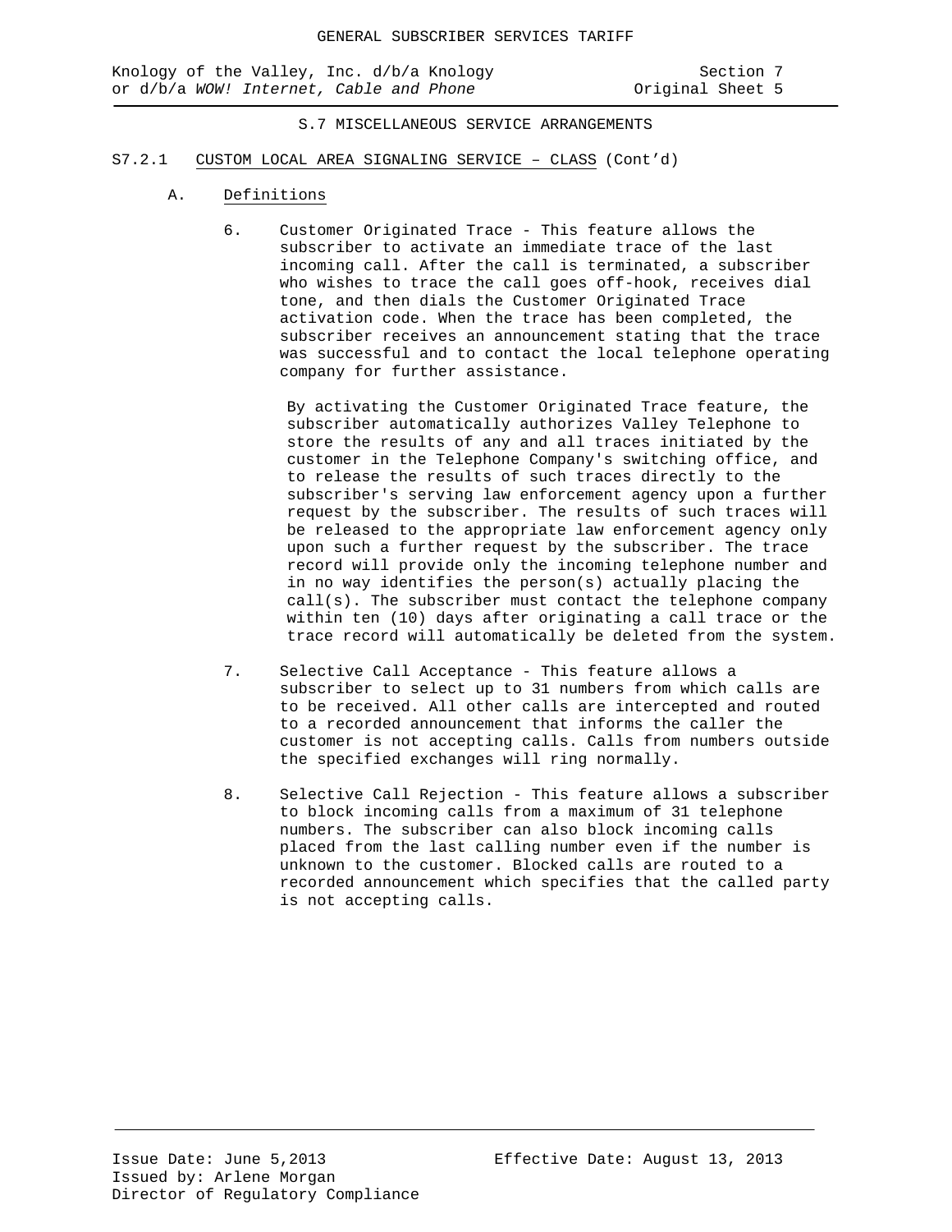## S.7 MISCELLANEOUS SERVICE ARRANGEMENTS

### S7.2.1 CUSTOM LOCAL AREA SIGNALING SERVICE – CLASS (Cont'd)

A. Definitions

6. Customer Originated Trace - This feature allows the subscriber to activate an immediate trace of the last incoming call. After the call is terminated, a subscriber who wishes to trace the call goes off-hook, receives dial tone, and then dials the Customer Originated Trace activation code. When the trace has been completed, the subscriber receives an announcement stating that the trace was successful and to contact the local telephone operating company for further assistance.

   By activating the Customer Originated Trace feature, the subscriber automatically authorizes Valley Telephone to store the results of any and all traces initiated by the customer in the Telephone Company's switching office, and to release the results of such traces directly to the subscriber's serving law enforcement agency upon a further request by the subscriber. The results of such traces will be released to the appropriate law enforcement agency only upon such a further request by the subscriber. The trace record will provide only the incoming telephone number and in no way identifies the person(s) actually placing the call(s). The subscriber must contact the telephone company within ten (10) days after originating a call trace or the trace record will automatically be deleted from the system.

7. Selective Call Acceptance - This feature allows a subscriber to select up to 31 numbers from which calls are to be received. All other calls are intercepted and routed to a recorded announcement that informs the caller the customer is not accepting calls. Calls from numbers outside the specified exchanges will ring normally.

8. Selective Call Rejection - This feature allows a subscriber to block incoming calls from a maximum of 31 telephone numbers. The subscriber can also block incoming calls placed from the last calling number even if the number is unknown to the customer. Blocked calls are routed to a recorded announcement which specifies that the called party is not accepting calls.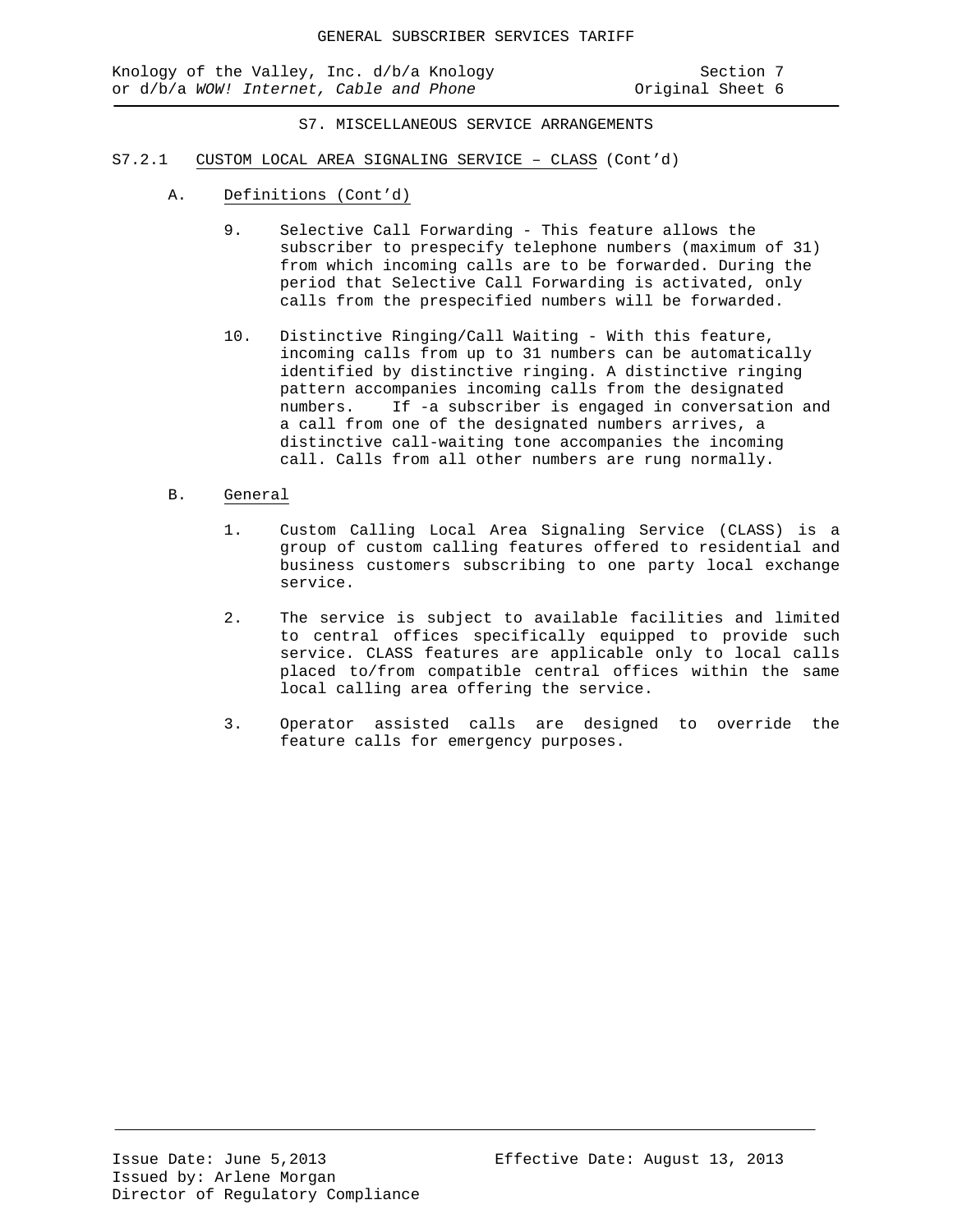## S7. MISCELLANEOUS SERVICE ARRANGEMENTS

### S7.2.1 CUSTOM LOCAL AREA SIGNALING SERVICE – CLASS (Cont'd)

A. Definitions (Cont'd)

9. Selective Call Forwarding - This feature allows the subscriber to prespecify telephone numbers (maximum of 31) from which incoming calls are to be forwarded. During the period that Selective Call Forwarding is activated, only calls from the prespecified numbers will be forwarded.

10. Distinctive Ringing/Call Waiting - With this feature, incoming calls from up to 31 numbers can be automatically identified by distinctive ringing. A distinctive ringing pattern accompanies incoming calls from the designated numbers. If -a subscriber is engaged in conversation and a call from one of the designated numbers arrives, a distinctive call-waiting tone accompanies the incoming call. Calls from all other numbers are rung normally.

B. General

1. Custom Calling Local Area Signaling Service (CLASS) is a group of custom calling features offered to residential and business customers subscribing to one party local exchange service.

2. The service is subject to available facilities and limited to central offices specifically equipped to provide such service. CLASS features are applicable only to local calls placed to/from compatible central offices within the same local calling area offering the service.

3. Operator assisted calls are designed to override the feature calls for emergency purposes.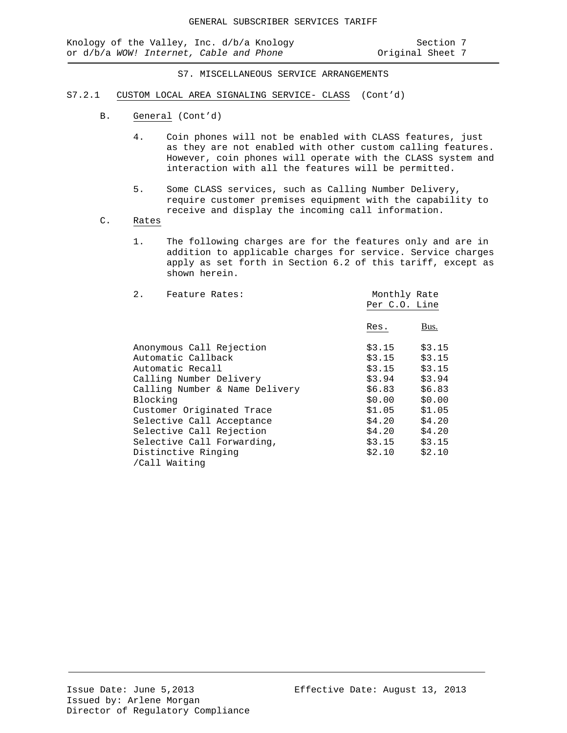## S7. MISCELLANEOUS SERVICE ARRANGEMENTS

### S7.2.1 CUSTOM LOCAL AREA SIGNALING SERVICE- CLASS (Cont'd)

B. General (Cont'd)

4. Coin phones will not be enabled with CLASS features, just as they are not enabled with other custom calling features. However, coin phones will operate with the CLASS system and interaction with all the features will be permitted.

5. Some CLASS services, such as Calling Number Delivery, require customer premises equipment with the capability to receive and display the incoming call information.

C. Rates

1. The following charges are for the features only and are in addition to applicable charges for service. Service charges apply as set forth in Section 6.2 of this tariff, except as shown herein.

2. Feature Rates:

| | Monthly Rate Per C.O. Line | |
|---|---|---|
| | Res. | Bus. |
| Anonymous Call Rejection | $3.15 | $3.15 |
| Automatic Callback | $3.15 | $3.15 |
| Automatic Recall | $3.15 | $3.15 |
| Calling Number Delivery | $3.94 | $3.94 |
| Calling Number & Name Delivery | $6.83 | $6.83 |
| Blocking | $0.00 | $0.00 |
| Customer Originated Trace | $1.05 | $1.05 |
| Selective Call Acceptance | $4.20 | $4.20 |
| Selective Call Rejection | $4.20 | $4.20 |
| Selective Call Forwarding, | $3.15 | $3.15 |
| Distinctive Ringing /Call Waiting | $2.10 | $2.10 |

Issue Date: June 5,2013
Issued by: Arlene Morgan
Director of Regulatory Compliance

Effective Date: August 13, 2013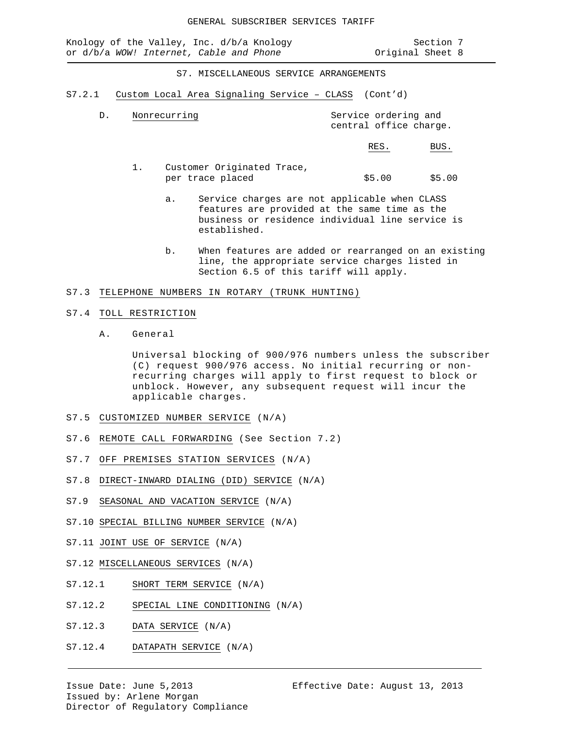S7. MISCELLANEOUS SERVICE ARRANGEMENTS

S7.2.1 Custom Local Area Signaling Service – CLASS (Cont'd)

D. Nonrecurring — Service ordering and central office charge.

| | RES. | BUS. |
|---|---|---|
| 1. Customer Originated Trace, per trace placed | $5.00 | $5.00 |

a. Service charges are not applicable when CLASS features are provided at the same time as the business or residence individual line service is established.

b. When features are added or rearranged on an existing line, the appropriate service charges listed in Section 6.5 of this tariff will apply.

## S7.3 TELEPHONE NUMBERS IN ROTARY (TRUNK HUNTING)

## S7.4 TOLL RESTRICTION

A. General

Universal blocking of 900/976 numbers unless the subscriber (C) request 900/976 access. No initial recurring or non-recurring charges will apply to first request to block or unblock. However, any subsequent request will incur the applicable charges.

## S7.5 CUSTOMIZED NUMBER SERVICE (N/A)

## S7.6 REMOTE CALL FORWARDING (See Section 7.2)

## S7.7 OFF PREMISES STATION SERVICES (N/A)

## S7.8 DIRECT-INWARD DIALING (DID) SERVICE (N/A)

## S7.9 SEASONAL AND VACATION SERVICE (N/A)

## S7.10 SPECIAL BILLING NUMBER SERVICE (N/A)

## S7.11 JOINT USE OF SERVICE (N/A)

## S7.12 MISCELLANEOUS SERVICES (N/A)

### S7.12.1 SHORT TERM SERVICE (N/A)

### S7.12.2 SPECIAL LINE CONDITIONING (N/A)

### S7.12.3 DATA SERVICE (N/A)

### S7.12.4 DATAPATH SERVICE (N/A)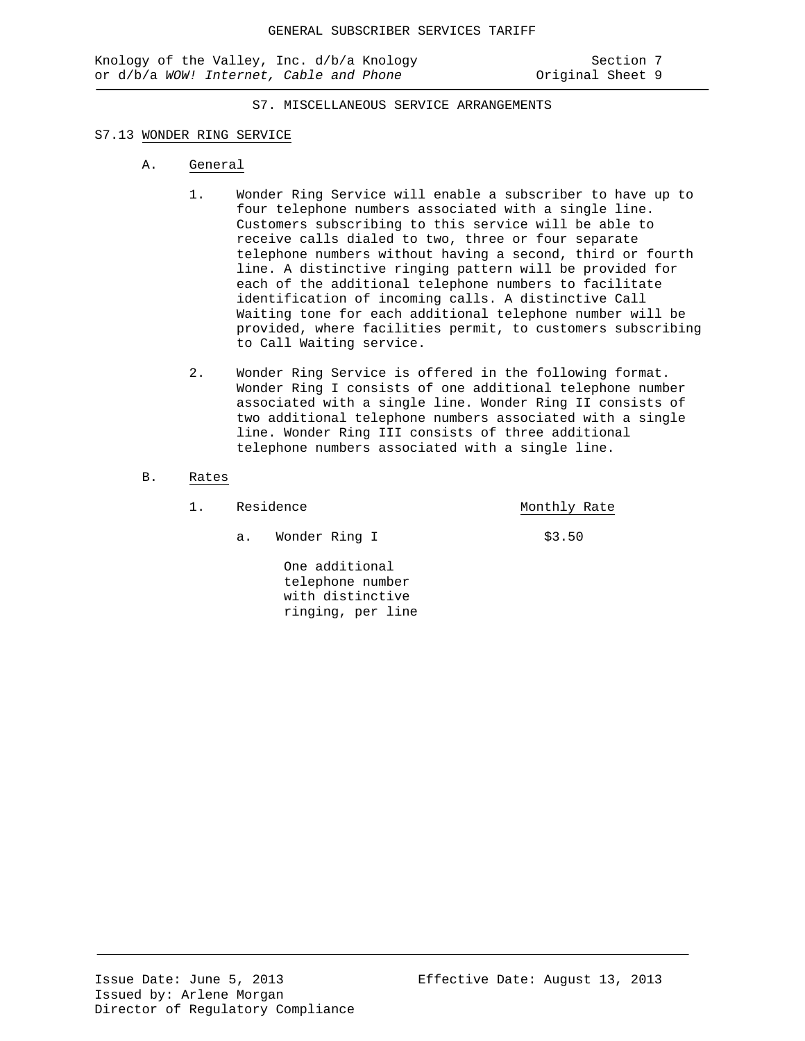S7. MISCELLANEOUS SERVICE ARRANGEMENTS

## S7.13 WONDER RING SERVICE

### A. General

1. Wonder Ring Service will enable a subscriber to have up to four telephone numbers associated with a single line. Customers subscribing to this service will be able to receive calls dialed to two, three or four separate telephone numbers without having a second, third or fourth line. A distinctive ringing pattern will be provided for each of the additional telephone numbers to facilitate identification of incoming calls. A distinctive Call Waiting tone for each additional telephone number will be provided, where facilities permit, to customers subscribing to Call Waiting service.

2. Wonder Ring Service is offered in the following format. Wonder Ring I consists of one additional telephone number associated with a single line. Wonder Ring II consists of two additional telephone numbers associated with a single line. Wonder Ring III consists of three additional telephone numbers associated with a single line.

### B. Rates

1. Residence

| | Monthly Rate |
|---|---|
| a. Wonder Ring I<br>One additional telephone number with distinctive ringing, per line | $3.50 |

Issue Date: June 5, 2013
Issued by: Arlene Morgan
Director of Regulatory Compliance

Effective Date: August 13, 2013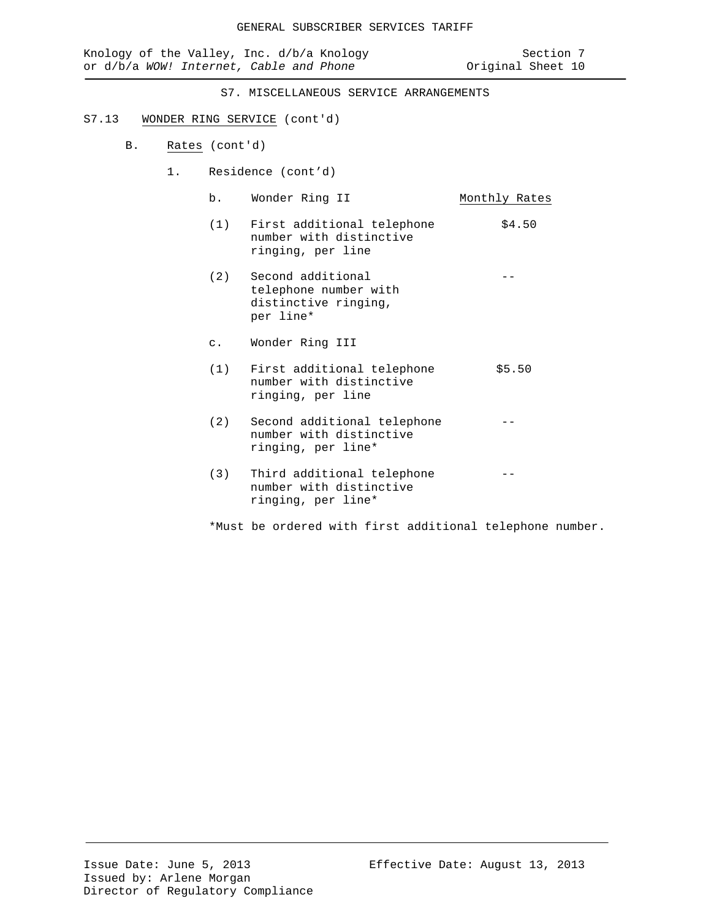## S7. MISCELLANEOUS SERVICE ARRANGEMENTS

### S7.13 WONDER RING SERVICE (cont'd)

B. Rates (cont'd)

1. Residence (cont'd)

| | | Monthly Rates |
|---|---|---|
| b. | Wonder Ring II | |
| (1) | First additional telephone number with distinctive ringing, per line | $4.50 |
| (2) | Second additional telephone number with distinctive ringing, per line* | -- |
| c. | Wonder Ring III | |
| (1) | First additional telephone number with distinctive ringing, per line | $5.50 |
| (2) | Second additional telephone number with distinctive ringing, per line* | -- |
| (3) | Third additional telephone number with distinctive ringing, per line* | -- |

*Must be ordered with first additional telephone number.

Issue Date: June 5, 2013
Issued by: Arlene Morgan
Director of Regulatory Compliance

Effective Date: August 13, 2013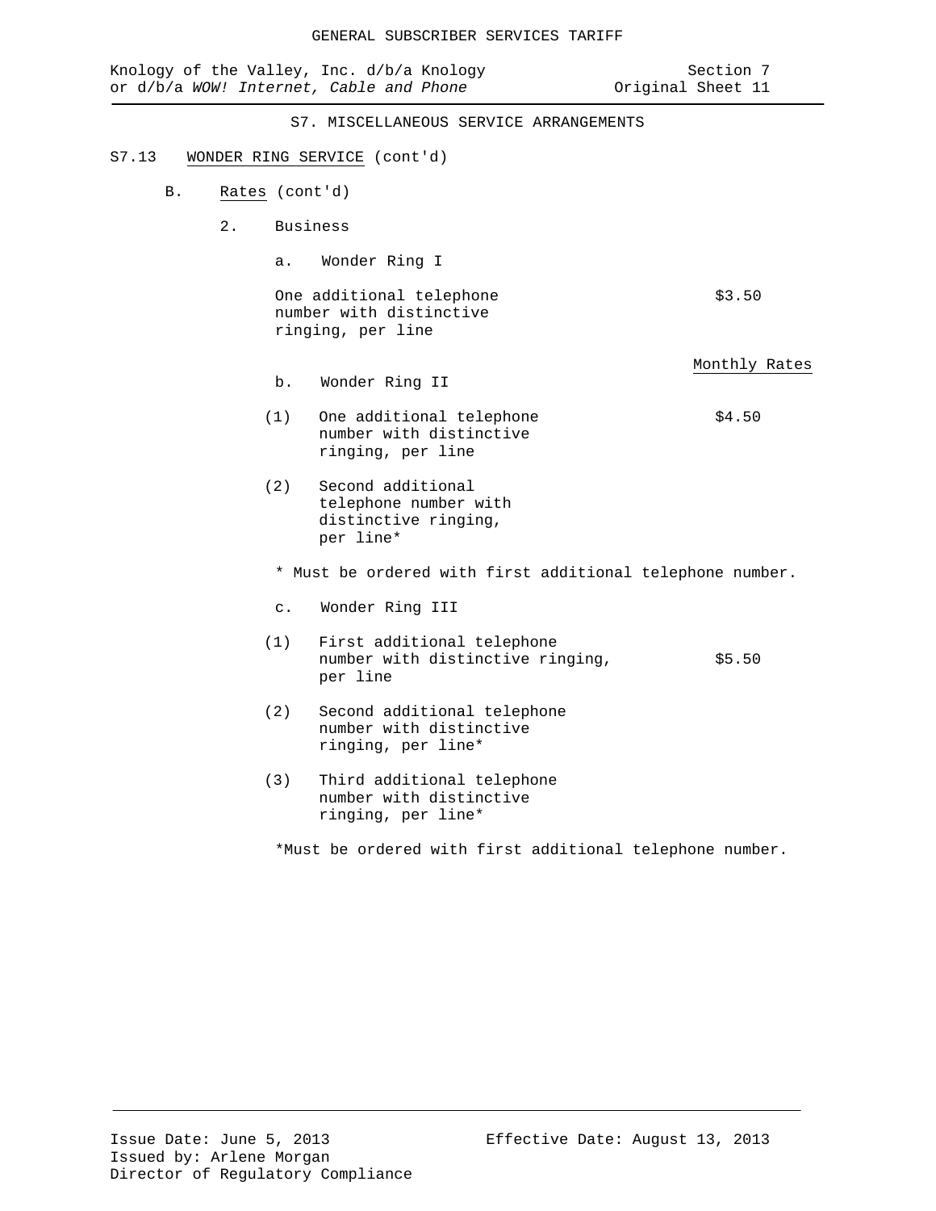GENERAL SUBSCRIBER SERVICES TARIFF

Knology of the Valley, Inc. d/b/a Knology or d/b/a *WOW! Internet, Cable and Phone*

Section 7
Original Sheet 11

## S7. MISCELLANEOUS SERVICE ARRANGEMENTS

### S7.13 WONDER RING SERVICE (cont'd)

B. Rates (cont'd)

2. Business

a. Wonder Ring I

| | |
|---|---|
| One additional telephone number with distinctive ringing, per line | $3.50 |

| | Monthly Rates |
|---|---|
| b. Wonder Ring II | |
| (1) One additional telephone number with distinctive ringing, per line | $4.50 |
| (2) Second additional telephone number with distinctive ringing, per line* | |

\* Must be ordered with first additional telephone number.

c. Wonder Ring III

| | |
|---|---|
| (1) First additional telephone number with distinctive ringing, per line | $5.50 |
| (2) Second additional telephone number with distinctive ringing, per line* | |
| (3) Third additional telephone number with distinctive ringing, per line* | |

*Must be ordered with first additional telephone number.

Issue Date: June 5, 2013
Issued by: Arlene Morgan
Director of Regulatory Compliance

Effective Date: August 13, 2013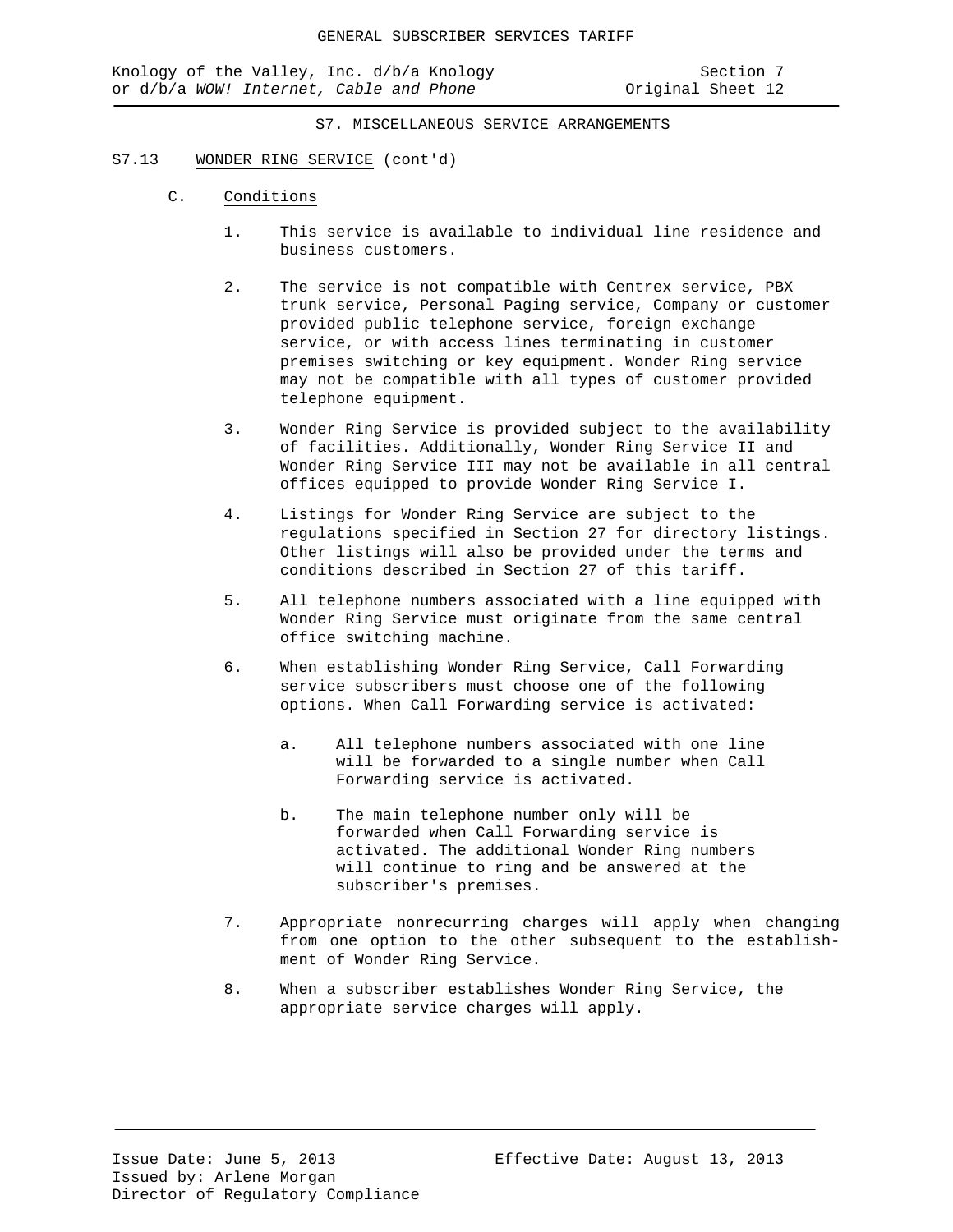## S7. MISCELLANEOUS SERVICE ARRANGEMENTS

### S7.13 WONDER RING SERVICE (cont'd)

#### C. Conditions

1. This service is available to individual line residence and business customers.

2. The service is not compatible with Centrex service, PBX trunk service, Personal Paging service, Company or customer provided public telephone service, foreign exchange service, or with access lines terminating in customer premises switching or key equipment. Wonder Ring service may not be compatible with all types of customer provided telephone equipment.

3. Wonder Ring Service is provided subject to the availability of facilities. Additionally, Wonder Ring Service II and Wonder Ring Service III may not be available in all central offices equipped to provide Wonder Ring Service I.

4. Listings for Wonder Ring Service are subject to the regulations specified in Section 27 for directory listings. Other listings will also be provided under the terms and conditions described in Section 27 of this tariff.

5. All telephone numbers associated with a line equipped with Wonder Ring Service must originate from the same central office switching machine.

6. When establishing Wonder Ring Service, Call Forwarding service subscribers must choose one of the following options. When Call Forwarding service is activated:

   a. All telephone numbers associated with one line will be forwarded to a single number when Call Forwarding service is activated.

   b. The main telephone number only will be forwarded when Call Forwarding service is activated. The additional Wonder Ring numbers will continue to ring and be answered at the subscriber's premises.

7. Appropriate nonrecurring charges will apply when changing from one option to the other subsequent to the establishment of Wonder Ring Service.

8. When a subscriber establishes Wonder Ring Service, the appropriate service charges will apply.

Issue Date: June 5, 2013
Effective Date: August 13, 2013
Issued by: Arlene Morgan
Director of Regulatory Compliance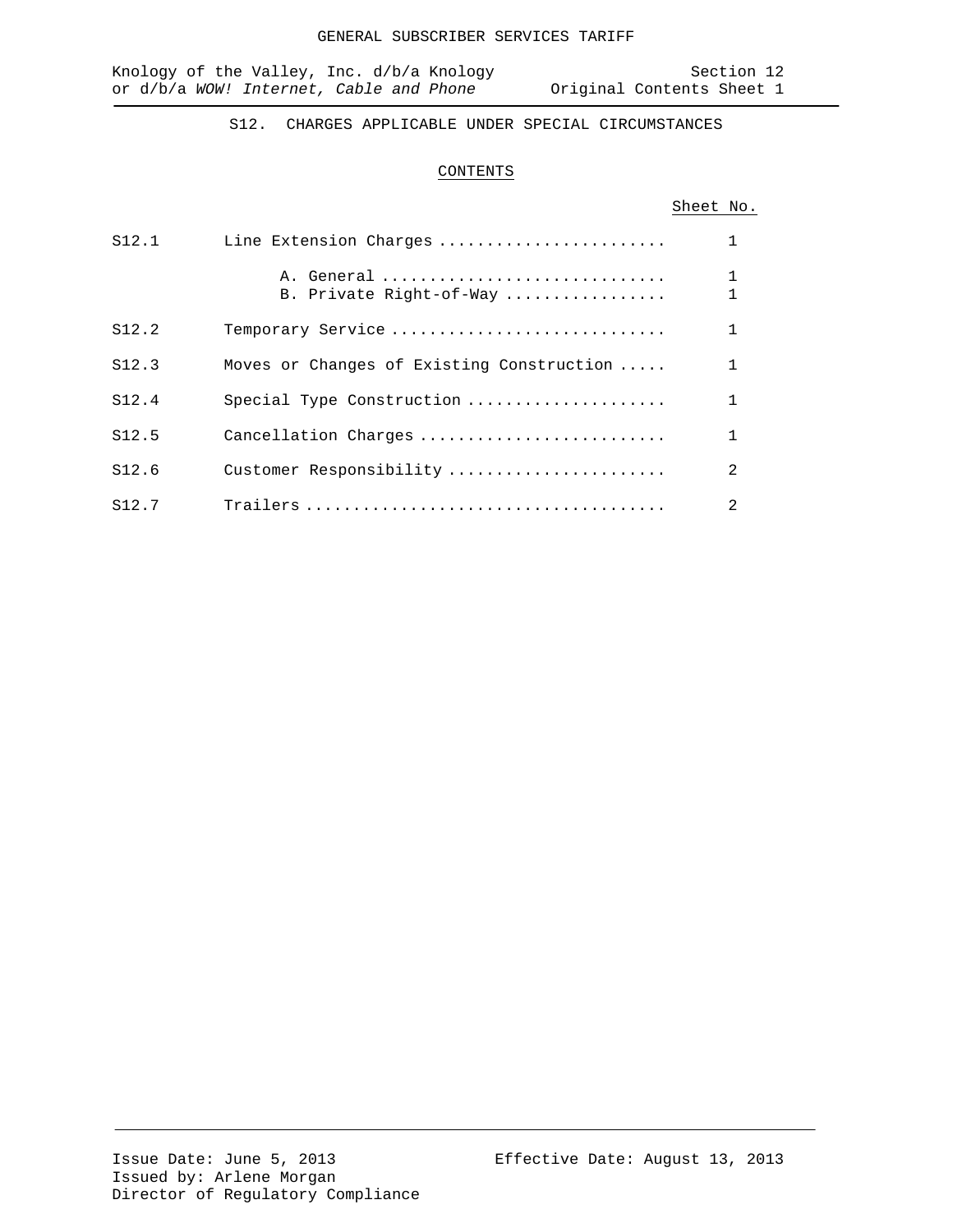GENERAL SUBSCRIBER SERVICES TARIFF

Knology of the Valley, Inc. d/b/a Knology or d/b/a *WOW! Internet, Cable and Phone*

Section 12
Original Contents Sheet 1

## S12. CHARGES APPLICABLE UNDER SPECIAL CIRCUMSTANCES

### CONTENTS

| | | Sheet No. |
|---|---|---|
| S12.1 | Line Extension Charges | 1 |
| | A. General | 1 |
| | B. Private Right-of-Way | 1 |
| S12.2 | Temporary Service | 1 |
| S12.3 | Moves or Changes of Existing Construction | 1 |
| S12.4 | Special Type Construction | 1 |
| S12.5 | Cancellation Charges | 1 |
| S12.6 | Customer Responsibility | 2 |
| S12.7 | Trailers | 2 |

Issue Date: June 5, 2013
Issued by: Arlene Morgan
Director of Regulatory Compliance

Effective Date: August 13, 2013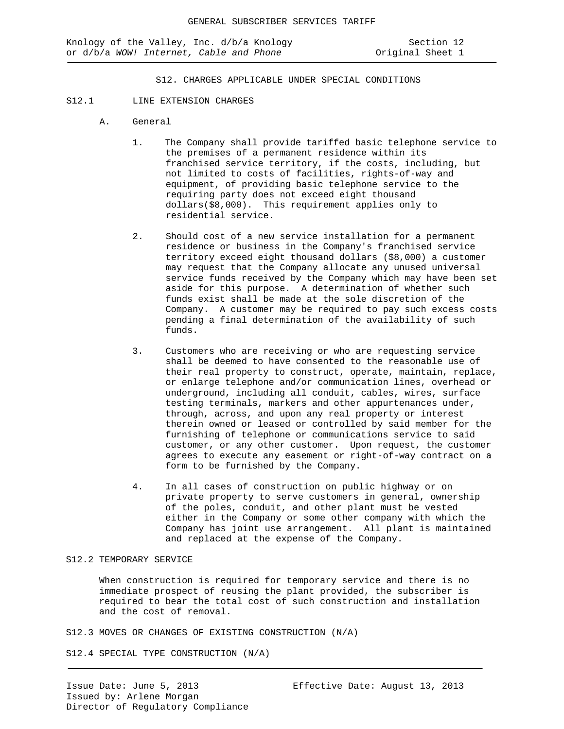# S12. CHARGES APPLICABLE UNDER SPECIAL CONDITIONS

## S12.1 LINE EXTENSION CHARGES

### A. General

1. The Company shall provide tariffed basic telephone service to the premises of a permanent residence within its franchised service territory, if the costs, including, but not limited to costs of facilities, rights-of-way and equipment, of providing basic telephone service to the requiring party does not exceed eight thousand dollars($8,000). This requirement applies only to residential service.

2. Should cost of a new service installation for a permanent residence or business in the Company's franchised service territory exceed eight thousand dollars ($8,000) a customer may request that the Company allocate any unused universal service funds received by the Company which may have been set aside for this purpose. A determination of whether such funds exist shall be made at the sole discretion of the Company. A customer may be required to pay such excess costs pending a final determination of the availability of such funds.

3. Customers who are receiving or who are requesting service shall be deemed to have consented to the reasonable use of their real property to construct, operate, maintain, replace, or enlarge telephone and/or communication lines, overhead or underground, including all conduit, cables, wires, surface testing terminals, markers and other appurtenances under, through, across, and upon any real property or interest therein owned or leased or controlled by said member for the furnishing of telephone or communications service to said customer, or any other customer. Upon request, the customer agrees to execute any easement or right-of-way contract on a form to be furnished by the Company.

4. In all cases of construction on public highway or on private property to serve customers in general, ownership of the poles, conduit, and other plant must be vested either in the Company or some other company with which the Company has joint use arrangement. All plant is maintained and replaced at the expense of the Company.

## S12.2 TEMPORARY SERVICE

When construction is required for temporary service and there is no immediate prospect of reusing the plant provided, the subscriber is required to bear the total cost of such construction and installation and the cost of removal.

## S12.3 MOVES OR CHANGES OF EXISTING CONSTRUCTION (N/A)

## S12.4 SPECIAL TYPE CONSTRUCTION (N/A)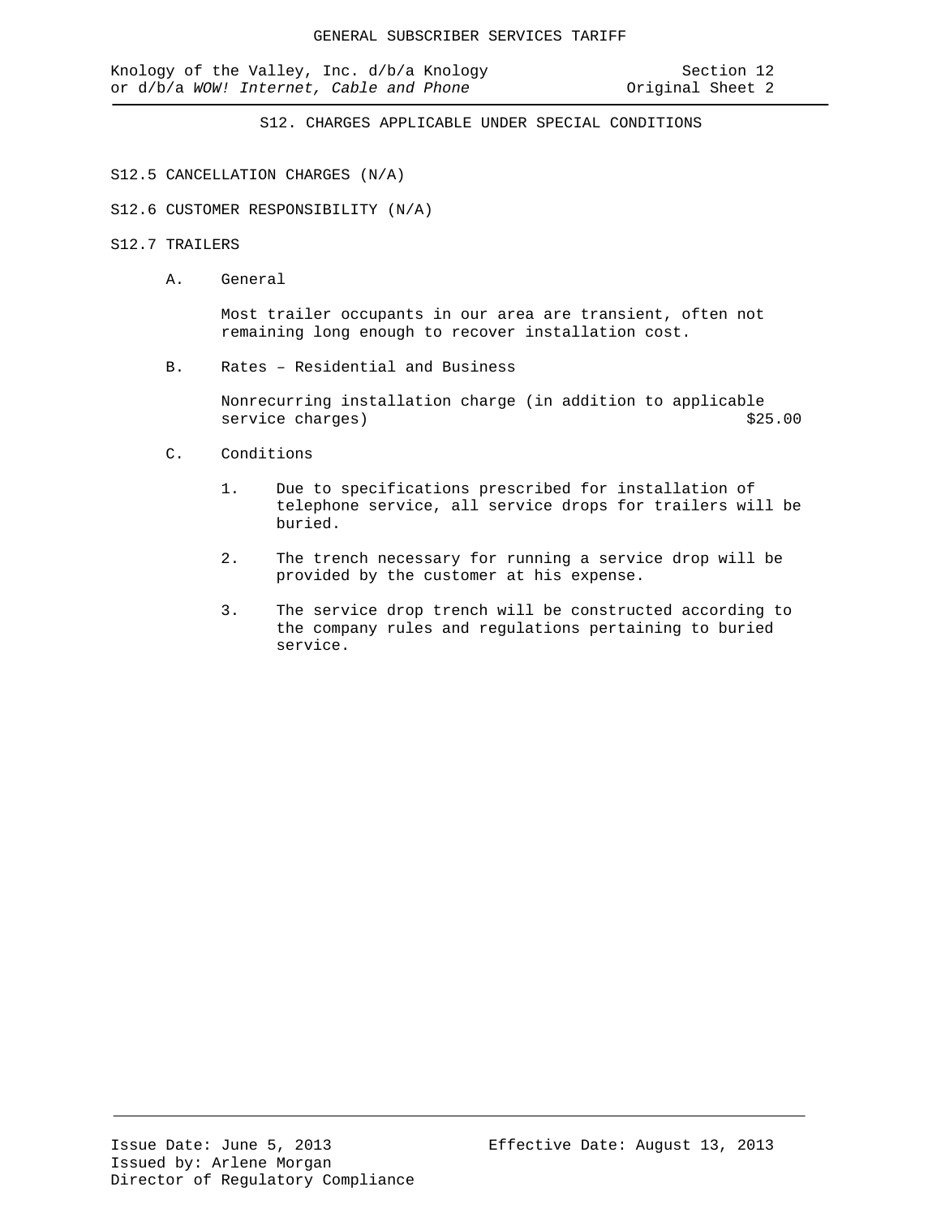## S12. CHARGES APPLICABLE UNDER SPECIAL CONDITIONS

### S12.5 CANCELLATION CHARGES (N/A)

### S12.6 CUSTOMER RESPONSIBILITY (N/A)

### S12.7 TRAILERS

A. General

Most trailer occupants in our area are transient, often not remaining long enough to recover installation cost.

B. Rates – Residential and Business

| | |
|---|---|
| Nonrecurring installation charge (in addition to applicable service charges) | $25.00 |

C. Conditions

1. Due to specifications prescribed for installation of telephone service, all service drops for trailers will be buried.
2. The trench necessary for running a service drop will be provided by the customer at his expense.
3. The service drop trench will be constructed according to the company rules and regulations pertaining to buried service.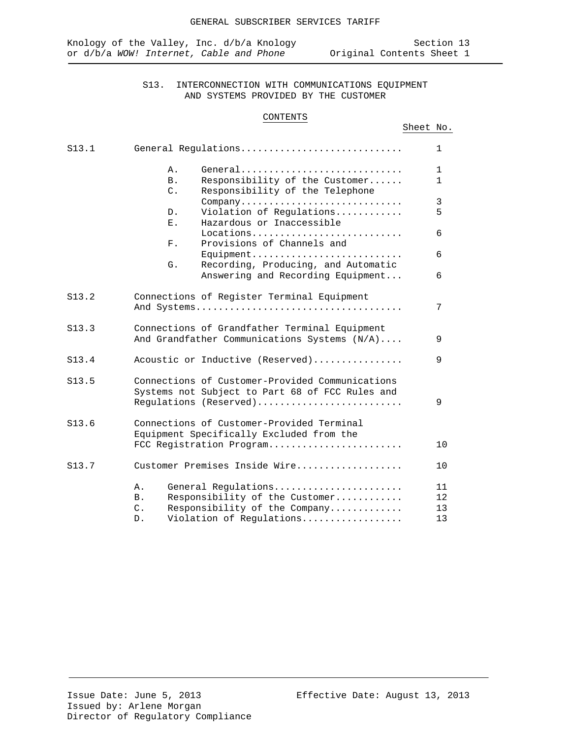# S13. INTERCONNECTION WITH COMMUNICATIONS EQUIPMENT AND SYSTEMS PROVIDED BY THE CUSTOMER

## CONTENTS

| | | Sheet No. |
|---|---|---|
| S13.1 | General Regulations | 1 |
| | A. General | 1 |
| | B. Responsibility of the Customer | 1 |
| | C. Responsibility of the Telephone Company | 3 |
| | D. Violation of Regulations | 5 |
| | E. Hazardous or Inaccessible Locations | 6 |
| | F. Provisions of Channels and Equipment | 6 |
| | G. Recording, Producing, and Automatic Answering and Recording Equipment | 6 |
| S13.2 | Connections of Register Terminal Equipment And Systems | 7 |
| S13.3 | Connections of Grandfather Terminal Equipment And Grandfather Communications Systems (N/A) | 9 |
| S13.4 | Acoustic or Inductive (Reserved) | 9 |
| S13.5 | Connections of Customer-Provided Communications Systems not Subject to Part 68 of FCC Rules and Regulations (Reserved) | 9 |
| S13.6 | Connections of Customer-Provided Terminal Equipment Specifically Excluded from the FCC Registration Program | 10 |
| S13.7 | Customer Premises Inside Wire | 10 |
| | A. General Regulations | 11 |
| | B. Responsibility of the Customer | 12 |
| | C. Responsibility of the Company | 13 |
| | D. Violation of Regulations | 13 |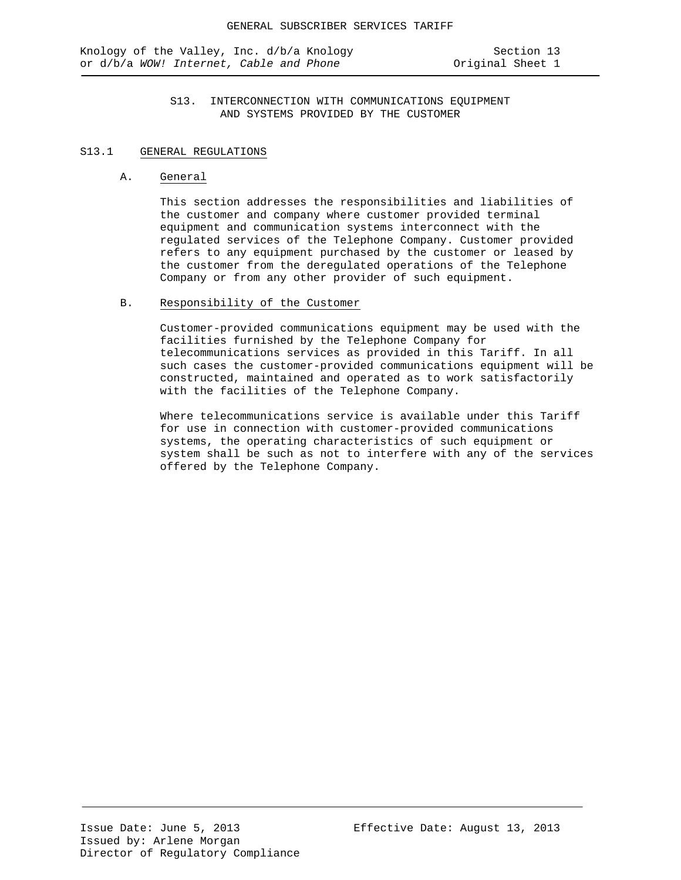# S13. INTERCONNECTION WITH COMMUNICATIONS EQUIPMENT AND SYSTEMS PROVIDED BY THE CUSTOMER

## S13.1 GENERAL REGULATIONS

### A. General

This section addresses the responsibilities and liabilities of the customer and company where customer provided terminal equipment and communication systems interconnect with the regulated services of the Telephone Company. Customer provided refers to any equipment purchased by the customer or leased by the customer from the deregulated operations of the Telephone Company or from any other provider of such equipment.

### B. Responsibility of the Customer

Customer-provided communications equipment may be used with the facilities furnished by the Telephone Company for telecommunications services as provided in this Tariff. In all such cases the customer-provided communications equipment will be constructed, maintained and operated as to work satisfactorily with the facilities of the Telephone Company.

Where telecommunications service is available under this Tariff for use in connection with customer-provided communications systems, the operating characteristics of such equipment or system shall be such as not to interfere with any of the services offered by the Telephone Company.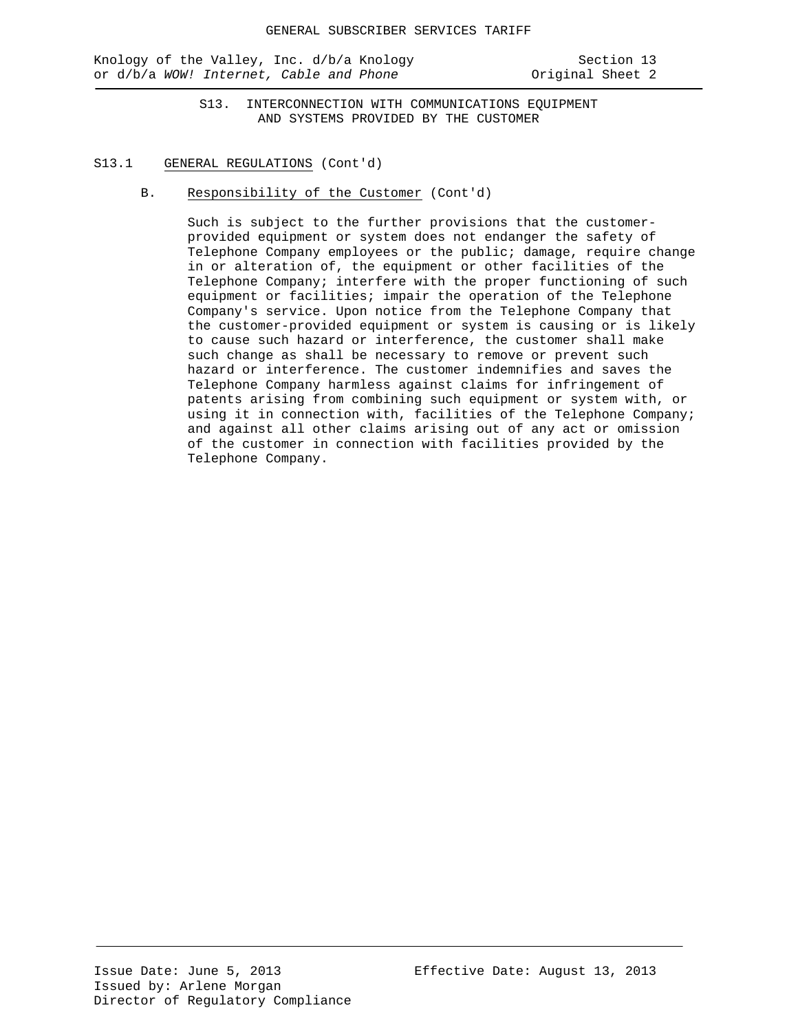## S13. INTERCONNECTION WITH COMMUNICATIONS EQUIPMENT AND SYSTEMS PROVIDED BY THE CUSTOMER

### S13.1 GENERAL REGULATIONS (Cont'd)

#### B. Responsibility of the Customer (Cont'd)

Such is subject to the further provisions that the customer-provided equipment or system does not endanger the safety of Telephone Company employees or the public; damage, require change in or alteration of, the equipment or other facilities of the Telephone Company; interfere with the proper functioning of such equipment or facilities; impair the operation of the Telephone Company's service. Upon notice from the Telephone Company that the customer-provided equipment or system is causing or is likely to cause such hazard or interference, the customer shall make such change as shall be necessary to remove or prevent such hazard or interference. The customer indemnifies and saves the Telephone Company harmless against claims for infringement of patents arising from combining such equipment or system with, or using it in connection with, facilities of the Telephone Company; and against all other claims arising out of any act or omission of the customer in connection with facilities provided by the Telephone Company.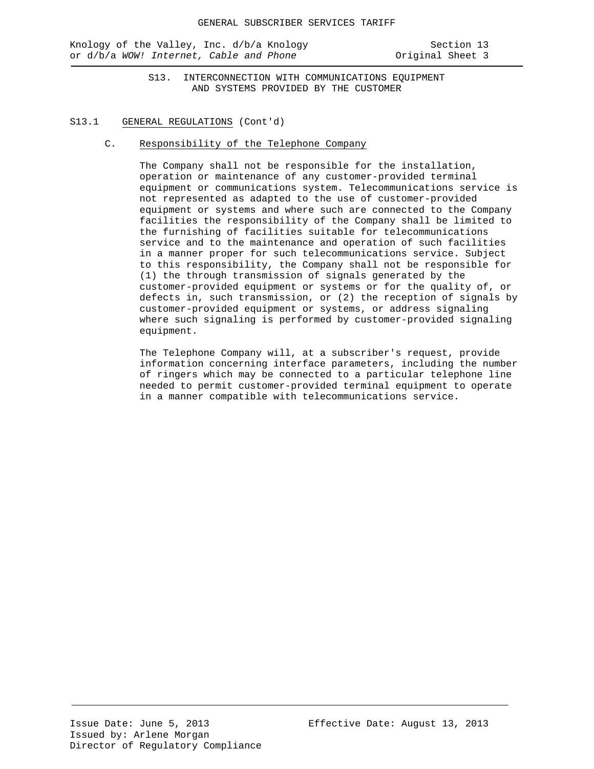## S13. INTERCONNECTION WITH COMMUNICATIONS EQUIPMENT AND SYSTEMS PROVIDED BY THE CUSTOMER

### S13.1 GENERAL REGULATIONS (Cont'd)

#### C. Responsibility of the Telephone Company

The Company shall not be responsible for the installation, operation or maintenance of any customer-provided terminal equipment or communications system. Telecommunications service is not represented as adapted to the use of customer-provided equipment or systems and where such are connected to the Company facilities the responsibility of the Company shall be limited to the furnishing of facilities suitable for telecommunications service and to the maintenance and operation of such facilities in a manner proper for such telecommunications service. Subject to this responsibility, the Company shall not be responsible for (1) the through transmission of signals generated by the customer-provided equipment or systems or for the quality of, or defects in, such transmission, or (2) the reception of signals by customer-provided equipment or systems, or address signaling where such signaling is performed by customer-provided signaling equipment.

The Telephone Company will, at a subscriber's request, provide information concerning interface parameters, including the number of ringers which may be connected to a particular telephone line needed to permit customer-provided terminal equipment to operate in a manner compatible with telecommunications service.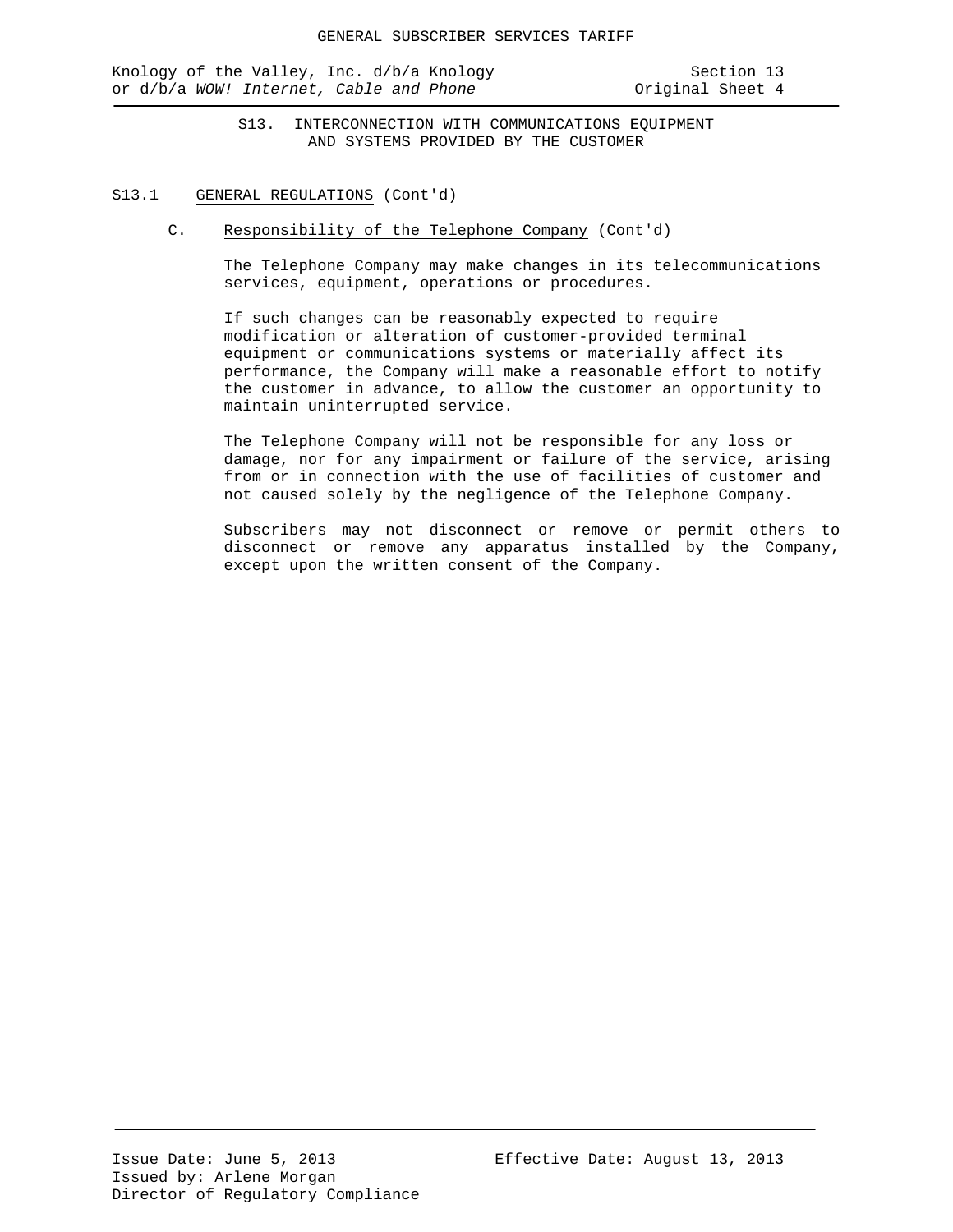## S13. INTERCONNECTION WITH COMMUNICATIONS EQUIPMENT AND SYSTEMS PROVIDED BY THE CUSTOMER

### S13.1 GENERAL REGULATIONS (Cont'd)

#### C. Responsibility of the Telephone Company (Cont'd)

The Telephone Company may make changes in its telecommunications services, equipment, operations or procedures.

If such changes can be reasonably expected to require modification or alteration of customer-provided terminal equipment or communications systems or materially affect its performance, the Company will make a reasonable effort to notify the customer in advance, to allow the customer an opportunity to maintain uninterrupted service.

The Telephone Company will not be responsible for any loss or damage, nor for any impairment or failure of the service, arising from or in connection with the use of facilities of customer and not caused solely by the negligence of the Telephone Company.

Subscribers may not disconnect or remove or permit others to disconnect or remove any apparatus installed by the Company, except upon the written consent of the Company.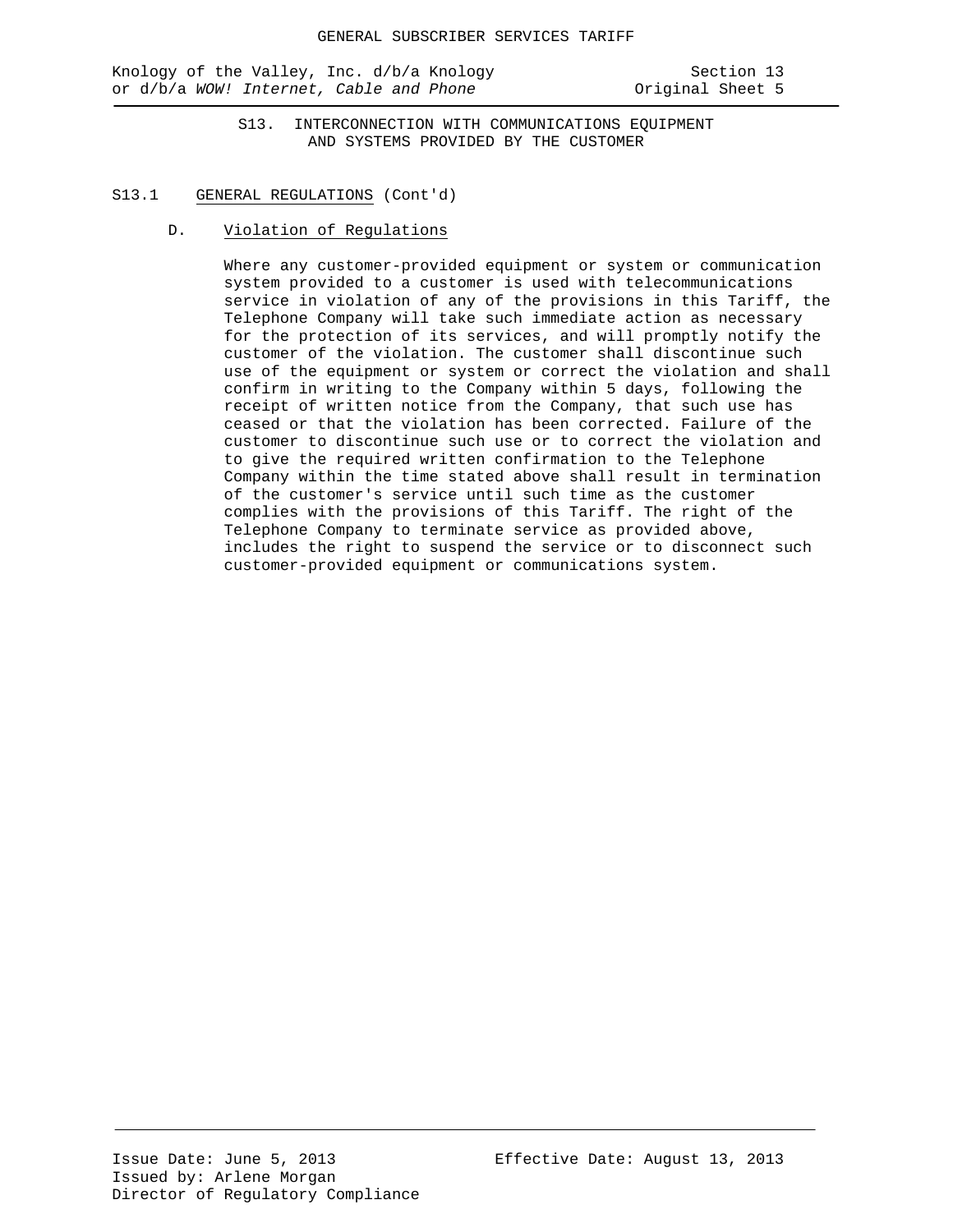## S13. INTERCONNECTION WITH COMMUNICATIONS EQUIPMENT AND SYSTEMS PROVIDED BY THE CUSTOMER

### S13.1 GENERAL REGULATIONS (Cont'd)

#### D. Violation of Regulations

Where any customer-provided equipment or system or communication system provided to a customer is used with telecommunications service in violation of any of the provisions in this Tariff, the Telephone Company will take such immediate action as necessary for the protection of its services, and will promptly notify the customer of the violation. The customer shall discontinue such use of the equipment or system or correct the violation and shall confirm in writing to the Company within 5 days, following the receipt of written notice from the Company, that such use has ceased or that the violation has been corrected. Failure of the customer to discontinue such use or to correct the violation and to give the required written confirmation to the Telephone Company within the time stated above shall result in termination of the customer's service until such time as the customer complies with the provisions of this Tariff. The right of the Telephone Company to terminate service as provided above, includes the right to suspend the service or to disconnect such customer-provided equipment or communications system.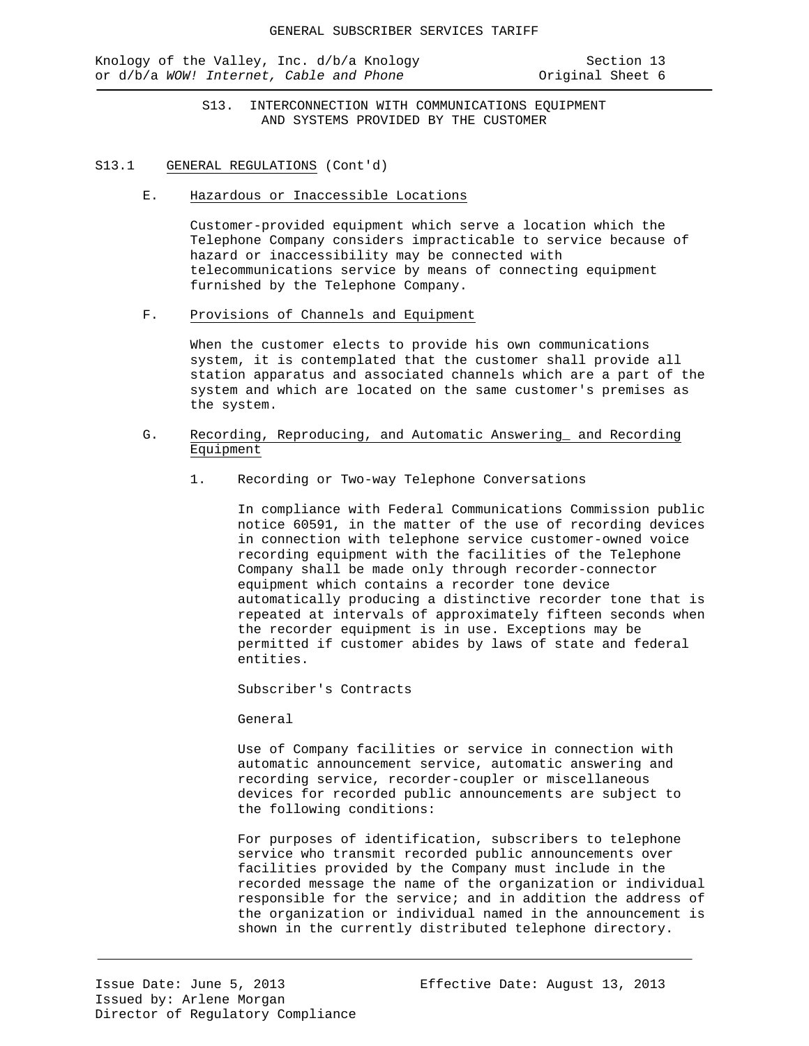## S13. INTERCONNECTION WITH COMMUNICATIONS EQUIPMENT AND SYSTEMS PROVIDED BY THE CUSTOMER

### S13.1 GENERAL REGULATIONS (Cont'd)

#### E. Hazardous or Inaccessible Locations

Customer-provided equipment which serve a location which the Telephone Company considers impracticable to service because of hazard or inaccessibility may be connected with telecommunications service by means of connecting equipment furnished by the Telephone Company.

#### F. Provisions of Channels and Equipment

When the customer elects to provide his own communications system, it is contemplated that the customer shall provide all station apparatus and associated channels which are a part of the system and which are located on the same customer's premises as the system.

#### G. Recording, Reproducing, and Automatic Answering_ and Recording Equipment

1. Recording or Two-way Telephone Conversations

   In compliance with Federal Communications Commission public notice 60591, in the matter of the use of recording devices in connection with telephone service customer-owned voice recording equipment with the facilities of the Telephone Company shall be made only through recorder-connector equipment which contains a recorder tone device automatically producing a distinctive recorder tone that is repeated at intervals of approximately fifteen seconds when the recorder equipment is in use. Exceptions may be permitted if customer abides by laws of state and federal entities.

   Subscriber's Contracts

   General

   Use of Company facilities or service in connection with automatic announcement service, automatic answering and recording service, recorder-coupler or miscellaneous devices for recorded public announcements are subject to the following conditions:

   For purposes of identification, subscribers to telephone service who transmit recorded public announcements over facilities provided by the Company must include in the recorded message the name of the organization or individual responsible for the service; and in addition the address of the organization or individual named in the announcement is shown in the currently distributed telephone directory.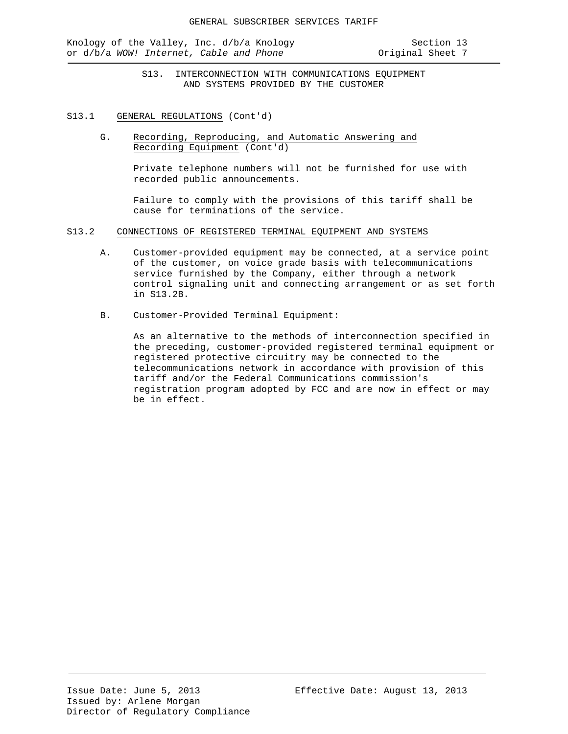# S13. INTERCONNECTION WITH COMMUNICATIONS EQUIPMENT AND SYSTEMS PROVIDED BY THE CUSTOMER

## S13.1 GENERAL REGULATIONS (Cont'd)

### G. Recording, Reproducing, and Automatic Answering and Recording Equipment (Cont'd)

Private telephone numbers will not be furnished for use with recorded public announcements.

Failure to comply with the provisions of this tariff shall be cause for terminations of the service.

## S13.2 CONNECTIONS OF REGISTERED TERMINAL EQUIPMENT AND SYSTEMS

A. Customer-provided equipment may be connected, at a service point of the customer, on voice grade basis with telecommunications service furnished by the Company, either through a network control signaling unit and connecting arrangement or as set forth in S13.2B.

B. Customer-Provided Terminal Equipment:

As an alternative to the methods of interconnection specified in the preceding, customer-provided registered terminal equipment or registered protective circuitry may be connected to the telecommunications network in accordance with provision of this tariff and/or the Federal Communications commission's registration program adopted by FCC and are now in effect or may be in effect.

Issue Date: June 5, 2013
Issued by: Arlene Morgan
Director of Regulatory Compliance

Effective Date: August 13, 2013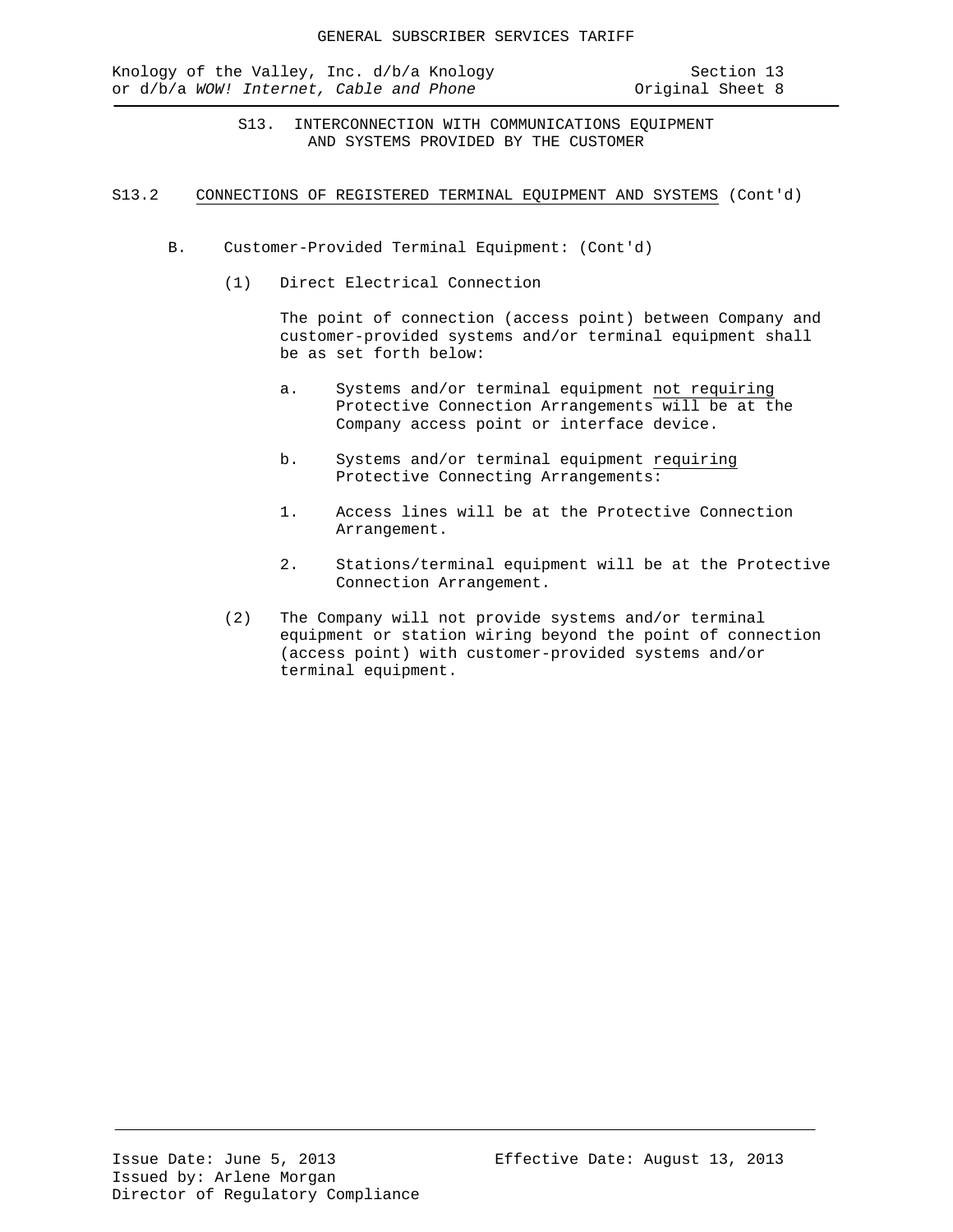# S13. INTERCONNECTION WITH COMMUNICATIONS EQUIPMENT AND SYSTEMS PROVIDED BY THE CUSTOMER

## S13.2 CONNECTIONS OF REGISTERED TERMINAL EQUIPMENT AND SYSTEMS (Cont'd)

B. Customer-Provided Terminal Equipment: (Cont'd)

(1) Direct Electrical Connection

The point of connection (access point) between Company and customer-provided systems and/or terminal equipment shall be as set forth below:

a. Systems and/or terminal equipment not requiring Protective Connection Arrangements will be at the Company access point or interface device.

b. Systems and/or terminal equipment requiring Protective Connecting Arrangements:

1. Access lines will be at the Protective Connection Arrangement.

2. Stations/terminal equipment will be at the Protective Connection Arrangement.

(2) The Company will not provide systems and/or terminal equipment or station wiring beyond the point of connection (access point) with customer-provided systems and/or terminal equipment.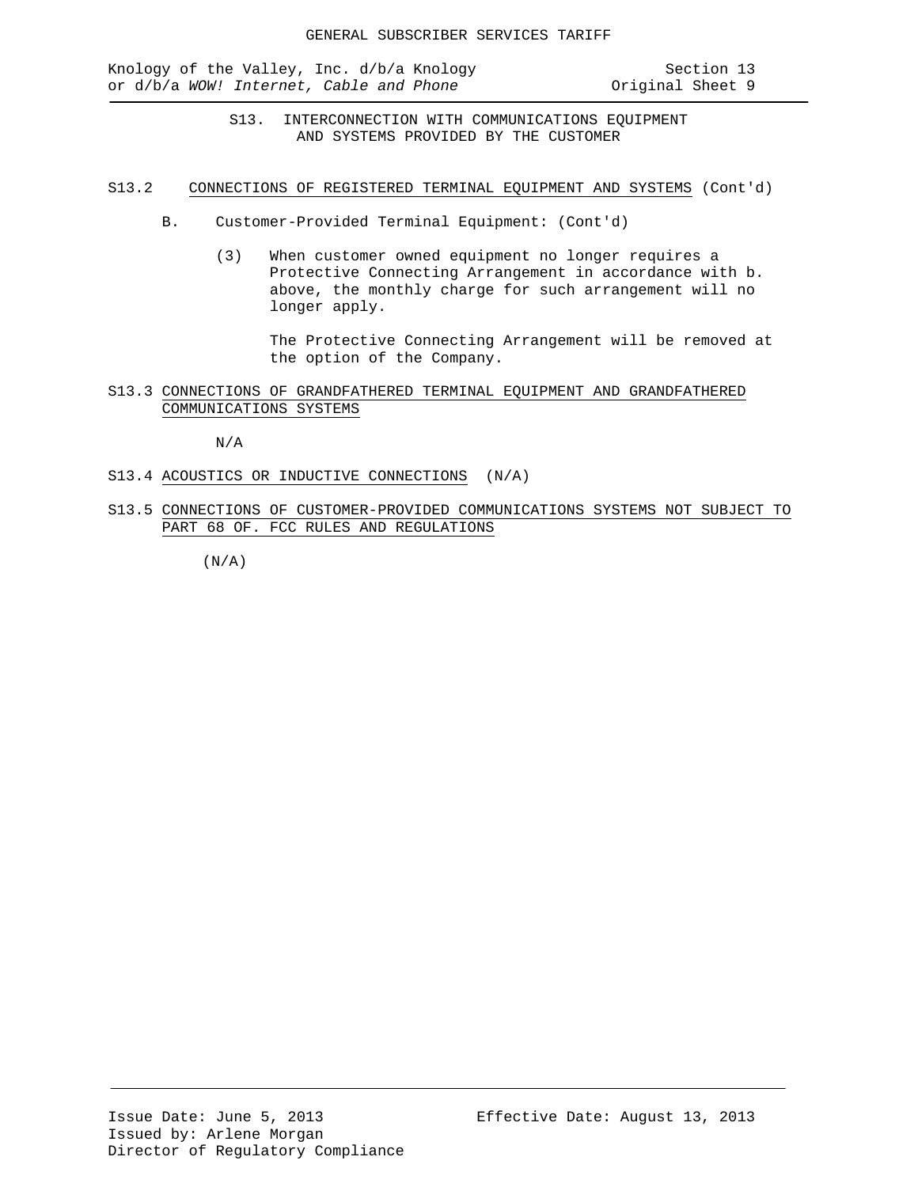S13. INTERCONNECTION WITH COMMUNICATIONS EQUIPMENT AND SYSTEMS PROVIDED BY THE CUSTOMER

S13.2 CONNECTIONS OF REGISTERED TERMINAL EQUIPMENT AND SYSTEMS (Cont'd)

B. Customer-Provided Terminal Equipment: (Cont'd)

(3) When customer owned equipment no longer requires a Protective Connecting Arrangement in accordance with b. above, the monthly charge for such arrangement will no longer apply.

The Protective Connecting Arrangement will be removed at the option of the Company.

S13.3 CONNECTIONS OF GRANDFATHERED TERMINAL EQUIPMENT AND GRANDFATHERED COMMUNICATIONS SYSTEMS

N/A

S13.4 ACOUSTICS OR INDUCTIVE CONNECTIONS (N/A)

S13.5 CONNECTIONS OF CUSTOMER-PROVIDED COMMUNICATIONS SYSTEMS NOT SUBJECT TO PART 68 OF. FCC RULES AND REGULATIONS

(N/A)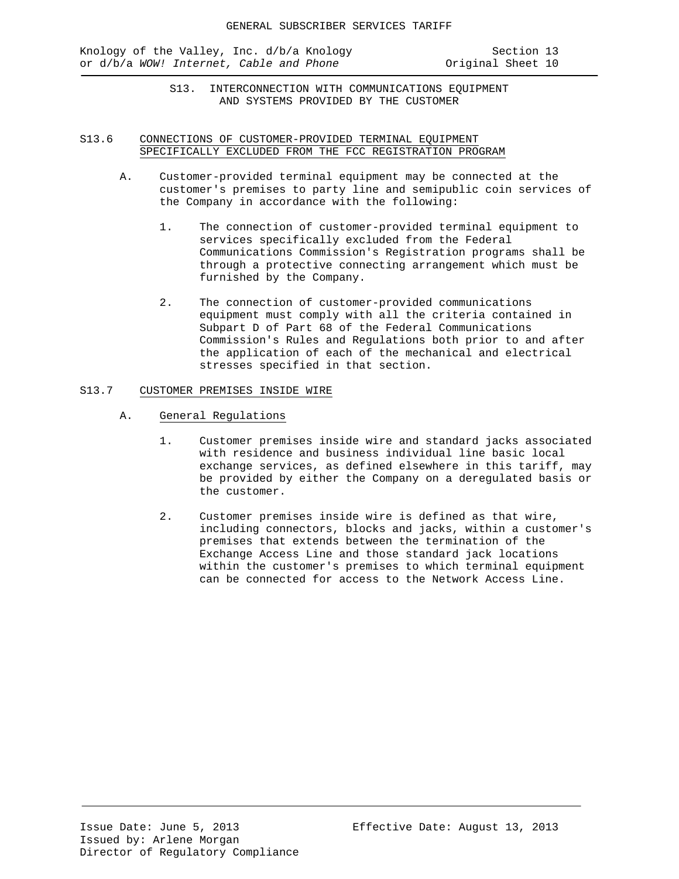## S13. INTERCONNECTION WITH COMMUNICATIONS EQUIPMENT AND SYSTEMS PROVIDED BY THE CUSTOMER

### S13.6 CONNECTIONS OF CUSTOMER-PROVIDED TERMINAL EQUIPMENT SPECIFICALLY EXCLUDED FROM THE FCC REGISTRATION PROGRAM

A. Customer-provided terminal equipment may be connected at the customer's premises to party line and semipublic coin services of the Company in accordance with the following:

1. The connection of customer-provided terminal equipment to services specifically excluded from the Federal Communications Commission's Registration programs shall be through a protective connecting arrangement which must be furnished by the Company.

2. The connection of customer-provided communications equipment must comply with all the criteria contained in Subpart D of Part 68 of the Federal Communications Commission's Rules and Regulations both prior to and after the application of each of the mechanical and electrical stresses specified in that section.

### S13.7 CUSTOMER PREMISES INSIDE WIRE

A. General Regulations

1. Customer premises inside wire and standard jacks associated with residence and business individual line basic local exchange services, as defined elsewhere in this tariff, may be provided by either the Company on a deregulated basis or the customer.

2. Customer premises inside wire is defined as that wire, including connectors, blocks and jacks, within a customer's premises that extends between the termination of the Exchange Access Line and those standard jack locations within the customer's premises to which terminal equipment can be connected for access to the Network Access Line.

Issue Date: June 5, 2013
Effective Date: August 13, 2013
Issued by: Arlene Morgan
Director of Regulatory Compliance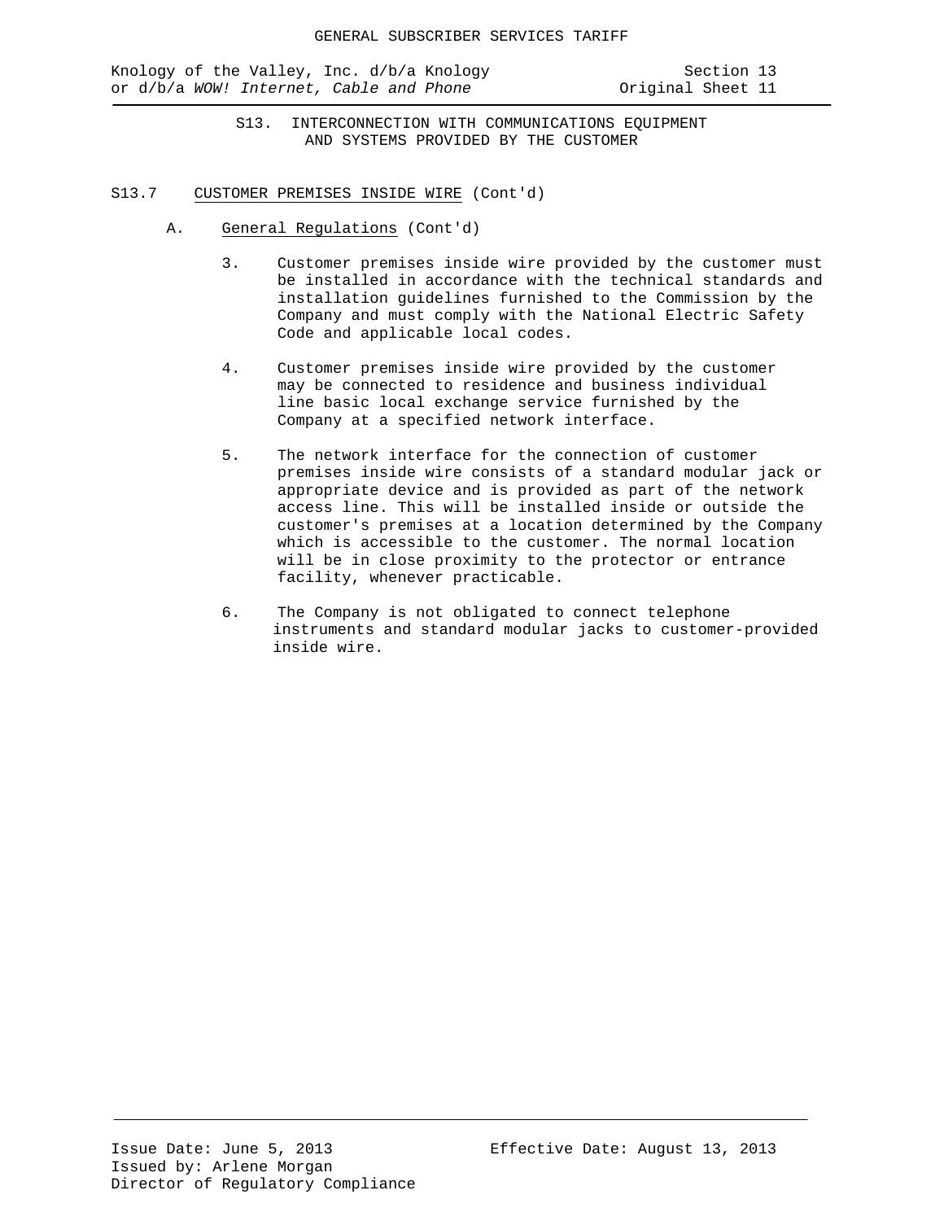## S13. INTERCONNECTION WITH COMMUNICATIONS EQUIPMENT AND SYSTEMS PROVIDED BY THE CUSTOMER

S13.7 CUSTOMER PREMISES INSIDE WIRE (Cont'd)

A. General Regulations (Cont'd)

3. Customer premises inside wire provided by the customer must be installed in accordance with the technical standards and installation guidelines furnished to the Commission by the Company and must comply with the National Electric Safety Code and applicable local codes.

4. Customer premises inside wire provided by the customer may be connected to residence and business individual line basic local exchange service furnished by the Company at a specified network interface.

5. The network interface for the connection of customer premises inside wire consists of a standard modular jack or appropriate device and is provided as part of the network access line. This will be installed inside or outside the customer's premises at a location determined by the Company which is accessible to the customer. The normal location will be in close proximity to the protector or entrance facility, whenever practicable.

6. The Company is not obligated to connect telephone instruments and standard modular jacks to customer-provided inside wire.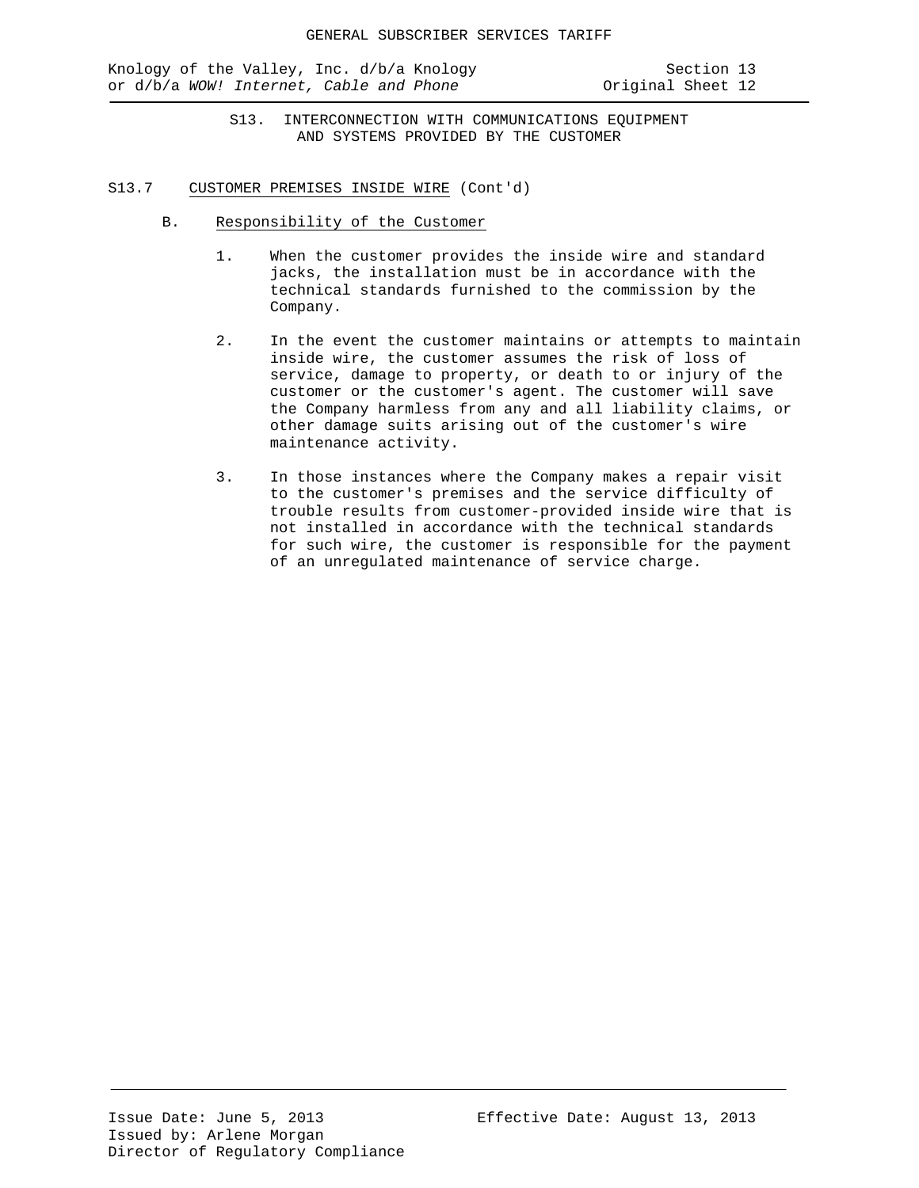## S13. INTERCONNECTION WITH COMMUNICATIONS EQUIPMENT AND SYSTEMS PROVIDED BY THE CUSTOMER

### S13.7 CUSTOMER PREMISES INSIDE WIRE (Cont'd)

B. Responsibility of the Customer

1. When the customer provides the inside wire and standard jacks, the installation must be in accordance with the technical standards furnished to the commission by the Company.

2. In the event the customer maintains or attempts to maintain inside wire, the customer assumes the risk of loss of service, damage to property, or death to or injury of the customer or the customer's agent. The customer will save the Company harmless from any and all liability claims, or other damage suits arising out of the customer's wire maintenance activity.

3. In those instances where the Company makes a repair visit to the customer's premises and the service difficulty of trouble results from customer-provided inside wire that is not installed in accordance with the technical standards for such wire, the customer is responsible for the payment of an unregulated maintenance of service charge.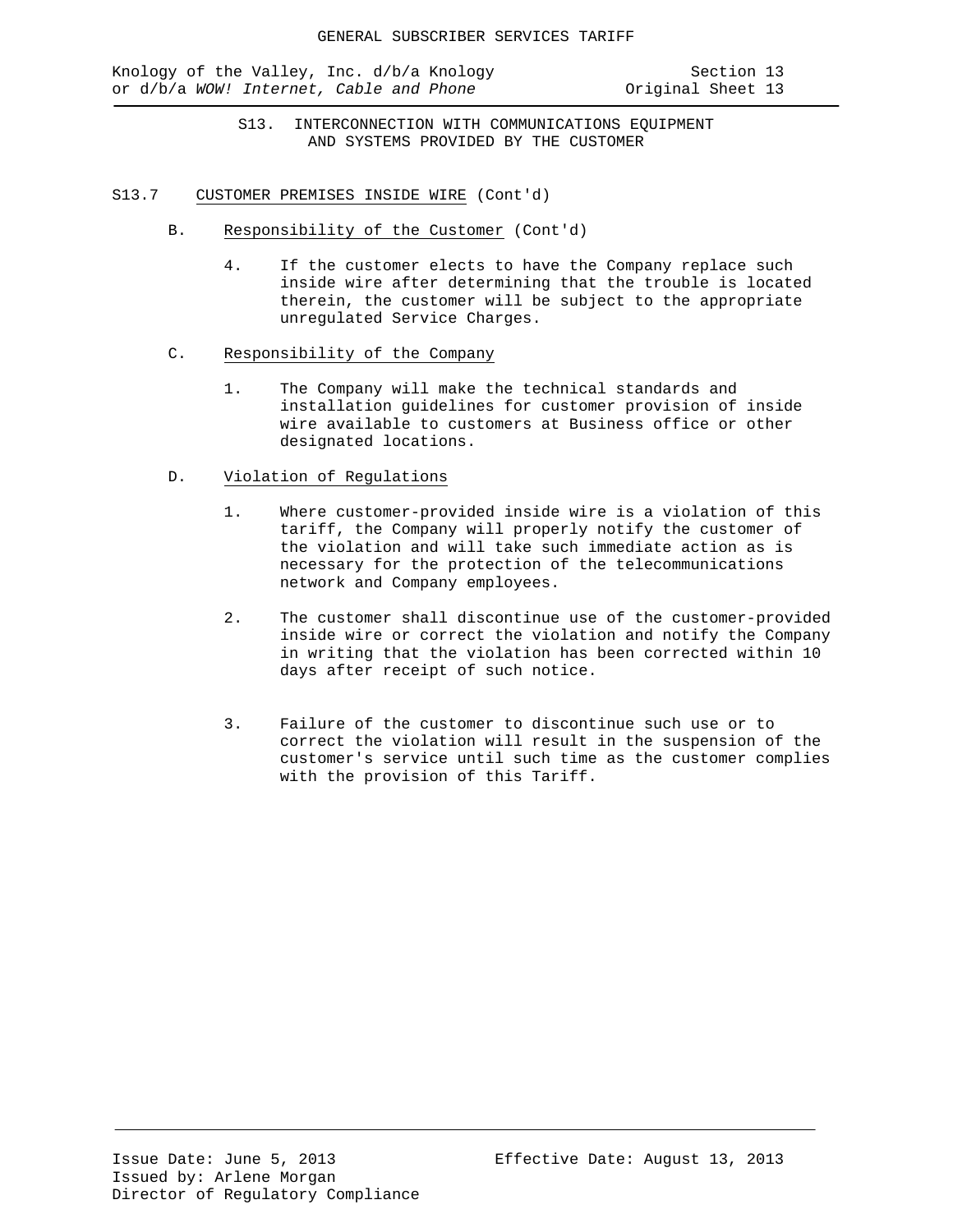### S13. INTERCONNECTION WITH COMMUNICATIONS EQUIPMENT AND SYSTEMS PROVIDED BY THE CUSTOMER

S13.7 CUSTOMER PREMISES INSIDE WIRE (Cont'd)

B. Responsibility of the Customer (Cont'd)

4. If the customer elects to have the Company replace such inside wire after determining that the trouble is located therein, the customer will be subject to the appropriate unregulated Service Charges.

C. Responsibility of the Company

1. The Company will make the technical standards and installation guidelines for customer provision of inside wire available to customers at Business office or other designated locations.

D. Violation of Regulations

1. Where customer-provided inside wire is a violation of this tariff, the Company will properly notify the customer of the violation and will take such immediate action as is necessary for the protection of the telecommunications network and Company employees.

2. The customer shall discontinue use of the customer-provided inside wire or correct the violation and notify the Company in writing that the violation has been corrected within 10 days after receipt of such notice.

3. Failure of the customer to discontinue such use or to correct the violation will result in the suspension of the customer's service until such time as the customer complies with the provision of this Tariff.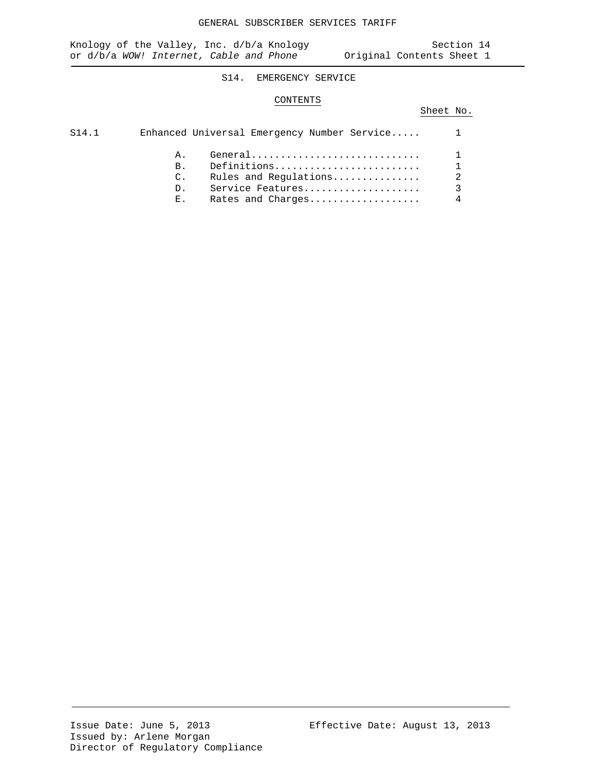# S14. EMERGENCY SERVICE

## CONTENTS

| | | Sheet No. |
|---|---|---|
| S14.1 | Enhanced Universal Emergency Number Service..... | 1 |
| | A. General............................. | 1 |
| | B. Definitions......................... | 1 |
| | C. Rules and Regulations............... | 2 |
| | D. Service Features.................... | 3 |
| | E. Rates and Charges................... | 4 |

Issue Date: June 5, 2013
Issued by: Arlene Morgan
Director of Regulatory Compliance

Effective Date: August 13, 2013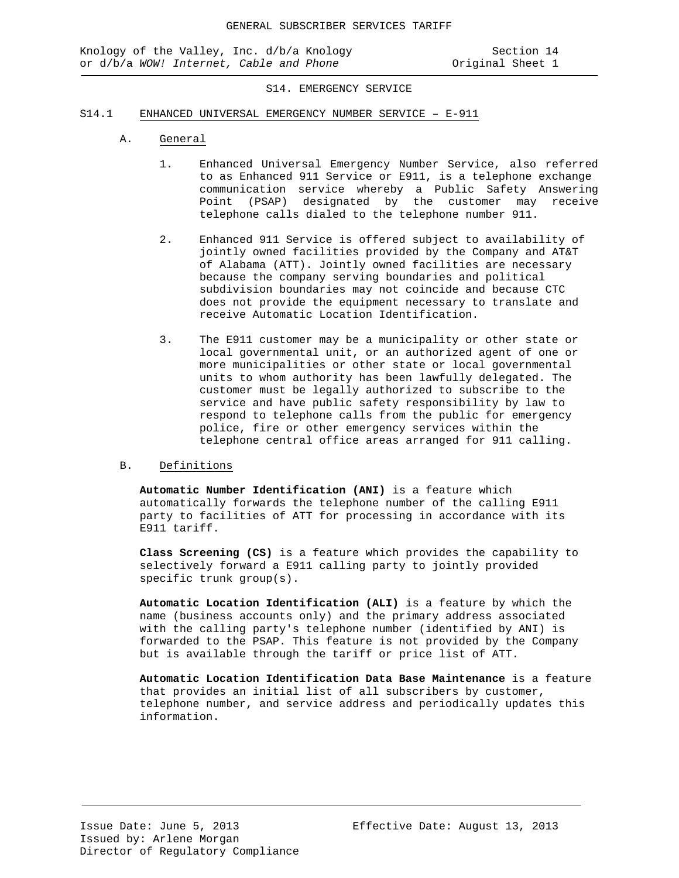# S14. EMERGENCY SERVICE

## S14.1 ENHANCED UNIVERSAL EMERGENCY NUMBER SERVICE – E-911

### A. General

1. Enhanced Universal Emergency Number Service, also referred to as Enhanced 911 Service or E911, is a telephone exchange communication service whereby a Public Safety Answering Point (PSAP) designated by the customer may receive telephone calls dialed to the telephone number 911.

2. Enhanced 911 Service is offered subject to availability of jointly owned facilities provided by the Company and AT&T of Alabama (ATT). Jointly owned facilities are necessary because the company serving boundaries and political subdivision boundaries may not coincide and because CTC does not provide the equipment necessary to translate and receive Automatic Location Identification.

3. The E911 customer may be a municipality or other state or local governmental unit, or an authorized agent of one or more municipalities or other state or local governmental units to whom authority has been lawfully delegated. The customer must be legally authorized to subscribe to the service and have public safety responsibility by law to respond to telephone calls from the public for emergency police, fire or other emergency services within the telephone central office areas arranged for 911 calling.

### B. Definitions

**Automatic Number Identification (ANI)** is a feature which automatically forwards the telephone number of the calling E911 party to facilities of ATT for processing in accordance with its E911 tariff.

**Class Screening (CS)** is a feature which provides the capability to selectively forward a E911 calling party to jointly provided specific trunk group(s).

**Automatic Location Identification (ALI)** is a feature by which the name (business accounts only) and the primary address associated with the calling party's telephone number (identified by ANI) is forwarded to the PSAP. This feature is not provided by the Company but is available through the tariff or price list of ATT.

**Automatic Location Identification Data Base Maintenance** is a feature that provides an initial list of all subscribers by customer, telephone number, and service address and periodically updates this information.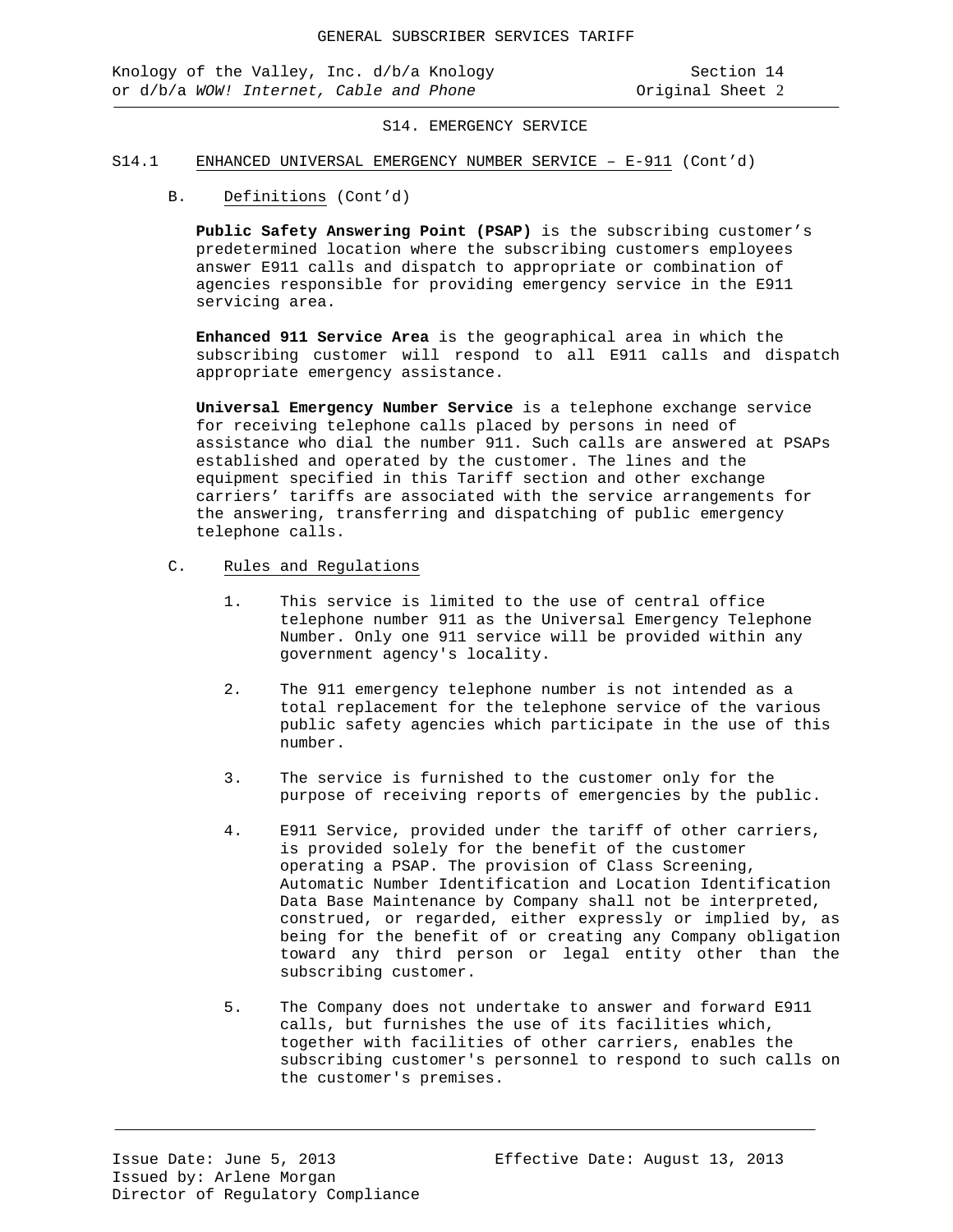S14. EMERGENCY SERVICE

S14.1 ENHANCED UNIVERSAL EMERGENCY NUMBER SERVICE – E-911 (Cont'd)

B. Definitions (Cont'd)

**Public Safety Answering Point (PSAP)** is the subscribing customer's predetermined location where the subscribing customers employees answer E911 calls and dispatch to appropriate or combination of agencies responsible for providing emergency service in the E911 servicing area.

**Enhanced 911 Service Area** is the geographical area in which the subscribing customer will respond to all E911 calls and dispatch appropriate emergency assistance.

**Universal Emergency Number Service** is a telephone exchange service for receiving telephone calls placed by persons in need of assistance who dial the number 911. Such calls are answered at PSAPs established and operated by the customer. The lines and the equipment specified in this Tariff section and other exchange carriers' tariffs are associated with the service arrangements for the answering, transferring and dispatching of public emergency telephone calls.

C. Rules and Regulations

1. This service is limited to the use of central office telephone number 911 as the Universal Emergency Telephone Number. Only one 911 service will be provided within any government agency's locality.

2. The 911 emergency telephone number is not intended as a total replacement for the telephone service of the various public safety agencies which participate in the use of this number.

3. The service is furnished to the customer only for the purpose of receiving reports of emergencies by the public.

4. E911 Service, provided under the tariff of other carriers, is provided solely for the benefit of the customer operating a PSAP. The provision of Class Screening, Automatic Number Identification and Location Identification Data Base Maintenance by Company shall not be interpreted, construed, or regarded, either expressly or implied by, as being for the benefit of or creating any Company obligation toward any third person or legal entity other than the subscribing customer.

5. The Company does not undertake to answer and forward E911 calls, but furnishes the use of its facilities which, together with facilities of other carriers, enables the subscribing customer's personnel to respond to such calls on the customer's premises.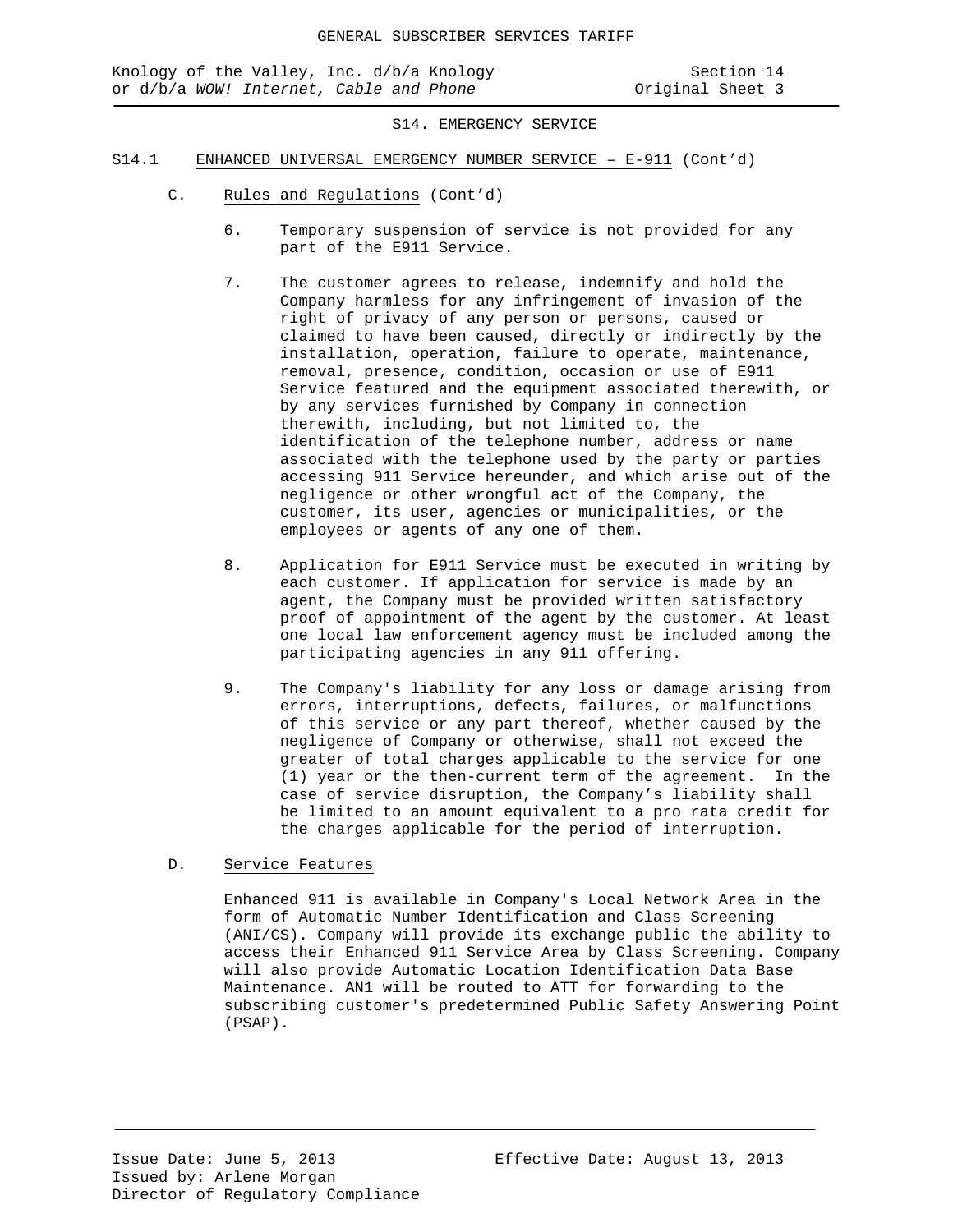S14. EMERGENCY SERVICE

S14.1 ENHANCED UNIVERSAL EMERGENCY NUMBER SERVICE – E-911 (Cont'd)

C. Rules and Regulations (Cont'd)

6. Temporary suspension of service is not provided for any part of the E911 Service.

7. The customer agrees to release, indemnify and hold the Company harmless for any infringement of invasion of the right of privacy of any person or persons, caused or claimed to have been caused, directly or indirectly by the installation, operation, failure to operate, maintenance, removal, presence, condition, occasion or use of E911 Service featured and the equipment associated therewith, or by any services furnished by Company in connection therewith, including, but not limited to, the identification of the telephone number, address or name associated with the telephone used by the party or parties accessing 911 Service hereunder, and which arise out of the negligence or other wrongful act of the Company, the customer, its user, agencies or municipalities, or the employees or agents of any one of them.

8. Application for E911 Service must be executed in writing by each customer. If application for service is made by an agent, the Company must be provided written satisfactory proof of appointment of the agent by the customer. At least one local law enforcement agency must be included among the participating agencies in any 911 offering.

9. The Company's liability for any loss or damage arising from errors, interruptions, defects, failures, or malfunctions of this service or any part thereof, whether caused by the negligence of Company or otherwise, shall not exceed the greater of total charges applicable to the service for one (1) year or the then-current term of the agreement. In the case of service disruption, the Company's liability shall be limited to an amount equivalent to a pro rata credit for the charges applicable for the period of interruption.

D. Service Features

Enhanced 911 is available in Company's Local Network Area in the form of Automatic Number Identification and Class Screening (ANI/CS). Company will provide its exchange public the ability to access their Enhanced 911 Service Area by Class Screening. Company will also provide Automatic Location Identification Data Base Maintenance. AN1 will be routed to ATT for forwarding to the subscribing customer's predetermined Public Safety Answering Point (PSAP).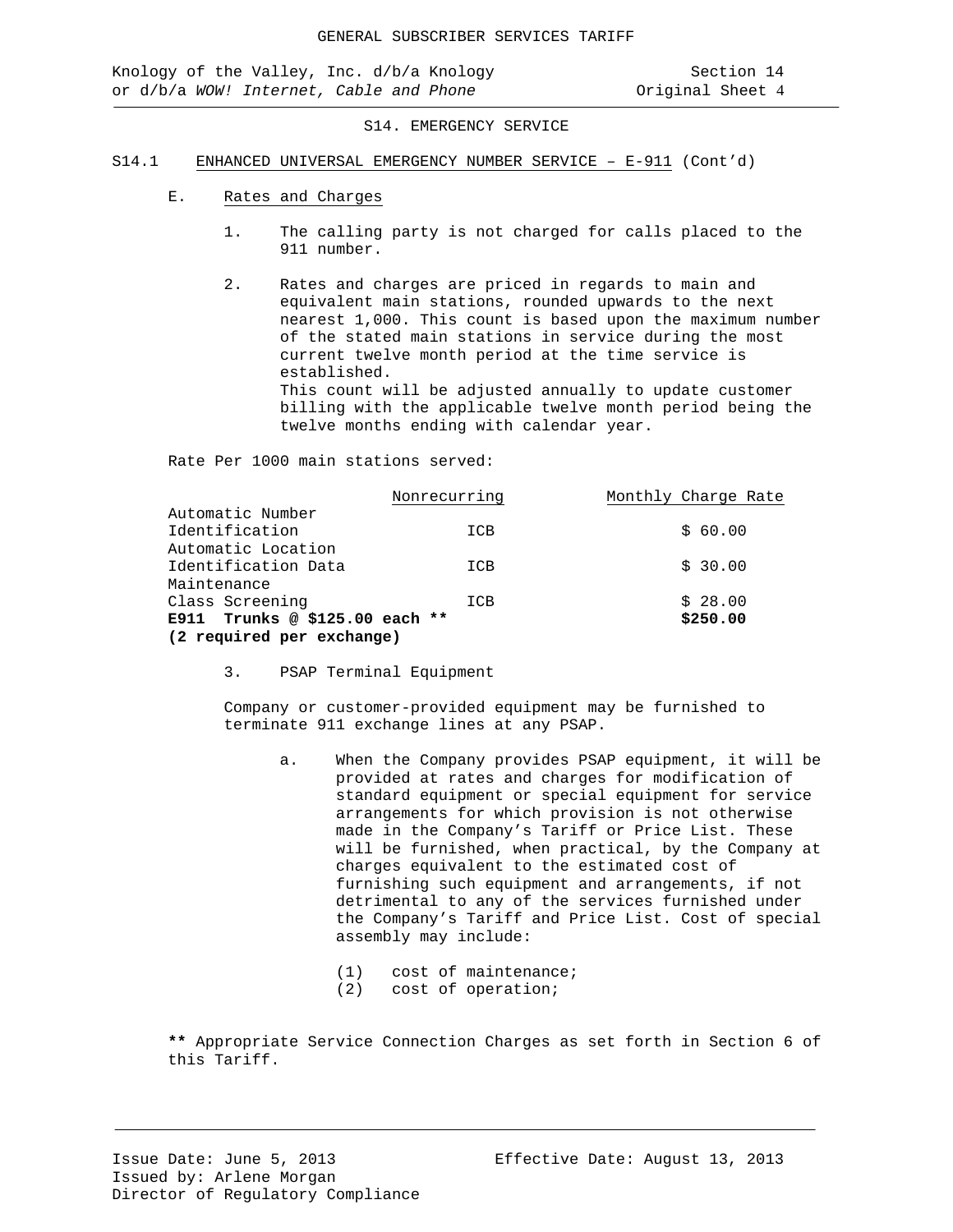S14. EMERGENCY SERVICE

S14.1 ENHANCED UNIVERSAL EMERGENCY NUMBER SERVICE – E-911 (Cont'd)

E. Rates and Charges

1. The calling party is not charged for calls placed to the 911 number.

2. Rates and charges are priced in regards to main and equivalent main stations, rounded upwards to the next nearest 1,000. This count is based upon the maximum number of the stated main stations in service during the most current twelve month period at the time service is established.
This count will be adjusted annually to update customer billing with the applicable twelve month period being the twelve months ending with calendar year.

Rate Per 1000 main stations served:

| | Nonrecurring | Monthly Charge Rate |
|---|---|---|
| Automatic Number Identification | ICB | $ 60.00 |
| Automatic Location Identification Data Maintenance | ICB | $ 30.00 |
| Class Screening | ICB | $ 28.00 |
| **E911 Trunks @ $125.00 each \*\* (2 required per exchange)** | | **$250.00** |

3. PSAP Terminal Equipment

Company or customer-provided equipment may be furnished to terminate 911 exchange lines at any PSAP.

a. When the Company provides PSAP equipment, it will be provided at rates and charges for modification of standard equipment or special equipment for service arrangements for which provision is not otherwise made in the Company's Tariff or Price List. These will be furnished, when practical, by the Company at charges equivalent to the estimated cost of furnishing such equipment and arrangements, if not detrimental to any of the services furnished under the Company's Tariff and Price List. Cost of special assembly may include:

(1) cost of maintenance;
(2) cost of operation;

**\*\*** Appropriate Service Connection Charges as set forth in Section 6 of this Tariff.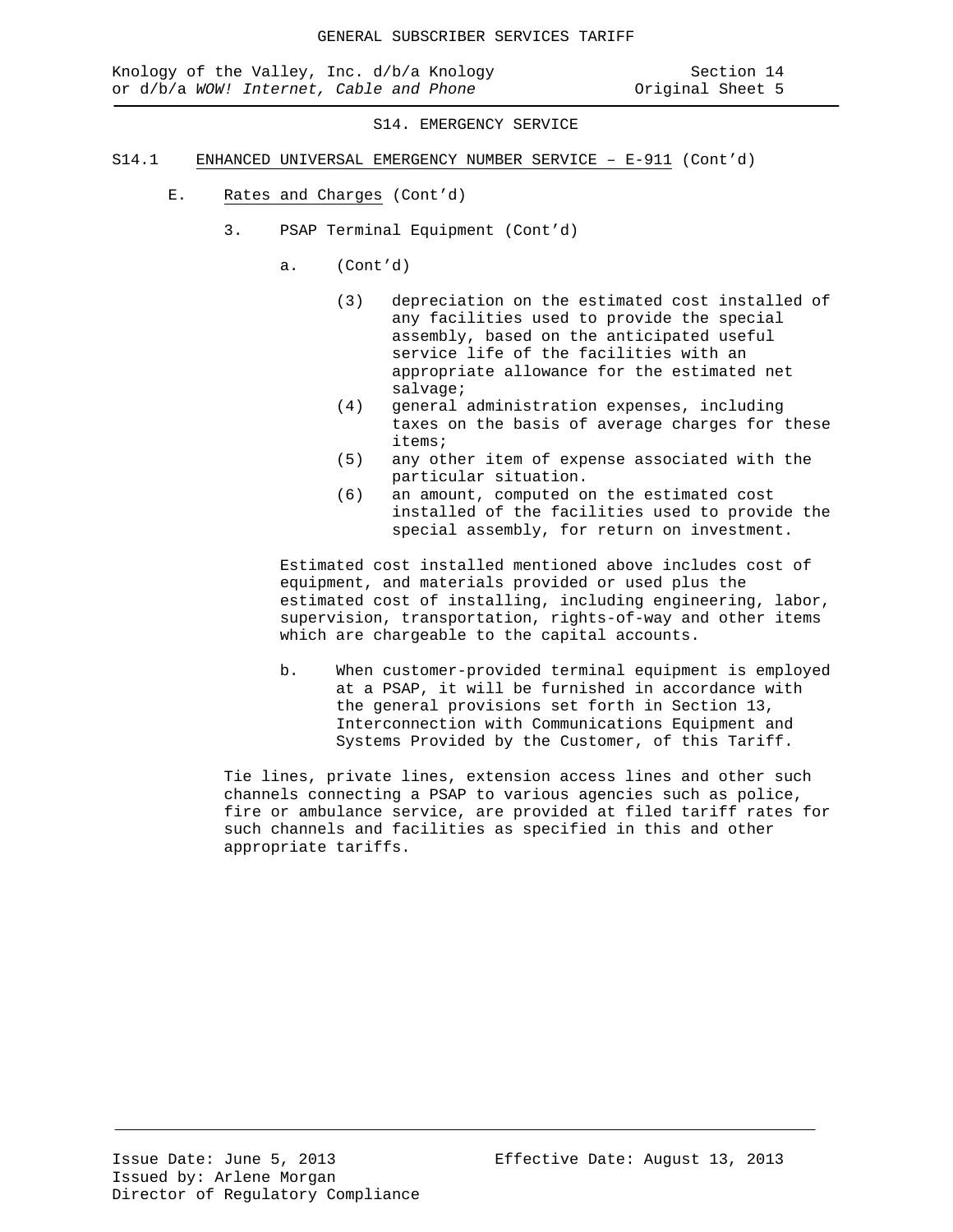## S14. EMERGENCY SERVICE

S14.1 ENHANCED UNIVERSAL EMERGENCY NUMBER SERVICE – E-911 (Cont'd)

E. Rates and Charges (Cont'd)

3. PSAP Terminal Equipment (Cont'd)

a. (Cont'd)

(3) depreciation on the estimated cost installed of any facilities used to provide the special assembly, based on the anticipated useful service life of the facilities with an appropriate allowance for the estimated net salvage;

(4) general administration expenses, including taxes on the basis of average charges for these items;

(5) any other item of expense associated with the particular situation.

(6) an amount, computed on the estimated cost installed of the facilities used to provide the special assembly, for return on investment.

Estimated cost installed mentioned above includes cost of equipment, and materials provided or used plus the estimated cost of installing, including engineering, labor, supervision, transportation, rights-of-way and other items which are chargeable to the capital accounts.

b. When customer-provided terminal equipment is employed at a PSAP, it will be furnished in accordance with the general provisions set forth in Section 13, Interconnection with Communications Equipment and Systems Provided by the Customer, of this Tariff.

Tie lines, private lines, extension access lines and other such channels connecting a PSAP to various agencies such as police, fire or ambulance service, are provided at filed tariff rates for such channels and facilities as specified in this and other appropriate tariffs.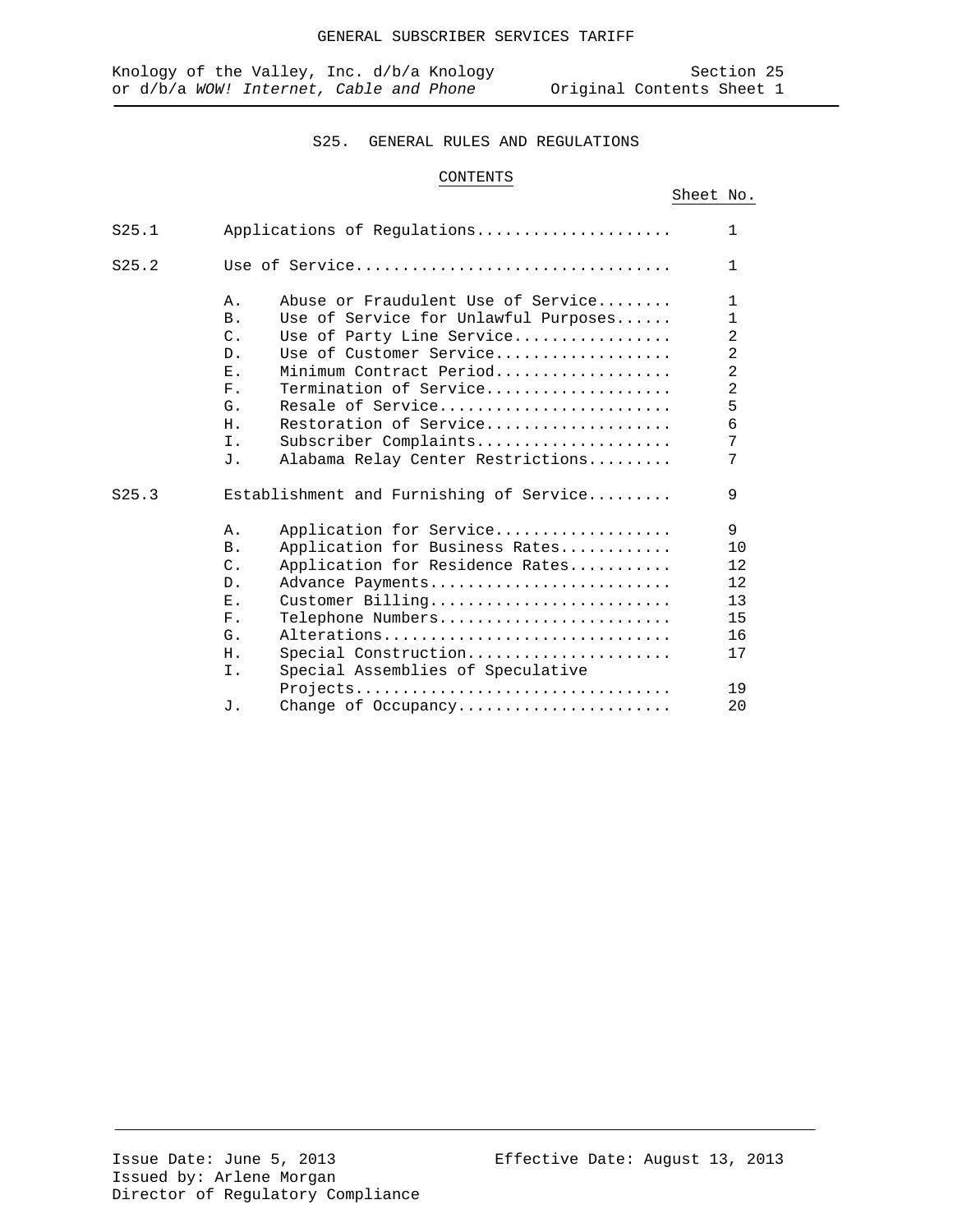GENERAL SUBSCRIBER SERVICES TARIFF

Knology of the Valley, Inc. d/b/a Knology or d/b/a *WOW! Internet, Cable and Phone*

Section 25
Original Contents Sheet 1

## S25. GENERAL RULES AND REGULATIONS

### CONTENTS

| | | | Sheet No. |
|---|---|---|---|
| S25.1 | Applications of Regulations | | 1 |
| S25.2 | Use of Service | | 1 |
| | A. | Abuse or Fraudulent Use of Service | 1 |
| | B. | Use of Service for Unlawful Purposes | 1 |
| | C. | Use of Party Line Service | 2 |
| | D. | Use of Customer Service | 2 |
| | E. | Minimum Contract Period | 2 |
| | F. | Termination of Service | 2 |
| | G. | Resale of Service | 5 |
| | H. | Restoration of Service | 6 |
| | I. | Subscriber Complaints | 7 |
| | J. | Alabama Relay Center Restrictions | 7 |
| S25.3 | Establishment and Furnishing of Service | | 9 |
| | A. | Application for Service | 9 |
| | B. | Application for Business Rates | 10 |
| | C. | Application for Residence Rates | 12 |
| | D. | Advance Payments | 12 |
| | E. | Customer Billing | 13 |
| | F. | Telephone Numbers | 15 |
| | G. | Alterations | 16 |
| | H. | Special Construction | 17 |
| | I. | Special Assemblies of Speculative Projects | 19 |
| | J. | Change of Occupancy | 20 |

Issue Date: June 5, 2013
Issued by: Arlene Morgan
Director of Regulatory Compliance

Effective Date: August 13, 2013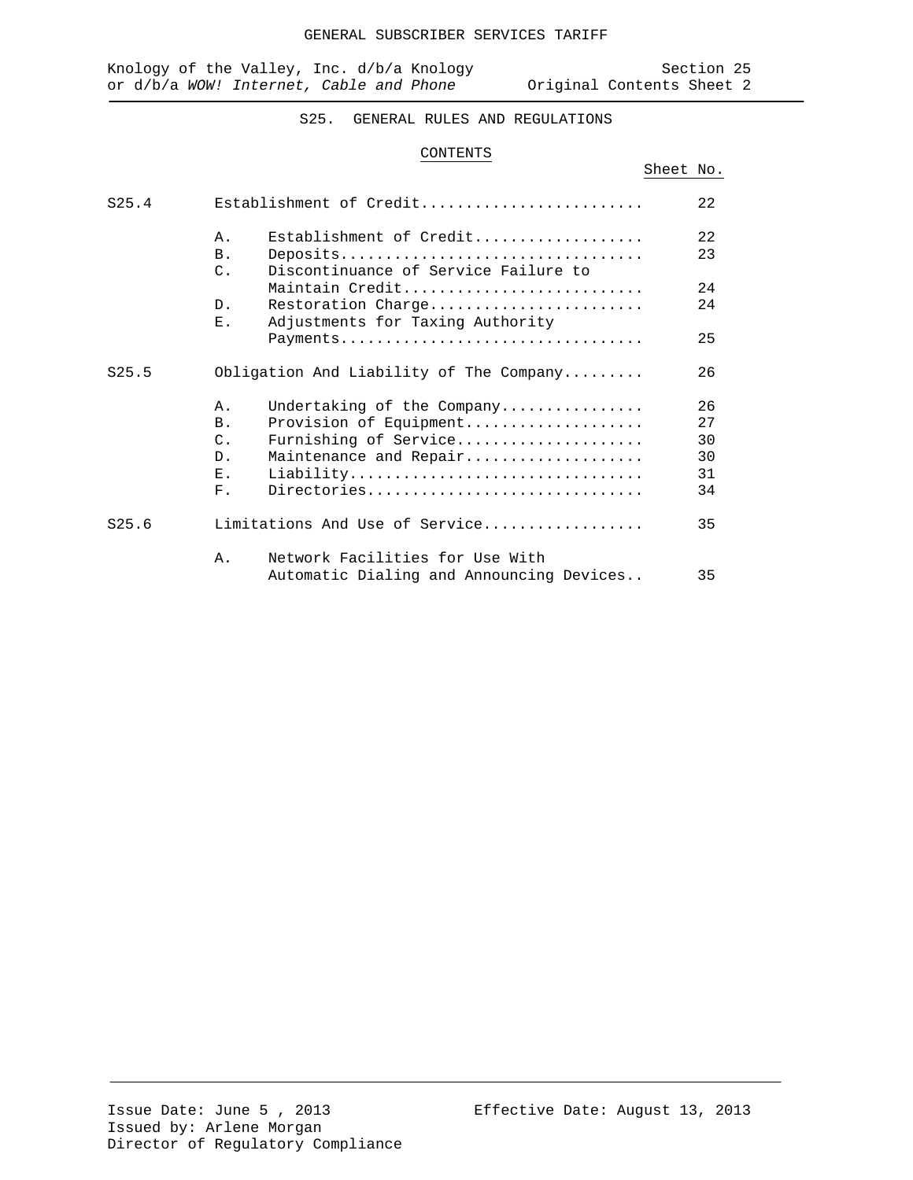GENERAL SUBSCRIBER SERVICES TARIFF

Knology of the Valley, Inc. d/b/a Knology or d/b/a *WOW! Internet, Cable and Phone*

Section 25
Original Contents Sheet 2

## S25. GENERAL RULES AND REGULATIONS

### CONTENTS

| | | | Sheet No. |
|---|---|---|---|
| S25.4 | | Establishment of Credit | 22 |
| | A. | Establishment of Credit | 22 |
| | B. | Deposits | 23 |
| | C. | Discontinuance of Service Failure to Maintain Credit | 24 |
| | D. | Restoration Charge | 24 |
| | E. | Adjustments for Taxing Authority Payments | 25 |
| S25.5 | | Obligation And Liability of The Company | 26 |
| | A. | Undertaking of the Company | 26 |
| | B. | Provision of Equipment | 27 |
| | C. | Furnishing of Service | 30 |
| | D. | Maintenance and Repair | 30 |
| | E. | Liability | 31 |
| | F. | Directories | 34 |
| S25.6 | | Limitations And Use of Service | 35 |
| | A. | Network Facilities for Use With Automatic Dialing and Announcing Devices | 35 |

Issue Date: June 5 , 2013
Issued by: Arlene Morgan
Director of Regulatory Compliance

Effective Date: August 13, 2013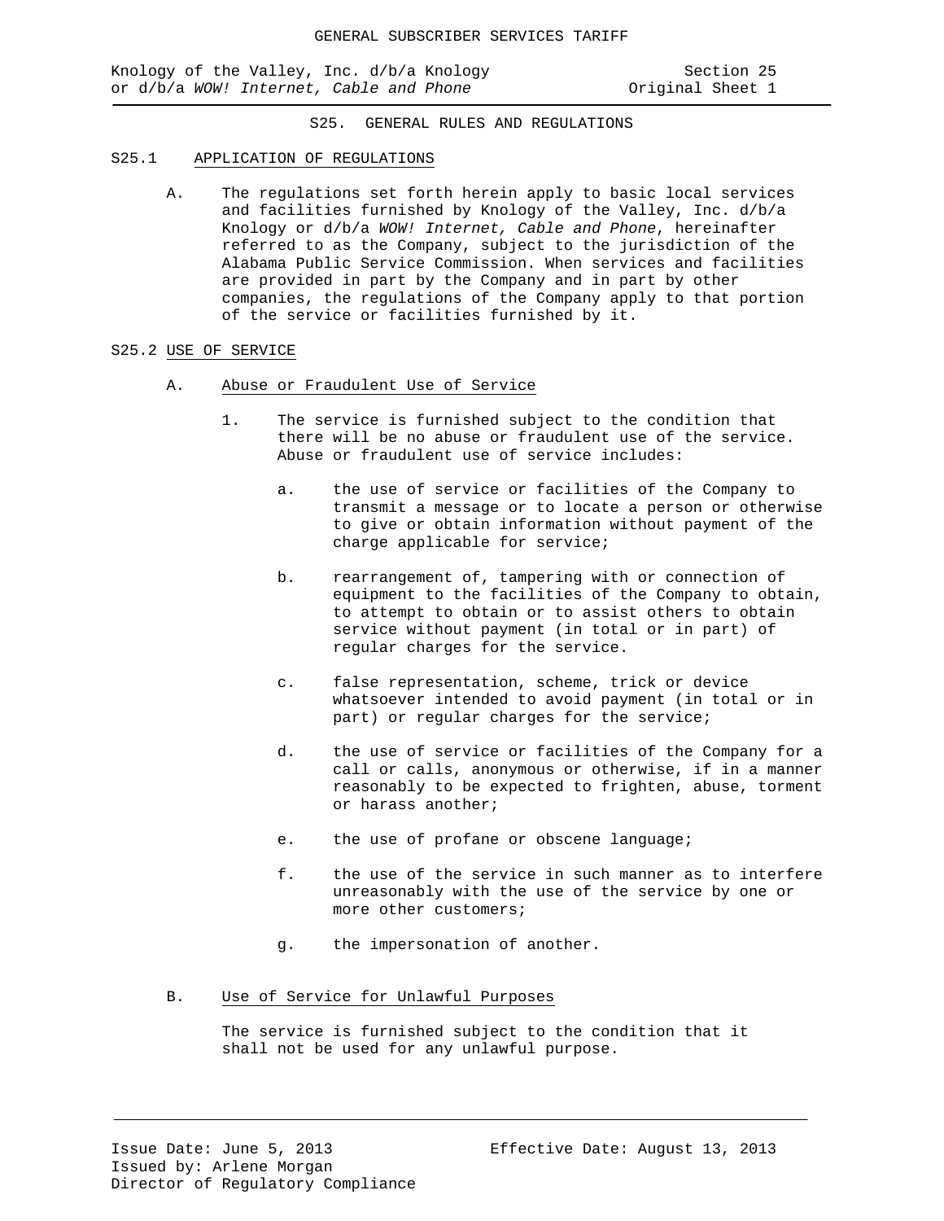# S25. GENERAL RULES AND REGULATIONS

## S25.1 APPLICATION OF REGULATIONS

A. The regulations set forth herein apply to basic local services and facilities furnished by Knology of the Valley, Inc. d/b/a Knology or d/b/a *WOW! Internet, Cable and Phone*, hereinafter referred to as the Company, subject to the jurisdiction of the Alabama Public Service Commission. When services and facilities are provided in part by the Company and in part by other companies, the regulations of the Company apply to that portion of the service or facilities furnished by it.

## S25.2 USE OF SERVICE

### A. Abuse or Fraudulent Use of Service

1. The service is furnished subject to the condition that there will be no abuse or fraudulent use of the service. Abuse or fraudulent use of service includes:

   a. the use of service or facilities of the Company to transmit a message or to locate a person or otherwise to give or obtain information without payment of the charge applicable for service;

   b. rearrangement of, tampering with or connection of equipment to the facilities of the Company to obtain, to attempt to obtain or to assist others to obtain service without payment (in total or in part) of regular charges for the service.

   c. false representation, scheme, trick or device whatsoever intended to avoid payment (in total or in part) or regular charges for the service;

   d. the use of service or facilities of the Company for a call or calls, anonymous or otherwise, if in a manner reasonably to be expected to frighten, abuse, torment or harass another;

   e. the use of profane or obscene language;

   f. the use of the service in such manner as to interfere unreasonably with the use of the service by one or more other customers;

   g. the impersonation of another.

### B. Use of Service for Unlawful Purposes

The service is furnished subject to the condition that it shall not be used for any unlawful purpose.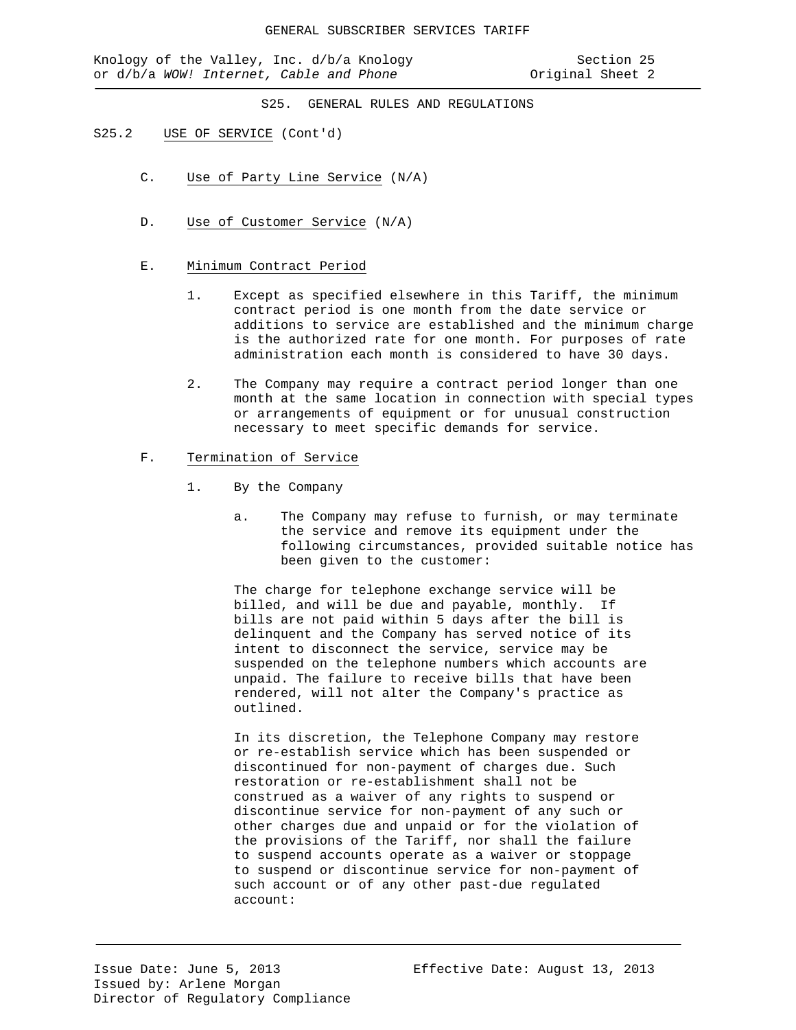## S25. GENERAL RULES AND REGULATIONS

S25.2 USE OF SERVICE (Cont'd)

C. Use of Party Line Service (N/A)

D. Use of Customer Service (N/A)

E. Minimum Contract Period

1. Except as specified elsewhere in this Tariff, the minimum contract period is one month from the date service or additions to service are established and the minimum charge is the authorized rate for one month. For purposes of rate administration each month is considered to have 30 days.

2. The Company may require a contract period longer than one month at the same location in connection with special types or arrangements of equipment or for unusual construction necessary to meet specific demands for service.

F. Termination of Service

1. By the Company

a. The Company may refuse to furnish, or may terminate the service and remove its equipment under the following circumstances, provided suitable notice has been given to the customer:

The charge for telephone exchange service will be billed, and will be due and payable, monthly. If bills are not paid within 5 days after the bill is delinquent and the Company has served notice of its intent to disconnect the service, service may be suspended on the telephone numbers which accounts are unpaid. The failure to receive bills that have been rendered, will not alter the Company's practice as outlined.

In its discretion, the Telephone Company may restore or re-establish service which has been suspended or discontinued for non-payment of charges due. Such restoration or re-establishment shall not be construed as a waiver of any rights to suspend or discontinue service for non-payment of any such or other charges due and unpaid or for the violation of the provisions of the Tariff, nor shall the failure to suspend accounts operate as a waiver or stoppage to suspend or discontinue service for non-payment of such account or of any other past-due regulated account: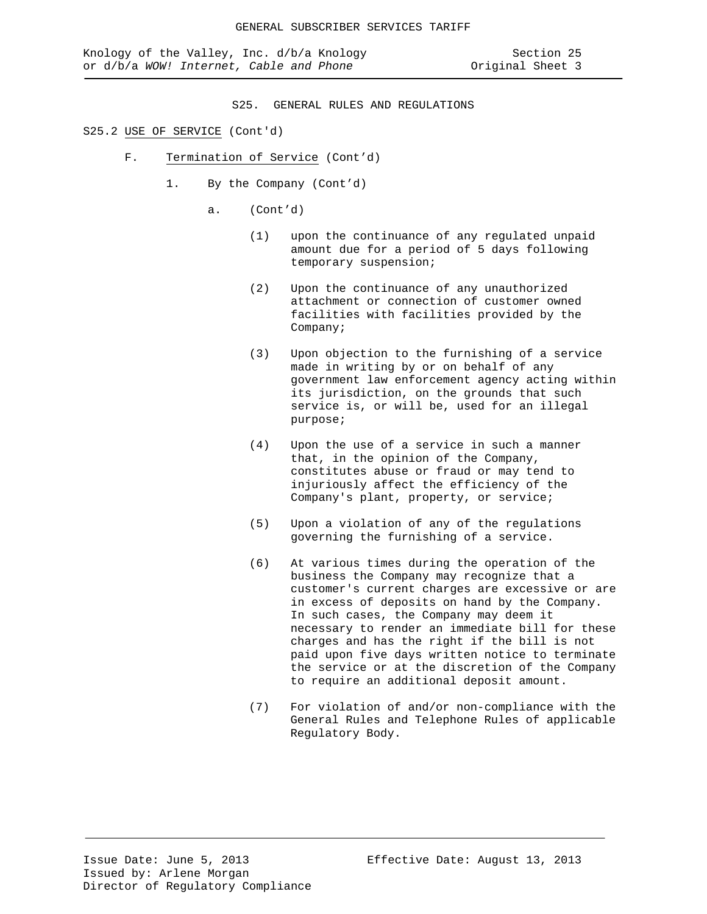## S25. GENERAL RULES AND REGULATIONS

S25.2 USE OF SERVICE (Cont'd)

F. Termination of Service (Cont'd)

1. By the Company (Cont'd)

a. (Cont'd)

(1) upon the continuance of any regulated unpaid amount due for a period of 5 days following temporary suspension;

(2) Upon the continuance of any unauthorized attachment or connection of customer owned facilities with facilities provided by the Company;

(3) Upon objection to the furnishing of a service made in writing by or on behalf of any government law enforcement agency acting within its jurisdiction, on the grounds that such service is, or will be, used for an illegal purpose;

(4) Upon the use of a service in such a manner that, in the opinion of the Company, constitutes abuse or fraud or may tend to injuriously affect the efficiency of the Company's plant, property, or service;

(5) Upon a violation of any of the regulations governing the furnishing of a service.

(6) At various times during the operation of the business the Company may recognize that a customer's current charges are excessive or are in excess of deposits on hand by the Company. In such cases, the Company may deem it necessary to render an immediate bill for these charges and has the right if the bill is not paid upon five days written notice to terminate the service or at the discretion of the Company to require an additional deposit amount.

(7) For violation of and/or non-compliance with the General Rules and Telephone Rules of applicable Regulatory Body.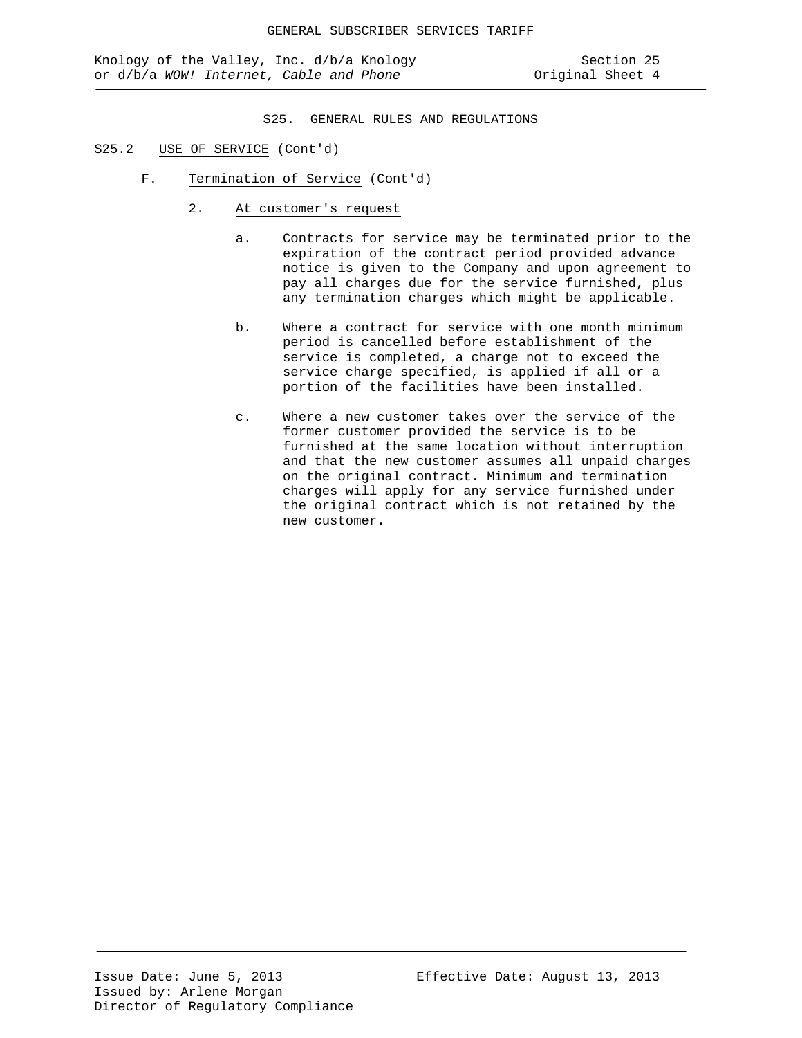S25. GENERAL RULES AND REGULATIONS

S25.2 USE OF SERVICE (Cont'd)

F. Termination of Service (Cont'd)

2. At customer's request

a. Contracts for service may be terminated prior to the expiration of the contract period provided advance notice is given to the Company and upon agreement to pay all charges due for the service furnished, plus any termination charges which might be applicable.

b. Where a contract for service with one month minimum period is cancelled before establishment of the service is completed, a charge not to exceed the service charge specified, is applied if all or a portion of the facilities have been installed.

c. Where a new customer takes over the service of the former customer provided the service is to be furnished at the same location without interruption and that the new customer assumes all unpaid charges on the original contract. Minimum and termination charges will apply for any service furnished under the original contract which is not retained by the new customer.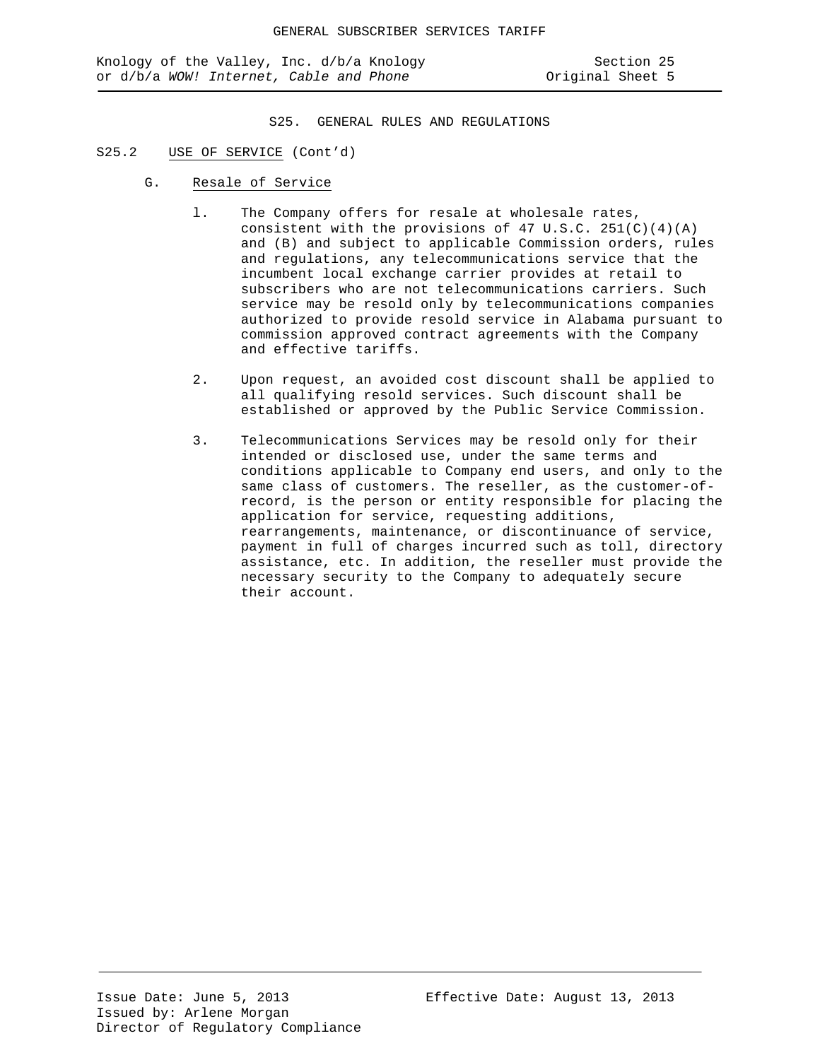## S25. GENERAL RULES AND REGULATIONS

S25.2 USE OF SERVICE (Cont'd)

G. Resale of Service

1. The Company offers for resale at wholesale rates, consistent with the provisions of 47 U.S.C. 251(C)(4)(A) and (B) and subject to applicable Commission orders, rules and regulations, any telecommunications service that the incumbent local exchange carrier provides at retail to subscribers who are not telecommunications carriers. Such service may be resold only by telecommunications companies authorized to provide resold service in Alabama pursuant to commission approved contract agreements with the Company and effective tariffs.

2. Upon request, an avoided cost discount shall be applied to all qualifying resold services. Such discount shall be established or approved by the Public Service Commission.

3. Telecommunications Services may be resold only for their intended or disclosed use, under the same terms and conditions applicable to Company end users, and only to the same class of customers. The reseller, as the customer-of-record, is the person or entity responsible for placing the application for service, requesting additions, rearrangements, maintenance, or discontinuance of service, payment in full of charges incurred such as toll, directory assistance, etc. In addition, the reseller must provide the necessary security to the Company to adequately secure their account.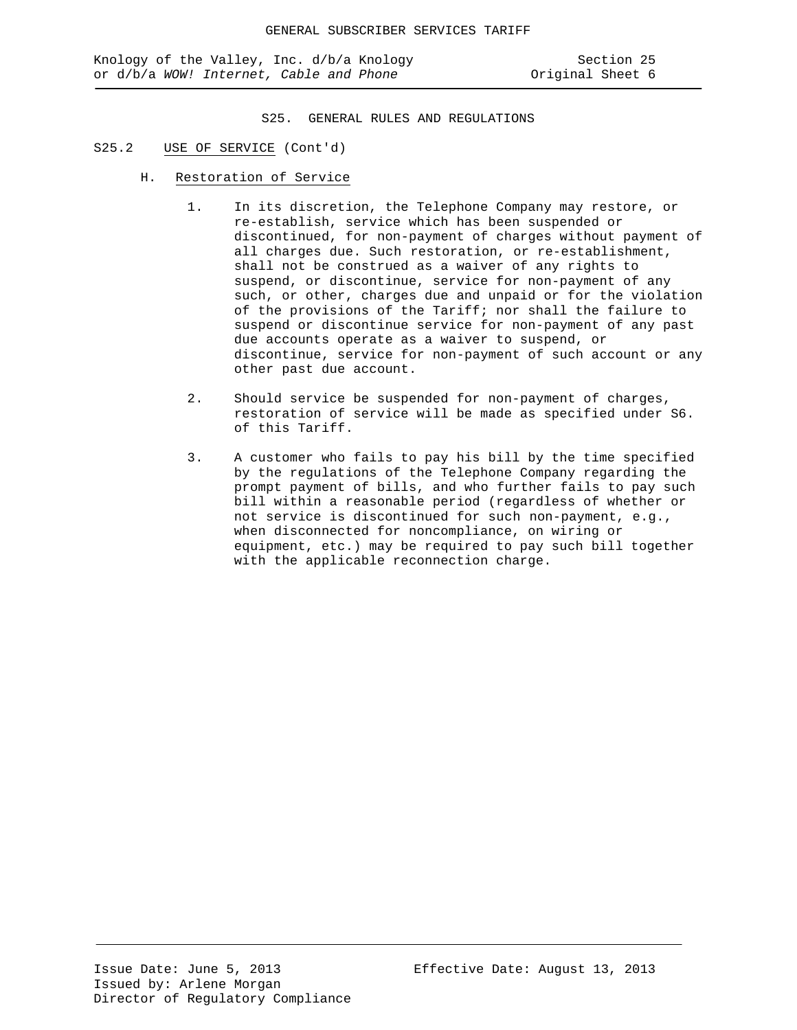## S25. GENERAL RULES AND REGULATIONS

### S25.2 USE OF SERVICE (Cont'd)

#### H. Restoration of Service

1. In its discretion, the Telephone Company may restore, or re-establish, service which has been suspended or discontinued, for non-payment of charges without payment of all charges due. Such restoration, or re-establishment, shall not be construed as a waiver of any rights to suspend, or discontinue, service for non-payment of any such, or other, charges due and unpaid or for the violation of the provisions of the Tariff; nor shall the failure to suspend or discontinue service for non-payment of any past due accounts operate as a waiver to suspend, or discontinue, service for non-payment of such account or any other past due account.

2. Should service be suspended for non-payment of charges, restoration of service will be made as specified under S6. of this Tariff.

3. A customer who fails to pay his bill by the time specified by the regulations of the Telephone Company regarding the prompt payment of bills, and who further fails to pay such bill within a reasonable period (regardless of whether or not service is discontinued for such non-payment, e.g., when disconnected for noncompliance, on wiring or equipment, etc.) may be required to pay such bill together with the applicable reconnection charge.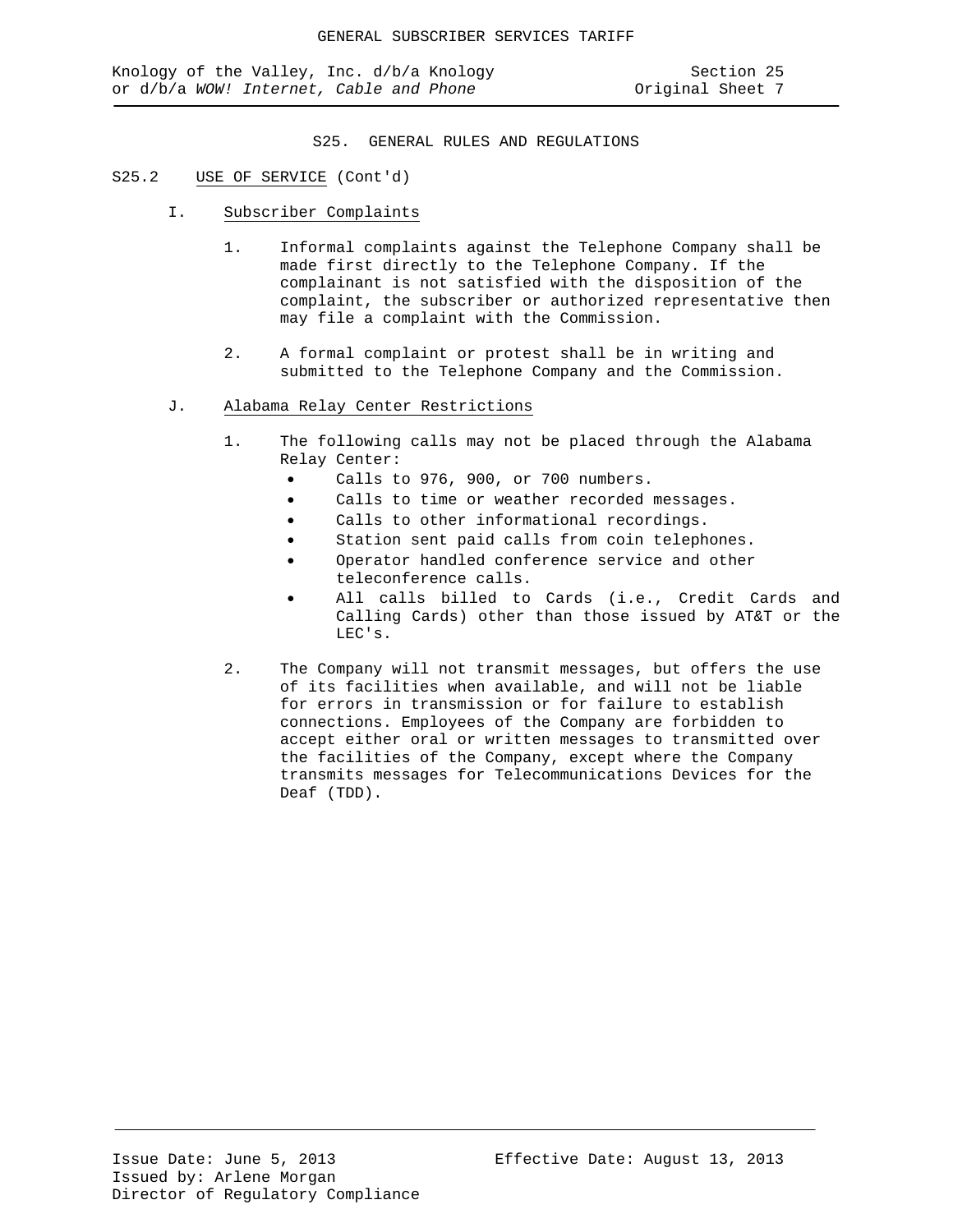## S25. GENERAL RULES AND REGULATIONS

S25.2 USE OF SERVICE (Cont'd)

I. Subscriber Complaints

1. Informal complaints against the Telephone Company shall be made first directly to the Telephone Company. If the complainant is not satisfied with the disposition of the complaint, the subscriber or authorized representative then may file a complaint with the Commission.

2. A formal complaint or protest shall be in writing and submitted to the Telephone Company and the Commission.

J. Alabama Relay Center Restrictions

1. The following calls may not be placed through the Alabama Relay Center:
   - Calls to 976, 900, or 700 numbers.
   - Calls to time or weather recorded messages.
   - Calls to other informational recordings.
   - Station sent paid calls from coin telephones.
   - Operator handled conference service and other teleconference calls.
   - All calls billed to Cards (i.e., Credit Cards and Calling Cards) other than those issued by AT&T or the LEC's.

2. The Company will not transmit messages, but offers the use of its facilities when available, and will not be liable for errors in transmission or for failure to establish connections. Employees of the Company are forbidden to accept either oral or written messages to transmitted over the facilities of the Company, except where the Company transmits messages for Telecommunications Devices for the Deaf (TDD).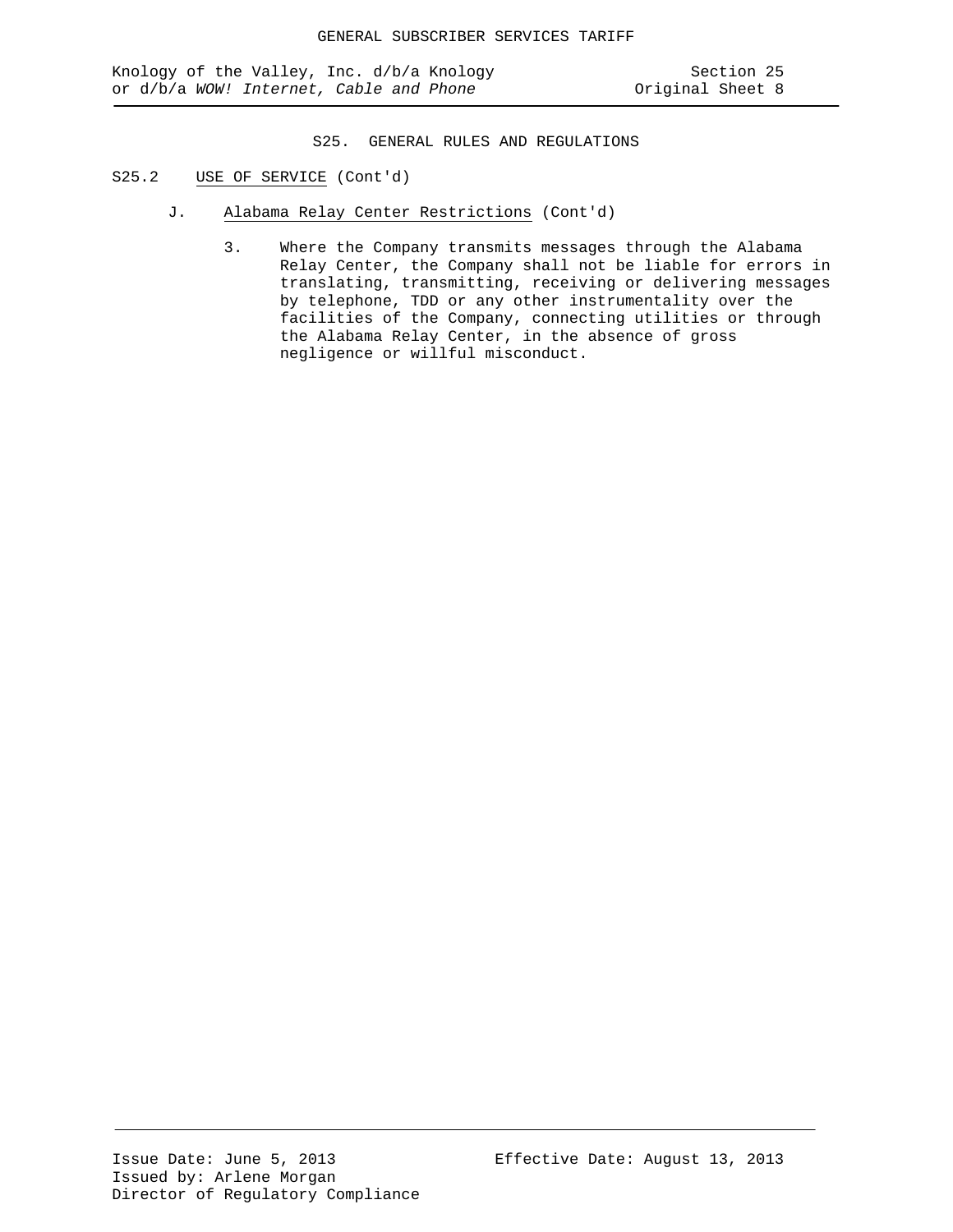## S25. GENERAL RULES AND REGULATIONS

S25.2 USE OF SERVICE (Cont'd)

J. Alabama Relay Center Restrictions (Cont'd)

3. Where the Company transmits messages through the Alabama Relay Center, the Company shall not be liable for errors in translating, transmitting, receiving or delivering messages by telephone, TDD or any other instrumentality over the facilities of the Company, connecting utilities or through the Alabama Relay Center, in the absence of gross negligence or willful misconduct.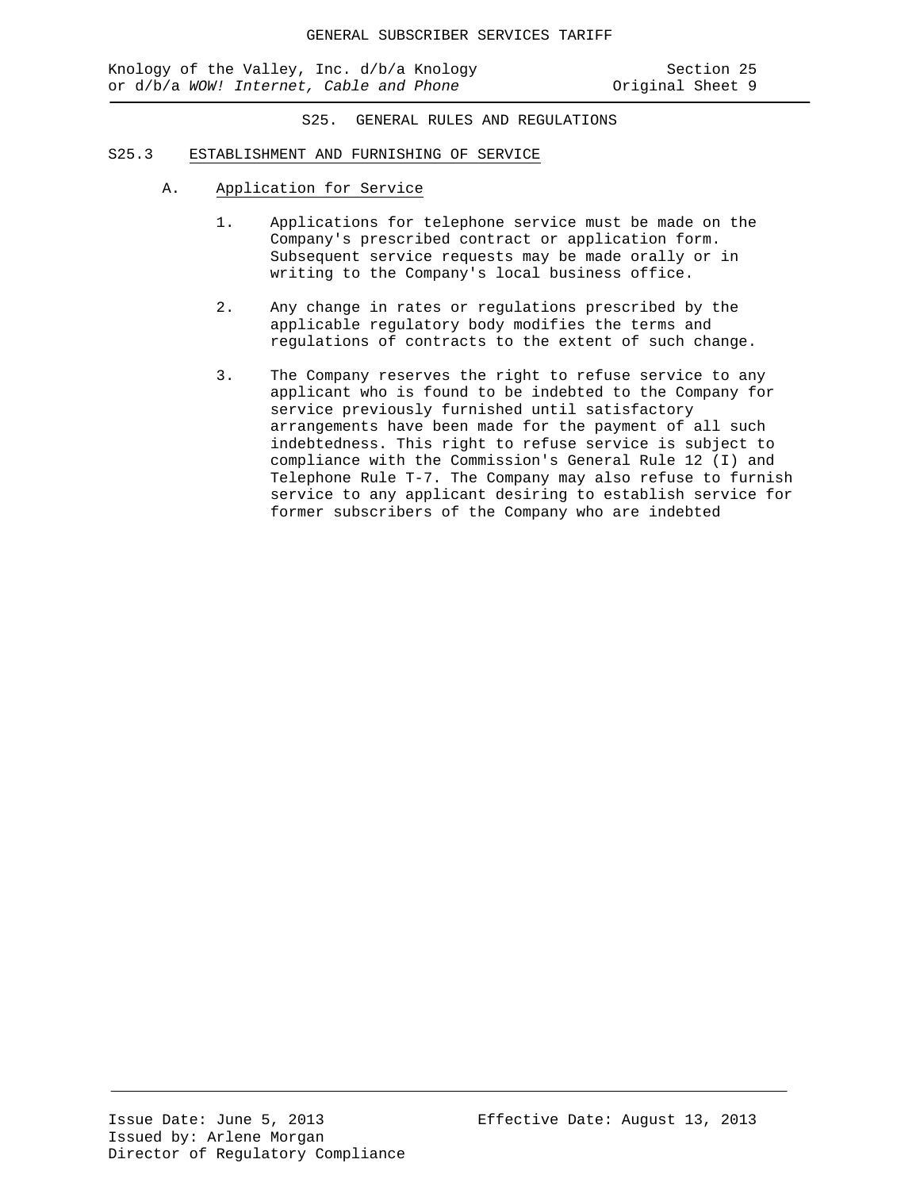## S25. GENERAL RULES AND REGULATIONS

### S25.3 ESTABLISHMENT AND FURNISHING OF SERVICE

A. Application for Service

1. Applications for telephone service must be made on the Company's prescribed contract or application form. Subsequent service requests may be made orally or in writing to the Company's local business office.

2. Any change in rates or regulations prescribed by the applicable regulatory body modifies the terms and regulations of contracts to the extent of such change.

3. The Company reserves the right to refuse service to any applicant who is found to be indebted to the Company for service previously furnished until satisfactory arrangements have been made for the payment of all such indebtedness. This right to refuse service is subject to compliance with the Commission's General Rule 12 (I) and Telephone Rule T-7. The Company may also refuse to furnish service to any applicant desiring to establish service for former subscribers of the Company who are indebted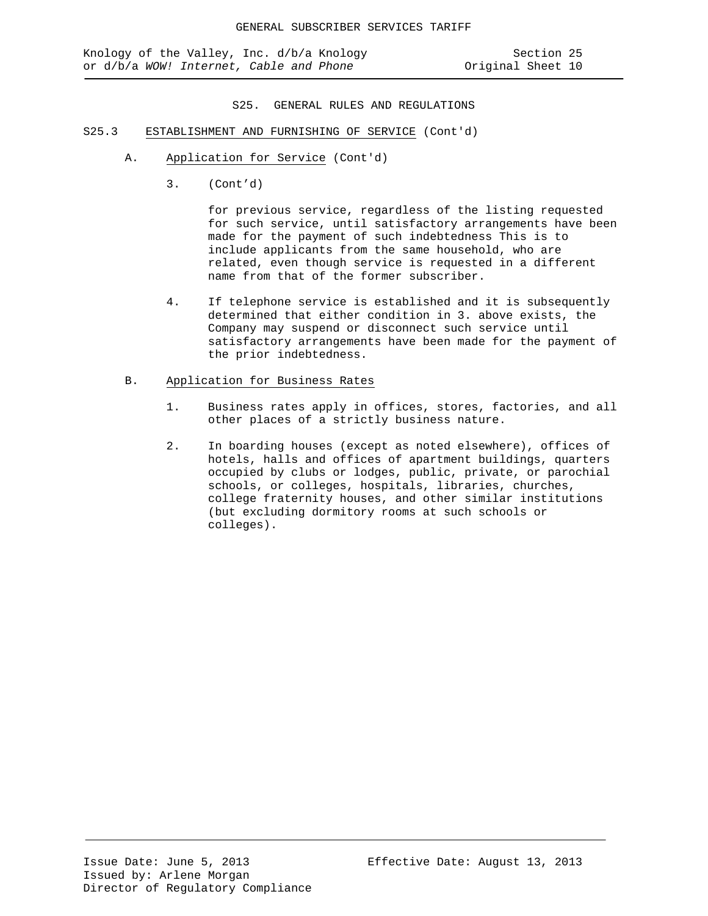S25. GENERAL RULES AND REGULATIONS

S25.3 ESTABLISHMENT AND FURNISHING OF SERVICE (Cont'd)

A. Application for Service (Cont'd)

3. (Cont'd)

for previous service, regardless of the listing requested for such service, until satisfactory arrangements have been made for the payment of such indebtedness This is to include applicants from the same household, who are related, even though service is requested in a different name from that of the former subscriber.

4. If telephone service is established and it is subsequently determined that either condition in 3. above exists, the Company may suspend or disconnect such service until satisfactory arrangements have been made for the payment of the prior indebtedness.

B. Application for Business Rates

1. Business rates apply in offices, stores, factories, and all other places of a strictly business nature.

2. In boarding houses (except as noted elsewhere), offices of hotels, halls and offices of apartment buildings, quarters occupied by clubs or lodges, public, private, or parochial schools, or colleges, hospitals, libraries, churches, college fraternity houses, and other similar institutions (but excluding dormitory rooms at such schools or colleges).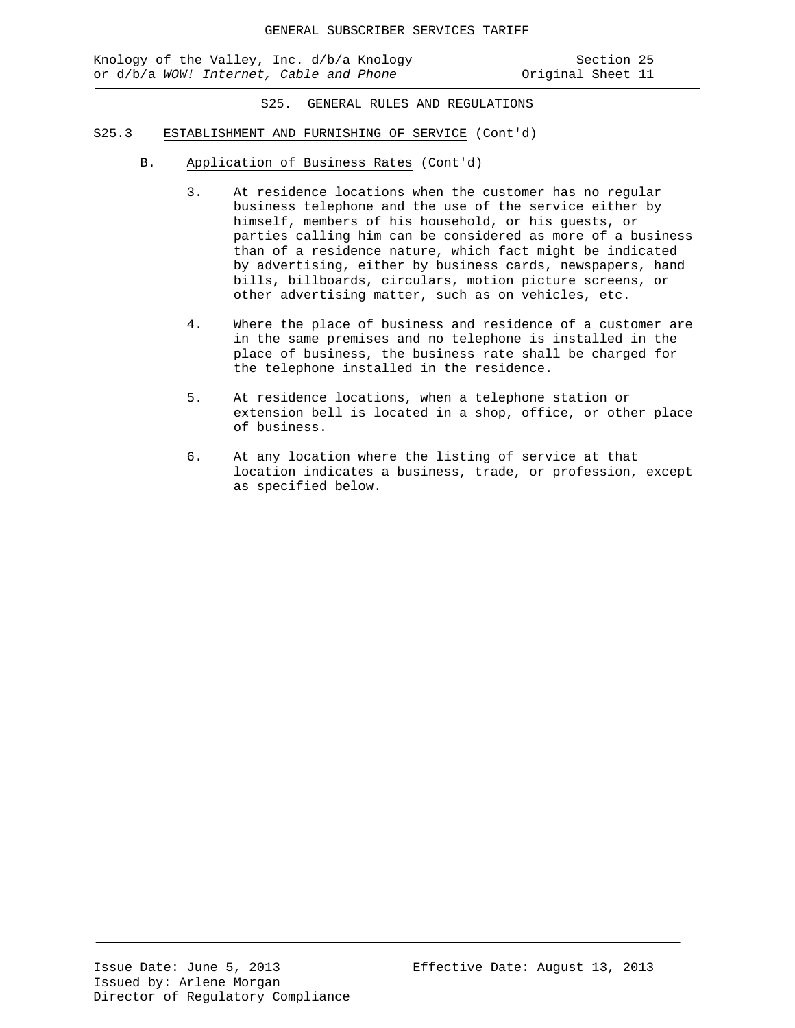## S25. GENERAL RULES AND REGULATIONS

### S25.3 ESTABLISHMENT AND FURNISHING OF SERVICE (Cont'd)

B. Application of Business Rates (Cont'd)

3. At residence locations when the customer has no regular business telephone and the use of the service either by himself, members of his household, or his guests, or parties calling him can be considered as more of a business than of a residence nature, which fact might be indicated by advertising, either by business cards, newspapers, hand bills, billboards, circulars, motion picture screens, or other advertising matter, such as on vehicles, etc.

4. Where the place of business and residence of a customer are in the same premises and no telephone is installed in the place of business, the business rate shall be charged for the telephone installed in the residence.

5. At residence locations, when a telephone station or extension bell is located in a shop, office, or other place of business.

6. At any location where the listing of service at that location indicates a business, trade, or profession, except as specified below.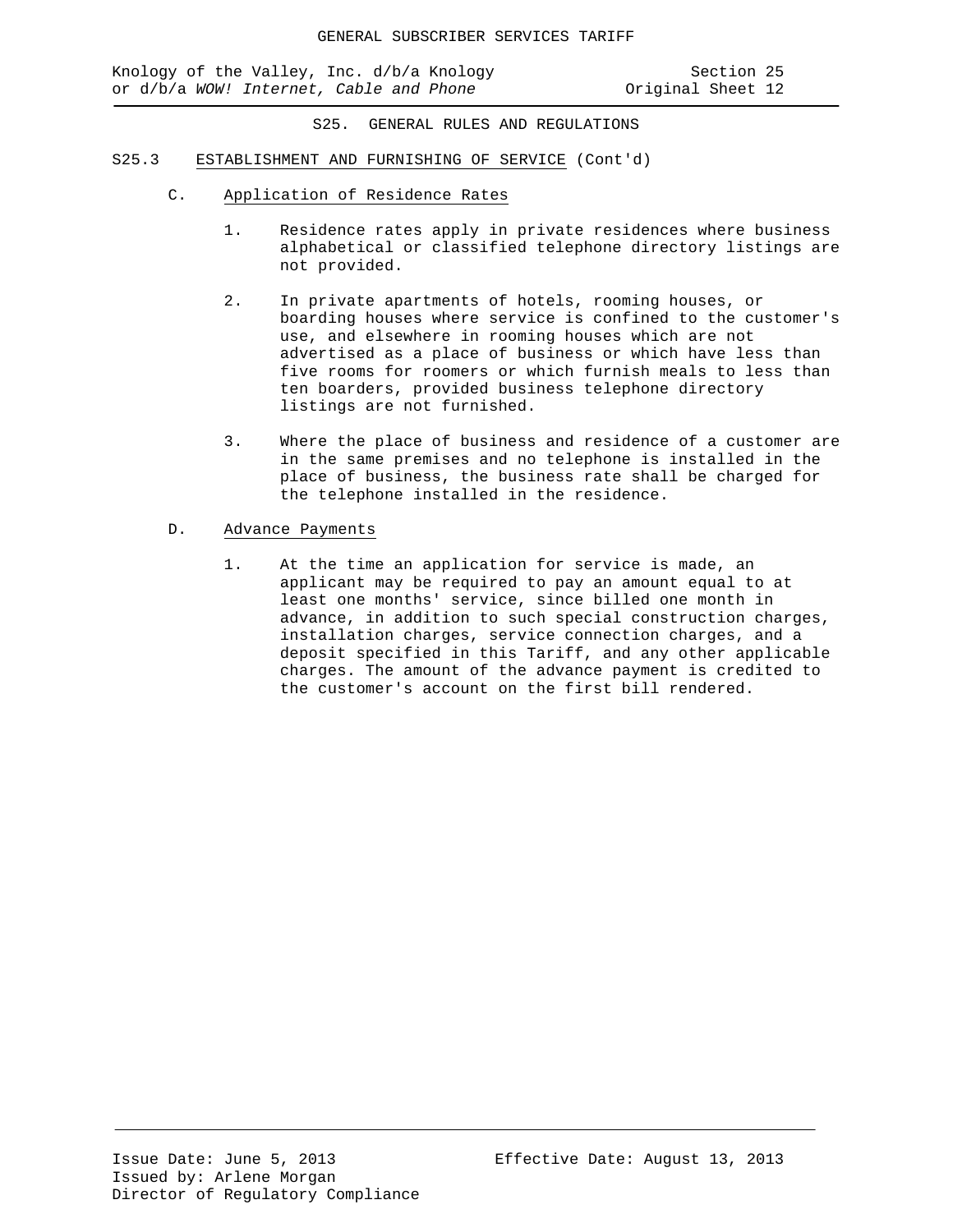## S25. GENERAL RULES AND REGULATIONS

### S25.3 ESTABLISHMENT AND FURNISHING OF SERVICE (Cont'd)

#### C. Application of Residence Rates

1. Residence rates apply in private residences where business alphabetical or classified telephone directory listings are not provided.

2. In private apartments of hotels, rooming houses, or boarding houses where service is confined to the customer's use, and elsewhere in rooming houses which are not advertised as a place of business or which have less than five rooms for roomers or which furnish meals to less than ten boarders, provided business telephone directory listings are not furnished.

3. Where the place of business and residence of a customer are in the same premises and no telephone is installed in the place of business, the business rate shall be charged for the telephone installed in the residence.

#### D. Advance Payments

1. At the time an application for service is made, an applicant may be required to pay an amount equal to at least one months' service, since billed one month in advance, in addition to such special construction charges, installation charges, service connection charges, and a deposit specified in this Tariff, and any other applicable charges. The amount of the advance payment is credited to the customer's account on the first bill rendered.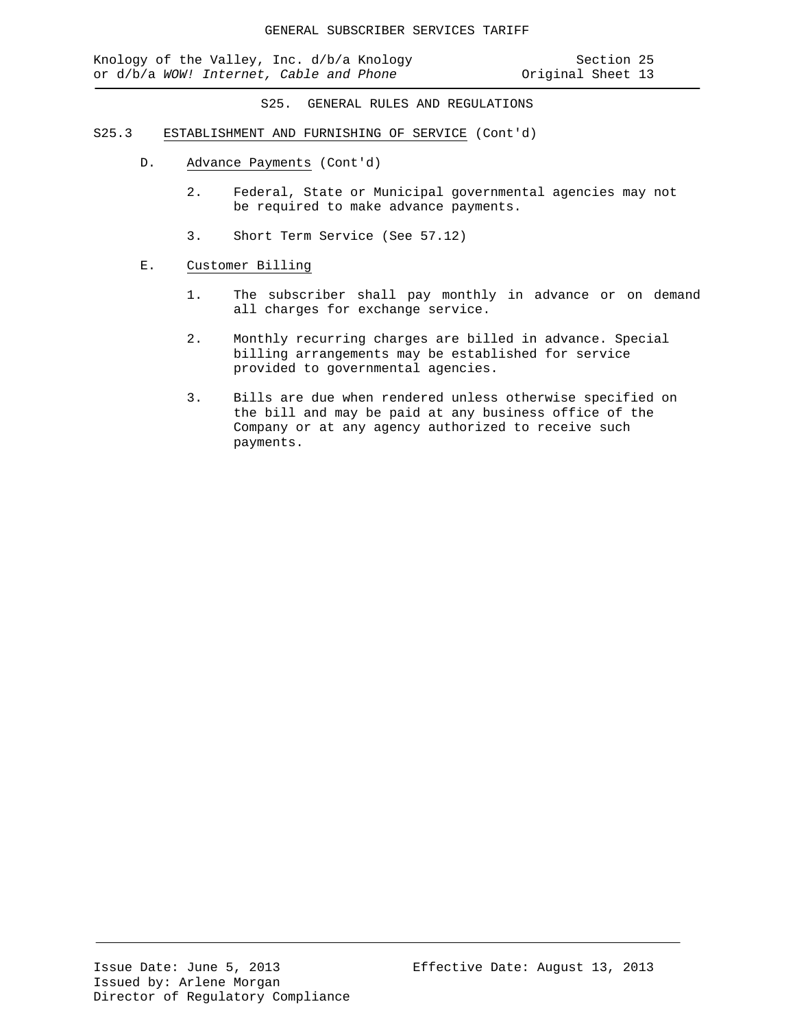## S25. GENERAL RULES AND REGULATIONS

### S25.3 ESTABLISHMENT AND FURNISHING OF SERVICE (Cont'd)

D. Advance Payments (Cont'd)

2. Federal, State or Municipal governmental agencies may not be required to make advance payments.

3. Short Term Service (See 57.12)

E. Customer Billing

1. The subscriber shall pay monthly in advance or on demand all charges for exchange service.

2. Monthly recurring charges are billed in advance. Special billing arrangements may be established for service provided to governmental agencies.

3. Bills are due when rendered unless otherwise specified on the bill and may be paid at any business office of the Company or at any agency authorized to receive such payments.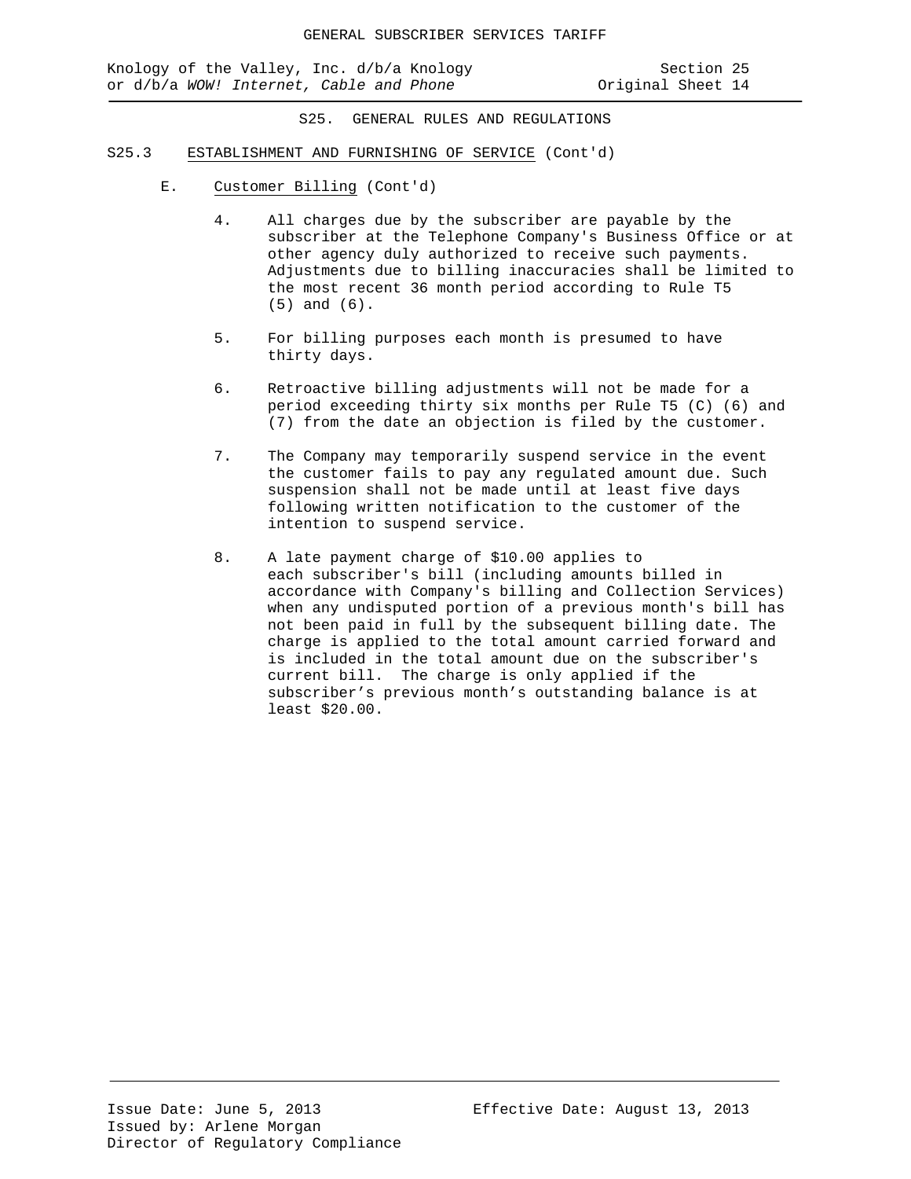## S25. GENERAL RULES AND REGULATIONS

### S25.3 ESTABLISHMENT AND FURNISHING OF SERVICE (Cont'd)

#### E. Customer Billing (Cont'd)

4. All charges due by the subscriber are payable by the subscriber at the Telephone Company's Business Office or at other agency duly authorized to receive such payments. Adjustments due to billing inaccuracies shall be limited to the most recent 36 month period according to Rule T5 (5) and (6).

5. For billing purposes each month is presumed to have thirty days.

6. Retroactive billing adjustments will not be made for a period exceeding thirty six months per Rule T5 (C) (6) and (7) from the date an objection is filed by the customer.

7. The Company may temporarily suspend service in the event the customer fails to pay any regulated amount due. Such suspension shall not be made until at least five days following written notification to the customer of the intention to suspend service.

8. A late payment charge of $10.00 applies to each subscriber's bill (including amounts billed in accordance with Company's billing and Collection Services) when any undisputed portion of a previous month's bill has not been paid in full by the subsequent billing date. The charge is applied to the total amount carried forward and is included in the total amount due on the subscriber's current bill. The charge is only applied if the subscriber's previous month's outstanding balance is at least $20.00.

Issue Date: June 5, 2013  
Issued by: Arlene Morgan  
Director of Regulatory Compliance

Effective Date: August 13, 2013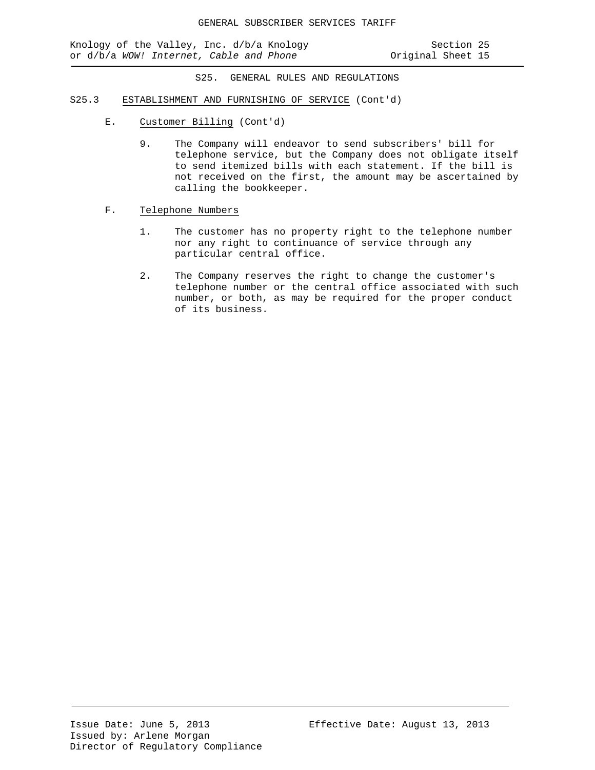## S25. GENERAL RULES AND REGULATIONS

### S25.3 ESTABLISHMENT AND FURNISHING OF SERVICE (Cont'd)

E. Customer Billing (Cont'd)

9. The Company will endeavor to send subscribers' bill for telephone service, but the Company does not obligate itself to send itemized bills with each statement. If the bill is not received on the first, the amount may be ascertained by calling the bookkeeper.

F. Telephone Numbers

1. The customer has no property right to the telephone number nor any right to continuance of service through any particular central office.

2. The Company reserves the right to change the customer's telephone number or the central office associated with such number, or both, as may be required for the proper conduct of its business.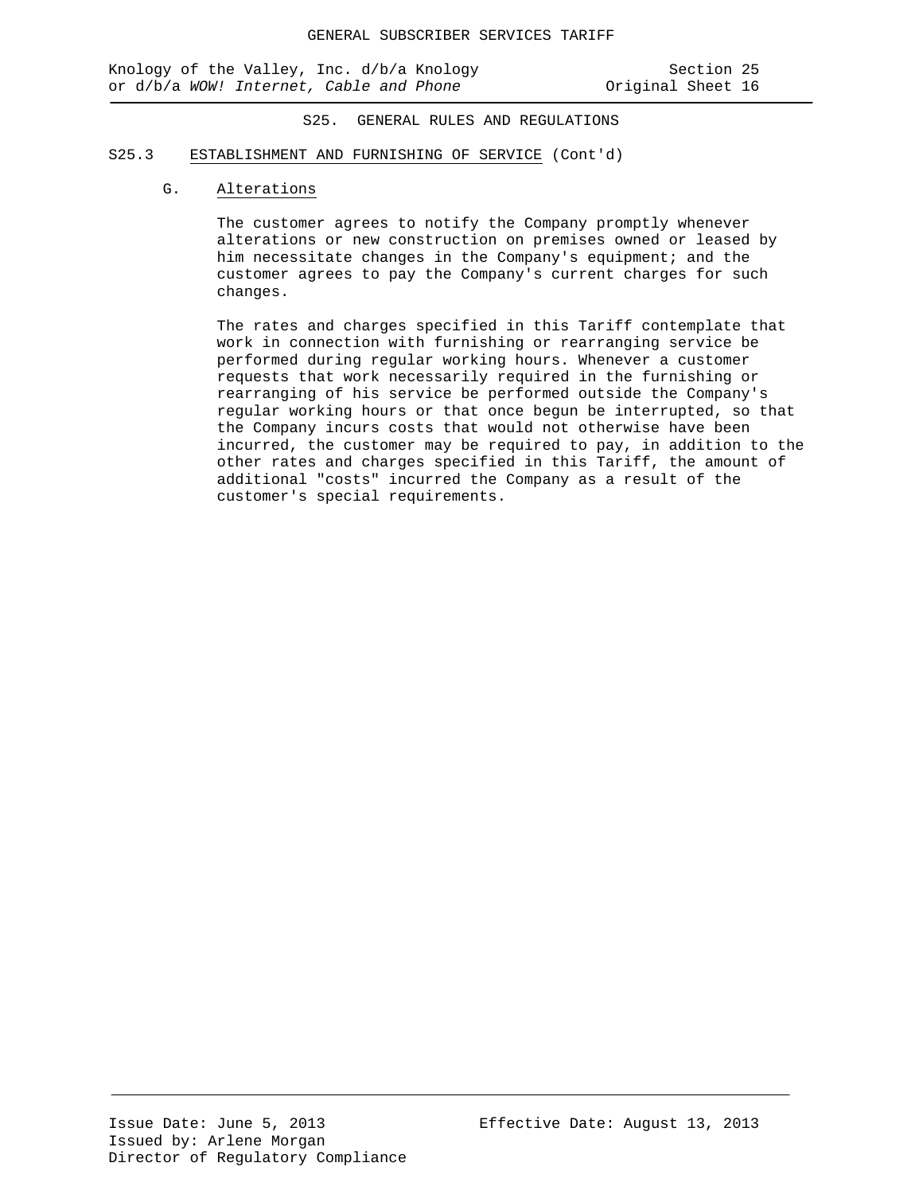## S25. GENERAL RULES AND REGULATIONS

### S25.3 ESTABLISHMENT AND FURNISHING OF SERVICE (Cont'd)

#### G. Alterations

The customer agrees to notify the Company promptly whenever alterations or new construction on premises owned or leased by him necessitate changes in the Company's equipment; and the customer agrees to pay the Company's current charges for such changes.

The rates and charges specified in this Tariff contemplate that work in connection with furnishing or rearranging service be performed during regular working hours. Whenever a customer requests that work necessarily required in the furnishing or rearranging of his service be performed outside the Company's regular working hours or that once begun be interrupted, so that the Company incurs costs that would not otherwise have been incurred, the customer may be required to pay, in addition to the other rates and charges specified in this Tariff, the amount of additional "costs" incurred the Company as a result of the customer's special requirements.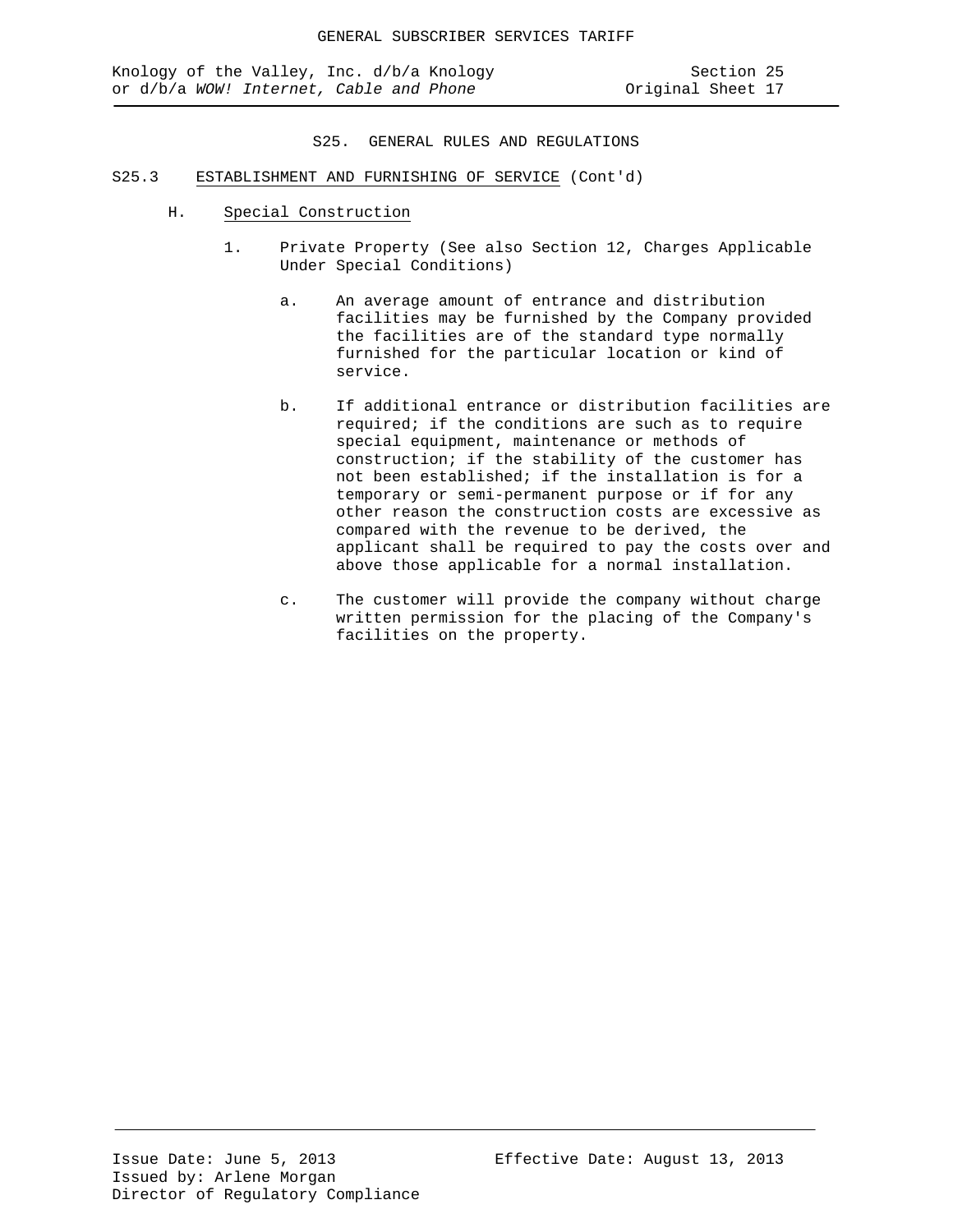## S25. GENERAL RULES AND REGULATIONS

### S25.3 ESTABLISHMENT AND FURNISHING OF SERVICE (Cont'd)

#### H. Special Construction

1. Private Property (See also Section 12, Charges Applicable Under Special Conditions)

   a. An average amount of entrance and distribution facilities may be furnished by the Company provided the facilities are of the standard type normally furnished for the particular location or kind of service.

   b. If additional entrance or distribution facilities are required; if the conditions are such as to require special equipment, maintenance or methods of construction; if the stability of the customer has not been established; if the installation is for a temporary or semi-permanent purpose or if for any other reason the construction costs are excessive as compared with the revenue to be derived, the applicant shall be required to pay the costs over and above those applicable for a normal installation.

   c. The customer will provide the company without charge written permission for the placing of the Company's facilities on the property.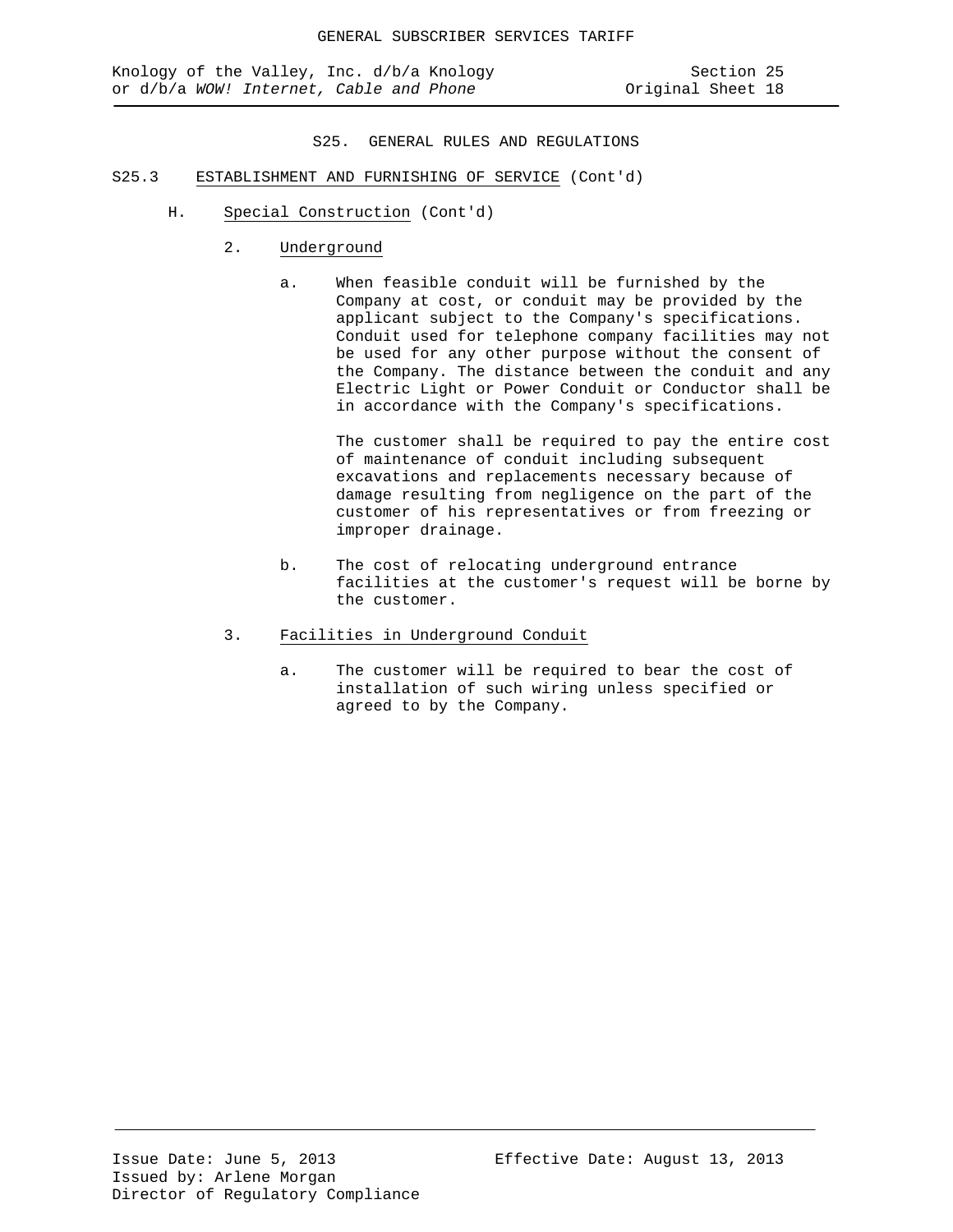## S25. GENERAL RULES AND REGULATIONS

### S25.3 ESTABLISHMENT AND FURNISHING OF SERVICE (Cont'd)

#### H. Special Construction (Cont'd)

2. Underground

   a. When feasible conduit will be furnished by the Company at cost, or conduit may be provided by the applicant subject to the Company's specifications. Conduit used for telephone company facilities may not be used for any other purpose without the consent of the Company. The distance between the conduit and any Electric Light or Power Conduit or Conductor shall be in accordance with the Company's specifications.

      The customer shall be required to pay the entire cost of maintenance of conduit including subsequent excavations and replacements necessary because of damage resulting from negligence on the part of the customer of his representatives or from freezing or improper drainage.

   b. The cost of relocating underground entrance facilities at the customer's request will be borne by the customer.

3. Facilities in Underground Conduit

   a. The customer will be required to bear the cost of installation of such wiring unless specified or agreed to by the Company.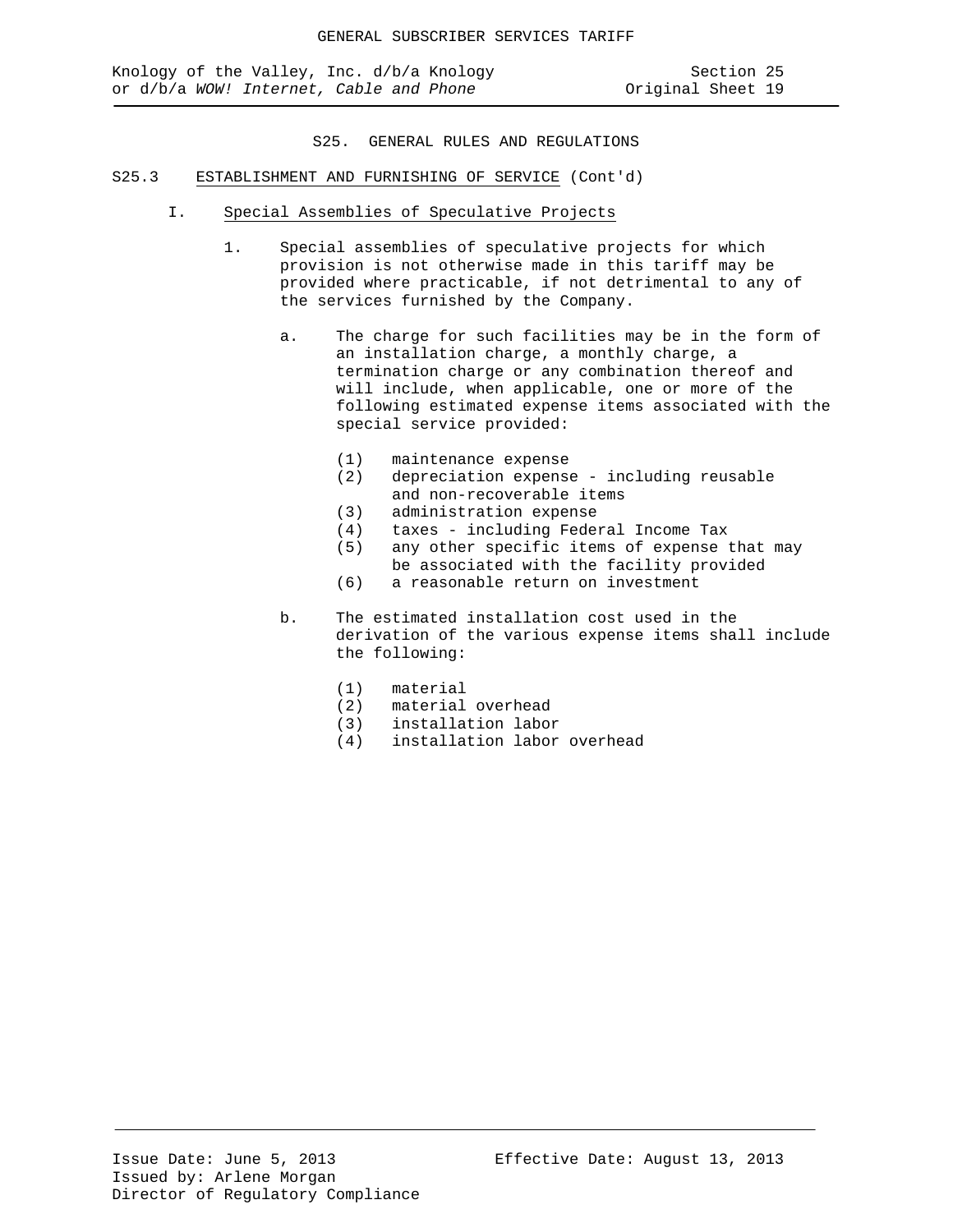## S25. GENERAL RULES AND REGULATIONS

S25.3 ESTABLISHMENT AND FURNISHING OF SERVICE (Cont'd)

I. Special Assemblies of Speculative Projects

1. Special assemblies of speculative projects for which provision is not otherwise made in this tariff may be provided where practicable, if not detrimental to any of the services furnished by the Company.

   a. The charge for such facilities may be in the form of an installation charge, a monthly charge, a termination charge or any combination thereof and will include, when applicable, one or more of the following estimated expense items associated with the special service provided:

      (1) maintenance expense
      (2) depreciation expense - including reusable and non-recoverable items
      (3) administration expense
      (4) taxes - including Federal Income Tax
      (5) any other specific items of expense that may be associated with the facility provided
      (6) a reasonable return on investment

   b. The estimated installation cost used in the derivation of the various expense items shall include the following:

      (1) material
      (2) material overhead
      (3) installation labor
      (4) installation labor overhead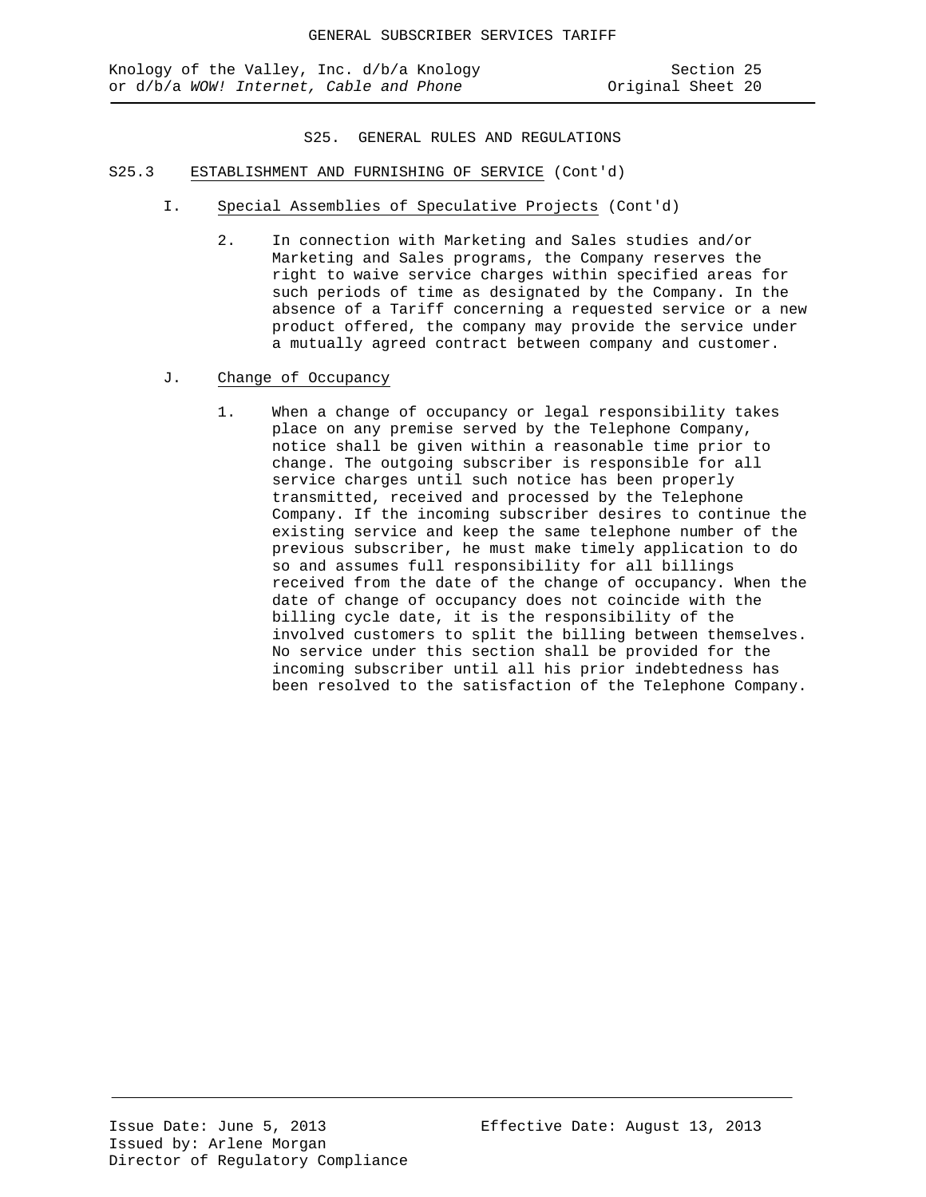## S25. GENERAL RULES AND REGULATIONS

### S25.3 ESTABLISHMENT AND FURNISHING OF SERVICE (Cont'd)

I. Special Assemblies of Speculative Projects (Cont'd)

2. In connection with Marketing and Sales studies and/or Marketing and Sales programs, the Company reserves the right to waive service charges within specified areas for such periods of time as designated by the Company. In the absence of a Tariff concerning a requested service or a new product offered, the company may provide the service under a mutually agreed contract between company and customer.

J. Change of Occupancy

1. When a change of occupancy or legal responsibility takes place on any premise served by the Telephone Company, notice shall be given within a reasonable time prior to change. The outgoing subscriber is responsible for all service charges until such notice has been properly transmitted, received and processed by the Telephone Company. If the incoming subscriber desires to continue the existing service and keep the same telephone number of the previous subscriber, he must make timely application to do so and assumes full responsibility for all billings received from the date of the change of occupancy. When the date of change of occupancy does not coincide with the billing cycle date, it is the responsibility of the involved customers to split the billing between themselves. No service under this section shall be provided for the incoming subscriber until all his prior indebtedness has been resolved to the satisfaction of the Telephone Company.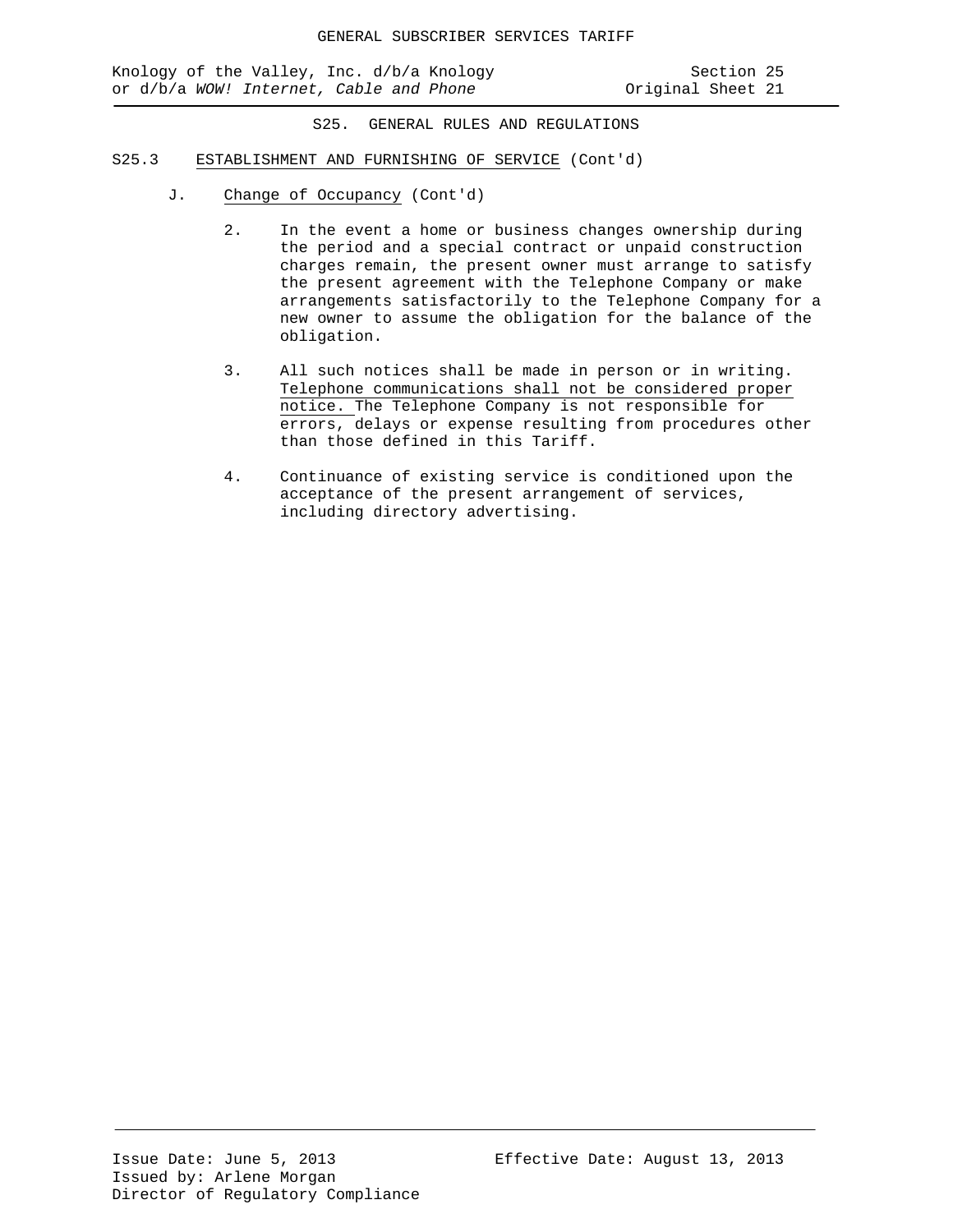## S25. GENERAL RULES AND REGULATIONS

### S25.3 ESTABLISHMENT AND FURNISHING OF SERVICE (Cont'd)

J. Change of Occupancy (Cont'd)

2. In the event a home or business changes ownership during the period and a special contract or unpaid construction charges remain, the present owner must arrange to satisfy the present agreement with the Telephone Company or make arrangements satisfactorily to the Telephone Company for a new owner to assume the obligation for the balance of the obligation.

3. All such notices shall be made in person or in writing. Telephone communications shall not be considered proper notice. The Telephone Company is not responsible for errors, delays or expense resulting from procedures other than those defined in this Tariff.

4. Continuance of existing service is conditioned upon the acceptance of the present arrangement of services, including directory advertising.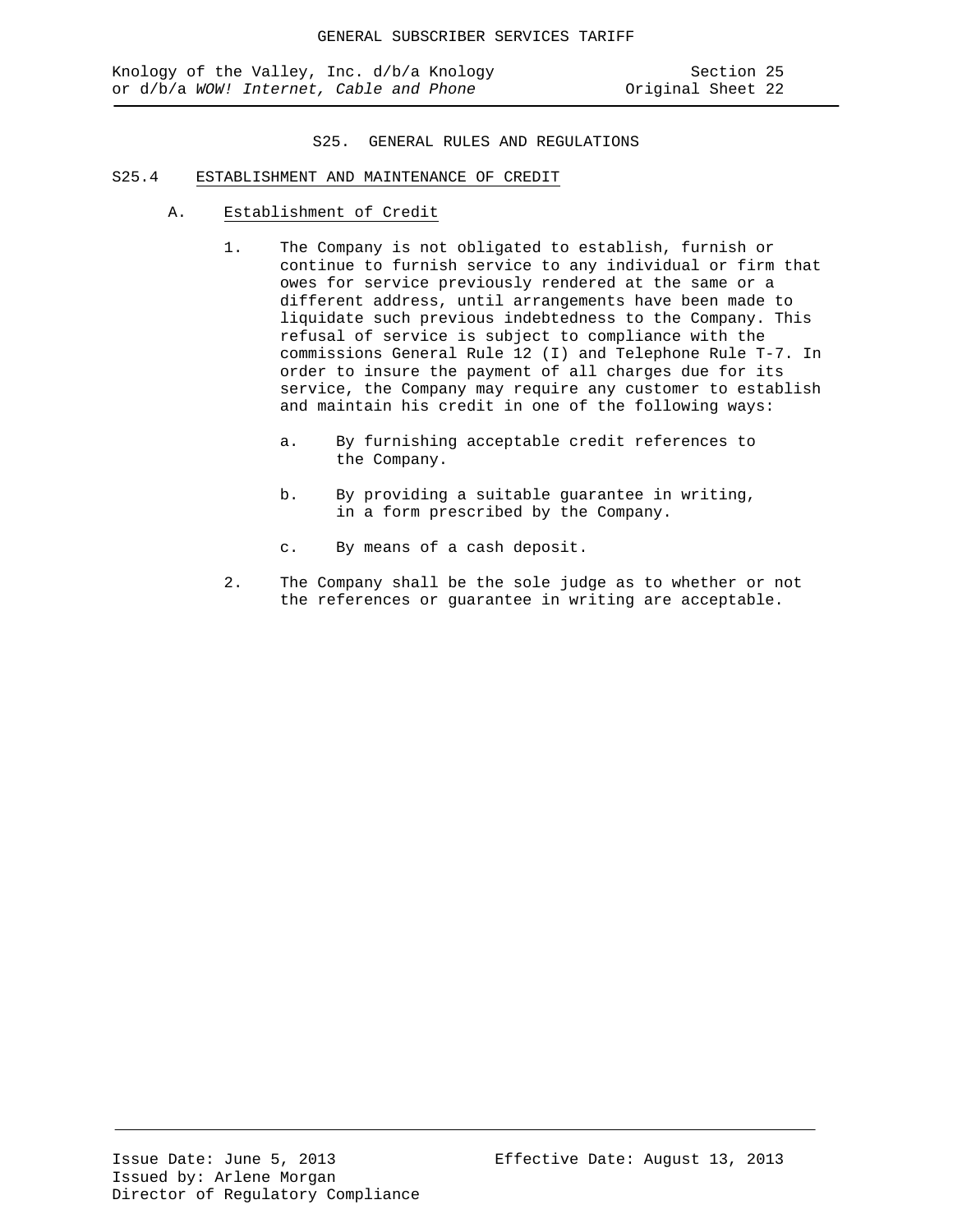## S25. GENERAL RULES AND REGULATIONS

### S25.4 ESTABLISHMENT AND MAINTENANCE OF CREDIT

#### A. Establishment of Credit

1. The Company is not obligated to establish, furnish or continue to furnish service to any individual or firm that owes for service previously rendered at the same or a different address, until arrangements have been made to liquidate such previous indebtedness to the Company. This refusal of service is subject to compliance with the commissions General Rule 12 (I) and Telephone Rule T-7. In order to insure the payment of all charges due for its service, the Company may require any customer to establish and maintain his credit in one of the following ways:

   a. By furnishing acceptable credit references to the Company.

   b. By providing a suitable guarantee in writing, in a form prescribed by the Company.

   c. By means of a cash deposit.

2. The Company shall be the sole judge as to whether or not the references or guarantee in writing are acceptable.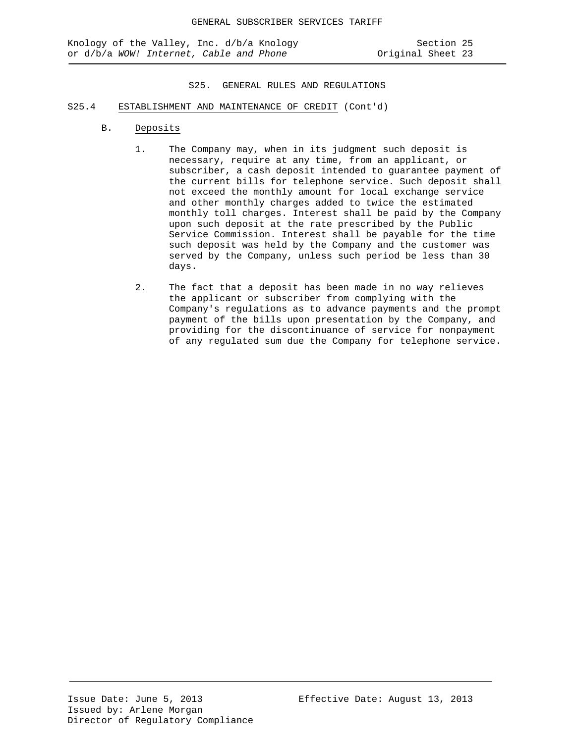## S25. GENERAL RULES AND REGULATIONS

### S25.4 ESTABLISHMENT AND MAINTENANCE OF CREDIT (Cont'd)

#### B. Deposits

1. The Company may, when in its judgment such deposit is necessary, require at any time, from an applicant, or subscriber, a cash deposit intended to guarantee payment of the current bills for telephone service. Such deposit shall not exceed the monthly amount for local exchange service and other monthly charges added to twice the estimated monthly toll charges. Interest shall be paid by the Company upon such deposit at the rate prescribed by the Public Service Commission. Interest shall be payable for the time such deposit was held by the Company and the customer was served by the Company, unless such period be less than 30 days.

2. The fact that a deposit has been made in no way relieves the applicant or subscriber from complying with the Company's regulations as to advance payments and the prompt payment of the bills upon presentation by the Company, and providing for the discontinuance of service for nonpayment of any regulated sum due the Company for telephone service.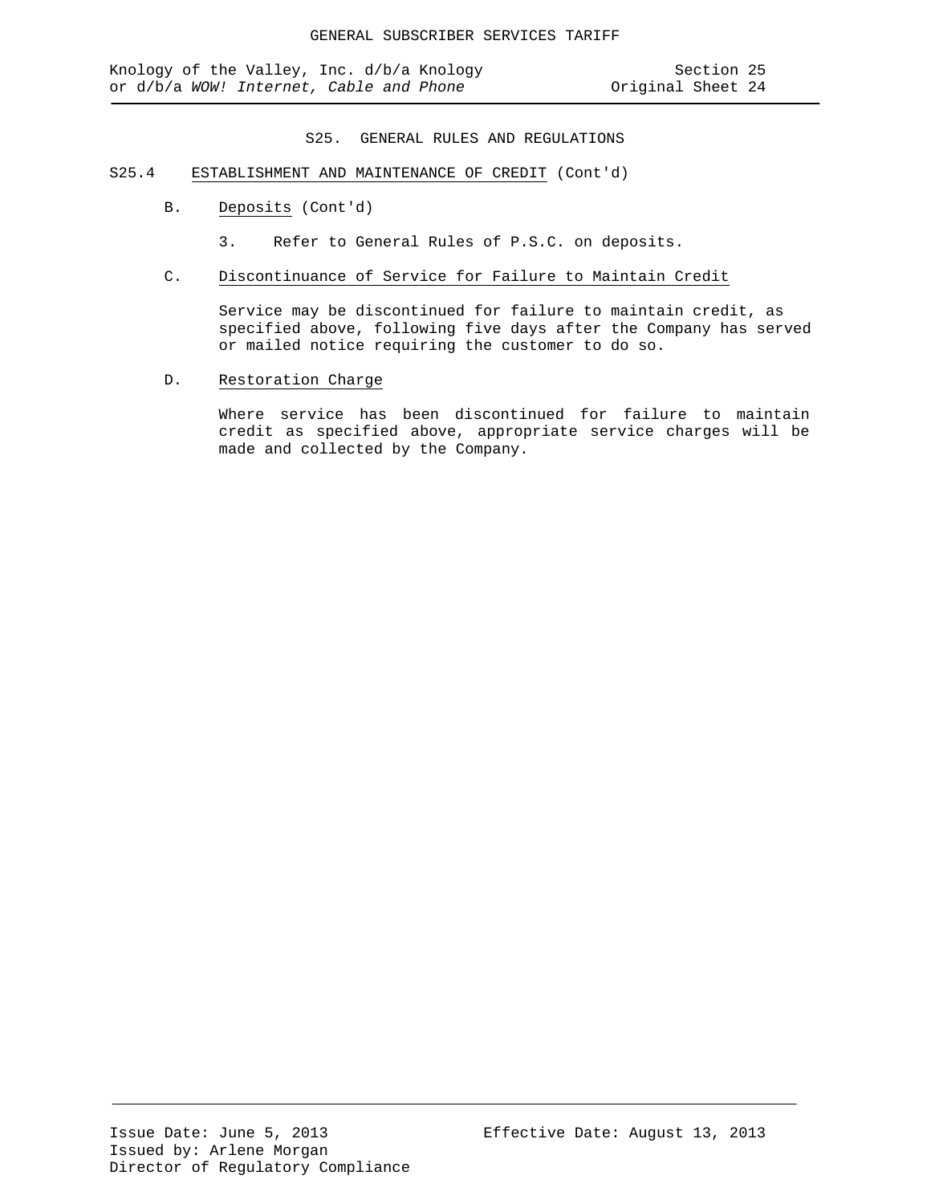S25. GENERAL RULES AND REGULATIONS

S25.4 ESTABLISHMENT AND MAINTENANCE OF CREDIT (Cont'd)

B. Deposits (Cont'd)

3. Refer to General Rules of P.S.C. on deposits.

C. Discontinuance of Service for Failure to Maintain Credit

Service may be discontinued for failure to maintain credit, as specified above, following five days after the Company has served or mailed notice requiring the customer to do so.

D. Restoration Charge

Where service has been discontinued for failure to maintain credit as specified above, appropriate service charges will be made and collected by the Company.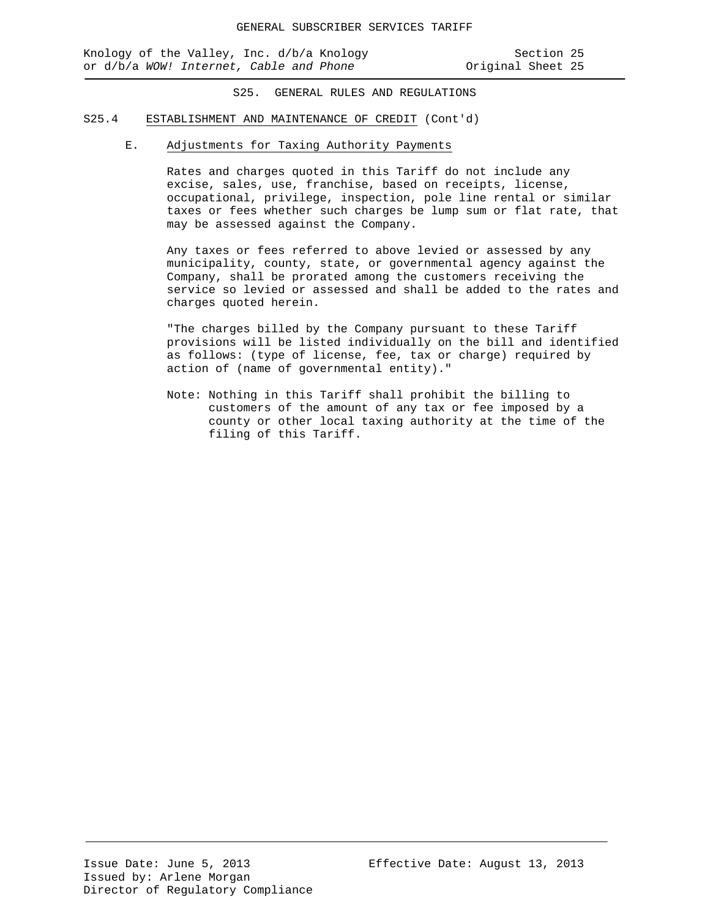## S25. GENERAL RULES AND REGULATIONS

### S25.4 ESTABLISHMENT AND MAINTENANCE OF CREDIT (Cont'd)

#### E. Adjustments for Taxing Authority Payments

Rates and charges quoted in this Tariff do not include any excise, sales, use, franchise, based on receipts, license, occupational, privilege, inspection, pole line rental or similar taxes or fees whether such charges be lump sum or flat rate, that may be assessed against the Company.

Any taxes or fees referred to above levied or assessed by any municipality, county, state, or governmental agency against the Company, shall be prorated among the customers receiving the service so levied or assessed and shall be added to the rates and charges quoted herein.

"The charges billed by the Company pursuant to these Tariff provisions will be listed individually on the bill and identified as follows: (type of license, fee, tax or charge) required by action of (name of governmental entity)."

Note: Nothing in this Tariff shall prohibit the billing to customers of the amount of any tax or fee imposed by a county or other local taxing authority at the time of the filing of this Tariff.

Issue Date: June 5, 2013
Issued by: Arlene Morgan
Director of Regulatory Compliance

Effective Date: August 13, 2013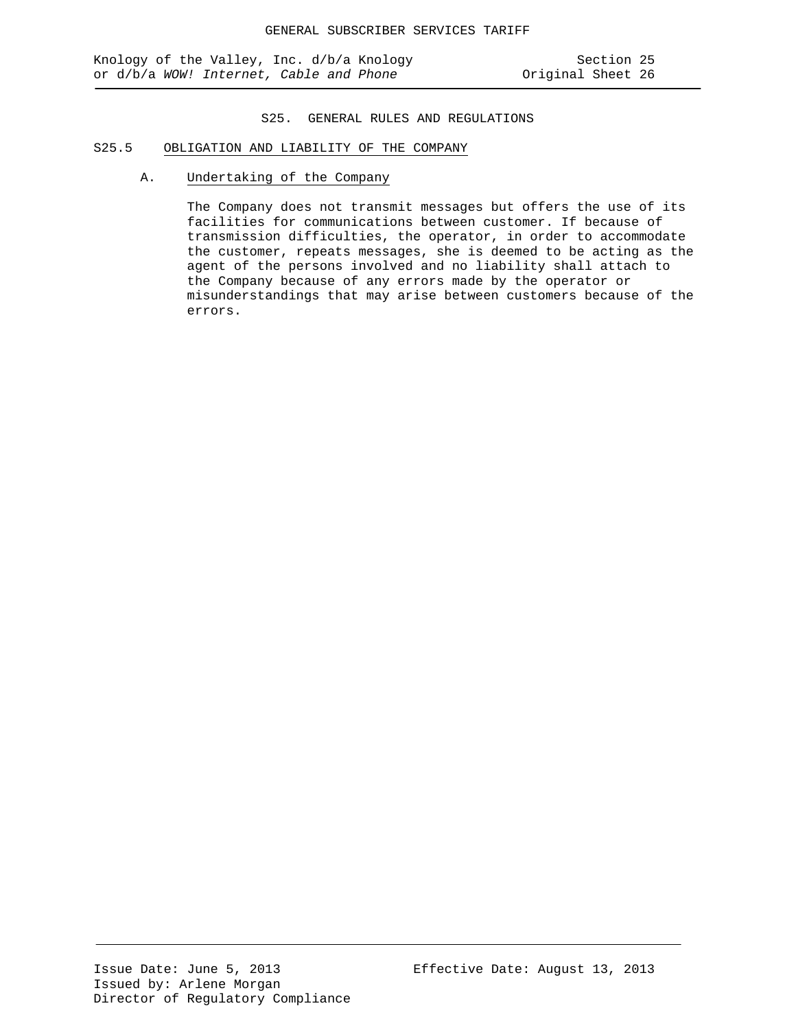## S25. GENERAL RULES AND REGULATIONS

### S25.5 OBLIGATION AND LIABILITY OF THE COMPANY

#### A. Undertaking of the Company

The Company does not transmit messages but offers the use of its facilities for communications between customer. If because of transmission difficulties, the operator, in order to accommodate the customer, repeats messages, she is deemed to be acting as the agent of the persons involved and no liability shall attach to the Company because of any errors made by the operator or misunderstandings that may arise between customers because of the errors.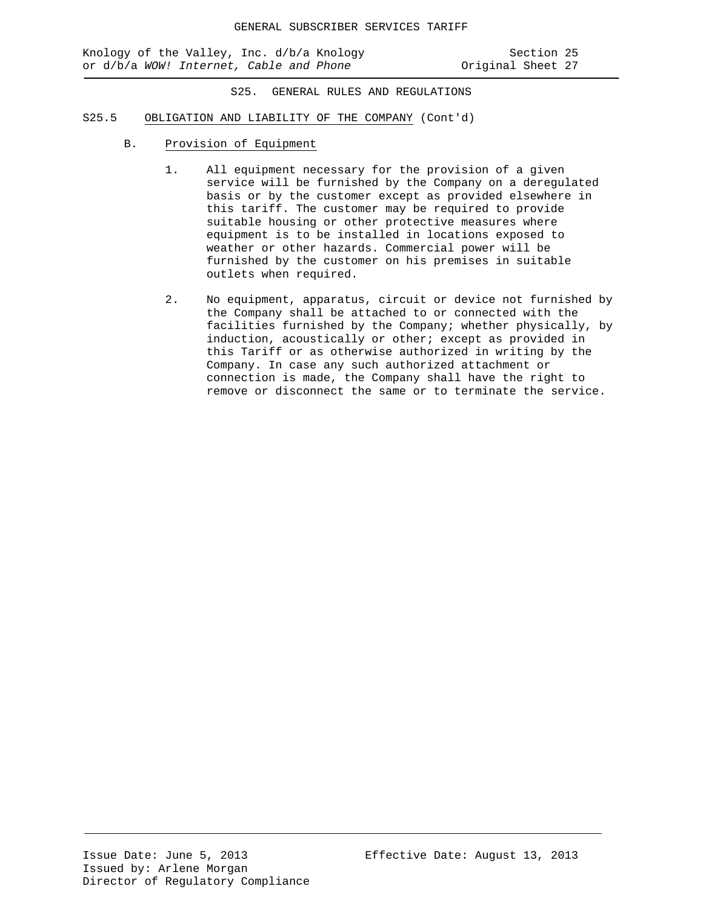S25. GENERAL RULES AND REGULATIONS

S25.5 OBLIGATION AND LIABILITY OF THE COMPANY (Cont'd)

B. Provision of Equipment

1. All equipment necessary for the provision of a given service will be furnished by the Company on a deregulated basis or by the customer except as provided elsewhere in this tariff. The customer may be required to provide suitable housing or other protective measures where equipment is to be installed in locations exposed to weather or other hazards. Commercial power will be furnished by the customer on his premises in suitable outlets when required.

2. No equipment, apparatus, circuit or device not furnished by the Company shall be attached to or connected with the facilities furnished by the Company; whether physically, by induction, acoustically or other; except as provided in this Tariff or as otherwise authorized in writing by the Company. In case any such authorized attachment or connection is made, the Company shall have the right to remove or disconnect the same or to terminate the service.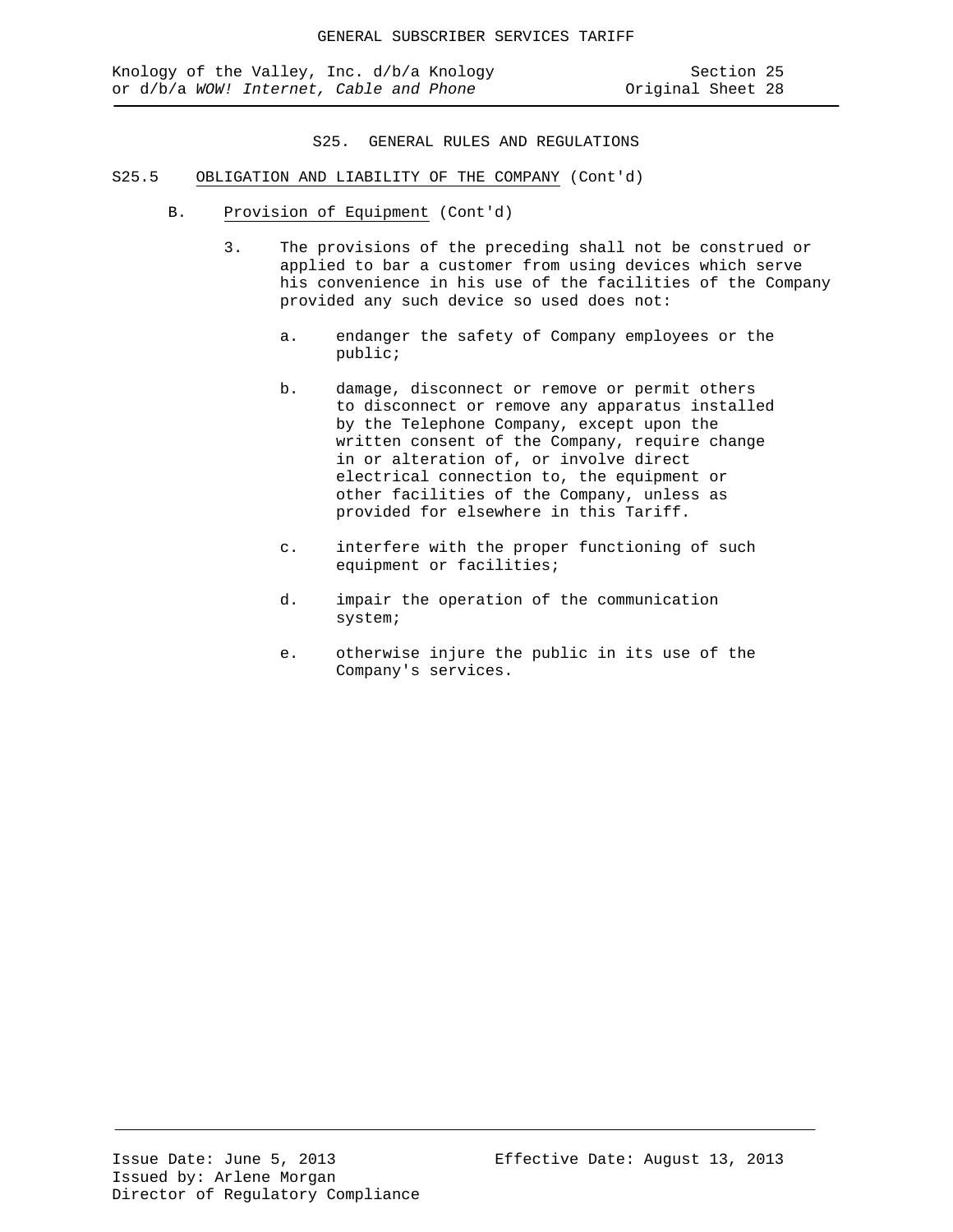## S25. GENERAL RULES AND REGULATIONS

S25.5 OBLIGATION AND LIABILITY OF THE COMPANY (Cont'd)

B. Provision of Equipment (Cont'd)

3. The provisions of the preceding shall not be construed or applied to bar a customer from using devices which serve his convenience in his use of the facilities of the Company provided any such device so used does not:

   a. endanger the safety of Company employees or the public;

   b. damage, disconnect or remove or permit others to disconnect or remove any apparatus installed by the Telephone Company, except upon the written consent of the Company, require change in or alteration of, or involve direct electrical connection to, the equipment or other facilities of the Company, unless as provided for elsewhere in this Tariff.

   c. interfere with the proper functioning of such equipment or facilities;

   d. impair the operation of the communication system;

   e. otherwise injure the public in its use of the Company's services.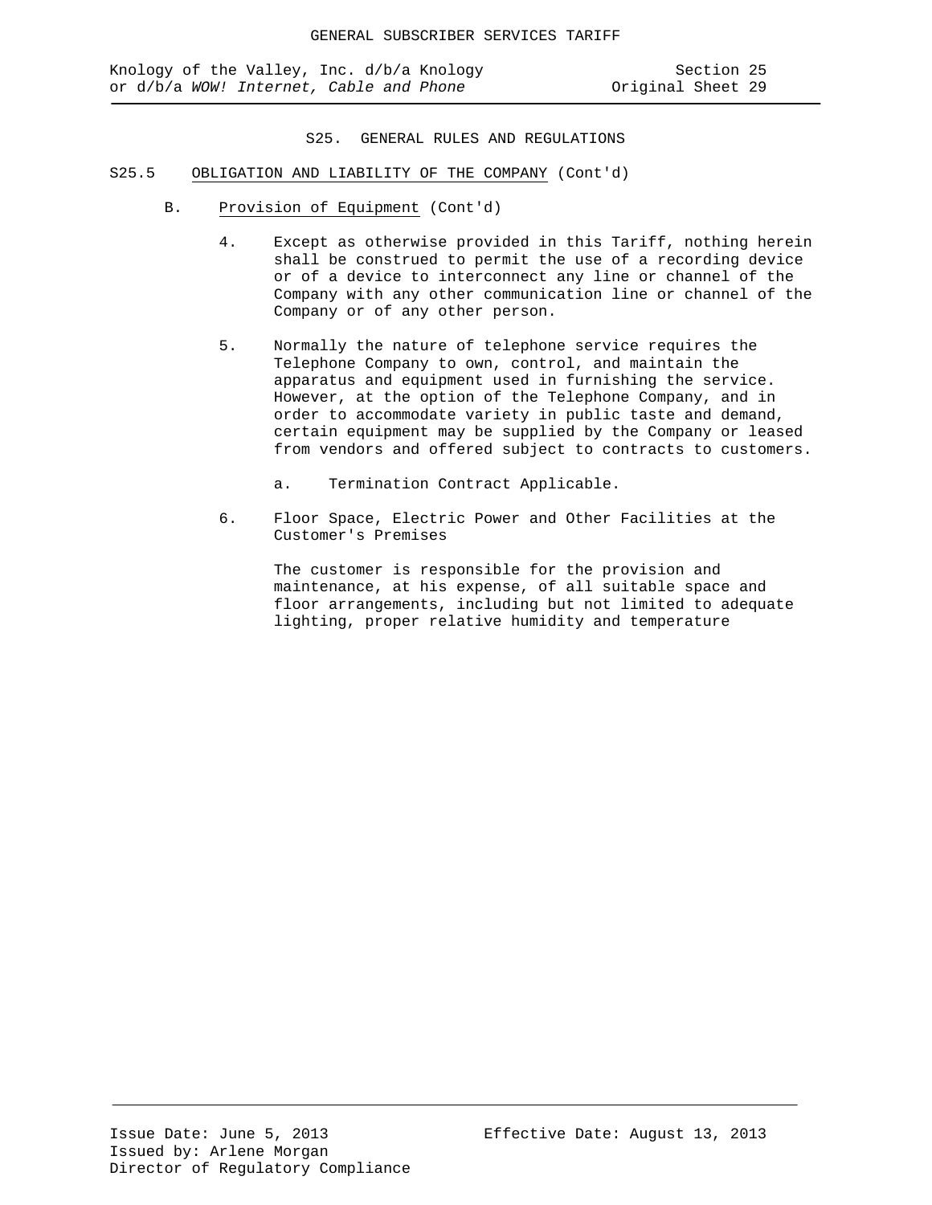## S25. GENERAL RULES AND REGULATIONS

### S25.5 OBLIGATION AND LIABILITY OF THE COMPANY (Cont'd)

B. Provision of Equipment (Cont'd)

4. Except as otherwise provided in this Tariff, nothing herein shall be construed to permit the use of a recording device or of a device to interconnect any line or channel of the Company with any other communication line or channel of the Company or of any other person.

5. Normally the nature of telephone service requires the Telephone Company to own, control, and maintain the apparatus and equipment used in furnishing the service. However, at the option of the Telephone Company, and in order to accommodate variety in public taste and demand, certain equipment may be supplied by the Company or leased from vendors and offered subject to contracts to customers.

   a. Termination Contract Applicable.

6. Floor Space, Electric Power and Other Facilities at the Customer's Premises

   The customer is responsible for the provision and maintenance, at his expense, of all suitable space and floor arrangements, including but not limited to adequate lighting, proper relative humidity and temperature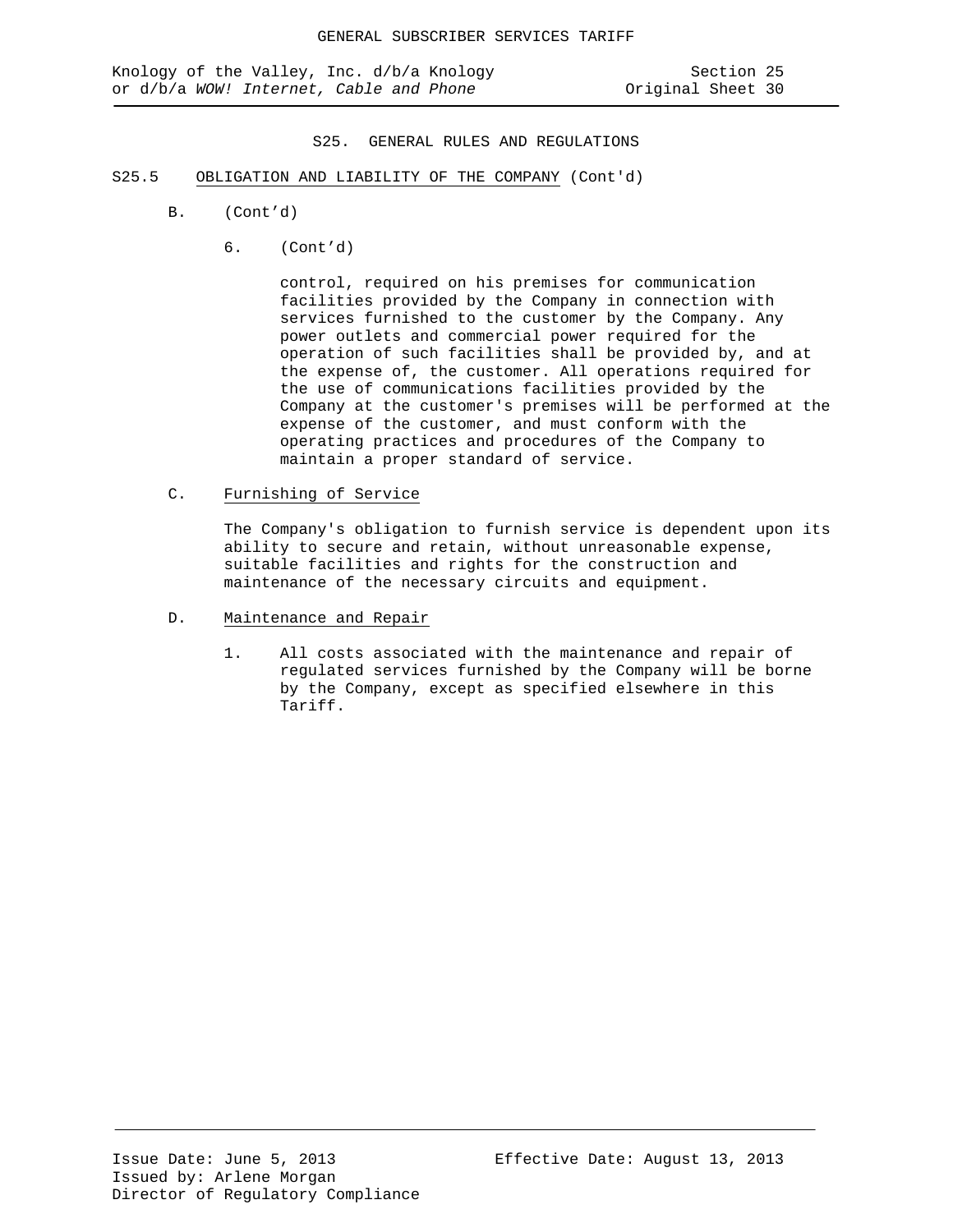S25. GENERAL RULES AND REGULATIONS

S25.5 OBLIGATION AND LIABILITY OF THE COMPANY (Cont'd)

B. (Cont'd)

6. (Cont'd)

control, required on his premises for communication facilities provided by the Company in connection with services furnished to the customer by the Company. Any power outlets and commercial power required for the operation of such facilities shall be provided by, and at the expense of, the customer. All operations required for the use of communications facilities provided by the Company at the customer's premises will be performed at the expense of the customer, and must conform with the operating practices and procedures of the Company to maintain a proper standard of service.

C. Furnishing of Service

The Company's obligation to furnish service is dependent upon its ability to secure and retain, without unreasonable expense, suitable facilities and rights for the construction and maintenance of the necessary circuits and equipment.

D. Maintenance and Repair

1. All costs associated with the maintenance and repair of regulated services furnished by the Company will be borne by the Company, except as specified elsewhere in this Tariff.

Issue Date: June 5, 2013
Effective Date: August 13, 2013
Issued by: Arlene Morgan
Director of Regulatory Compliance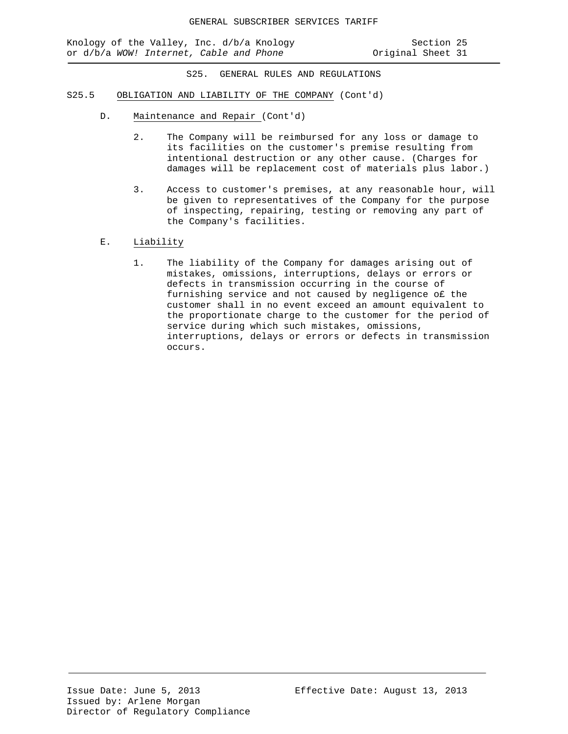S25. GENERAL RULES AND REGULATIONS

S25.5 OBLIGATION AND LIABILITY OF THE COMPANY (Cont'd)

D. Maintenance and Repair (Cont'd)

2. The Company will be reimbursed for any loss or damage to its facilities on the customer's premise resulting from intentional destruction or any other cause. (Charges for damages will be replacement cost of materials plus labor.)

3. Access to customer's premises, at any reasonable hour, will be given to representatives of the Company for the purpose of inspecting, repairing, testing or removing any part of the Company's facilities.

E. Liability

1. The liability of the Company for damages arising out of mistakes, omissions, interruptions, delays or errors or defects in transmission occurring in the course of furnishing service and not caused by negligence o£ the customer shall in no event exceed an amount equivalent to the proportionate charge to the customer for the period of service during which such mistakes, omissions, interruptions, delays or errors or defects in transmission occurs.

Issue Date: June 5, 2013 Effective Date: August 13, 2013
Issued by: Arlene Morgan
Director of Regulatory Compliance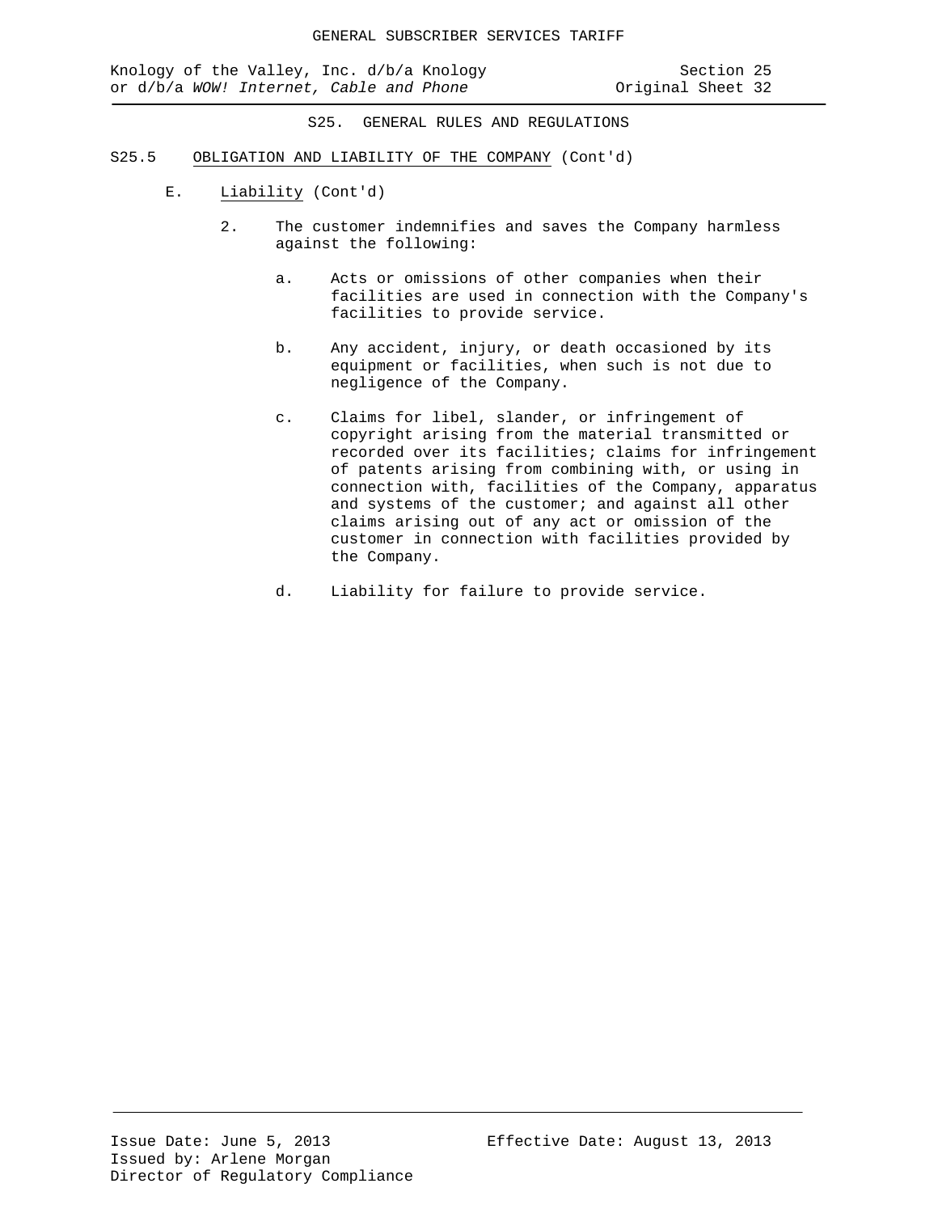## S25. GENERAL RULES AND REGULATIONS

### S25.5 OBLIGATION AND LIABILITY OF THE COMPANY (Cont'd)

E. Liability (Cont'd)

2. The customer indemnifies and saves the Company harmless against the following:

   a. Acts or omissions of other companies when their facilities are used in connection with the Company's facilities to provide service.

   b. Any accident, injury, or death occasioned by its equipment or facilities, when such is not due to negligence of the Company.

   c. Claims for libel, slander, or infringement of copyright arising from the material transmitted or recorded over its facilities; claims for infringement of patents arising from combining with, or using in connection with, facilities of the Company, apparatus and systems of the customer; and against all other claims arising out of any act or omission of the customer in connection with facilities provided by the Company.

   d. Liability for failure to provide service.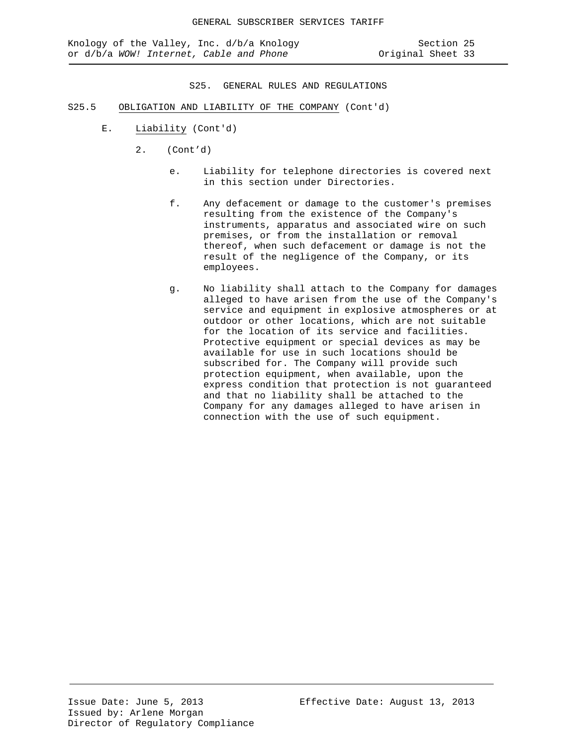S25. GENERAL RULES AND REGULATIONS

S25.5 OBLIGATION AND LIABILITY OF THE COMPANY (Cont'd)

E. Liability (Cont'd)

2. (Cont'd)

e. Liability for telephone directories is covered next in this section under Directories.

f. Any defacement or damage to the customer's premises resulting from the existence of the Company's instruments, apparatus and associated wire on such premises, or from the installation or removal thereof, when such defacement or damage is not the result of the negligence of the Company, or its employees.

g. No liability shall attach to the Company for damages alleged to have arisen from the use of the Company's service and equipment in explosive atmospheres or at outdoor or other locations, which are not suitable for the location of its service and facilities. Protective equipment or special devices as may be available for use in such locations should be subscribed for. The Company will provide such protection equipment, when available, upon the express condition that protection is not guaranteed and that no liability shall be attached to the Company for any damages alleged to have arisen in connection with the use of such equipment.

Issue Date: June 5, 2013
Issued by: Arlene Morgan
Director of Regulatory Compliance

Effective Date: August 13, 2013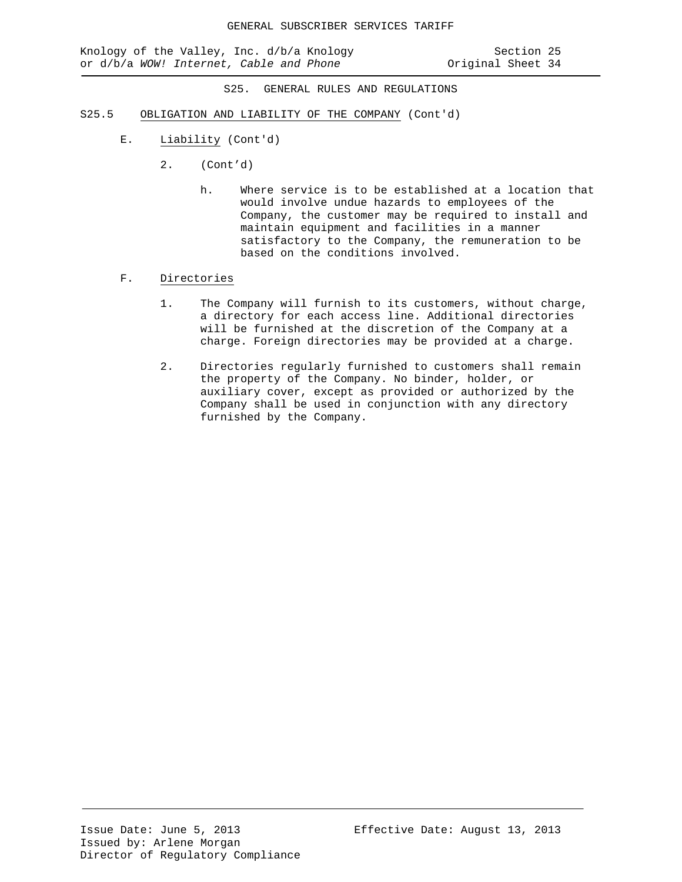S25. GENERAL RULES AND REGULATIONS

S25.5 OBLIGATION AND LIABILITY OF THE COMPANY (Cont'd)

E. Liability (Cont'd)

2. (Cont'd)

h. Where service is to be established at a location that would involve undue hazards to employees of the Company, the customer may be required to install and maintain equipment and facilities in a manner satisfactory to the Company, the remuneration to be based on the conditions involved.

F. Directories

1. The Company will furnish to its customers, without charge, a directory for each access line. Additional directories will be furnished at the discretion of the Company at a charge. Foreign directories may be provided at a charge.

2. Directories regularly furnished to customers shall remain the property of the Company. No binder, holder, or auxiliary cover, except as provided or authorized by the Company shall be used in conjunction with any directory furnished by the Company.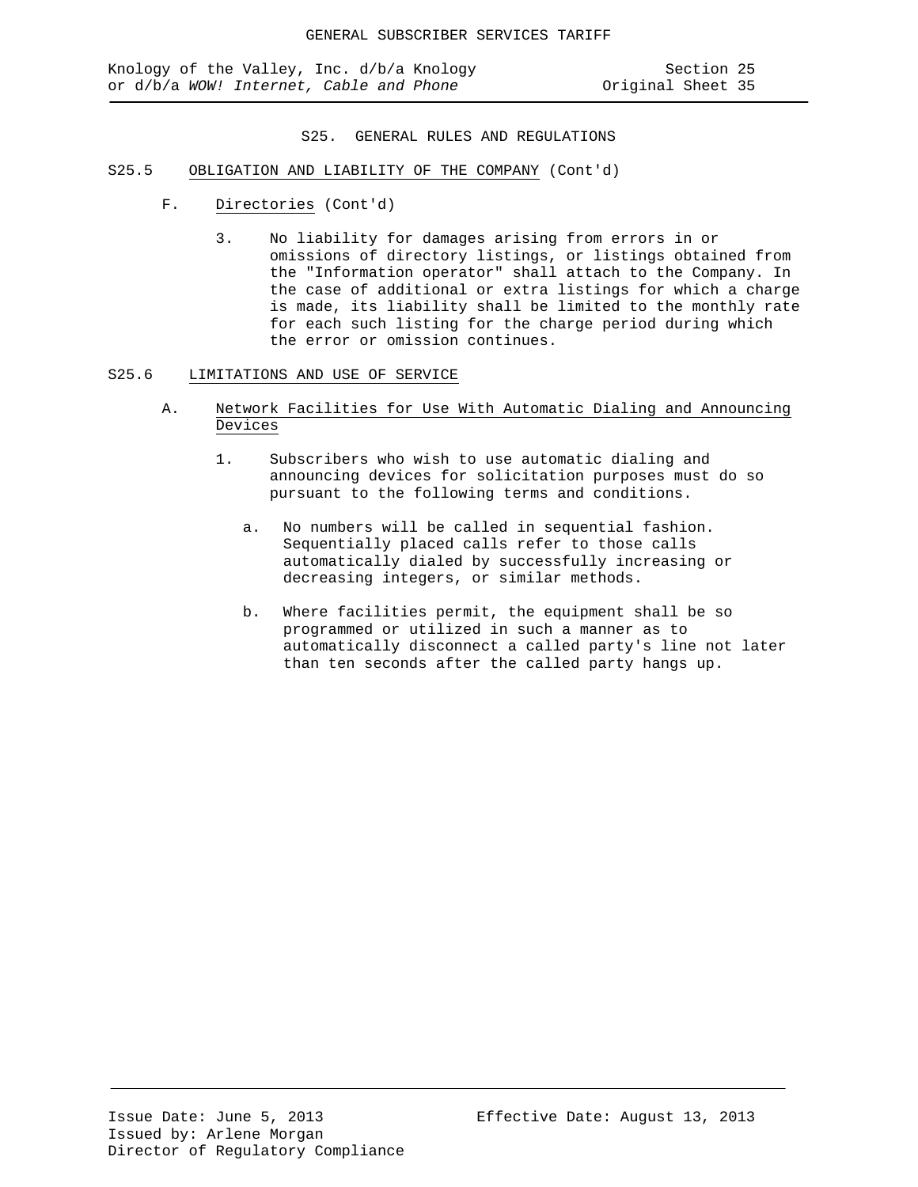## S25. GENERAL RULES AND REGULATIONS

### S25.5 OBLIGATION AND LIABILITY OF THE COMPANY (Cont'd)

F. Directories (Cont'd)

3. No liability for damages arising from errors in or omissions of directory listings, or listings obtained from the "Information operator" shall attach to the Company. In the case of additional or extra listings for which a charge is made, its liability shall be limited to the monthly rate for each such listing for the charge period during which the error or omission continues.

### S25.6 LIMITATIONS AND USE OF SERVICE

A. Network Facilities for Use With Automatic Dialing and Announcing Devices

1. Subscribers who wish to use automatic dialing and announcing devices for solicitation purposes must do so pursuant to the following terms and conditions.

   a. No numbers will be called in sequential fashion. Sequentially placed calls refer to those calls automatically dialed by successfully increasing or decreasing integers, or similar methods.

   b. Where facilities permit, the equipment shall be so programmed or utilized in such a manner as to automatically disconnect a called party's line not later than ten seconds after the called party hangs up.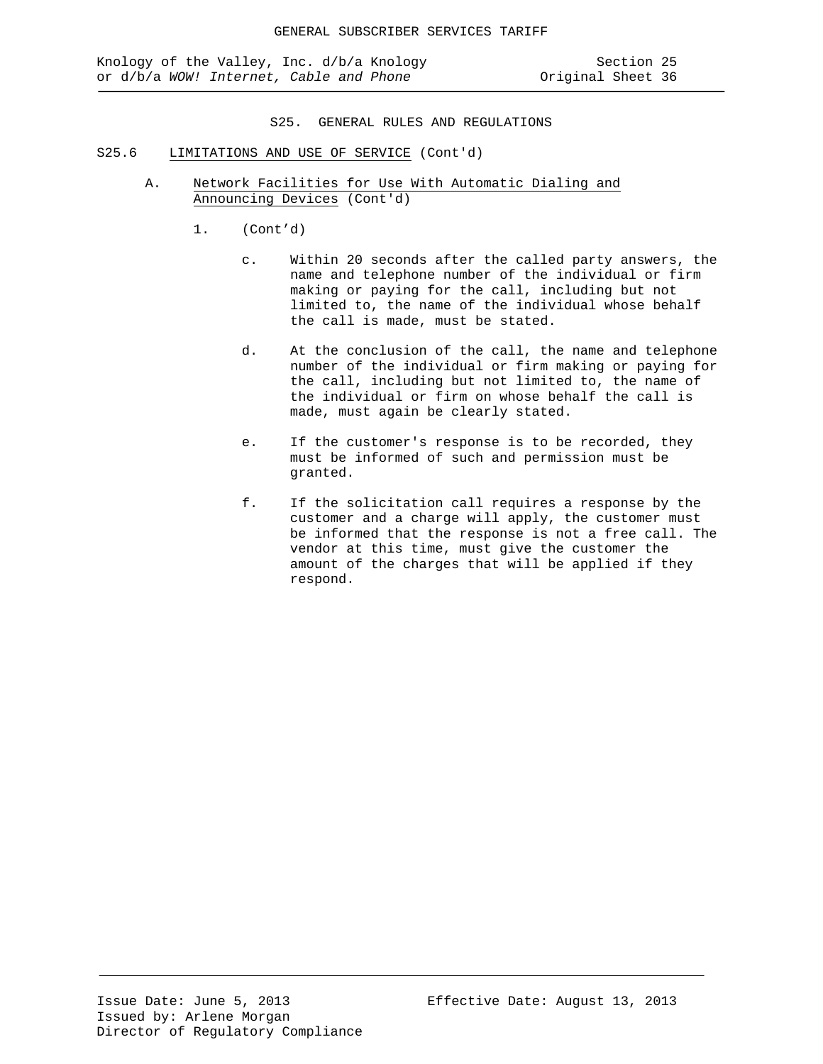S25. GENERAL RULES AND REGULATIONS

S25.6 LIMITATIONS AND USE OF SERVICE (Cont'd)

A. Network Facilities for Use With Automatic Dialing and Announcing Devices (Cont'd)

1. (Cont'd)

c. Within 20 seconds after the called party answers, the name and telephone number of the individual or firm making or paying for the call, including but not limited to, the name of the individual whose behalf the call is made, must be stated.

d. At the conclusion of the call, the name and telephone number of the individual or firm making or paying for the call, including but not limited to, the name of the individual or firm on whose behalf the call is made, must again be clearly stated.

e. If the customer's response is to be recorded, they must be informed of such and permission must be granted.

f. If the solicitation call requires a response by the customer and a charge will apply, the customer must be informed that the response is not a free call. The vendor at this time, must give the customer the amount of the charges that will be applied if they respond.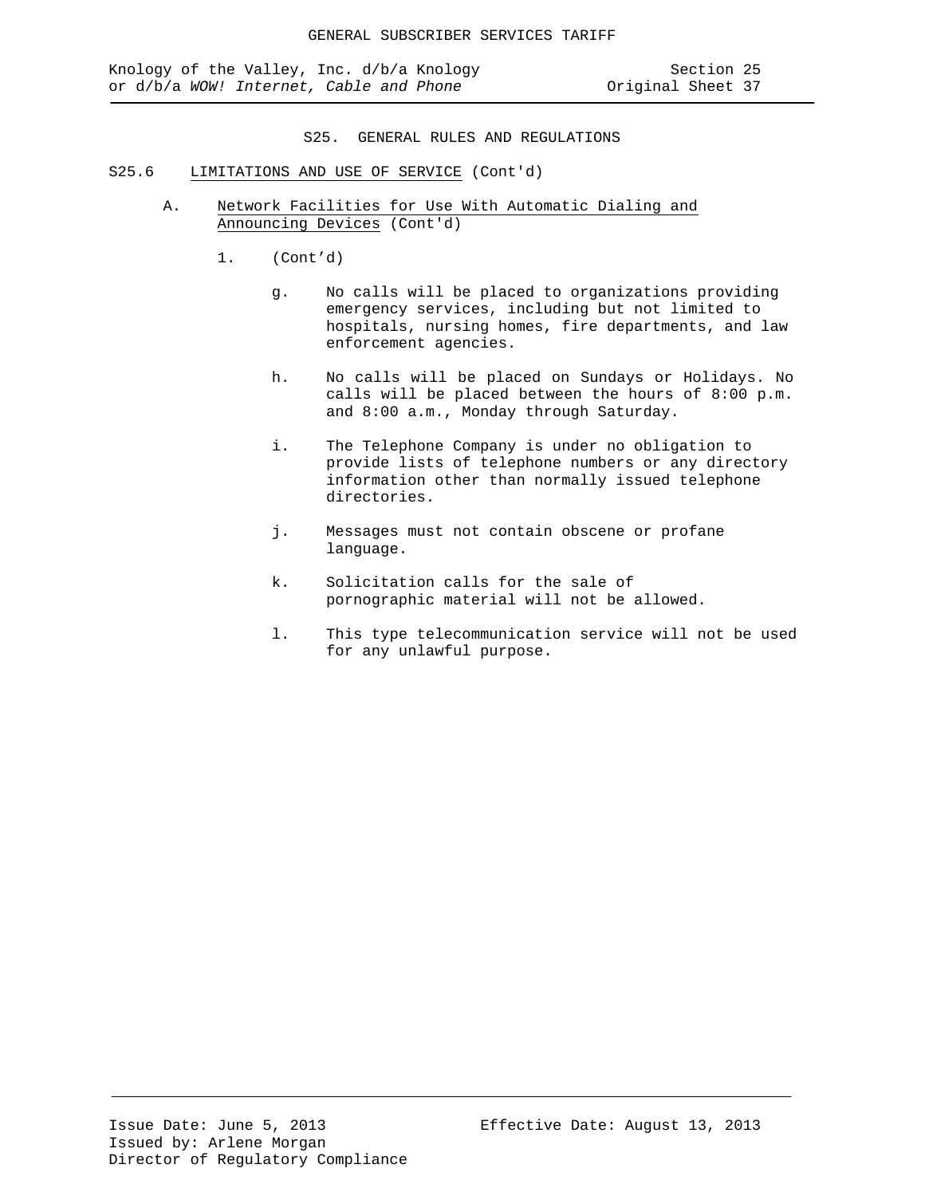## S25. GENERAL RULES AND REGULATIONS

### S25.6 LIMITATIONS AND USE OF SERVICE (Cont'd)

#### A. Network Facilities for Use With Automatic Dialing and Announcing Devices (Cont'd)

1. (Cont'd)

   g. No calls will be placed to organizations providing emergency services, including but not limited to hospitals, nursing homes, fire departments, and law enforcement agencies.

   h. No calls will be placed on Sundays or Holidays. No calls will be placed between the hours of 8:00 p.m. and 8:00 a.m., Monday through Saturday.

   i. The Telephone Company is under no obligation to provide lists of telephone numbers or any directory information other than normally issued telephone directories.

   j. Messages must not contain obscene or profane language.

   k. Solicitation calls for the sale of pornographic material will not be allowed.

   l. This type telecommunication service will not be used for any unlawful purpose.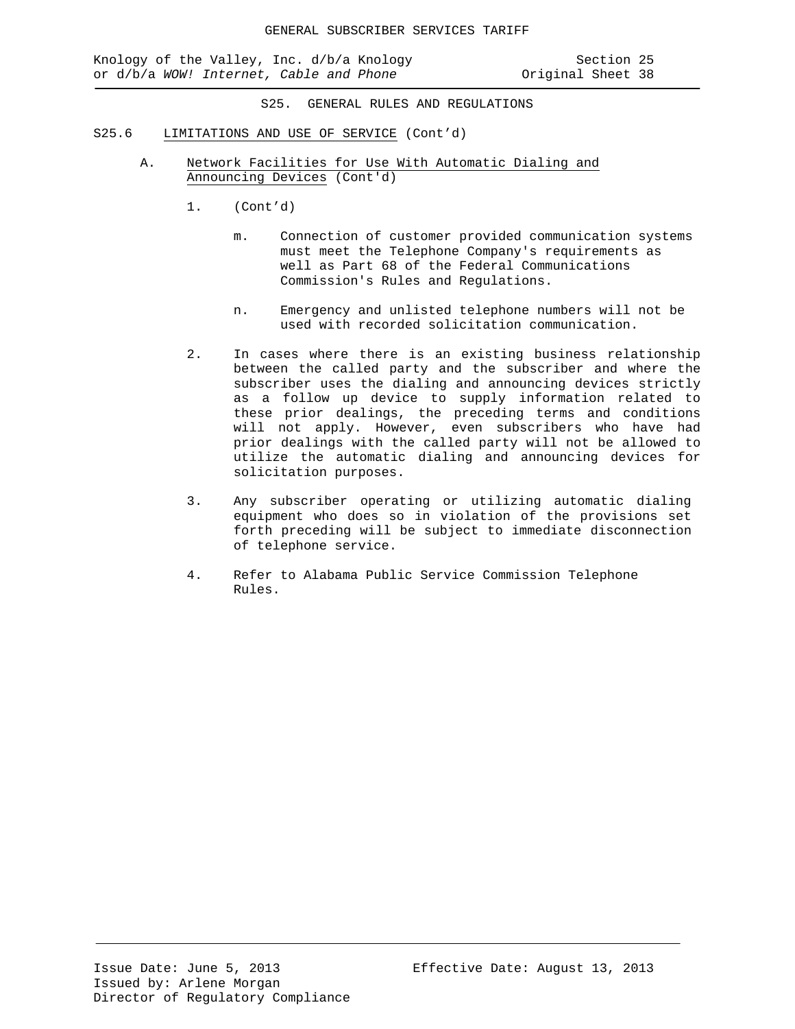## S25. GENERAL RULES AND REGULATIONS

S25.6 LIMITATIONS AND USE OF SERVICE (Cont'd)

A. Network Facilities for Use With Automatic Dialing and Announcing Devices (Cont'd)

1. (Cont'd)

   m. Connection of customer provided communication systems must meet the Telephone Company's requirements as well as Part 68 of the Federal Communications Commission's Rules and Regulations.

   n. Emergency and unlisted telephone numbers will not be used with recorded solicitation communication.

2. In cases where there is an existing business relationship between the called party and the subscriber and where the subscriber uses the dialing and announcing devices strictly as a follow up device to supply information related to these prior dealings, the preceding terms and conditions will not apply. However, even subscribers who have had prior dealings with the called party will not be allowed to utilize the automatic dialing and announcing devices for solicitation purposes.

3. Any subscriber operating or utilizing automatic dialing equipment who does so in violation of the provisions set forth preceding will be subject to immediate disconnection of telephone service.

4. Refer to Alabama Public Service Commission Telephone Rules.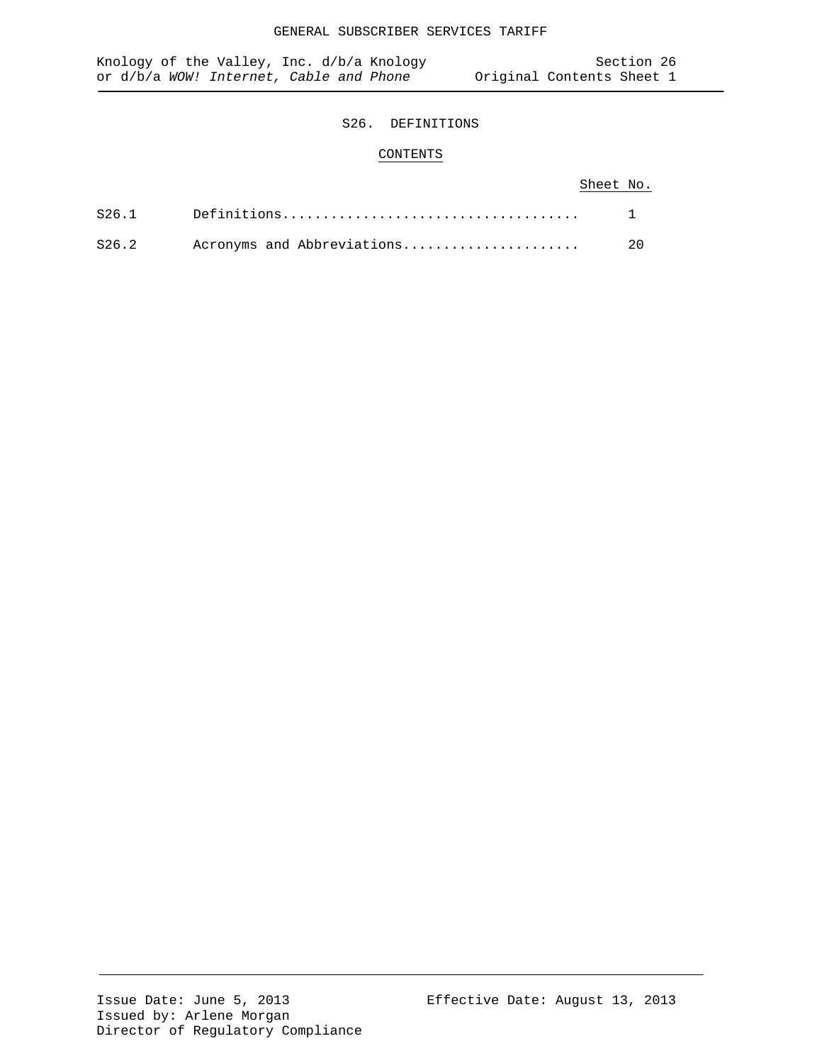# S26. DEFINITIONS

## CONTENTS

| | | Sheet No. |
|---|---|---|
| S26.1 | Definitions.................................... | 1 |
| S26.2 | Acronyms and Abbreviations...................... | 20 |

Issue Date: June 5, 2013
Effective Date: August 13, 2013
Issued by: Arlene Morgan
Director of Regulatory Compliance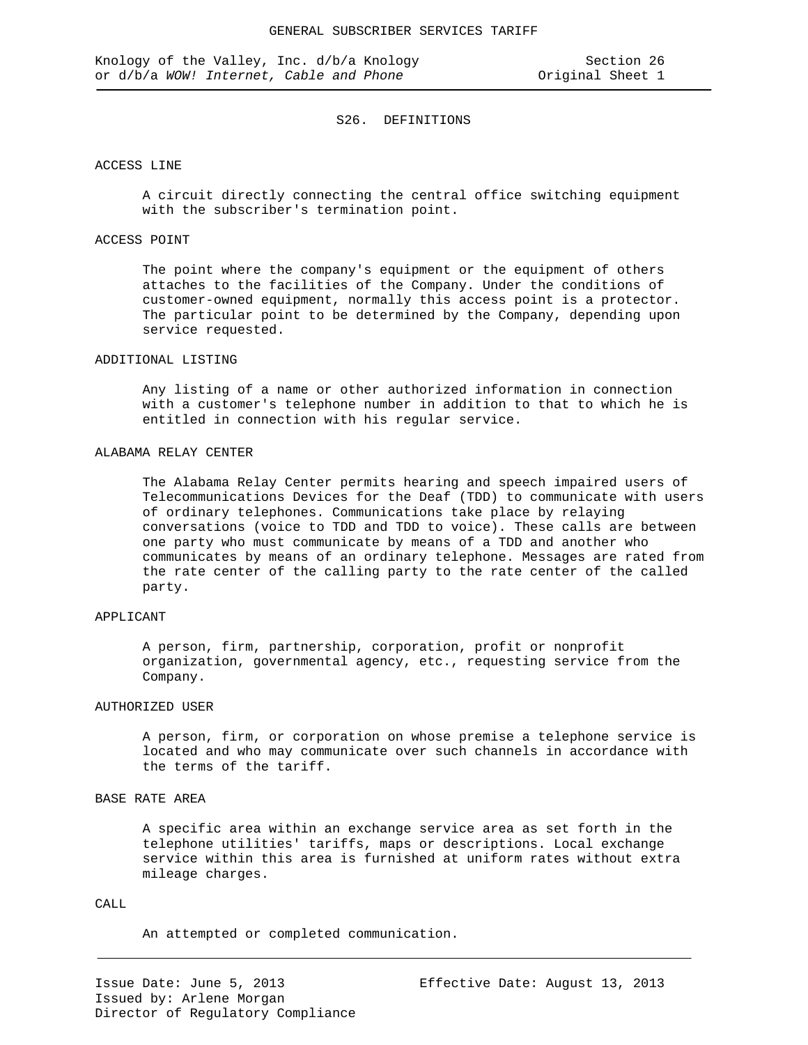# S26. DEFINITIONS

## ACCESS LINE

A circuit directly connecting the central office switching equipment with the subscriber's termination point.

## ACCESS POINT

The point where the company's equipment or the equipment of others attaches to the facilities of the Company. Under the conditions of customer-owned equipment, normally this access point is a protector. The particular point to be determined by the Company, depending upon service requested.

## ADDITIONAL LISTING

Any listing of a name or other authorized information in connection with a customer's telephone number in addition to that to which he is entitled in connection with his regular service.

## ALABAMA RELAY CENTER

The Alabama Relay Center permits hearing and speech impaired users of Telecommunications Devices for the Deaf (TDD) to communicate with users of ordinary telephones. Communications take place by relaying conversations (voice to TDD and TDD to voice). These calls are between one party who must communicate by means of a TDD and another who communicates by means of an ordinary telephone. Messages are rated from the rate center of the calling party to the rate center of the called party.

## APPLICANT

A person, firm, partnership, corporation, profit or nonprofit organization, governmental agency, etc., requesting service from the Company.

## AUTHORIZED USER

A person, firm, or corporation on whose premise a telephone service is located and who may communicate over such channels in accordance with the terms of the tariff.

## BASE RATE AREA

A specific area within an exchange service area as set forth in the telephone utilities' tariffs, maps or descriptions. Local exchange service within this area is furnished at uniform rates without extra mileage charges.

## CALL

An attempted or completed communication.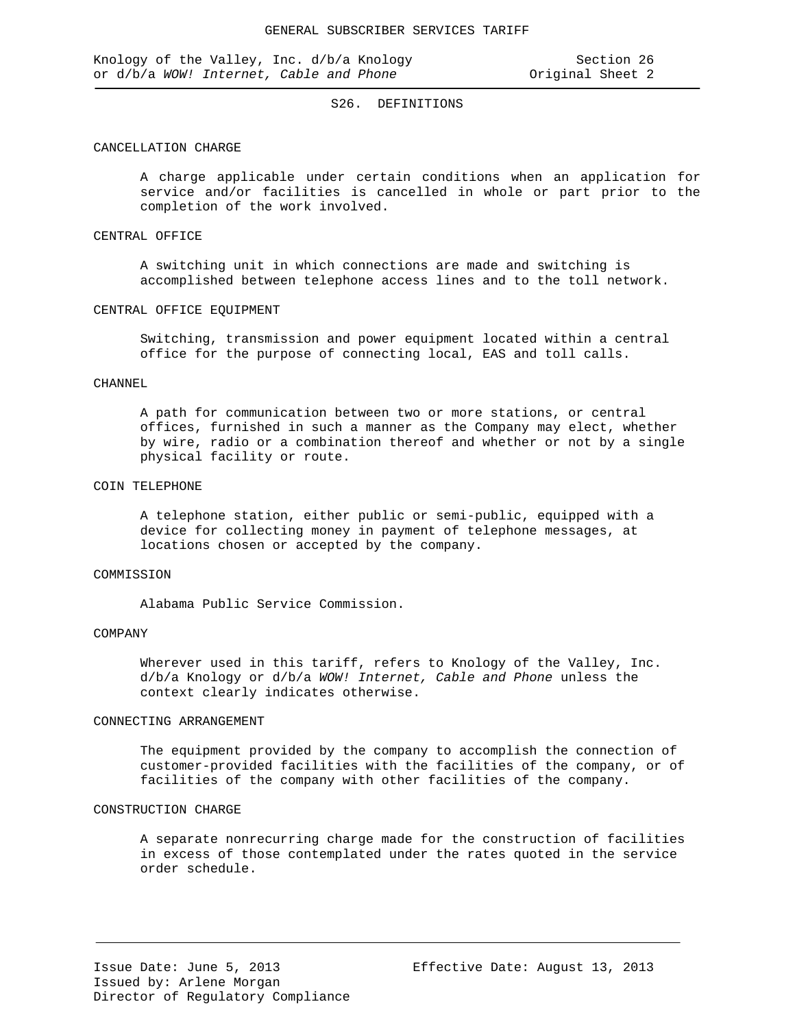## S26. DEFINITIONS

CANCELLATION CHARGE

A charge applicable under certain conditions when an application for service and/or facilities is cancelled in whole or part prior to the completion of the work involved.

CENTRAL OFFICE

A switching unit in which connections are made and switching is accomplished between telephone access lines and to the toll network.

CENTRAL OFFICE EQUIPMENT

Switching, transmission and power equipment located within a central office for the purpose of connecting local, EAS and toll calls.

CHANNEL

A path for communication between two or more stations, or central offices, furnished in such a manner as the Company may elect, whether by wire, radio or a combination thereof and whether or not by a single physical facility or route.

COIN TELEPHONE

A telephone station, either public or semi-public, equipped with a device for collecting money in payment of telephone messages, at locations chosen or accepted by the company.

COMMISSION

Alabama Public Service Commission.

COMPANY

Wherever used in this tariff, refers to Knology of the Valley, Inc. d/b/a Knology or d/b/a *WOW! Internet, Cable and Phone* unless the context clearly indicates otherwise.

CONNECTING ARRANGEMENT

The equipment provided by the company to accomplish the connection of customer-provided facilities with the facilities of the company, or of facilities of the company with other facilities of the company.

CONSTRUCTION CHARGE

A separate nonrecurring charge made for the construction of facilities in excess of those contemplated under the rates quoted in the service order schedule.

Issue Date: June 5, 2013
Effective Date: August 13, 2013
Issued by: Arlene Morgan
Director of Regulatory Compliance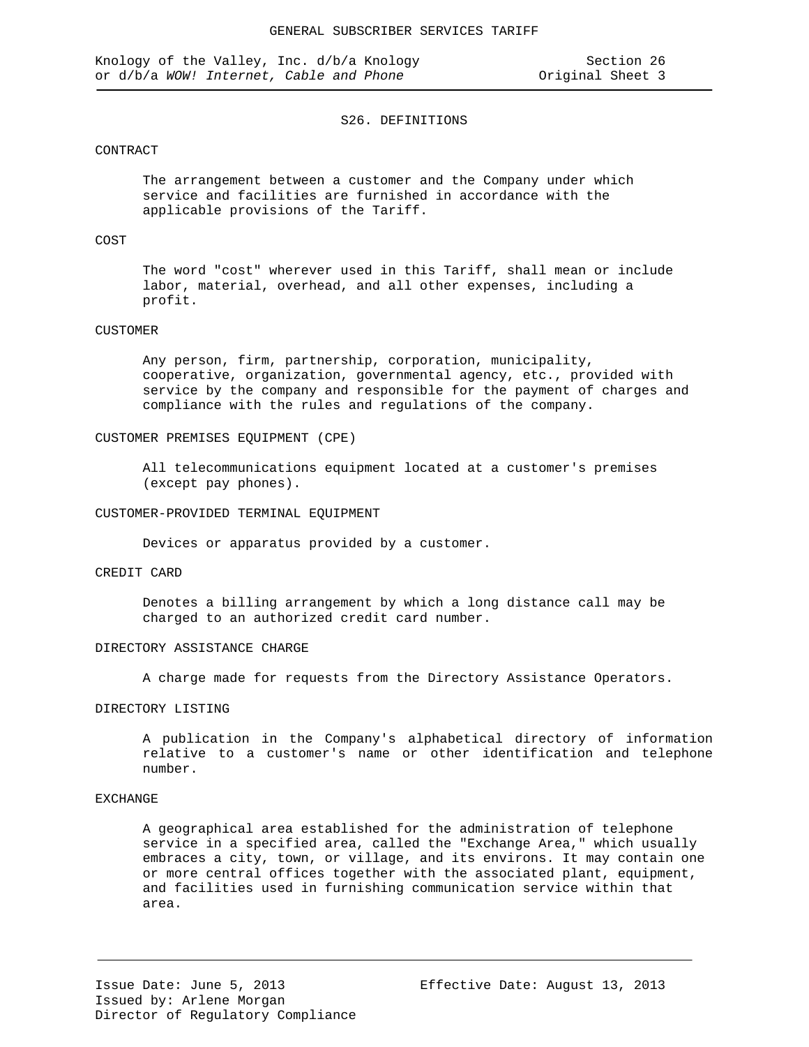## S26. DEFINITIONS

CONTRACT

The arrangement between a customer and the Company under which service and facilities are furnished in accordance with the applicable provisions of the Tariff.

COST

The word "cost" wherever used in this Tariff, shall mean or include labor, material, overhead, and all other expenses, including a profit.

CUSTOMER

Any person, firm, partnership, corporation, municipality, cooperative, organization, governmental agency, etc., provided with service by the company and responsible for the payment of charges and compliance with the rules and regulations of the company.

CUSTOMER PREMISES EQUIPMENT (CPE)

All telecommunications equipment located at a customer's premises (except pay phones).

CUSTOMER-PROVIDED TERMINAL EQUIPMENT

Devices or apparatus provided by a customer.

CREDIT CARD

Denotes a billing arrangement by which a long distance call may be charged to an authorized credit card number.

DIRECTORY ASSISTANCE CHARGE

A charge made for requests from the Directory Assistance Operators.

DIRECTORY LISTING

A publication in the Company's alphabetical directory of information relative to a customer's name or other identification and telephone number.

EXCHANGE

A geographical area established for the administration of telephone service in a specified area, called the "Exchange Area," which usually embraces a city, town, or village, and its environs. It may contain one or more central offices together with the associated plant, equipment, and facilities used in furnishing communication service within that area.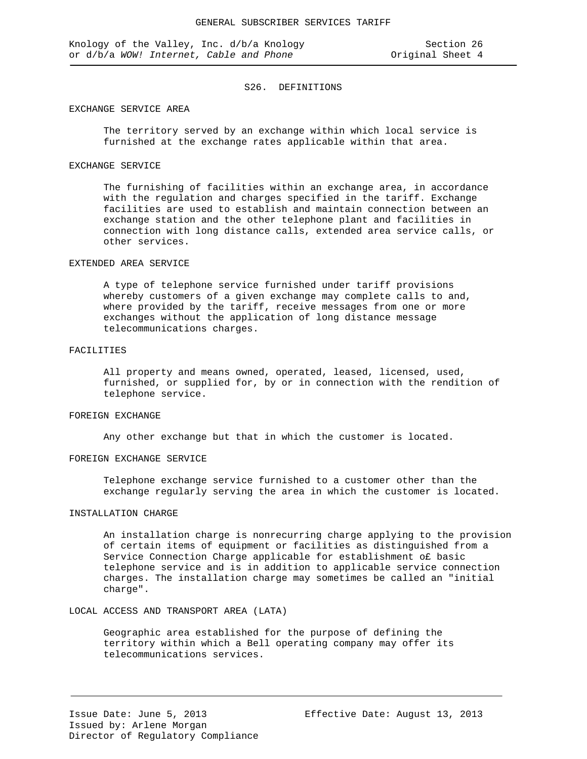## S26. DEFINITIONS

### EXCHANGE SERVICE AREA

The territory served by an exchange within which local service is furnished at the exchange rates applicable within that area.

### EXCHANGE SERVICE

The furnishing of facilities within an exchange area, in accordance with the regulation and charges specified in the tariff. Exchange facilities are used to establish and maintain connection between an exchange station and the other telephone plant and facilities in connection with long distance calls, extended area service calls, or other services.

### EXTENDED AREA SERVICE

A type of telephone service furnished under tariff provisions whereby customers of a given exchange may complete calls to and, where provided by the tariff, receive messages from one or more exchanges without the application of long distance message telecommunications charges.

### FACILITIES

All property and means owned, operated, leased, licensed, used, furnished, or supplied for, by or in connection with the rendition of telephone service.

### FOREIGN EXCHANGE

Any other exchange but that in which the customer is located.

### FOREIGN EXCHANGE SERVICE

Telephone exchange service furnished to a customer other than the exchange regularly serving the area in which the customer is located.

### INSTALLATION CHARGE

An installation charge is nonrecurring charge applying to the provision of certain items of equipment or facilities as distinguished from a Service Connection Charge applicable for establishment o£ basic telephone service and is in addition to applicable service connection charges. The installation charge may sometimes be called an "initial charge".

### LOCAL ACCESS AND TRANSPORT AREA (LATA)

Geographic area established for the purpose of defining the territory within which a Bell operating company may offer its telecommunications services.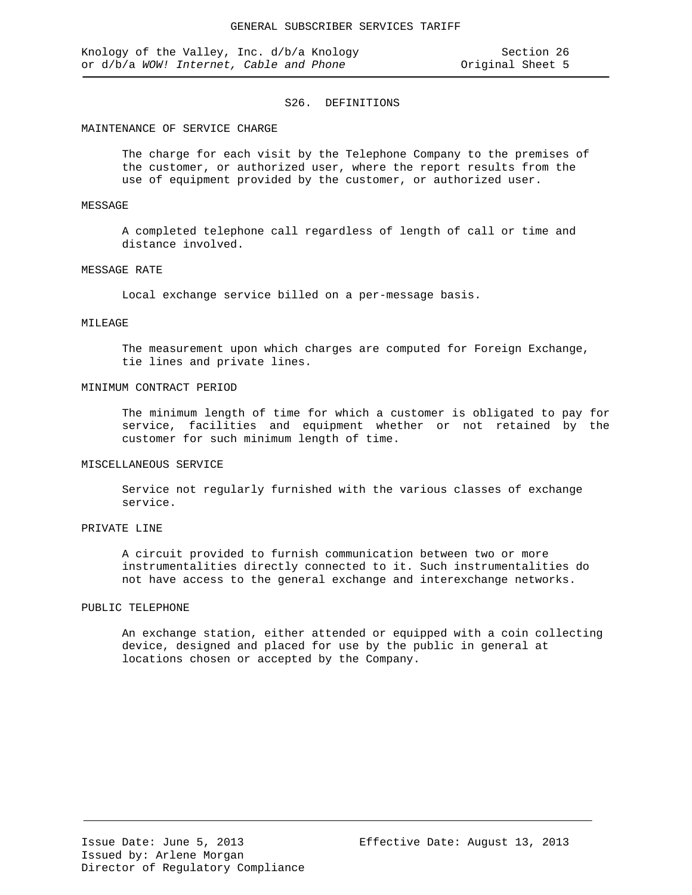## S26. DEFINITIONS

MAINTENANCE OF SERVICE CHARGE

The charge for each visit by the Telephone Company to the premises of the customer, or authorized user, where the report results from the use of equipment provided by the customer, or authorized user.

MESSAGE

A completed telephone call regardless of length of call or time and distance involved.

MESSAGE RATE

Local exchange service billed on a per-message basis.

MILEAGE

The measurement upon which charges are computed for Foreign Exchange, tie lines and private lines.

MINIMUM CONTRACT PERIOD

The minimum length of time for which a customer is obligated to pay for service, facilities and equipment whether or not retained by the customer for such minimum length of time.

MISCELLANEOUS SERVICE

Service not regularly furnished with the various classes of exchange service.

PRIVATE LINE

A circuit provided to furnish communication between two or more instrumentalities directly connected to it. Such instrumentalities do not have access to the general exchange and interexchange networks.

PUBLIC TELEPHONE

An exchange station, either attended or equipped with a coin collecting device, designed and placed for use by the public in general at locations chosen or accepted by the Company.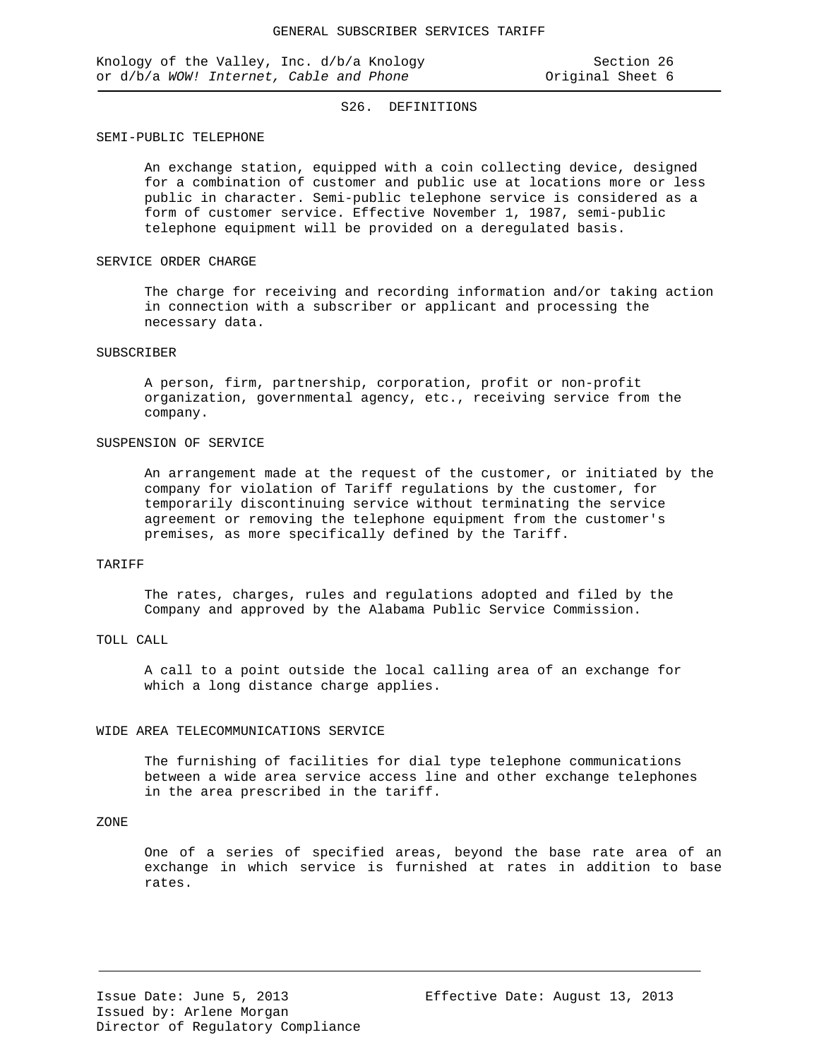## S26. DEFINITIONS

### SEMI-PUBLIC TELEPHONE

An exchange station, equipped with a coin collecting device, designed for a combination of customer and public use at locations more or less public in character. Semi-public telephone service is considered as a form of customer service. Effective November 1, 1987, semi-public telephone equipment will be provided on a deregulated basis.

### SERVICE ORDER CHARGE

The charge for receiving and recording information and/or taking action in connection with a subscriber or applicant and processing the necessary data.

### SUBSCRIBER

A person, firm, partnership, corporation, profit or non-profit organization, governmental agency, etc., receiving service from the company.

### SUSPENSION OF SERVICE

An arrangement made at the request of the customer, or initiated by the company for violation of Tariff regulations by the customer, for temporarily discontinuing service without terminating the service agreement or removing the telephone equipment from the customer's premises, as more specifically defined by the Tariff.

### TARIFF

The rates, charges, rules and regulations adopted and filed by the Company and approved by the Alabama Public Service Commission.

### TOLL CALL

A call to a point outside the local calling area of an exchange for which a long distance charge applies.

### WIDE AREA TELECOMMUNICATIONS SERVICE

The furnishing of facilities for dial type telephone communications between a wide area service access line and other exchange telephones in the area prescribed in the tariff.

### ZONE

One of a series of specified areas, beyond the base rate area of an exchange in which service is furnished at rates in addition to base rates.

Issue Date: June 5, 2013
Issued by: Arlene Morgan
Director of Regulatory Compliance

Effective Date: August 13, 2013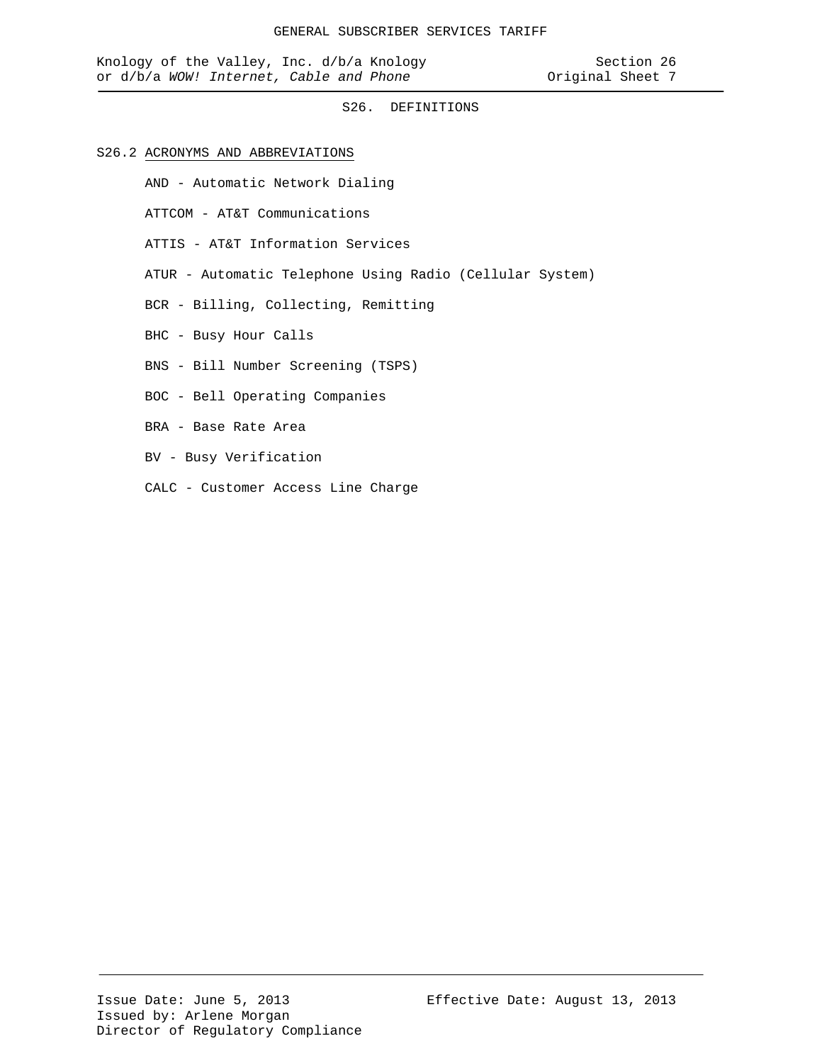## S26. DEFINITIONS

### S26.2 ACRONYMS AND ABBREVIATIONS

AND - Automatic Network Dialing

ATTCOM - AT&T Communications

ATTIS - AT&T Information Services

ATUR - Automatic Telephone Using Radio (Cellular System)

BCR - Billing, Collecting, Remitting

BHC - Busy Hour Calls

BNS - Bill Number Screening (TSPS)

BOC - Bell Operating Companies

BRA - Base Rate Area

BV - Busy Verification

CALC - Customer Access Line Charge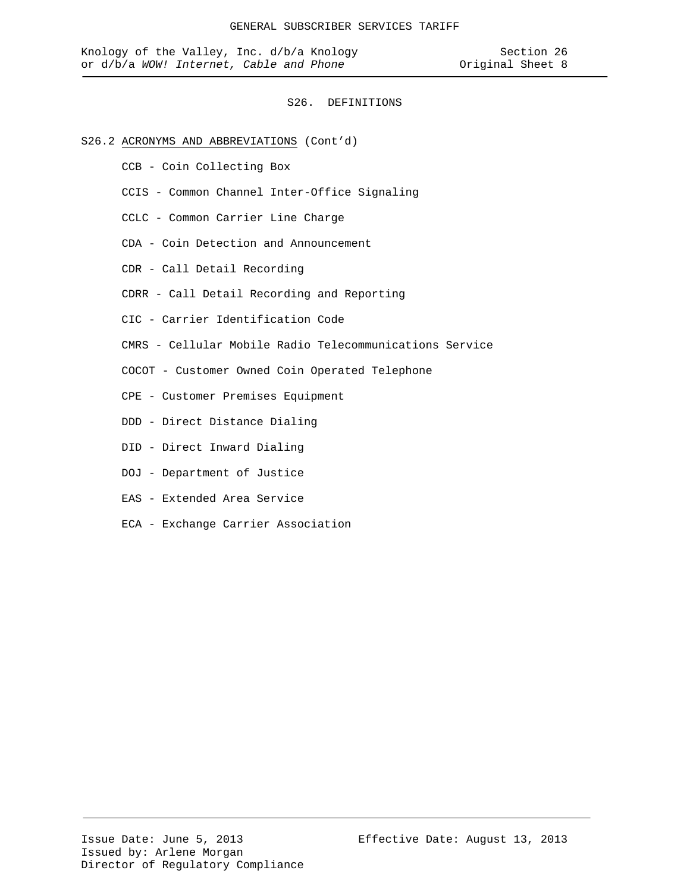# S26. DEFINITIONS

S26.2 ACRONYMS AND ABBREVIATIONS (Cont'd)

CCB - Coin Collecting Box

CCIS - Common Channel Inter-Office Signaling

CCLC - Common Carrier Line Charge

CDA - Coin Detection and Announcement

CDR - Call Detail Recording

CDRR - Call Detail Recording and Reporting

CIC - Carrier Identification Code

CMRS - Cellular Mobile Radio Telecommunications Service

COCOT - Customer Owned Coin Operated Telephone

CPE - Customer Premises Equipment

DDD - Direct Distance Dialing

DID - Direct Inward Dialing

DOJ - Department of Justice

EAS - Extended Area Service

ECA - Exchange Carrier Association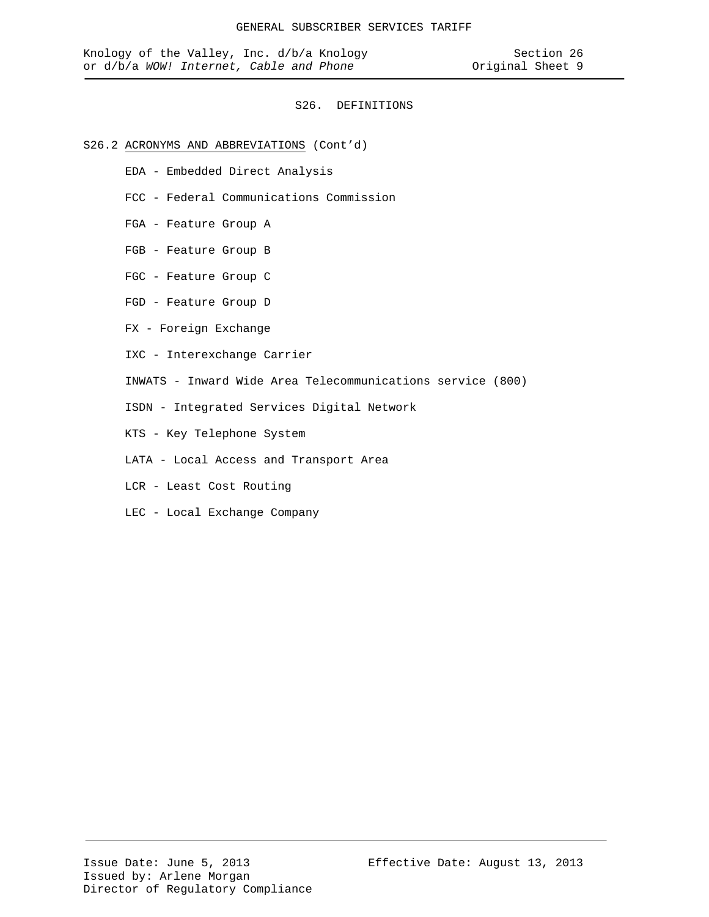# S26. DEFINITIONS

S26.2 ACRONYMS AND ABBREVIATIONS (Cont'd)

EDA - Embedded Direct Analysis

FCC - Federal Communications Commission

FGA - Feature Group A

FGB - Feature Group B

FGC - Feature Group C

FGD - Feature Group D

FX - Foreign Exchange

IXC - Interexchange Carrier

INWATS - Inward Wide Area Telecommunications service (800)

ISDN - Integrated Services Digital Network

KTS - Key Telephone System

LATA - Local Access and Transport Area

LCR - Least Cost Routing

LEC - Local Exchange Company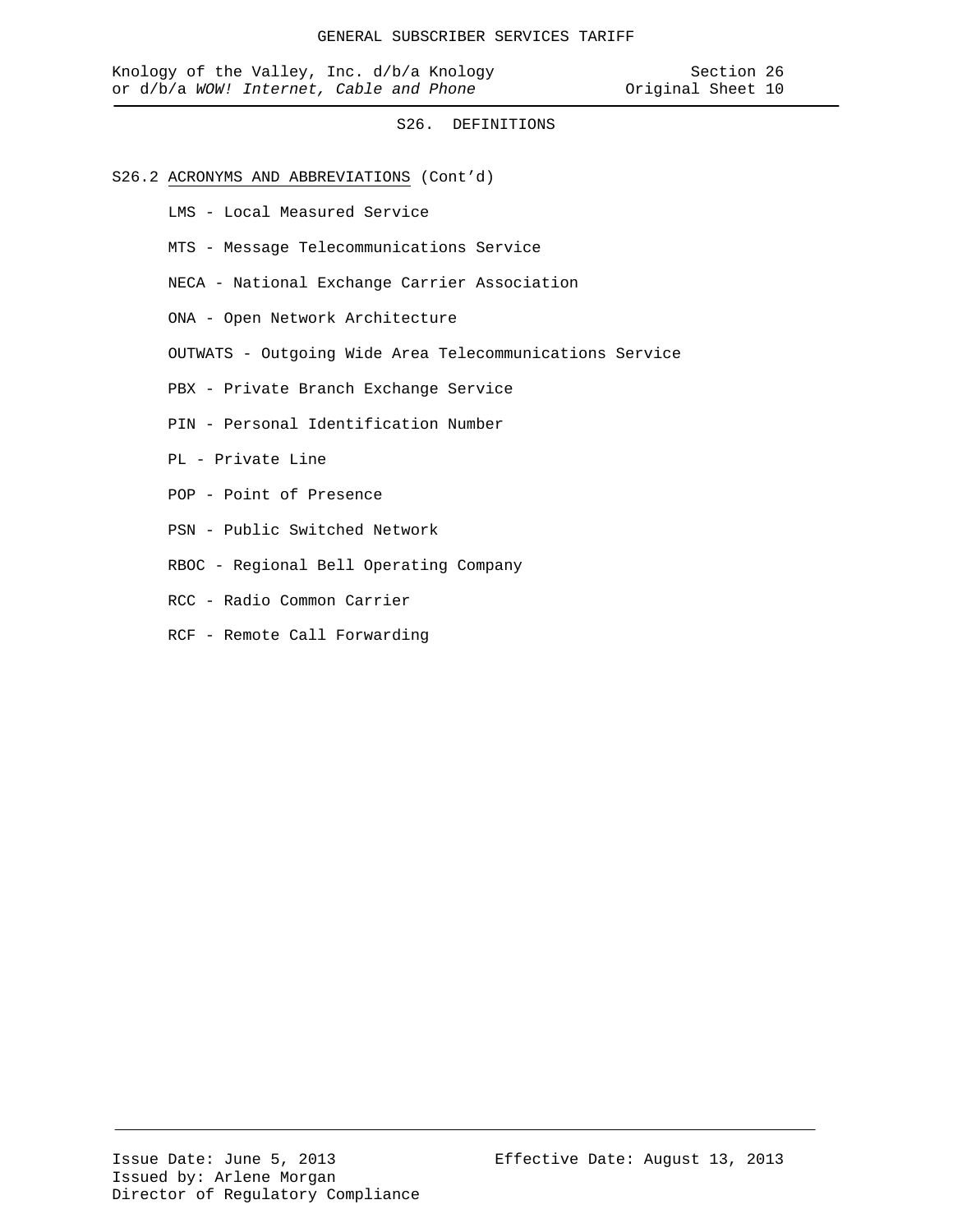## S26. DEFINITIONS

S26.2 ACRONYMS AND ABBREVIATIONS (Cont'd)

LMS - Local Measured Service

MTS - Message Telecommunications Service

NECA - National Exchange Carrier Association

ONA - Open Network Architecture

OUTWATS - Outgoing Wide Area Telecommunications Service

PBX - Private Branch Exchange Service

PIN - Personal Identification Number

PL - Private Line

POP - Point of Presence

PSN - Public Switched Network

RBOC - Regional Bell Operating Company

RCC - Radio Common Carrier

RCF - Remote Call Forwarding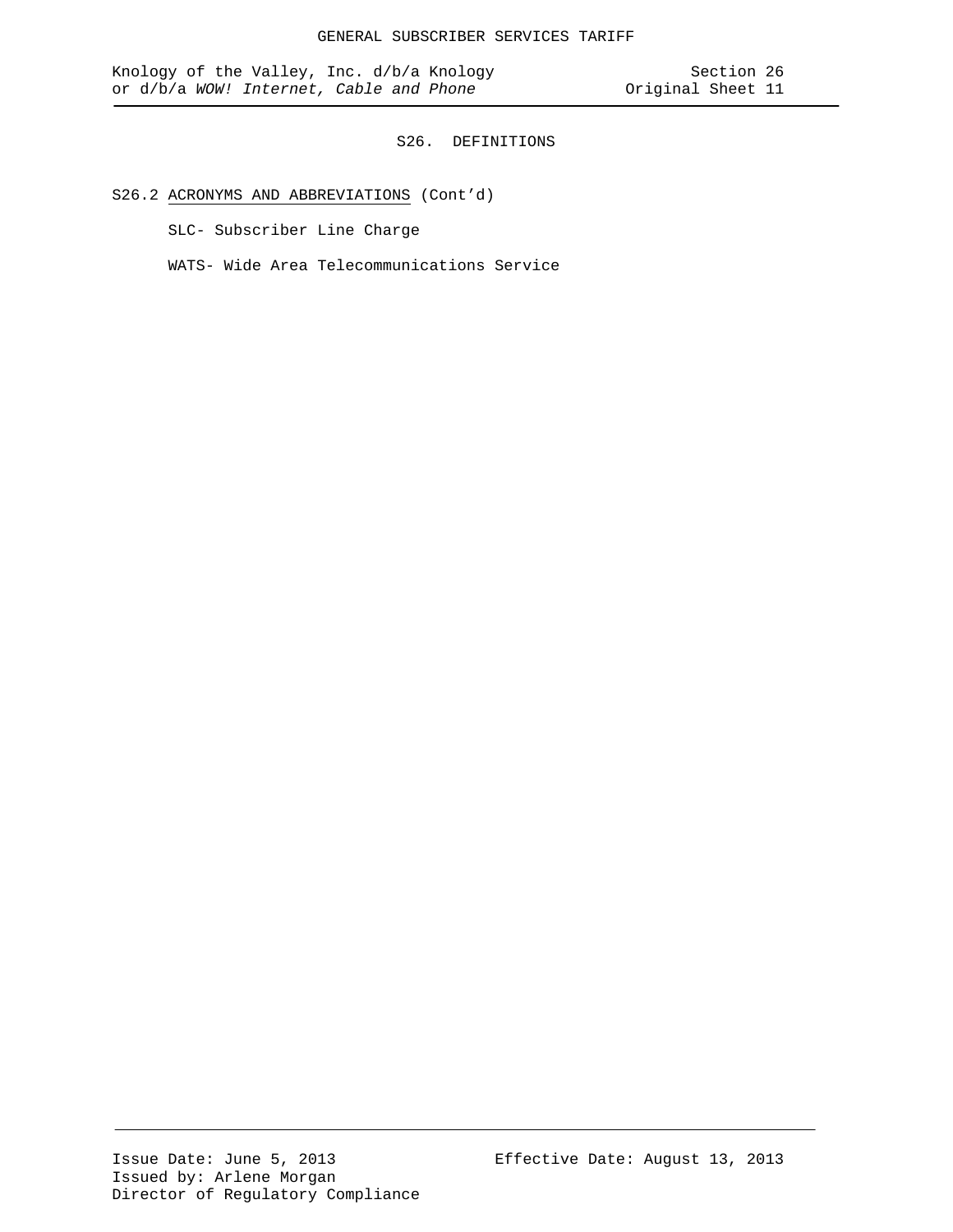## S26. DEFINITIONS

S26.2 ACRONYMS AND ABBREVIATIONS (Cont'd)

SLC- Subscriber Line Charge

WATS- Wide Area Telecommunications Service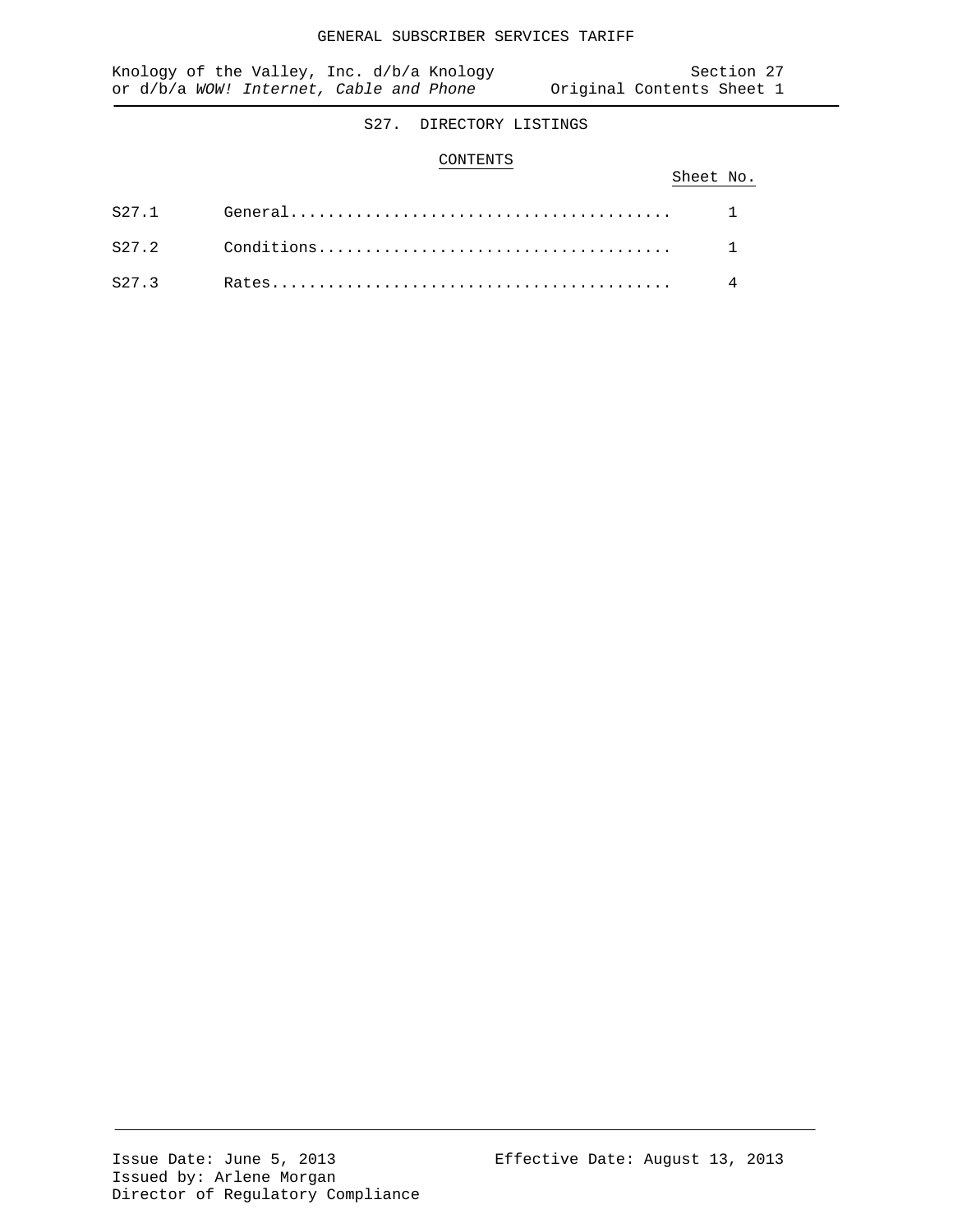# S27. DIRECTORY LISTINGS

## CONTENTS

| | | Sheet No. |
|---|---|---|
| S27.1 | General | 1 |
| S27.2 | Conditions | 1 |
| S27.3 | Rates | 4 |

Issue Date: June 5, 2013
Issued by: Arlene Morgan
Director of Regulatory Compliance

Effective Date: August 13, 2013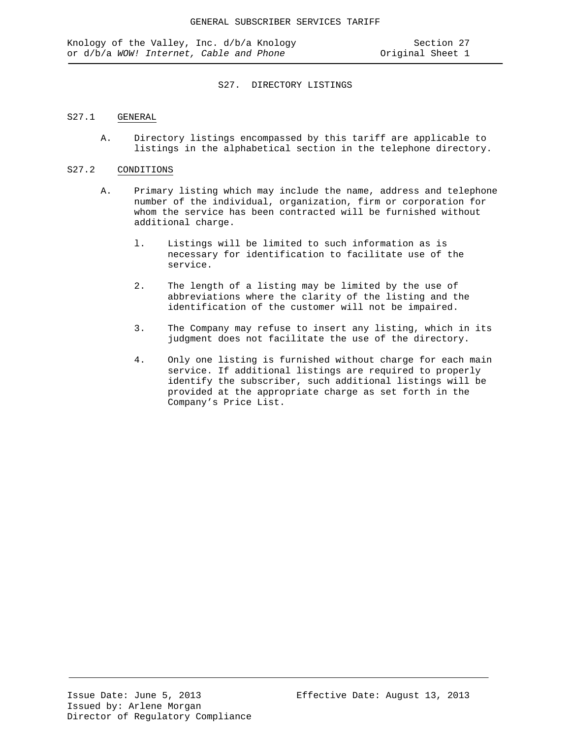# S27. DIRECTORY LISTINGS

## S27.1 GENERAL

A. Directory listings encompassed by this tariff are applicable to listings in the alphabetical section in the telephone directory.

## S27.2 CONDITIONS

A. Primary listing which may include the name, address and telephone number of the individual, organization, firm or corporation for whom the service has been contracted will be furnished without additional charge.

1. Listings will be limited to such information as is necessary for identification to facilitate use of the service.

2. The length of a listing may be limited by the use of abbreviations where the clarity of the listing and the identification of the customer will not be impaired.

3. The Company may refuse to insert any listing, which in its judgment does not facilitate the use of the directory.

4. Only one listing is furnished without charge for each main service. If additional listings are required to properly identify the subscriber, such additional listings will be provided at the appropriate charge as set forth in the Company's Price List.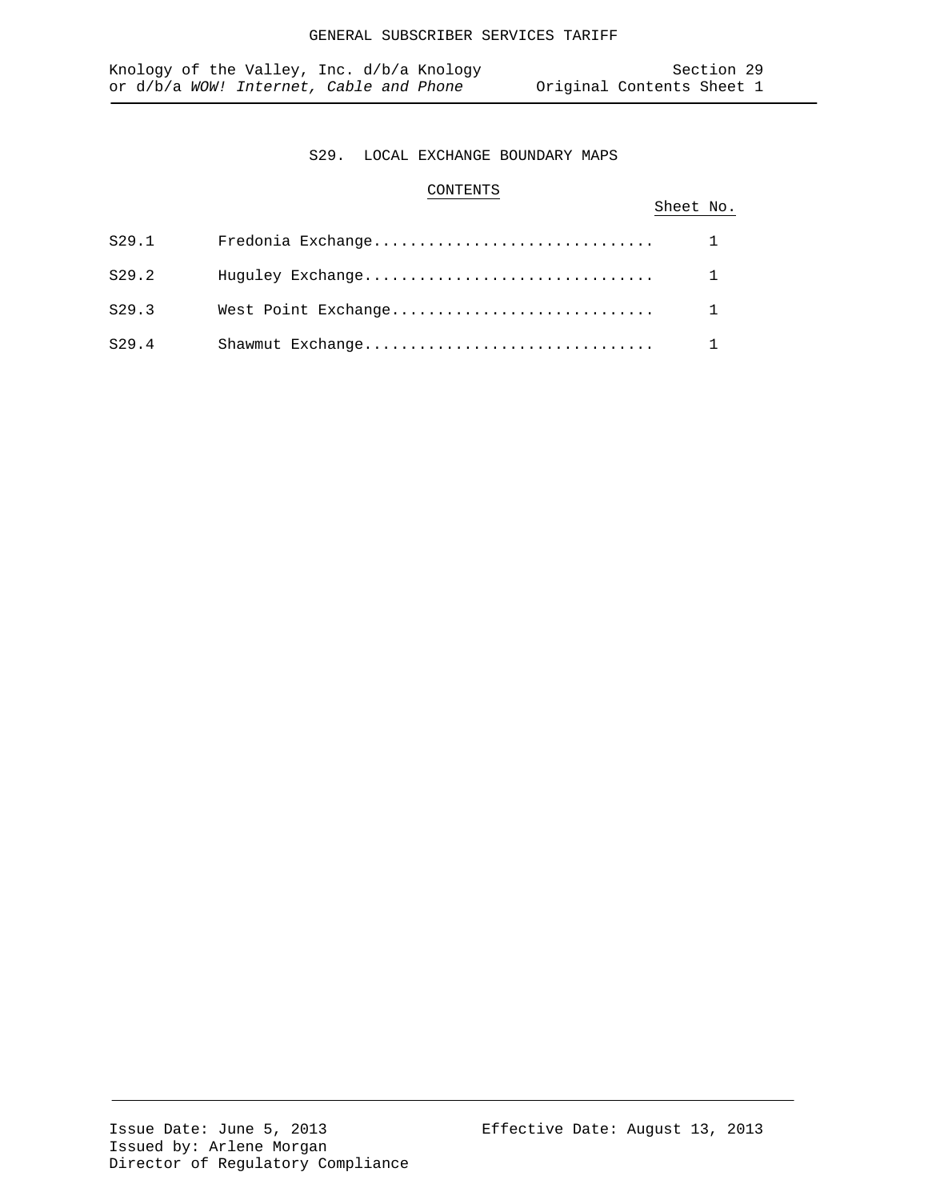# S29. LOCAL EXCHANGE BOUNDARY MAPS

## CONTENTS

| | | Sheet No. |
|---|---|---|
| S29.1 | Fredonia Exchange | 1 |
| S29.2 | Huguley Exchange | 1 |
| S29.3 | West Point Exchange | 1 |
| S29.4 | Shawmut Exchange | 1 |

Issue Date: June 5, 2013
Issued by: Arlene Morgan
Director of Regulatory Compliance

Effective Date: August 13, 2013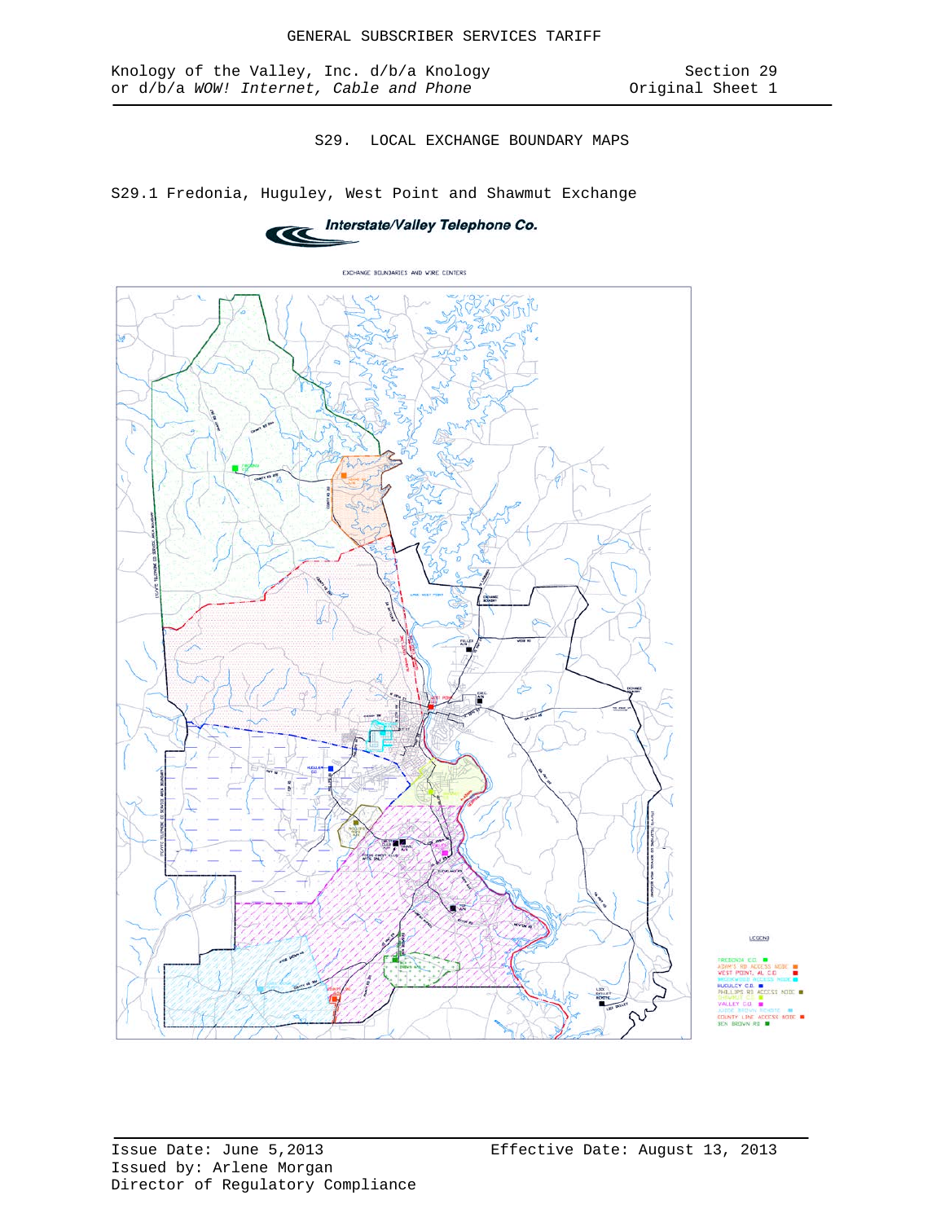GENERAL SUBSCRIBER SERVICES TARIFF

Knology of the Valley, Inc. d/b/a Knology or d/b/a *WOW! Internet, Cable and Phone*

Section 29
Original Sheet 1

## S29. LOCAL EXCHANGE BOUNDARY MAPS

### S29.1 Fredonia, Huguley, West Point and Shawmut Exchange

Interstate/Valley Telephone Co.

EXCHANGE BOUNDARIES AND WIRE CENTERS

LEGEND

- FREDONIA C.O.
- ADAM'S RD ACCESS NODE
- WEST POINT, AL C.O.
- BROOKWOOD ACCESS NODE
- HUGULEY C.O.
- PHILLIPS RD ACCESS NODE
- SHAWMUT C.O.
- VALLEY C.O.
- JAMIE BROWN REMOTE
- COUNTY LINE ACCESS NODE
- BEN BROWN RD

Issue Date: June 5,2013
Issued by: Arlene Morgan
Director of Regulatory Compliance

Effective Date: August 13, 2013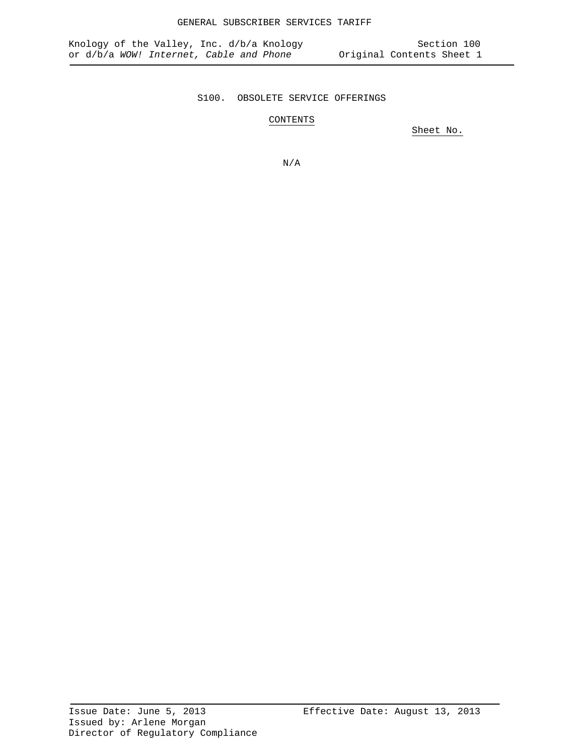# S100. OBSOLETE SERVICE OFFERINGS

CONTENTS

Sheet No.

N/A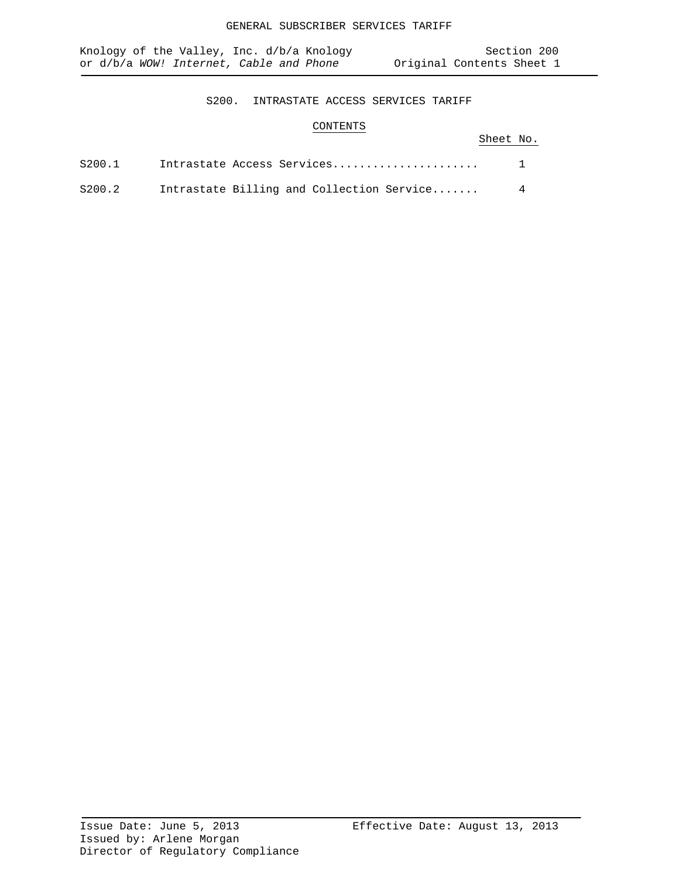# S200. INTRASTATE ACCESS SERVICES TARIFF

## CONTENTS

| | | Sheet No. |
|---|---|---|
| S200.1 | Intrastate Access Services...................... | 1 |
| S200.2 | Intrastate Billing and Collection Service....... | 4 |

Issue Date: June 5, 2013
Effective Date: August 13, 2013
Issued by: Arlene Morgan
Director of Regulatory Compliance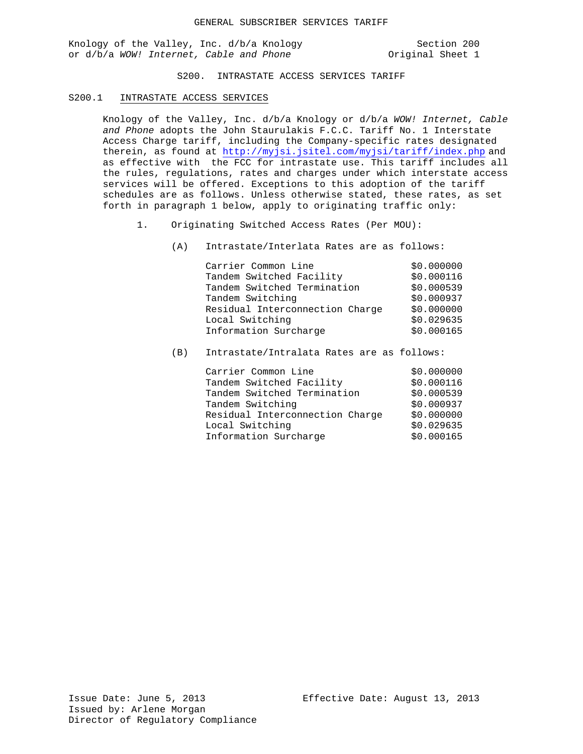GENERAL SUBSCRIBER SERVICES TARIFF

Knology of the Valley, Inc. d/b/a Knology or d/b/a *WOW! Internet, Cable and Phone*

Section 200
Original Sheet 1

# S200. INTRASTATE ACCESS SERVICES TARIFF

## S200.1 INTRASTATE ACCESS SERVICES

Knology of the Valley, Inc. d/b/a Knology or d/b/a *WOW! Internet, Cable and Phone* adopts the John Staurulakis F.C.C. Tariff No. 1 Interstate Access Charge tariff, including the Company-specific rates designated therein, as found at http://myjsi.jsitel.com/myjsi/tariff/index.php and as effective with the FCC for intrastate use. This tariff includes all the rules, regulations, rates and charges under which interstate access services will be offered. Exceptions to this adoption of the tariff schedules are as follows. Unless otherwise stated, these rates, as set forth in paragraph 1 below, apply to originating traffic only:

1. Originating Switched Access Rates (Per MOU):

   (A) Intrastate/Interlata Rates are as follows:

   | | |
   |---|---|
   | Carrier Common Line | $0.000000 |
   | Tandem Switched Facility | $0.000116 |
   | Tandem Switched Termination | $0.000539 |
   | Tandem Switching | $0.000937 |
   | Residual Interconnection Charge | $0.000000 |
   | Local Switching | $0.029635 |
   | Information Surcharge | $0.000165 |

   (B) Intrastate/Intralata Rates are as follows:

   | | |
   |---|---|
   | Carrier Common Line | $0.000000 |
   | Tandem Switched Facility | $0.000116 |
   | Tandem Switched Termination | $0.000539 |
   | Tandem Switching | $0.000937 |
   | Residual Interconnection Charge | $0.000000 |
   | Local Switching | $0.029635 |
   | Information Surcharge | $0.000165 |

Issue Date: June 5, 2013
Issued by: Arlene Morgan
Director of Regulatory Compliance

Effective Date: August 13, 2013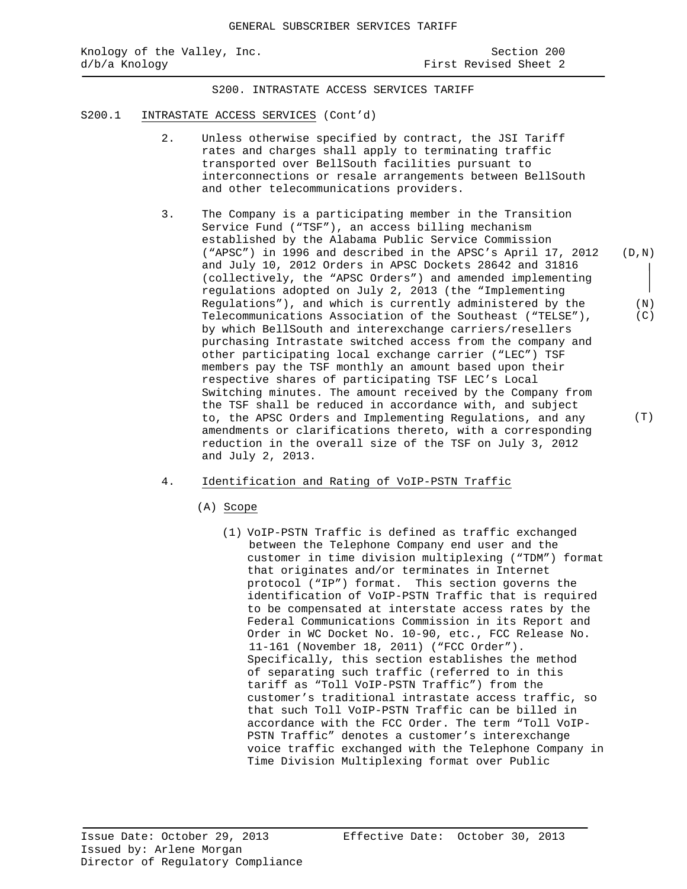GENERAL SUBSCRIBER SERVICES TARIFF

Knology of the Valley, Inc. — Section 200
d/b/a Knology — First Revised Sheet 2

S200. INTRASTATE ACCESS SERVICES TARIFF

S200.1 INTRASTATE ACCESS SERVICES (Cont'd)

2. Unless otherwise specified by contract, the JSI Tariff rates and charges shall apply to terminating traffic transported over BellSouth facilities pursuant to interconnections or resale arrangements between BellSouth and other telecommunications providers.

3. The Company is a participating member in the Transition Service Fund ("TSF"), an access billing mechanism established by the Alabama Public Service Commission ("APSC") in 1996 and described in the APSC's April 17, 2012 and July 10, 2012 Orders in APSC Dockets 28642 and 31816 (collectively, the "APSC Orders") and amended implementing regulations adopted on July 2, 2013 (the "Implementing Regulations"), and which is currently administered by the Telecommunications Association of the Southeast ("TELSE"), by which BellSouth and interexchange carriers/resellers purchasing Intrastate switched access from the company and other participating local exchange carrier ("LEC") TSF members pay the TSF monthly an amount based upon their respective shares of participating TSF LEC's Local Switching minutes. The amount received by the Company from the TSF shall be reduced in accordance with, and subject to, the APSC Orders and Implementing Regulations, and any amendments or clarifications thereto, with a corresponding reduction in the overall size of the TSF on July 3, 2012 and July 2, 2013. (D,N) (N) (C) (T)

4. Identification and Rating of VoIP-PSTN Traffic

   (A) Scope

      (1) VoIP-PSTN Traffic is defined as traffic exchanged between the Telephone Company end user and the customer in time division multiplexing ("TDM") format that originates and/or terminates in Internet protocol ("IP") format. This section governs the identification of VoIP-PSTN Traffic that is required to be compensated at interstate access rates by the Federal Communications Commission in its Report and Order in WC Docket No. 10-90, etc., FCC Release No. 11-161 (November 18, 2011) ("FCC Order"). Specifically, this section establishes the method of separating such traffic (referred to in this tariff as "Toll VoIP-PSTN Traffic") from the customer's traditional intrastate access traffic, so that such Toll VoIP-PSTN Traffic can be billed in accordance with the FCC Order. The term "Toll VoIP-PSTN Traffic" denotes a customer's interexchange voice traffic exchanged with the Telephone Company in Time Division Multiplexing format over Public

Issue Date: October 29, 2013 — Effective Date: October 30, 2013
Issued by: Arlene Morgan
Director of Regulatory Compliance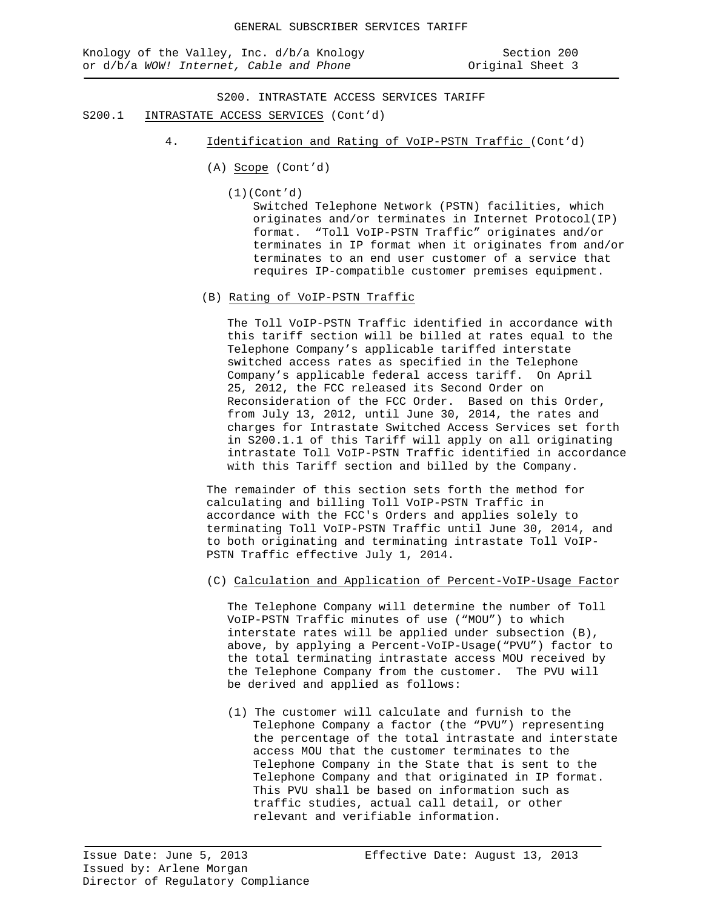S200. INTRASTATE ACCESS SERVICES TARIFF

S200.1 INTRASTATE ACCESS SERVICES (Cont'd)

4. Identification and Rating of VoIP-PSTN Traffic (Cont'd)

(A) Scope (Cont'd)

(1)(Cont'd)
Switched Telephone Network (PSTN) facilities, which originates and/or terminates in Internet Protocol(IP) format. "Toll VoIP-PSTN Traffic" originates and/or terminates in IP format when it originates from and/or terminates to an end user customer of a service that requires IP-compatible customer premises equipment.

(B) Rating of VoIP-PSTN Traffic

The Toll VoIP-PSTN Traffic identified in accordance with this tariff section will be billed at rates equal to the Telephone Company's applicable tariffed interstate switched access rates as specified in the Telephone Company's applicable federal access tariff. On April 25, 2012, the FCC released its Second Order on Reconsideration of the FCC Order. Based on this Order, from July 13, 2012, until June 30, 2014, the rates and charges for Intrastate Switched Access Services set forth in S200.1.1 of this Tariff will apply on all originating intrastate Toll VoIP-PSTN Traffic identified in accordance with this Tariff section and billed by the Company.

The remainder of this section sets forth the method for calculating and billing Toll VoIP-PSTN Traffic in accordance with the FCC's Orders and applies solely to terminating Toll VoIP-PSTN Traffic until June 30, 2014, and to both originating and terminating intrastate Toll VoIP-PSTN Traffic effective July 1, 2014.

(C) Calculation and Application of Percent-VoIP-Usage Factor

The Telephone Company will determine the number of Toll VoIP-PSTN Traffic minutes of use ("MOU") to which interstate rates will be applied under subsection (B), above, by applying a Percent-VoIP-Usage("PVU") factor to the total terminating intrastate access MOU received by the Telephone Company from the customer. The PVU will be derived and applied as follows:

(1) The customer will calculate and furnish to the Telephone Company a factor (the "PVU") representing the percentage of the total intrastate and interstate access MOU that the customer terminates to the Telephone Company in the State that is sent to the Telephone Company and that originated in IP format. This PVU shall be based on information such as traffic studies, actual call detail, or other relevant and verifiable information.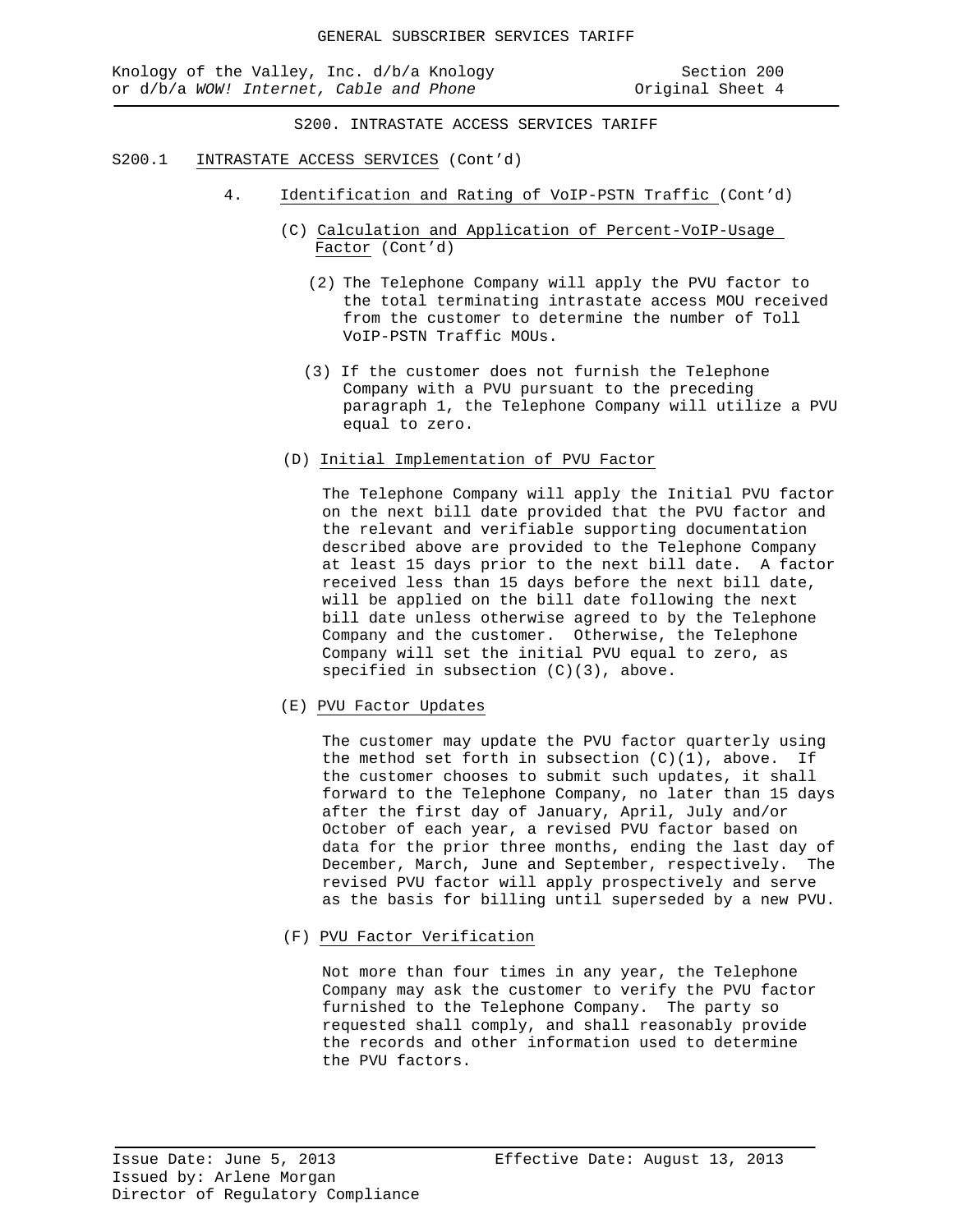S200. INTRASTATE ACCESS SERVICES TARIFF

S200.1 INTRASTATE ACCESS SERVICES (Cont'd)

4. Identification and Rating of VoIP-PSTN Traffic (Cont'd)

(C) Calculation and Application of Percent-VoIP-Usage Factor (Cont'd)

(2) The Telephone Company will apply the PVU factor to the total terminating intrastate access MOU received from the customer to determine the number of Toll VoIP-PSTN Traffic MOUs.

(3) If the customer does not furnish the Telephone Company with a PVU pursuant to the preceding paragraph 1, the Telephone Company will utilize a PVU equal to zero.

(D) Initial Implementation of PVU Factor

The Telephone Company will apply the Initial PVU factor on the next bill date provided that the PVU factor and the relevant and verifiable supporting documentation described above are provided to the Telephone Company at least 15 days prior to the next bill date. A factor received less than 15 days before the next bill date, will be applied on the bill date following the next bill date unless otherwise agreed to by the Telephone Company and the customer. Otherwise, the Telephone Company will set the initial PVU equal to zero, as specified in subsection (C)(3), above.

(E) PVU Factor Updates

The customer may update the PVU factor quarterly using the method set forth in subsection (C)(1), above. If the customer chooses to submit such updates, it shall forward to the Telephone Company, no later than 15 days after the first day of January, April, July and/or October of each year, a revised PVU factor based on data for the prior three months, ending the last day of December, March, June and September, respectively. The revised PVU factor will apply prospectively and serve as the basis for billing until superseded by a new PVU.

(F) PVU Factor Verification

Not more than four times in any year, the Telephone Company may ask the customer to verify the PVU factor furnished to the Telephone Company. The party so requested shall comply, and shall reasonably provide the records and other information used to determine the PVU factors.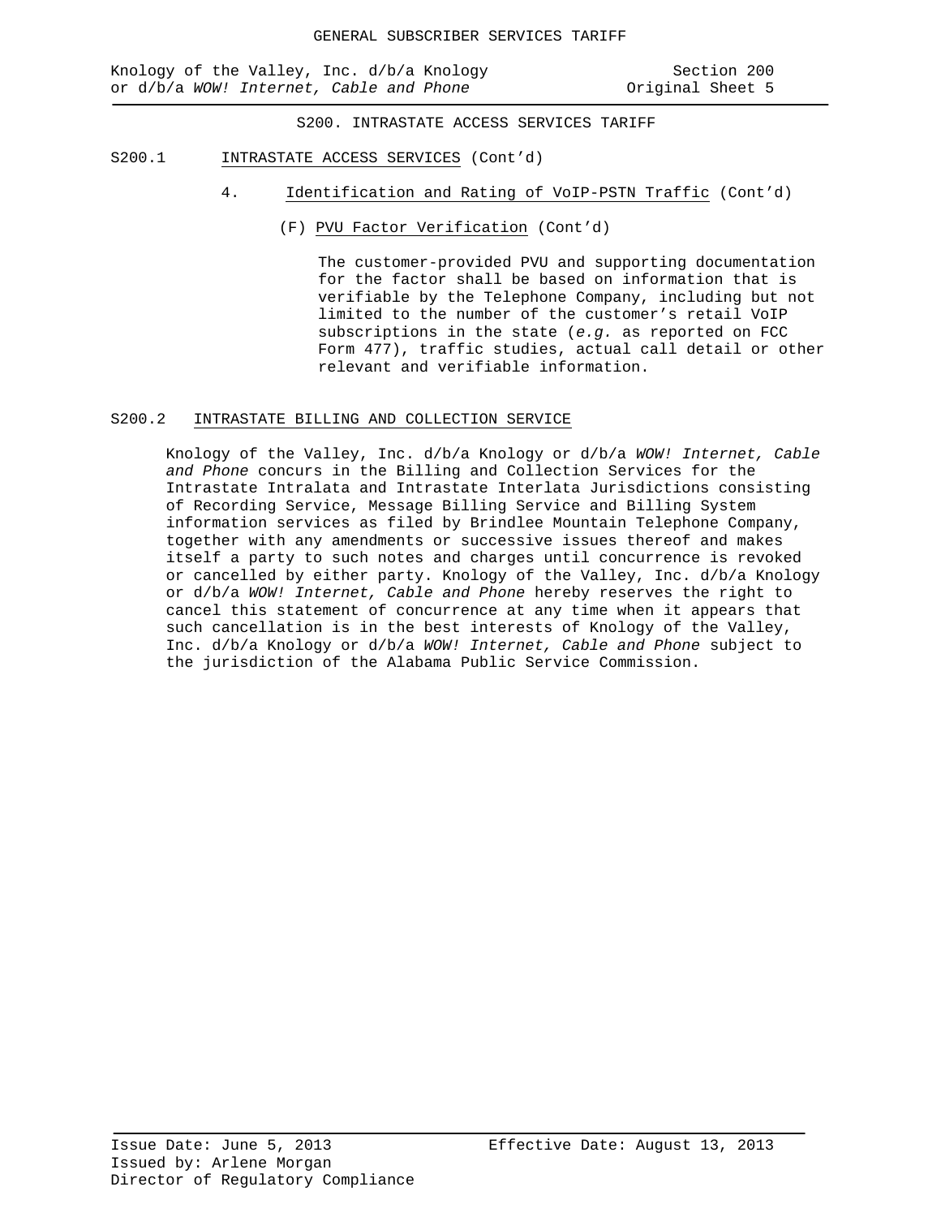S200. INTRASTATE ACCESS SERVICES TARIFF

S200.1 INTRASTATE ACCESS SERVICES (Cont'd)

4. Identification and Rating of VoIP-PSTN Traffic (Cont'd)

(F) PVU Factor Verification (Cont'd)

The customer-provided PVU and supporting documentation for the factor shall be based on information that is verifiable by the Telephone Company, including but not limited to the number of the customer's retail VoIP subscriptions in the state (*e.g.* as reported on FCC Form 477), traffic studies, actual call detail or other relevant and verifiable information.

S200.2 INTRASTATE BILLING AND COLLECTION SERVICE

Knology of the Valley, Inc. d/b/a Knology or d/b/a *WOW! Internet, Cable and Phone* concurs in the Billing and Collection Services for the Intrastate Intralata and Intrastate Interlata Jurisdictions consisting of Recording Service, Message Billing Service and Billing System information services as filed by Brindlee Mountain Telephone Company, together with any amendments or successive issues thereof and makes itself a party to such notes and charges until concurrence is revoked or cancelled by either party. Knology of the Valley, Inc. d/b/a Knology or d/b/a *WOW! Internet, Cable and Phone* hereby reserves the right to cancel this statement of concurrence at any time when it appears that such cancellation is in the best interests of Knology of the Valley, Inc. d/b/a Knology or d/b/a *WOW! Internet, Cable and Phone* subject to the jurisdiction of the Alabama Public Service Commission.

Issue Date: June 5, 2013
Effective Date: August 13, 2013
Issued by: Arlene Morgan
Director of Regulatory Compliance